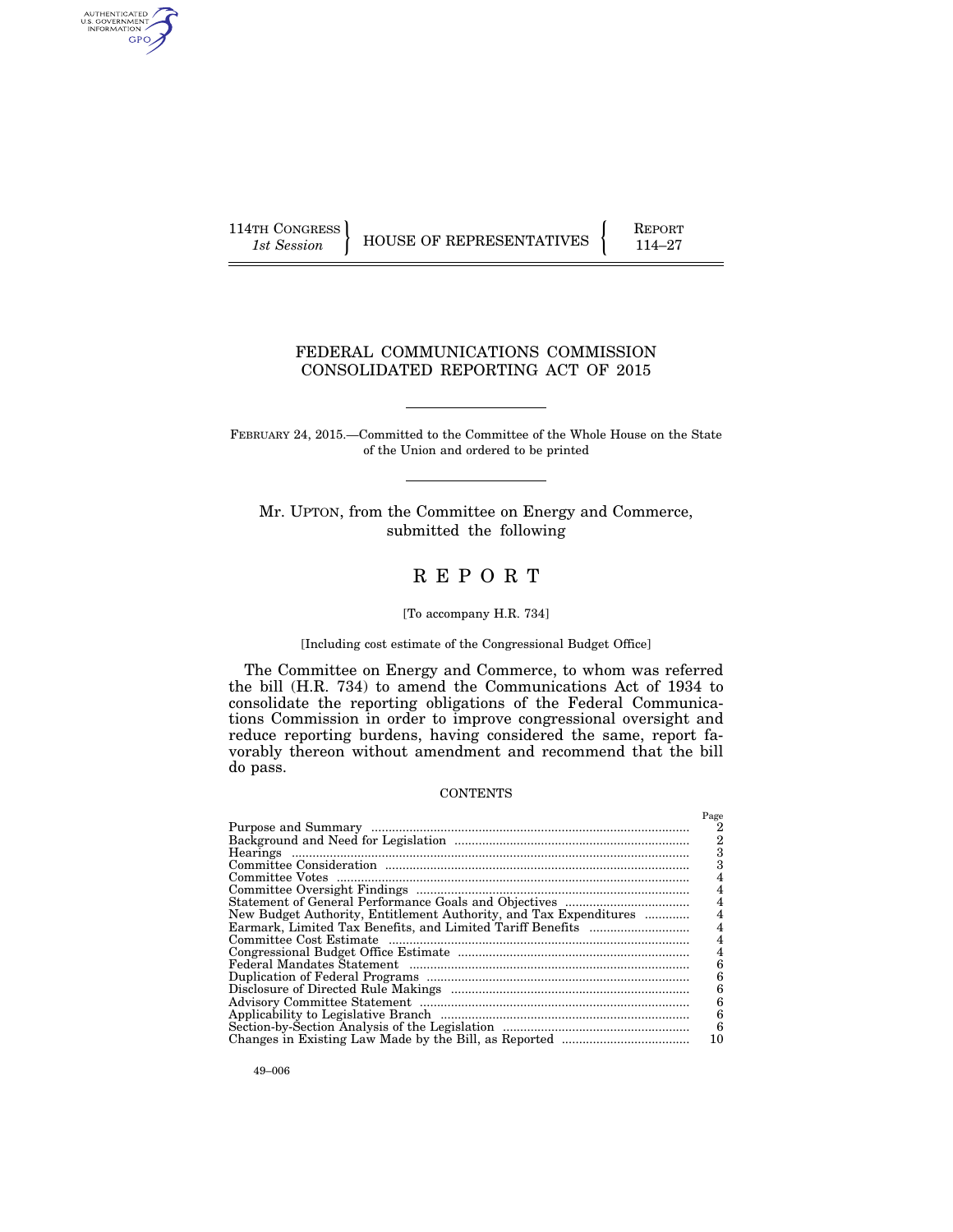114TH CONGRESS, 1st Session — HOUSE OF REPRESENTATIVES — REPORT 114–27

# FEDERAL COMMUNICATIONS COMMISSION CONSOLIDATED REPORTING ACT OF 2015

FEBRUARY 24, 2015.—Committed to the Committee of the Whole House on the State of the Union and ordered to be printed

Mr. UPTON, from the Committee on Energy and Commerce, submitted the following

# R E P O R T

[To accompany H.R. 734]

[Including cost estimate of the Congressional Budget Office]

The Committee on Energy and Commerce, to whom was referred the bill (H.R. 734) to amend the Communications Act of 1934 to consolidate the reporting obligations of the Federal Communications Commission in order to improve congressional oversight and reduce reporting burdens, having considered the same, report favorably thereon without amendment and recommend that the bill do pass.

CONTENTS

| | Page |
|---|---|
| Purpose and Summary | 2 |
| Background and Need for Legislation | 2 |
| Hearings | 3 |
| Committee Consideration | 3 |
| Committee Votes | 4 |
| Committee Oversight Findings | 4 |
| Statement of General Performance Goals and Objectives | 4 |
| New Budget Authority, Entitlement Authority, and Tax Expenditures | 4 |
| Earmark, Limited Tax Benefits, and Limited Tariff Benefits | 4 |
| Committee Cost Estimate | 4 |
| Congressional Budget Office Estimate | 4 |
| Federal Mandates Statement | 6 |
| Duplication of Federal Programs | 6 |
| Disclosure of Directed Rule Makings | 6 |
| Advisory Committee Statement | 6 |
| Applicability to Legislative Branch | 6 |
| Section-by-Section Analysis of the Legislation | 6 |
| Changes in Existing Law Made by the Bill, as Reported | 10 |

49–006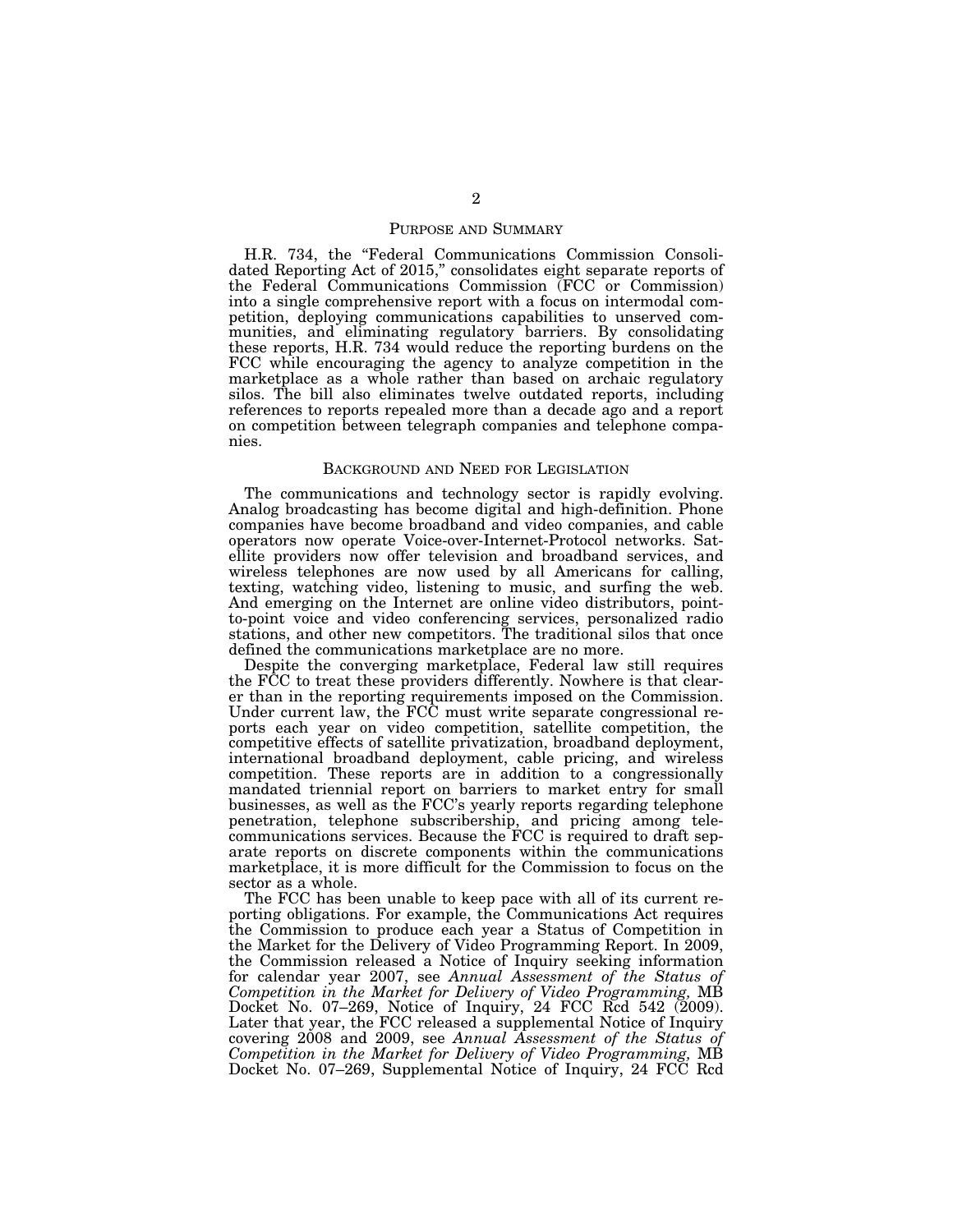## PURPOSE AND SUMMARY

H.R. 734, the "Federal Communications Commission Consolidated Reporting Act of 2015," consolidates eight separate reports of the Federal Communications Commission (FCC or Commission) into a single comprehensive report with a focus on intermodal competition, deploying communications capabilities to unserved communities, and eliminating regulatory barriers. By consolidating these reports, H.R. 734 would reduce the reporting burdens on the FCC while encouraging the agency to analyze competition in the marketplace as a whole rather than based on archaic regulatory silos. The bill also eliminates twelve outdated reports, including references to reports repealed more than a decade ago and a report on competition between telegraph companies and telephone companies.

## BACKGROUND AND NEED FOR LEGISLATION

The communications and technology sector is rapidly evolving. Analog broadcasting has become digital and high-definition. Phone companies have become broadband and video companies, and cable operators now operate Voice-over-Internet-Protocol networks. Satellite providers now offer television and broadband services, and wireless telephones are now used by all Americans for calling, texting, watching video, listening to music, and surfing the web. And emerging on the Internet are online video distributors, point-to-point voice and video conferencing services, personalized radio stations, and other new competitors. The traditional silos that once defined the communications marketplace are no more.

Despite the converging marketplace, Federal law still requires the FCC to treat these providers differently. Nowhere is that clearer than in the reporting requirements imposed on the Commission. Under current law, the FCC must write separate congressional reports each year on video competition, satellite competition, the competitive effects of satellite privatization, broadband deployment, international broadband deployment, cable pricing, and wireless competition. These reports are in addition to a congressionally mandated triennial report on barriers to market entry for small businesses, as well as the FCC's yearly reports regarding telephone penetration, telephone subscribership, and pricing among telecommunications services. Because the FCC is required to draft separate reports on discrete components within the communications marketplace, it is more difficult for the Commission to focus on the sector as a whole.

The FCC has been unable to keep pace with all of its current reporting obligations. For example, the Communications Act requires the Commission to produce each year a Status of Competition in the Market for the Delivery of Video Programming Report. In 2009, the Commission released a Notice of Inquiry seeking information for calendar year 2007, see *Annual Assessment of the Status of Competition in the Market for Delivery of Video Programming,* MB Docket No. 07–269, Notice of Inquiry, 24 FCC Rcd 542 (2009). Later that year, the FCC released a supplemental Notice of Inquiry covering 2008 and 2009, see *Annual Assessment of the Status of Competition in the Market for Delivery of Video Programming,* MB Docket No. 07–269, Supplemental Notice of Inquiry, 24 FCC Rcd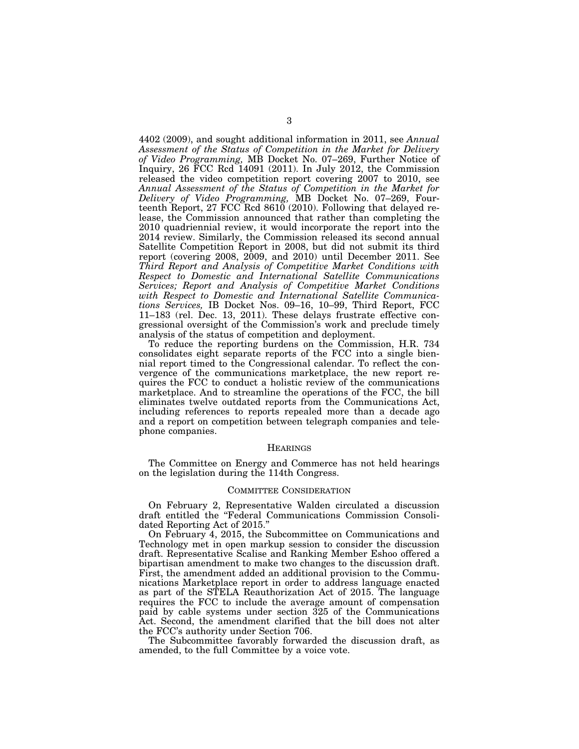4402 (2009), and sought additional information in 2011, see *Annual Assessment of the Status of Competition in the Market for Delivery of Video Programming,* MB Docket No. 07–269, Further Notice of Inquiry, 26 FCC Rcd 14091 (2011). In July 2012, the Commission released the video competition report covering 2007 to 2010, see *Annual Assessment of the Status of Competition in the Market for Delivery of Video Programming,* MB Docket No. 07–269, Fourteenth Report, 27 FCC Rcd 8610 (2010). Following that delayed release, the Commission announced that rather than completing the 2010 quadriennial review, it would incorporate the report into the 2014 review. Similarly, the Commission released its second annual Satellite Competition Report in 2008, but did not submit its third report (covering 2008, 2009, and 2010) until December 2011. See *Third Report and Analysis of Competitive Market Conditions with Respect to Domestic and International Satellite Communications Services; Report and Analysis of Competitive Market Conditions with Respect to Domestic and International Satellite Communications Services,* IB Docket Nos. 09–16, 10–99, Third Report, FCC 11–183 (rel. Dec. 13, 2011). These delays frustrate effective congressional oversight of the Commission's work and preclude timely analysis of the status of competition and deployment.

To reduce the reporting burdens on the Commission, H.R. 734 consolidates eight separate reports of the FCC into a single biennial report timed to the Congressional calendar. To reflect the convergence of the communications marketplace, the new report requires the FCC to conduct a holistic review of the communications marketplace. And to streamline the operations of the FCC, the bill eliminates twelve outdated reports from the Communications Act, including references to reports repealed more than a decade ago and a report on competition between telegraph companies and telephone companies.

## HEARINGS

The Committee on Energy and Commerce has not held hearings on the legislation during the 114th Congress.

## COMMITTEE CONSIDERATION

On February 2, Representative Walden circulated a discussion draft entitled the "Federal Communications Commission Consolidated Reporting Act of 2015."

On February 4, 2015, the Subcommittee on Communications and Technology met in open markup session to consider the discussion draft. Representative Scalise and Ranking Member Eshoo offered a bipartisan amendment to make two changes to the discussion draft. First, the amendment added an additional provision to the Communications Marketplace report in order to address language enacted as part of the STELA Reauthorization Act of 2015. The language requires the FCC to include the average amount of compensation paid by cable systems under section 325 of the Communications Act. Second, the amendment clarified that the bill does not alter the FCC's authority under Section 706.

The Subcommittee favorably forwarded the discussion draft, as amended, to the full Committee by a voice vote.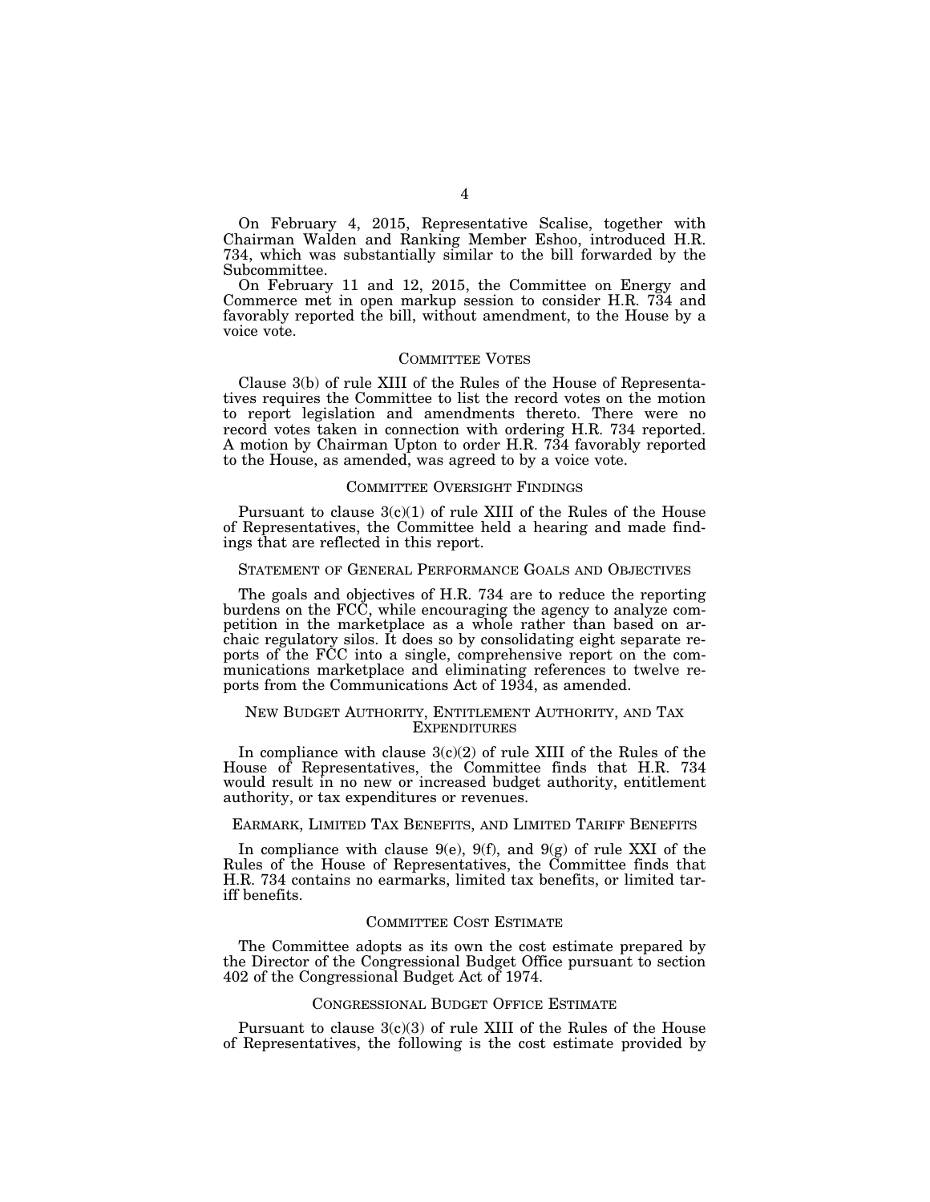On February 4, 2015, Representative Scalise, together with Chairman Walden and Ranking Member Eshoo, introduced H.R. 734, which was substantially similar to the bill forwarded by the Subcommittee.

On February 11 and 12, 2015, the Committee on Energy and Commerce met in open markup session to consider H.R. 734 and favorably reported the bill, without amendment, to the House by a voice vote.

## COMMITTEE VOTES

Clause 3(b) of rule XIII of the Rules of the House of Representatives requires the Committee to list the record votes on the motion to report legislation and amendments thereto. There were no record votes taken in connection with ordering H.R. 734 reported. A motion by Chairman Upton to order H.R. 734 favorably reported to the House, as amended, was agreed to by a voice vote.

## COMMITTEE OVERSIGHT FINDINGS

Pursuant to clause 3(c)(1) of rule XIII of the Rules of the House of Representatives, the Committee held a hearing and made findings that are reflected in this report.

## STATEMENT OF GENERAL PERFORMANCE GOALS AND OBJECTIVES

The goals and objectives of H.R. 734 are to reduce the reporting burdens on the FCC, while encouraging the agency to analyze competition in the marketplace as a whole rather than based on archaic regulatory silos. It does so by consolidating eight separate reports of the FCC into a single, comprehensive report on the communications marketplace and eliminating references to twelve reports from the Communications Act of 1934, as amended.

## NEW BUDGET AUTHORITY, ENTITLEMENT AUTHORITY, AND TAX EXPENDITURES

In compliance with clause 3(c)(2) of rule XIII of the Rules of the House of Representatives, the Committee finds that H.R. 734 would result in no new or increased budget authority, entitlement authority, or tax expenditures or revenues.

## EARMARK, LIMITED TAX BENEFITS, AND LIMITED TARIFF BENEFITS

In compliance with clause 9(e), 9(f), and 9(g) of rule XXI of the Rules of the House of Representatives, the Committee finds that H.R. 734 contains no earmarks, limited tax benefits, or limited tariff benefits.

## COMMITTEE COST ESTIMATE

The Committee adopts as its own the cost estimate prepared by the Director of the Congressional Budget Office pursuant to section 402 of the Congressional Budget Act of 1974.

## CONGRESSIONAL BUDGET OFFICE ESTIMATE

Pursuant to clause 3(c)(3) of rule XIII of the Rules of the House of Representatives, the following is the cost estimate provided by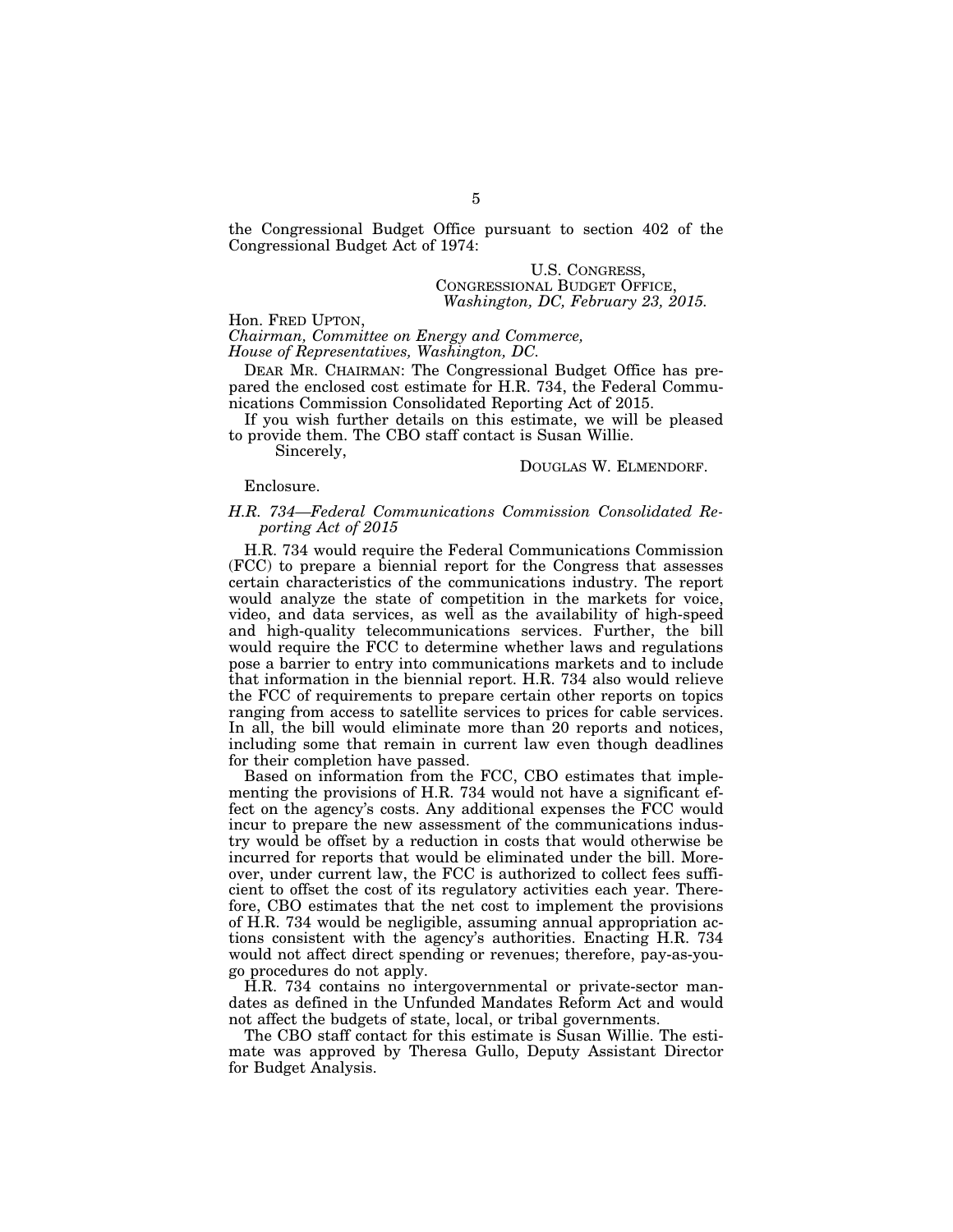the Congressional Budget Office pursuant to section 402 of the Congressional Budget Act of 1974:

U.S. CONGRESS,
CONGRESSIONAL BUDGET OFFICE,
*Washington, DC, February 23, 2015.*

Hon. FRED UPTON,
*Chairman, Committee on Energy and Commerce,*
*House of Representatives, Washington, DC.*

DEAR MR. CHAIRMAN: The Congressional Budget Office has prepared the enclosed cost estimate for H.R. 734, the Federal Communications Commission Consolidated Reporting Act of 2015.

If you wish further details on this estimate, we will be pleased to provide them. The CBO staff contact is Susan Willie.

Sincerely,

DOUGLAS W. ELMENDORF.

Enclosure.

*H.R. 734—Federal Communications Commission Consolidated Reporting Act of 2015*

H.R. 734 would require the Federal Communications Commission (FCC) to prepare a biennial report for the Congress that assesses certain characteristics of the communications industry. The report would analyze the state of competition in the markets for voice, video, and data services, as well as the availability of high-speed and high-quality telecommunications services. Further, the bill would require the FCC to determine whether laws and regulations pose a barrier to entry into communications markets and to include that information in the biennial report. H.R. 734 also would relieve the FCC of requirements to prepare certain other reports on topics ranging from access to satellite services to prices for cable services. In all, the bill would eliminate more than 20 reports and notices, including some that remain in current law even though deadlines for their completion have passed.

Based on information from the FCC, CBO estimates that implementing the provisions of H.R. 734 would not have a significant effect on the agency's costs. Any additional expenses the FCC would incur to prepare the new assessment of the communications industry would be offset by a reduction in costs that would otherwise be incurred for reports that would be eliminated under the bill. Moreover, under current law, the FCC is authorized to collect fees sufficient to offset the cost of its regulatory activities each year. Therefore, CBO estimates that the net cost to implement the provisions of H.R. 734 would be negligible, assuming annual appropriation actions consistent with the agency's authorities. Enacting H.R. 734 would not affect direct spending or revenues; therefore, pay-as-you-go procedures do not apply.

H.R. 734 contains no intergovernmental or private-sector mandates as defined in the Unfunded Mandates Reform Act and would not affect the budgets of state, local, or tribal governments.

The CBO staff contact for this estimate is Susan Willie. The estimate was approved by Theresa Gullo, Deputy Assistant Director for Budget Analysis.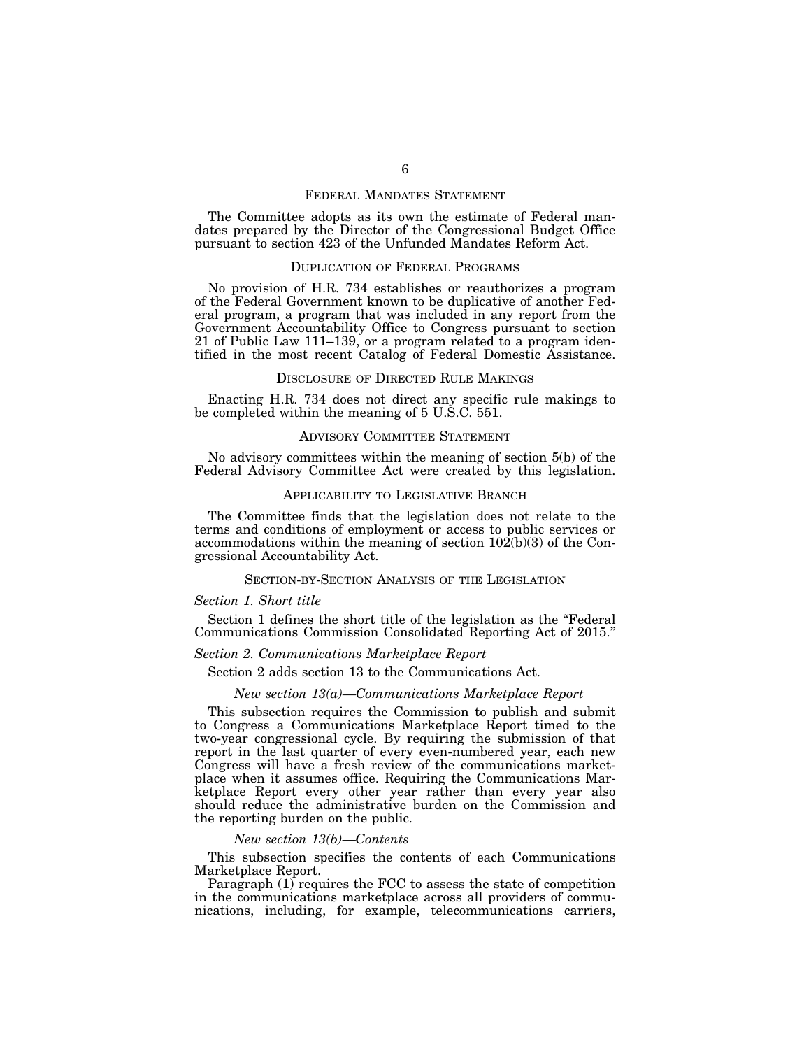## FEDERAL MANDATES STATEMENT

The Committee adopts as its own the estimate of Federal mandates prepared by the Director of the Congressional Budget Office pursuant to section 423 of the Unfunded Mandates Reform Act.

## DUPLICATION OF FEDERAL PROGRAMS

No provision of H.R. 734 establishes or reauthorizes a program of the Federal Government known to be duplicative of another Federal program, a program that was included in any report from the Government Accountability Office to Congress pursuant to section 21 of Public Law 111–139, or a program related to a program identified in the most recent Catalog of Federal Domestic Assistance.

## DISCLOSURE OF DIRECTED RULE MAKINGS

Enacting H.R. 734 does not direct any specific rule makings to be completed within the meaning of 5 U.S.C. 551.

## ADVISORY COMMITTEE STATEMENT

No advisory committees within the meaning of section 5(b) of the Federal Advisory Committee Act were created by this legislation.

## APPLICABILITY TO LEGISLATIVE BRANCH

The Committee finds that the legislation does not relate to the terms and conditions of employment or access to public services or accommodations within the meaning of section 102(b)(3) of the Congressional Accountability Act.

## SECTION-BY-SECTION ANALYSIS OF THE LEGISLATION

### *Section 1. Short title*

Section 1 defines the short title of the legislation as the "Federal Communications Commission Consolidated Reporting Act of 2015."

### *Section 2. Communications Marketplace Report*

Section 2 adds section 13 to the Communications Act.

#### *New section 13(a)—Communications Marketplace Report*

This subsection requires the Commission to publish and submit to Congress a Communications Marketplace Report timed to the two-year congressional cycle. By requiring the submission of that report in the last quarter of every even-numbered year, each new Congress will have a fresh review of the communications marketplace when it assumes office. Requiring the Communications Marketplace Report every other year rather than every year also should reduce the administrative burden on the Commission and the reporting burden on the public.

#### *New section 13(b)—Contents*

This subsection specifies the contents of each Communications Marketplace Report.

Paragraph (1) requires the FCC to assess the state of competition in the communications marketplace across all providers of communications, including, for example, telecommunications carriers,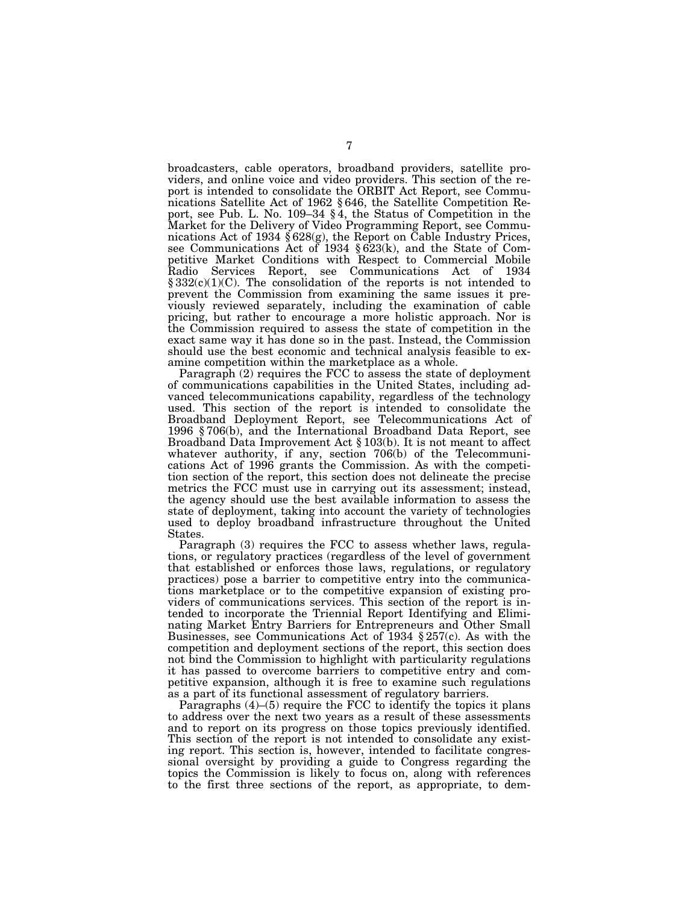broadcasters, cable operators, broadband providers, satellite providers, and online voice and video providers. This section of the report is intended to consolidate the ORBIT Act Report, see Communications Satellite Act of 1962 § 646, the Satellite Competition Report, see Pub. L. No. 109–34 § 4, the Status of Competition in the Market for the Delivery of Video Programming Report, see Communications Act of 1934 § 628(g), the Report on Cable Industry Prices, see Communications Act of 1934 § 623(k), and the State of Competitive Market Conditions with Respect to Commercial Mobile Radio Services Report, see Communications Act of 1934 § 332(c)(1)(C). The consolidation of the reports is not intended to prevent the Commission from examining the same issues it previously reviewed separately, including the examination of cable pricing, but rather to encourage a more holistic approach. Nor is the Commission required to assess the state of competition in the exact same way it has done so in the past. Instead, the Commission should use the best economic and technical analysis feasible to examine competition within the marketplace as a whole.

Paragraph (2) requires the FCC to assess the state of deployment of communications capabilities in the United States, including advanced telecommunications capability, regardless of the technology used. This section of the report is intended to consolidate the Broadband Deployment Report, see Telecommunications Act of 1996 § 706(b), and the International Broadband Data Report, see Broadband Data Improvement Act § 103(b). It is not meant to affect whatever authority, if any, section 706(b) of the Telecommunications Act of 1996 grants the Commission. As with the competition section of the report, this section does not delineate the precise metrics the FCC must use in carrying out its assessment; instead, the agency should use the best available information to assess the state of deployment, taking into account the variety of technologies used to deploy broadband infrastructure throughout the United States.

Paragraph (3) requires the FCC to assess whether laws, regulations, or regulatory practices (regardless of the level of government that established or enforces those laws, regulations, or regulatory practices) pose a barrier to competitive entry into the communications marketplace or to the competitive expansion of existing providers of communications services. This section of the report is intended to incorporate the Triennial Report Identifying and Eliminating Market Entry Barriers for Entrepreneurs and Other Small Businesses, see Communications Act of 1934 § 257(c). As with the competition and deployment sections of the report, this section does not bind the Commission to highlight with particularity regulations it has passed to overcome barriers to competitive entry and competitive expansion, although it is free to examine such regulations as a part of its functional assessment of regulatory barriers.

Paragraphs (4)–(5) require the FCC to identify the topics it plans to address over the next two years as a result of these assessments and to report on its progress on those topics previously identified. This section of the report is not intended to consolidate any existing report. This section is, however, intended to facilitate congressional oversight by providing a guide to Congress regarding the topics the Commission is likely to focus on, along with references to the first three sections of the report, as appropriate, to dem-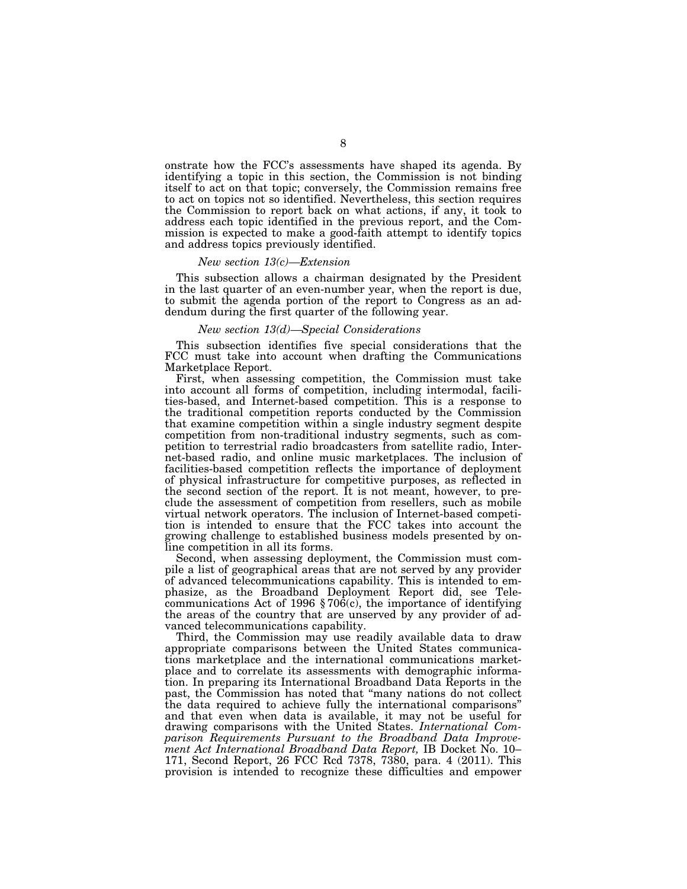onstrate how the FCC's assessments have shaped its agenda. By identifying a topic in this section, the Commission is not binding itself to act on that topic; conversely, the Commission remains free to act on topics not so identified. Nevertheless, this section requires the Commission to report back on what actions, if any, it took to address each topic identified in the previous report, and the Commission is expected to make a good-faith attempt to identify topics and address topics previously identified.

*New section 13(c)—Extension*

This subsection allows a chairman designated by the President in the last quarter of an even-number year, when the report is due, to submit the agenda portion of the report to Congress as an addendum during the first quarter of the following year.

*New section 13(d)—Special Considerations*

This subsection identifies five special considerations that the FCC must take into account when drafting the Communications Marketplace Report.

First, when assessing competition, the Commission must take into account all forms of competition, including intermodal, facilities-based, and Internet-based competition. This is a response to the traditional competition reports conducted by the Commission that examine competition within a single industry segment despite competition from non-traditional industry segments, such as competition to terrestrial radio broadcasters from satellite radio, Internet-based radio, and online music marketplaces. The inclusion of facilities-based competition reflects the importance of deployment of physical infrastructure for competitive purposes, as reflected in the second section of the report. It is not meant, however, to preclude the assessment of competition from resellers, such as mobile virtual network operators. The inclusion of Internet-based competition is intended to ensure that the FCC takes into account the growing challenge to established business models presented by online competition in all its forms.

Second, when assessing deployment, the Commission must compile a list of geographical areas that are not served by any provider of advanced telecommunications capability. This is intended to emphasize, as the Broadband Deployment Report did, see Telecommunications Act of 1996 § 706(c), the importance of identifying the areas of the country that are unserved by any provider of advanced telecommunications capability.

Third, the Commission may use readily available data to draw appropriate comparisons between the United States communications marketplace and the international communications marketplace and to correlate its assessments with demographic information. In preparing its International Broadband Data Reports in the past, the Commission has noted that "many nations do not collect the data required to achieve fully the international comparisons" and that even when data is available, it may not be useful for drawing comparisons with the United States. *International Comparison Requirements Pursuant to the Broadband Data Improvement Act International Broadband Data Report,* IB Docket No. 10–171, Second Report, 26 FCC Rcd 7378, 7380, para. 4 (2011). This provision is intended to recognize these difficulties and empower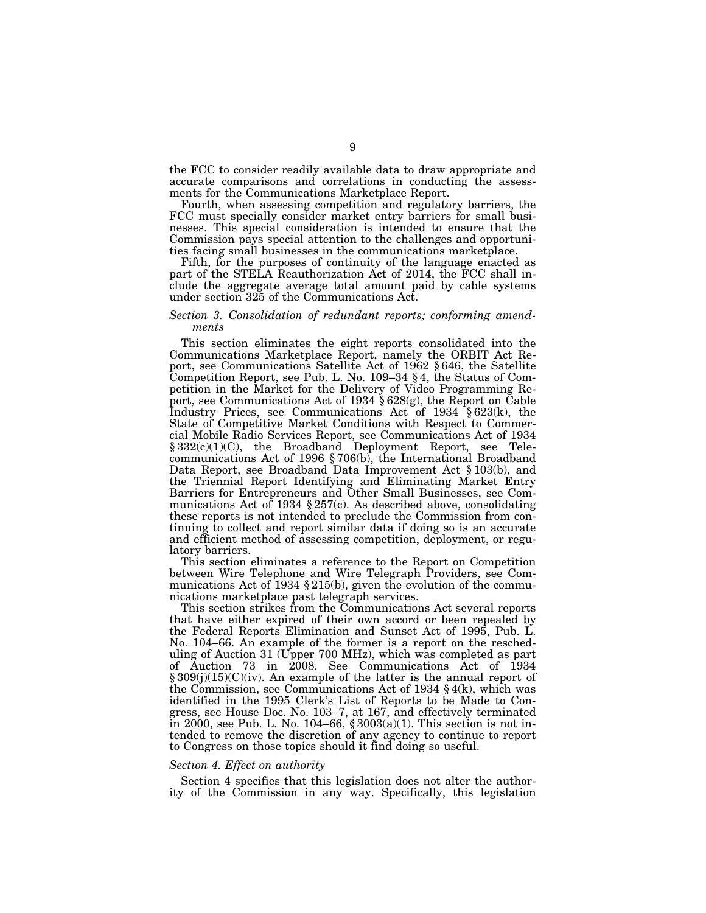the FCC to consider readily available data to draw appropriate and accurate comparisons and correlations in conducting the assessments for the Communications Marketplace Report.

Fourth, when assessing competition and regulatory barriers, the FCC must specially consider market entry barriers for small businesses. This special consideration is intended to ensure that the Commission pays special attention to the challenges and opportunities facing small businesses in the communications marketplace.

Fifth, for the purposes of continuity of the language enacted as part of the STELA Reauthorization Act of 2014, the FCC shall include the aggregate average total amount paid by cable systems under section 325 of the Communications Act.

*Section 3. Consolidation of redundant reports; conforming amendments*

This section eliminates the eight reports consolidated into the Communications Marketplace Report, namely the ORBIT Act Report, see Communications Satellite Act of 1962 § 646, the Satellite Competition Report, see Pub. L. No. 109–34 § 4, the Status of Competition in the Market for the Delivery of Video Programming Report, see Communications Act of 1934 § 628(g), the Report on Cable Industry Prices, see Communications Act of 1934 § 623(k), the State of Competitive Market Conditions with Respect to Commercial Mobile Radio Services Report, see Communications Act of 1934 § 332(c)(1)(C), the Broadband Deployment Report, see Telecommunications Act of 1996 § 706(b), the International Broadband Data Report, see Broadband Data Improvement Act § 103(b), and the Triennial Report Identifying and Eliminating Market Entry Barriers for Entrepreneurs and Other Small Businesses, see Communications Act of 1934 § 257(c). As described above, consolidating these reports is not intended to preclude the Commission from continuing to collect and report similar data if doing so is an accurate and efficient method of assessing competition, deployment, or regulatory barriers.

This section eliminates a reference to the Report on Competition between Wire Telephone and Wire Telegraph Providers, see Communications Act of 1934 § 215(b), given the evolution of the communications marketplace past telegraph services.

This section strikes from the Communications Act several reports that have either expired of their own accord or been repealed by the Federal Reports Elimination and Sunset Act of 1995, Pub. L. No. 104–66. An example of the former is a report on the rescheduling of Auction 31 (Upper 700 MHz), which was completed as part of Auction 73 in 2008. See Communications Act of 1934 § 309(j)(15)(C)(iv). An example of the latter is the annual report of the Commission, see Communications Act of 1934 § 4(k), which was identified in the 1995 Clerk's List of Reports to be Made to Congress, see House Doc. No. 103–7, at 167, and effectively terminated in 2000, see Pub. L. No. 104–66, § 3003(a)(1). This section is not intended to remove the discretion of any agency to continue to report to Congress on those topics should it find doing so useful.

*Section 4. Effect on authority*

Section 4 specifies that this legislation does not alter the authority of the Commission in any way. Specifically, this legislation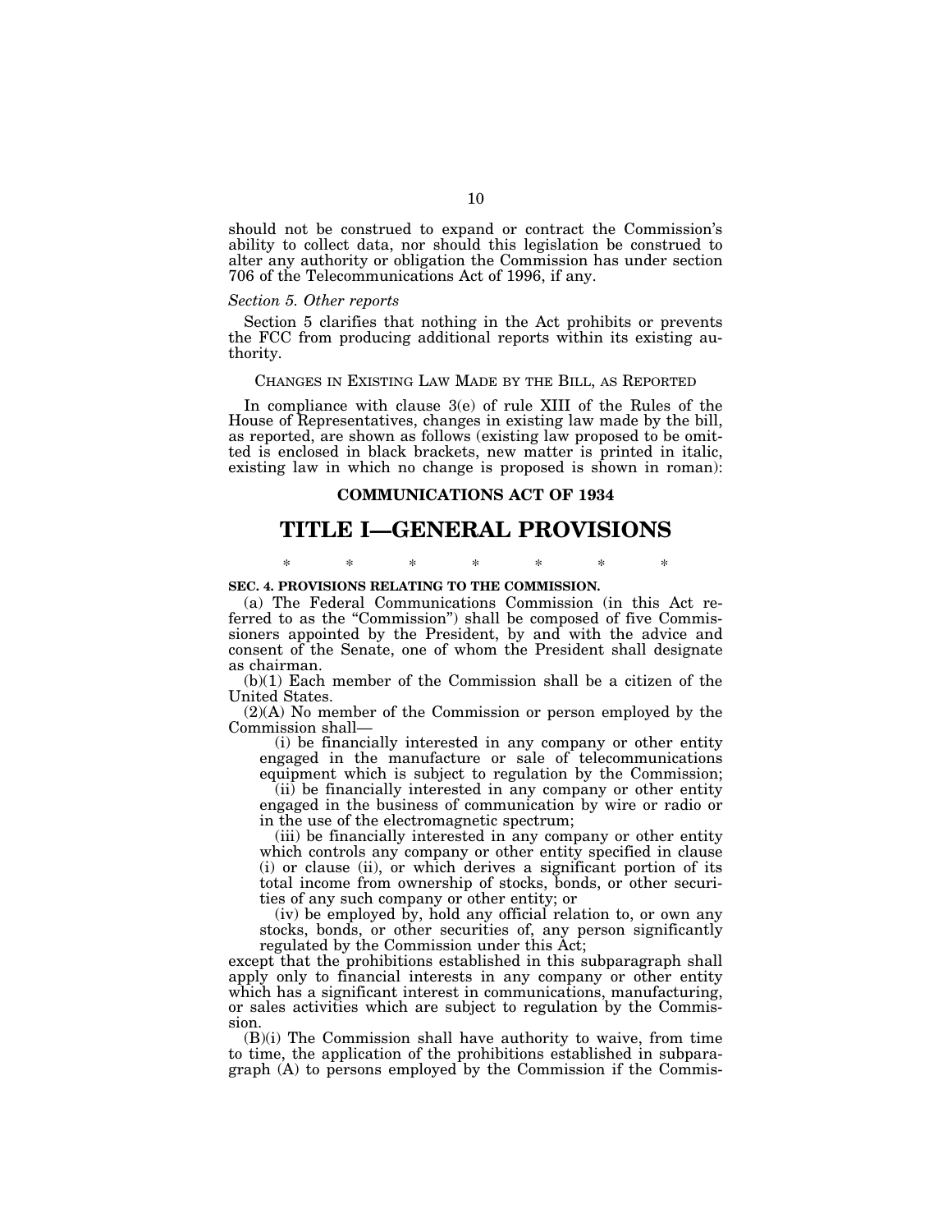should not be construed to expand or contract the Commission's ability to collect data, nor should this legislation be construed to alter any authority or obligation the Commission has under section 706 of the Telecommunications Act of 1996, if any.

*Section 5. Other reports*

Section 5 clarifies that nothing in the Act prohibits or prevents the FCC from producing additional reports within its existing authority.

CHANGES IN EXISTING LAW MADE BY THE BILL, AS REPORTED

In compliance with clause 3(e) of rule XIII of the Rules of the House of Representatives, changes in existing law made by the bill, as reported, are shown as follows (existing law proposed to be omitted is enclosed in black brackets, new matter is printed in italic, existing law in which no change is proposed is shown in roman):

**COMMUNICATIONS ACT OF 1934**

# TITLE I—GENERAL PROVISIONS

\* \* \* \* \* \* \*

**SEC. 4. PROVISIONS RELATING TO THE COMMISSION.**

(a) The Federal Communications Commission (in this Act referred to as the "Commission") shall be composed of five Commissioners appointed by the President, by and with the advice and consent of the Senate, one of whom the President shall designate as chairman.

(b)(1) Each member of the Commission shall be a citizen of the United States.

(2)(A) No member of the Commission or person employed by the Commission shall—

(i) be financially interested in any company or other entity engaged in the manufacture or sale of telecommunications equipment which is subject to regulation by the Commission;

(ii) be financially interested in any company or other entity engaged in the business of communication by wire or radio or in the use of the electromagnetic spectrum;

(iii) be financially interested in any company or other entity which controls any company or other entity specified in clause (i) or clause (ii), or which derives a significant portion of its total income from ownership of stocks, bonds, or other securities of any such company or other entity; or

(iv) be employed by, hold any official relation to, or own any stocks, bonds, or other securities of, any person significantly regulated by the Commission under this Act;

except that the prohibitions established in this subparagraph shall apply only to financial interests in any company or other entity which has a significant interest in communications, manufacturing, or sales activities which are subject to regulation by the Commission.

(B)(i) The Commission shall have authority to waive, from time to time, the application of the prohibitions established in subparagraph (A) to persons employed by the Commission if the Commis-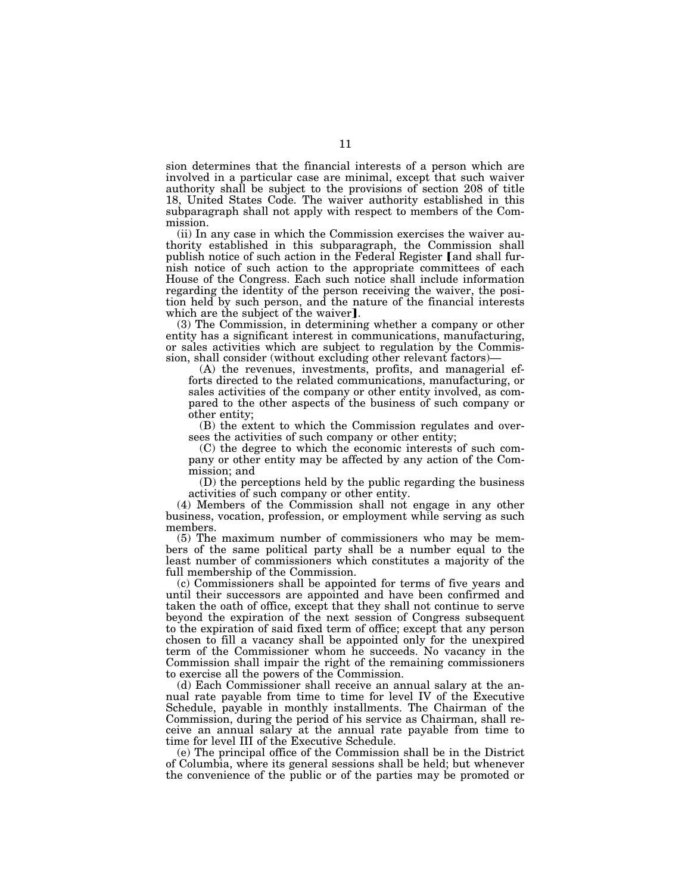sion determines that the financial interests of a person which are involved in a particular case are minimal, except that such waiver authority shall be subject to the provisions of section 208 of title 18, United States Code. The waiver authority established in this subparagraph shall not apply with respect to members of the Commission.

(ii) In any case in which the Commission exercises the waiver authority established in this subparagraph, the Commission shall publish notice of such action in the Federal Register [and shall furnish notice of such action to the appropriate committees of each House of the Congress. Each such notice shall include information regarding the identity of the person receiving the waiver, the position held by such person, and the nature of the financial interests which are the subject of the waiver].

(3) The Commission, in determining whether a company or other entity has a significant interest in communications, manufacturing, or sales activities which are subject to regulation by the Commission, shall consider (without excluding other relevant factors)—

(A) the revenues, investments, profits, and managerial efforts directed to the related communications, manufacturing, or sales activities of the company or other entity involved, as compared to the other aspects of the business of such company or other entity;

(B) the extent to which the Commission regulates and oversees the activities of such company or other entity;

(C) the degree to which the economic interests of such company or other entity may be affected by any action of the Commission; and

(D) the perceptions held by the public regarding the business activities of such company or other entity.

(4) Members of the Commission shall not engage in any other business, vocation, profession, or employment while serving as such members.

(5) The maximum number of commissioners who may be members of the same political party shall be a number equal to the least number of commissioners which constitutes a majority of the full membership of the Commission.

(c) Commissioners shall be appointed for terms of five years and until their successors are appointed and have been confirmed and taken the oath of office, except that they shall not continue to serve beyond the expiration of the next session of Congress subsequent to the expiration of said fixed term of office; except that any person chosen to fill a vacancy shall be appointed only for the unexpired term of the Commissioner whom he succeeds. No vacancy in the Commission shall impair the right of the remaining commissioners to exercise all the powers of the Commission.

(d) Each Commissioner shall receive an annual salary at the annual rate payable from time to time for level IV of the Executive Schedule, payable in monthly installments. The Chairman of the Commission, during the period of his service as Chairman, shall receive an annual salary at the annual rate payable from time to time for level III of the Executive Schedule.

(e) The principal office of the Commission shall be in the District of Columbia, where its general sessions shall be held; but whenever the convenience of the public or of the parties may be promoted or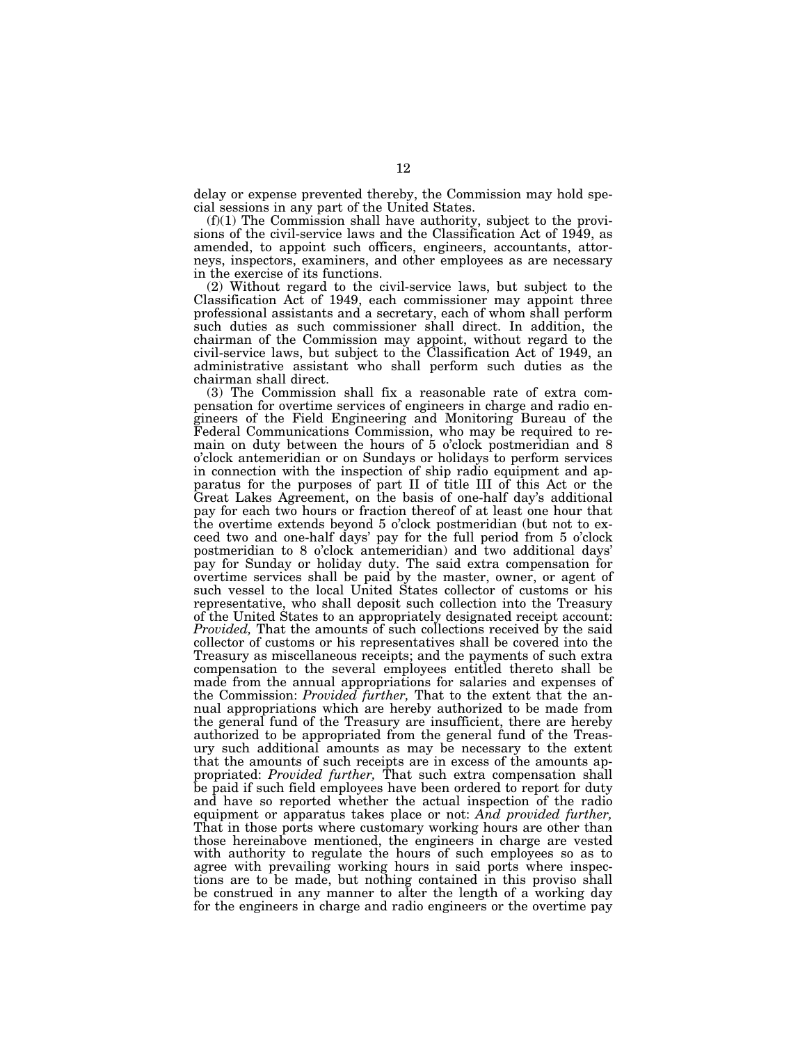delay or expense prevented thereby, the Commission may hold special sessions in any part of the United States.

(f)(1) The Commission shall have authority, subject to the provisions of the civil-service laws and the Classification Act of 1949, as amended, to appoint such officers, engineers, accountants, attorneys, inspectors, examiners, and other employees as are necessary in the exercise of its functions.

(2) Without regard to the civil-service laws, but subject to the Classification Act of 1949, each commissioner may appoint three professional assistants and a secretary, each of whom shall perform such duties as such commissioner shall direct. In addition, the chairman of the Commission may appoint, without regard to the civil-service laws, but subject to the Classification Act of 1949, an administrative assistant who shall perform such duties as the chairman shall direct.

(3) The Commission shall fix a reasonable rate of extra compensation for overtime services of engineers in charge and radio engineers of the Field Engineering and Monitoring Bureau of the Federal Communications Commission, who may be required to remain on duty between the hours of 5 o'clock postmeridian and 8 o'clock antemeridian or on Sundays or holidays to perform services in connection with the inspection of ship radio equipment and apparatus for the purposes of part II of title III of this Act or the Great Lakes Agreement, on the basis of one-half day's additional pay for each two hours or fraction thereof of at least one hour that the overtime extends beyond 5 o'clock postmeridian (but not to exceed two and one-half days' pay for the full period from 5 o'clock postmeridian to 8 o'clock antemeridian) and two additional days' pay for Sunday or holiday duty. The said extra compensation for overtime services shall be paid by the master, owner, or agent of such vessel to the local United States collector of customs or his representative, who shall deposit such collection into the Treasury of the United States to an appropriately designated receipt account: *Provided,* That the amounts of such collections received by the said collector of customs or his representatives shall be covered into the Treasury as miscellaneous receipts; and the payments of such extra compensation to the several employees entitled thereto shall be made from the annual appropriations for salaries and expenses of the Commission: *Provided further,* That to the extent that the annual appropriations which are hereby authorized to be made from the general fund of the Treasury are insufficient, there are hereby authorized to be appropriated from the general fund of the Treasury such additional amounts as may be necessary to the extent that the amounts of such receipts are in excess of the amounts appropriated: *Provided further,* That such extra compensation shall be paid if such field employees have been ordered to report for duty and have so reported whether the actual inspection of the radio equipment or apparatus takes place or not: *And provided further,* That in those ports where customary working hours are other than those hereinabove mentioned, the engineers in charge are vested with authority to regulate the hours of such employees so as to agree with prevailing working hours in said ports where inspections are to be made, but nothing contained in this proviso shall be construed in any manner to alter the length of a working day for the engineers in charge and radio engineers or the overtime pay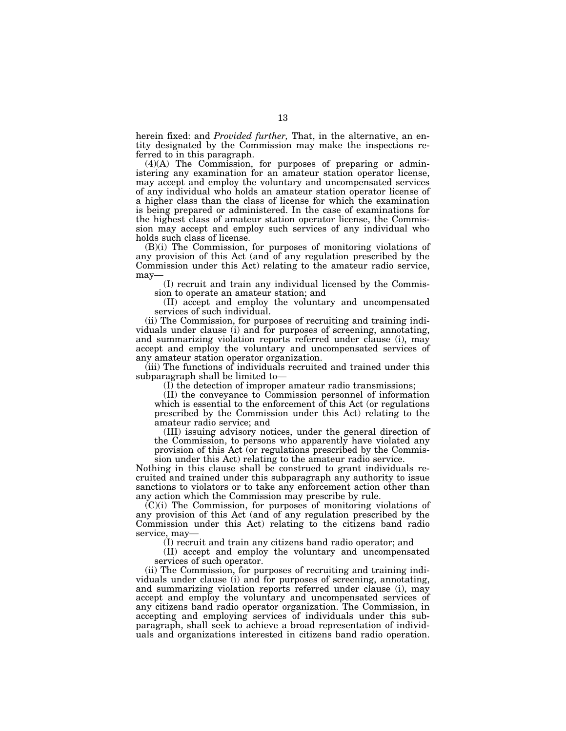herein fixed: and *Provided further,* That, in the alternative, an entity designated by the Commission may make the inspections referred to in this paragraph.

(4)(A) The Commission, for purposes of preparing or administering any examination for an amateur station operator license, may accept and employ the voluntary and uncompensated services of any individual who holds an amateur station operator license of a higher class than the class of license for which the examination is being prepared or administered. In the case of examinations for the highest class of amateur station operator license, the Commission may accept and employ such services of any individual who holds such class of license.

(B)(i) The Commission, for purposes of monitoring violations of any provision of this Act (and of any regulation prescribed by the Commission under this Act) relating to the amateur radio service, may—

(I) recruit and train any individual licensed by the Commission to operate an amateur station; and

(II) accept and employ the voluntary and uncompensated services of such individual.

(ii) The Commission, for purposes of recruiting and training individuals under clause (i) and for purposes of screening, annotating, and summarizing violation reports referred under clause (i), may accept and employ the voluntary and uncompensated services of any amateur station operator organization.

(iii) The functions of individuals recruited and trained under this subparagraph shall be limited to—

(I) the detection of improper amateur radio transmissions;

(II) the conveyance to Commission personnel of information which is essential to the enforcement of this Act (or regulations prescribed by the Commission under this Act) relating to the amateur radio service; and

(III) issuing advisory notices, under the general direction of the Commission, to persons who apparently have violated any provision of this Act (or regulations prescribed by the Commission under this Act) relating to the amateur radio service.

Nothing in this clause shall be construed to grant individuals recruited and trained under this subparagraph any authority to issue sanctions to violators or to take any enforcement action other than any action which the Commission may prescribe by rule.

(C)(i) The Commission, for purposes of monitoring violations of any provision of this Act (and of any regulation prescribed by the Commission under this Act) relating to the citizens band radio service, may—

(I) recruit and train any citizens band radio operator; and

(II) accept and employ the voluntary and uncompensated services of such operator.

(ii) The Commission, for purposes of recruiting and training individuals under clause (i) and for purposes of screening, annotating, and summarizing violation reports referred under clause (i), may accept and employ the voluntary and uncompensated services of any citizens band radio operator organization. The Commission, in accepting and employing services of individuals under this subparagraph, shall seek to achieve a broad representation of individuals and organizations interested in citizens band radio operation.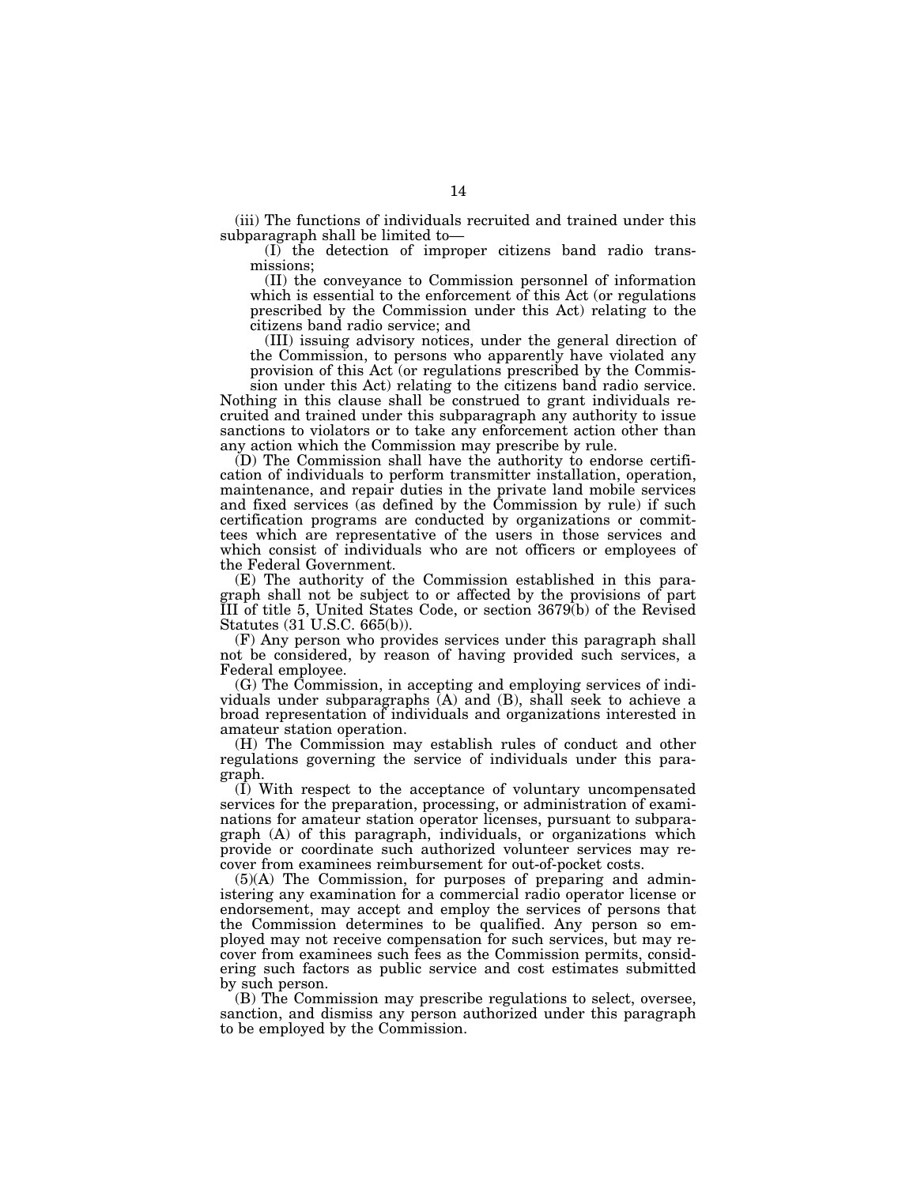(iii) The functions of individuals recruited and trained under this subparagraph shall be limited to—

(I) the detection of improper citizens band radio transmissions;

(II) the conveyance to Commission personnel of information which is essential to the enforcement of this Act (or regulations prescribed by the Commission under this Act) relating to the citizens band radio service; and

(III) issuing advisory notices, under the general direction of the Commission, to persons who apparently have violated any provision of this Act (or regulations prescribed by the Commission under this Act) relating to the citizens band radio service.

Nothing in this clause shall be construed to grant individuals recruited and trained under this subparagraph any authority to issue sanctions to violators or to take any enforcement action other than any action which the Commission may prescribe by rule.

(D) The Commission shall have the authority to endorse certification of individuals to perform transmitter installation, operation, maintenance, and repair duties in the private land mobile services and fixed services (as defined by the Commission by rule) if such certification programs are conducted by organizations or committees which are representative of the users in those services and which consist of individuals who are not officers or employees of the Federal Government.

(E) The authority of the Commission established in this paragraph shall not be subject to or affected by the provisions of part III of title 5, United States Code, or section 3679(b) of the Revised Statutes (31 U.S.C. 665(b)).

(F) Any person who provides services under this paragraph shall not be considered, by reason of having provided such services, a Federal employee.

(G) The Commission, in accepting and employing services of individuals under subparagraphs (A) and (B), shall seek to achieve a broad representation of individuals and organizations interested in amateur station operation.

(H) The Commission may establish rules of conduct and other regulations governing the service of individuals under this paragraph.

(I) With respect to the acceptance of voluntary uncompensated services for the preparation, processing, or administration of examinations for amateur station operator licenses, pursuant to subparagraph (A) of this paragraph, individuals, or organizations which provide or coordinate such authorized volunteer services may recover from examinees reimbursement for out-of-pocket costs.

(5)(A) The Commission, for purposes of preparing and administering any examination for a commercial radio operator license or endorsement, may accept and employ the services of persons that the Commission determines to be qualified. Any person so employed may not receive compensation for such services, but may recover from examinees such fees as the Commission permits, considering such factors as public service and cost estimates submitted by such person.

(B) The Commission may prescribe regulations to select, oversee, sanction, and dismiss any person authorized under this paragraph to be employed by the Commission.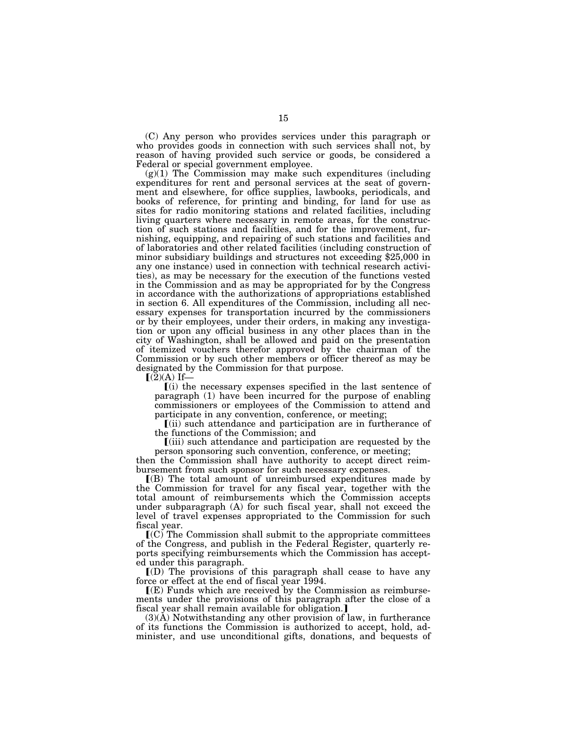(C) Any person who provides services under this paragraph or who provides goods in connection with such services shall not, by reason of having provided such service or goods, be considered a Federal or special government employee.

(g)(1) The Commission may make such expenditures (including expenditures for rent and personal services at the seat of government and elsewhere, for office supplies, lawbooks, periodicals, and books of reference, for printing and binding, for land for use as sites for radio monitoring stations and related facilities, including living quarters where necessary in remote areas, for the construction of such stations and facilities, and for the improvement, furnishing, equipping, and repairing of such stations and facilities and of laboratories and other related facilities (including construction of minor subsidiary buildings and structures not exceeding $25,000 in any one instance) used in connection with technical research activities), as may be necessary for the execution of the functions vested in the Commission and as may be appropriated for by the Congress in accordance with the authorizations of appropriations established in section 6. All expenditures of the Commission, including all necessary expenses for transportation incurred by the commissioners or by their employees, under their orders, in making any investigation or upon any official business in any other places than in the city of Washington, shall be allowed and paid on the presentation of itemized vouchers therefor approved by the chairman of the Commission or by such other members or officer thereof as may be designated by the Commission for that purpose.

⟦(2)(A) If—

⟦(i) the necessary expenses specified in the last sentence of paragraph (1) have been incurred for the purpose of enabling commissioners or employees of the Commission to attend and participate in any convention, conference, or meeting;

⟦(ii) such attendance and participation are in furtherance of the functions of the Commission; and

⟦(iii) such attendance and participation are requested by the person sponsoring such convention, conference, or meeting;

then the Commission shall have authority to accept direct reimbursement from such sponsor for such necessary expenses.

⟦(B) The total amount of unreimbursed expenditures made by the Commission for travel for any fiscal year, together with the total amount of reimbursements which the Commission accepts under subparagraph (A) for such fiscal year, shall not exceed the level of travel expenses appropriated to the Commission for such fiscal year.

⟦(C) The Commission shall submit to the appropriate committees of the Congress, and publish in the Federal Register, quarterly reports specifying reimbursements which the Commission has accepted under this paragraph.

⟦(D) The provisions of this paragraph shall cease to have any force or effect at the end of fiscal year 1994.

⟦(E) Funds which are received by the Commission as reimbursements under the provisions of this paragraph after the close of a fiscal year shall remain available for obligation.⟧

(3)(A) Notwithstanding any other provision of law, in furtherance of its functions the Commission is authorized to accept, hold, administer, and use unconditional gifts, donations, and bequests of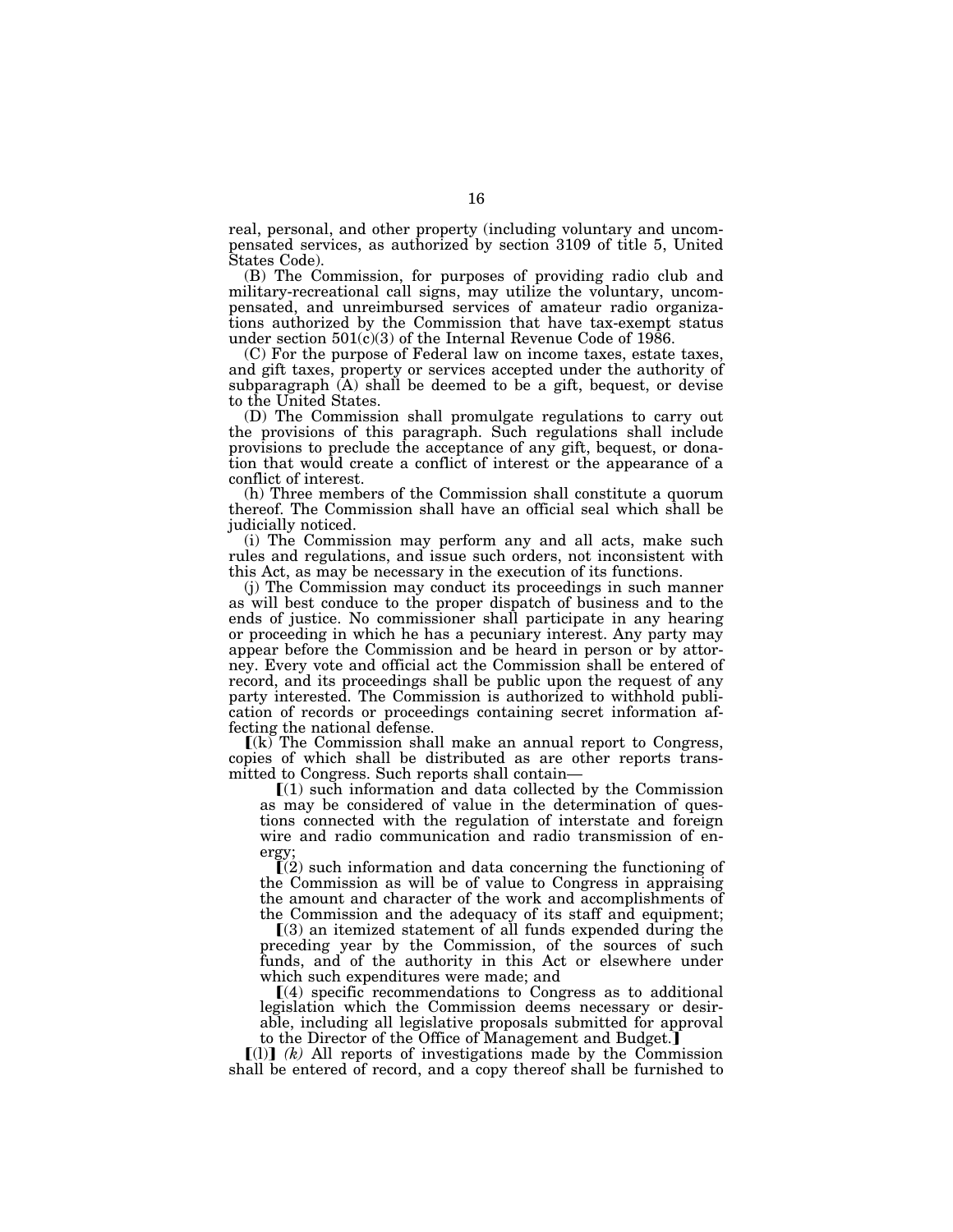real, personal, and other property (including voluntary and uncompensated services, as authorized by section 3109 of title 5, United States Code).

(B) The Commission, for purposes of providing radio club and military-recreational call signs, may utilize the voluntary, uncompensated, and unreimbursed services of amateur radio organizations authorized by the Commission that have tax-exempt status under section 501(c)(3) of the Internal Revenue Code of 1986.

(C) For the purpose of Federal law on income taxes, estate taxes, and gift taxes, property or services accepted under the authority of subparagraph (A) shall be deemed to be a gift, bequest, or devise to the United States.

(D) The Commission shall promulgate regulations to carry out the provisions of this paragraph. Such regulations shall include provisions to preclude the acceptance of any gift, bequest, or donation that would create a conflict of interest or the appearance of a conflict of interest.

(h) Three members of the Commission shall constitute a quorum thereof. The Commission shall have an official seal which shall be judicially noticed.

(i) The Commission may perform any and all acts, make such rules and regulations, and issue such orders, not inconsistent with this Act, as may be necessary in the execution of its functions.

(j) The Commission may conduct its proceedings in such manner as will best conduce to the proper dispatch of business and to the ends of justice. No commissioner shall participate in any hearing or proceeding in which he has a pecuniary interest. Any party may appear before the Commission and be heard in person or by attorney. Every vote and official act the Commission shall be entered of record, and its proceedings shall be public upon the request of any party interested. The Commission is authorized to withhold publication of records or proceedings containing secret information affecting the national defense.

⟦(k) The Commission shall make an annual report to Congress, copies of which shall be distributed as are other reports transmitted to Congress. Such reports shall contain—

⟦(1) such information and data collected by the Commission as may be considered of value in the determination of questions connected with the regulation of interstate and foreign wire and radio communication and radio transmission of energy;

⟦(2) such information and data concerning the functioning of the Commission as will be of value to Congress in appraising the amount and character of the work and accomplishments of the Commission and the adequacy of its staff and equipment;

⟦(3) an itemized statement of all funds expended during the preceding year by the Commission, of the sources of such funds, and of the authority in this Act or elsewhere under which such expenditures were made; and

⟦(4) specific recommendations to Congress as to additional legislation which the Commission deems necessary or desirable, including all legislative proposals submitted for approval to the Director of the Office of Management and Budget.⟧

⟦(l)⟧ *(k)* All reports of investigations made by the Commission shall be entered of record, and a copy thereof shall be furnished to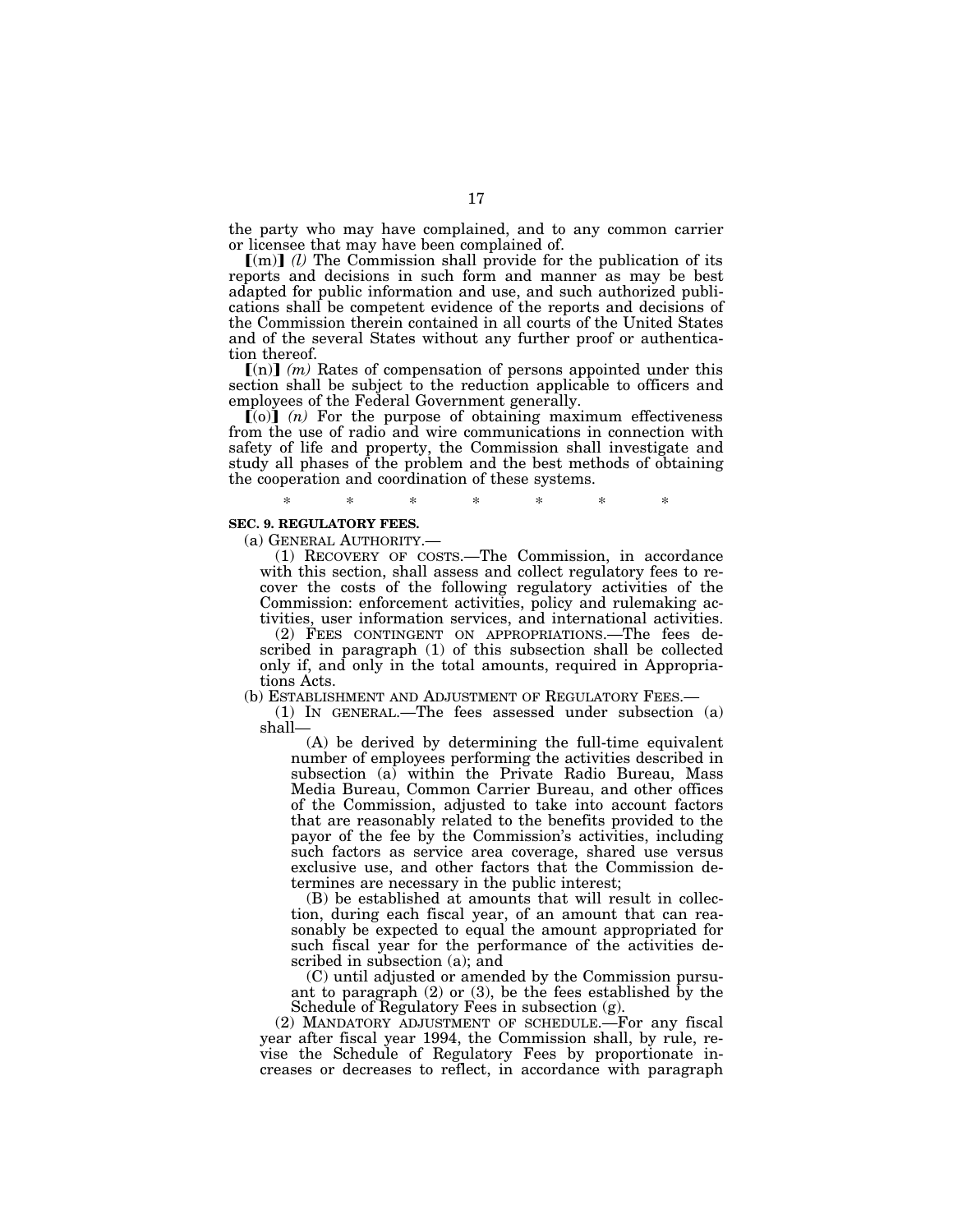the party who may have complained, and to any common carrier or licensee that may have been complained of.

【(m)】 *(l)* The Commission shall provide for the publication of its reports and decisions in such form and manner as may be best adapted for public information and use, and such authorized publications shall be competent evidence of the reports and decisions of the Commission therein contained in all courts of the United States and of the several States without any further proof or authentication thereof.

【(n)】 *(m)* Rates of compensation of persons appointed under this section shall be subject to the reduction applicable to officers and employees of the Federal Government generally.

【(o)】 *(n)* For the purpose of obtaining maximum effectiveness from the use of radio and wire communications in connection with safety of life and property, the Commission shall investigate and study all phases of the problem and the best methods of obtaining the cooperation and coordination of these systems.

\* \* \* \* \* \* \*

**SEC. 9. REGULATORY FEES.**

(a) GENERAL AUTHORITY.—

(1) RECOVERY OF COSTS.—The Commission, in accordance with this section, shall assess and collect regulatory fees to recover the costs of the following regulatory activities of the Commission: enforcement activities, policy and rulemaking activities, user information services, and international activities.

(2) FEES CONTINGENT ON APPROPRIATIONS.—The fees described in paragraph (1) of this subsection shall be collected only if, and only in the total amounts, required in Appropriations Acts.

(b) ESTABLISHMENT AND ADJUSTMENT OF REGULATORY FEES.—

(1) IN GENERAL.—The fees assessed under subsection (a) shall—

(A) be derived by determining the full-time equivalent number of employees performing the activities described in subsection (a) within the Private Radio Bureau, Mass Media Bureau, Common Carrier Bureau, and other offices of the Commission, adjusted to take into account factors that are reasonably related to the benefits provided to the payor of the fee by the Commission's activities, including such factors as service area coverage, shared use versus exclusive use, and other factors that the Commission determines are necessary in the public interest;

(B) be established at amounts that will result in collection, during each fiscal year, of an amount that can reasonably be expected to equal the amount appropriated for such fiscal year for the performance of the activities described in subsection (a); and

(C) until adjusted or amended by the Commission pursuant to paragraph (2) or (3), be the fees established by the Schedule of Regulatory Fees in subsection (g).

(2) MANDATORY ADJUSTMENT OF SCHEDULE.—For any fiscal year after fiscal year 1994, the Commission shall, by rule, revise the Schedule of Regulatory Fees by proportionate increases or decreases to reflect, in accordance with paragraph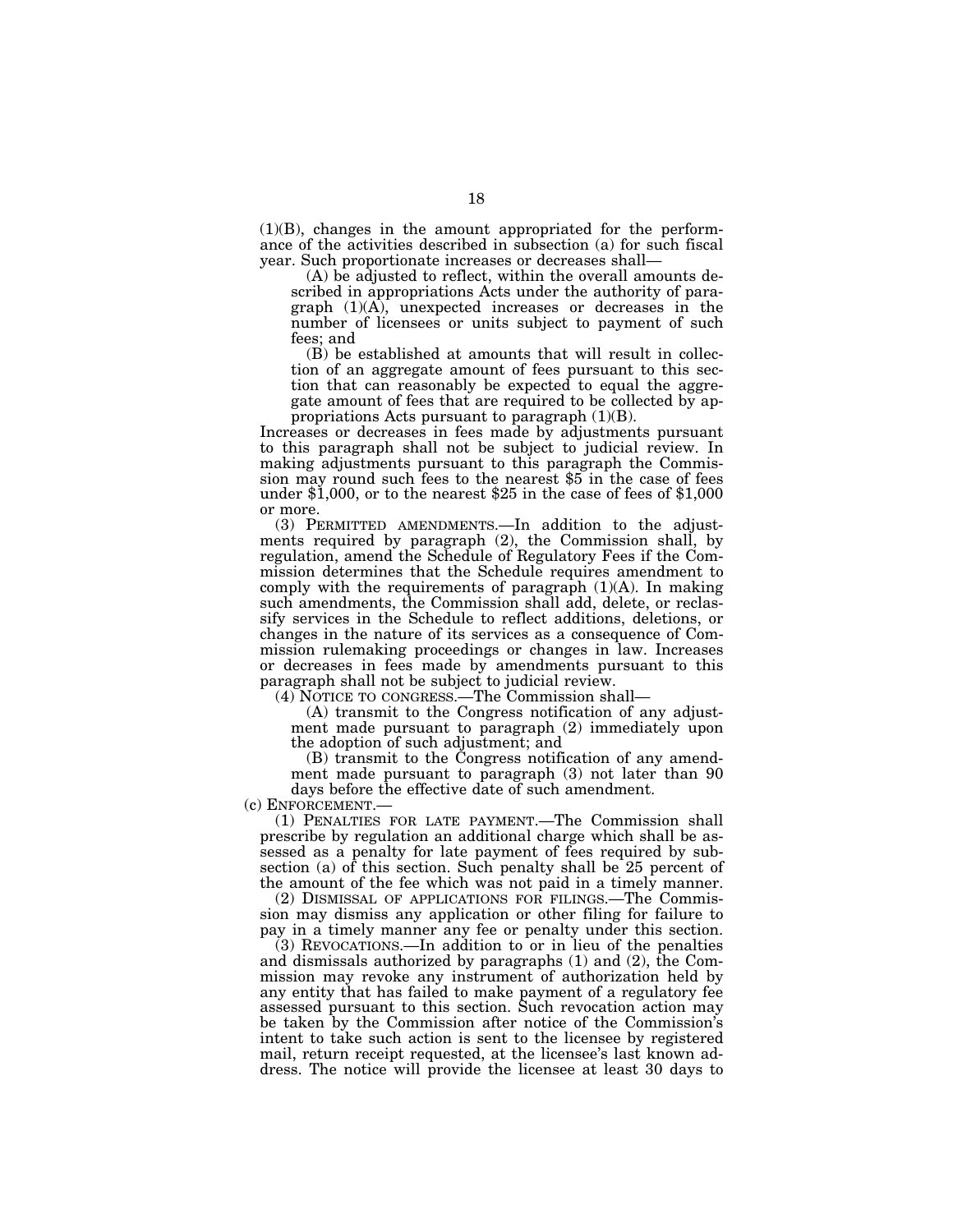(1)(B), changes in the amount appropriated for the performance of the activities described in subsection (a) for such fiscal year. Such proportionate increases or decreases shall—

(A) be adjusted to reflect, within the overall amounts described in appropriations Acts under the authority of paragraph (1)(A), unexpected increases or decreases in the number of licensees or units subject to payment of such fees; and

(B) be established at amounts that will result in collection of an aggregate amount of fees pursuant to this section that can reasonably be expected to equal the aggregate amount of fees that are required to be collected by appropriations Acts pursuant to paragraph (1)(B).

Increases or decreases in fees made by adjustments pursuant to this paragraph shall not be subject to judicial review. In making adjustments pursuant to this paragraph the Commission may round such fees to the nearest $5 in the case of fees under $1,000, or to the nearest $25 in the case of fees of $1,000 or more.

(3) PERMITTED AMENDMENTS.—In addition to the adjustments required by paragraph (2), the Commission shall, by regulation, amend the Schedule of Regulatory Fees if the Commission determines that the Schedule requires amendment to comply with the requirements of paragraph (1)(A). In making such amendments, the Commission shall add, delete, or reclassify services in the Schedule to reflect additions, deletions, or changes in the nature of its services as a consequence of Commission rulemaking proceedings or changes in law. Increases or decreases in fees made by amendments pursuant to this paragraph shall not be subject to judicial review.

(4) NOTICE TO CONGRESS.—The Commission shall—

(A) transmit to the Congress notification of any adjustment made pursuant to paragraph (2) immediately upon the adoption of such adjustment; and

(B) transmit to the Congress notification of any amendment made pursuant to paragraph (3) not later than 90 days before the effective date of such amendment.

(c) ENFORCEMENT.—

(1) PENALTIES FOR LATE PAYMENT.—The Commission shall prescribe by regulation an additional charge which shall be assessed as a penalty for late payment of fees required by subsection (a) of this section. Such penalty shall be 25 percent of the amount of the fee which was not paid in a timely manner.

(2) DISMISSAL OF APPLICATIONS FOR FILINGS.—The Commission may dismiss any application or other filing for failure to pay in a timely manner any fee or penalty under this section.

(3) REVOCATIONS.—In addition to or in lieu of the penalties and dismissals authorized by paragraphs (1) and (2), the Commission may revoke any instrument of authorization held by any entity that has failed to make payment of a regulatory fee assessed pursuant to this section. Such revocation action may be taken by the Commission after notice of the Commission's intent to take such action is sent to the licensee by registered mail, return receipt requested, at the licensee's last known address. The notice will provide the licensee at least 30 days to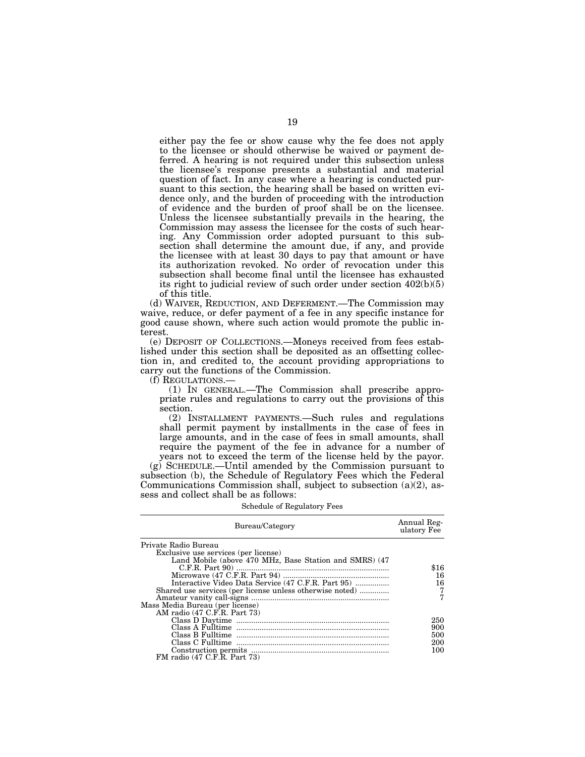either pay the fee or show cause why the fee does not apply to the licensee or should otherwise be waived or payment deferred. A hearing is not required under this subsection unless the licensee's response presents a substantial and material question of fact. In any case where a hearing is conducted pursuant to this section, the hearing shall be based on written evidence only, and the burden of proceeding with the introduction of evidence and the burden of proof shall be on the licensee. Unless the licensee substantially prevails in the hearing, the Commission may assess the licensee for the costs of such hearing. Any Commission order adopted pursuant to this subsection shall determine the amount due, if any, and provide the licensee with at least 30 days to pay that amount or have its authorization revoked. No order of revocation under this subsection shall become final until the licensee has exhausted its right to judicial review of such order under section 402(b)(5) of this title.

(d) WAIVER, REDUCTION, AND DEFERMENT.—The Commission may waive, reduce, or defer payment of a fee in any specific instance for good cause shown, where such action would promote the public interest.

(e) DEPOSIT OF COLLECTIONS.—Moneys received from fees established under this section shall be deposited as an offsetting collection in, and credited to, the account providing appropriations to carry out the functions of the Commission.

(f) REGULATIONS.—

(1) IN GENERAL.—The Commission shall prescribe appropriate rules and regulations to carry out the provisions of this section.

(2) INSTALLMENT PAYMENTS.—Such rules and regulations shall permit payment by installments in the case of fees in large amounts, and in the case of fees in small amounts, shall require the payment of the fee in advance for a number of years not to exceed the term of the license held by the payor.

(g) SCHEDULE.—Until amended by the Commission pursuant to subsection (b), the Schedule of Regulatory Fees which the Federal Communications Commission shall, subject to subsection (a)(2), assess and collect shall be as follows:

Schedule of Regulatory Fees

| Bureau/Category | Annual Regulatory Fee |
|---|---|
| Private Radio Bureau | |
| Exclusive use services (per license) | |
| Land Mobile (above 470 MHz, Base Station and SMRS) (47 C.F.R. Part 90) | $16 |
| Microwave (47 C.F.R. Part 94) | 16 |
| Interactive Video Data Service (47 C.F.R. Part 95) | 16 |
| Shared use services (per license unless otherwise noted) | 7 |
| Amateur vanity call-signs | 7 |
| Mass Media Bureau (per license) | |
| AM radio (47 C.F.R. Part 73) | |
| Class D Daytime | 250 |
| Class A Fulltime | 900 |
| Class B Fulltime | 500 |
| Class C Fulltime | 200 |
| Construction permits | 100 |
| FM radio (47 C.F.R. Part 73) | |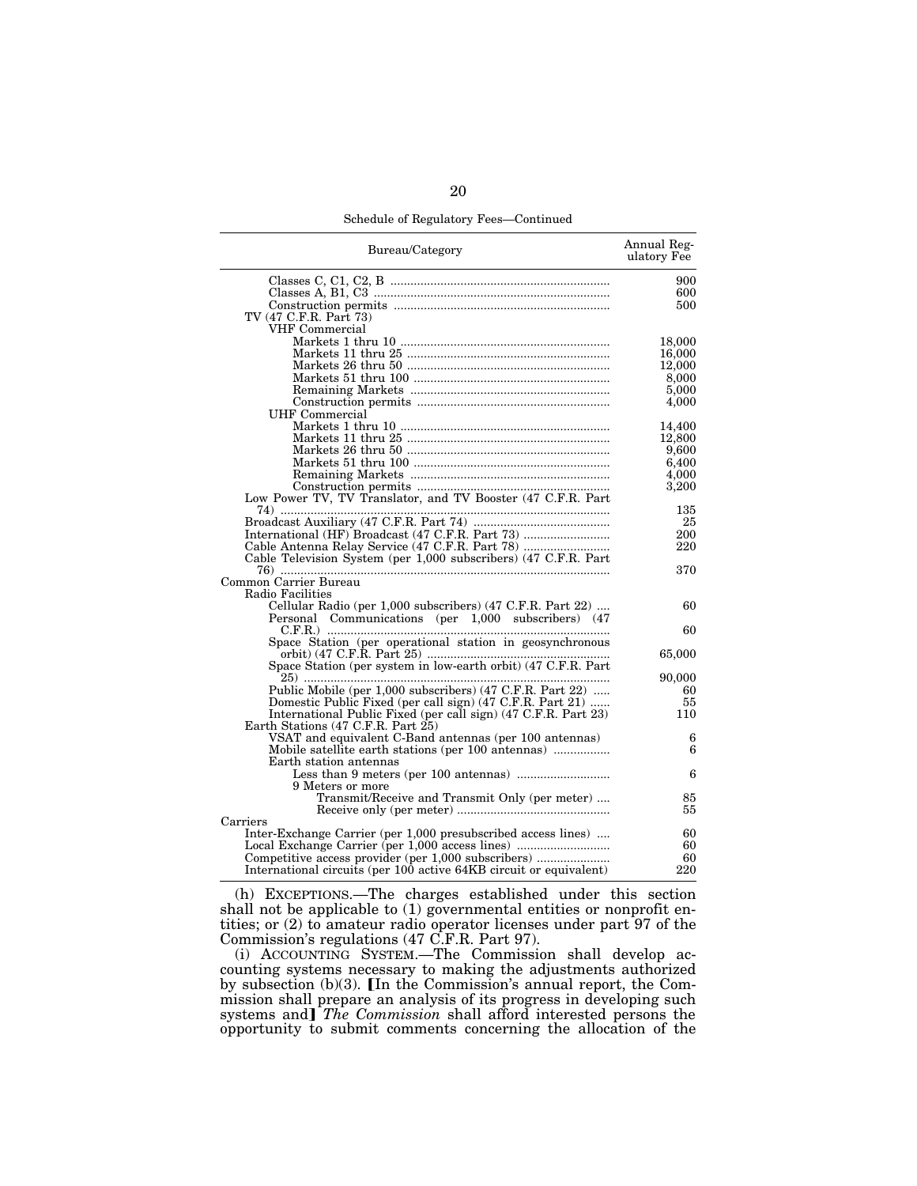Schedule of Regulatory Fees—Continued

| Bureau/Category | Annual Regulatory Fee |
|---|---|
| Classes C, C1, C2, B | 900 |
| Classes A, B1, C3 | 600 |
| Construction permits | 500 |
| TV (47 C.F.R. Part 73) | |
| VHF Commercial | |
| Markets 1 thru 10 | 18,000 |
| Markets 11 thru 25 | 16,000 |
| Markets 26 thru 50 | 12,000 |
| Markets 51 thru 100 | 8,000 |
| Remaining Markets | 5,000 |
| Construction permits | 4,000 |
| UHF Commercial | |
| Markets 1 thru 10 | 14,400 |
| Markets 11 thru 25 | 12,800 |
| Markets 26 thru 50 | 9,600 |
| Markets 51 thru 100 | 6,400 |
| Remaining Markets | 4,000 |
| Construction permits | 3,200 |
| Low Power TV, TV Translator, and TV Booster (47 C.F.R. Part 74) | 135 |
| Broadcast Auxiliary (47 C.F.R. Part 74) | 25 |
| International (HF) Broadcast (47 C.F.R. Part 73) | 200 |
| Cable Antenna Relay Service (47 C.F.R. Part 78) | 220 |
| Cable Television System (per 1,000 subscribers) (47 C.F.R. Part 76) | 370 |
| Common Carrier Bureau | |
| Radio Facilities | |
| Cellular Radio (per 1,000 subscribers) (47 C.F.R. Part 22) | 60 |
| Personal Communications (per 1,000 subscribers) (47 C.F.R.) | 60 |
| Space Station (per operational station in geosynchronous orbit) (47 C.F.R. Part 25) | 65,000 |
| Space Station (per system in low-earth orbit) (47 C.F.R. Part 25) | 90,000 |
| Public Mobile (per 1,000 subscribers) (47 C.F.R. Part 22) | 60 |
| Domestic Public Fixed (per call sign) (47 C.F.R. Part 21) | 55 |
| International Public Fixed (per call sign) (47 C.F.R. Part 23) | 110 |
| Earth Stations (47 C.F.R. Part 25) | |
| VSAT and equivalent C-Band antennas (per 100 antennas) | 6 |
| Mobile satellite earth stations (per 100 antennas) | 6 |
| Earth station antennas | |
| Less than 9 meters (per 100 antennas) | 6 |
| 9 Meters or more | |
| Transmit/Receive and Transmit Only (per meter) | 85 |
| Receive only (per meter) | 55 |
| Carriers | |
| Inter-Exchange Carrier (per 1,000 presubscribed access lines) | 60 |
| Local Exchange Carrier (per 1,000 access lines) | 60 |
| Competitive access provider (per 1,000 subscribers) | 60 |
| International circuits (per 100 active 64KB circuit or equivalent) | 220 |

(h) EXCEPTIONS.—The charges established under this section shall not be applicable to (1) governmental entities or nonprofit entities; or (2) to amateur radio operator licenses under part 97 of the Commission's regulations (47 C.F.R. Part 97).

(i) ACCOUNTING SYSTEM.—The Commission shall develop accounting systems necessary to making the adjustments authorized by subsection (b)(3). [In the Commission's annual report, the Commission shall prepare an analysis of its progress in developing such systems and] *The Commission* shall afford interested persons the opportunity to submit comments concerning the allocation of the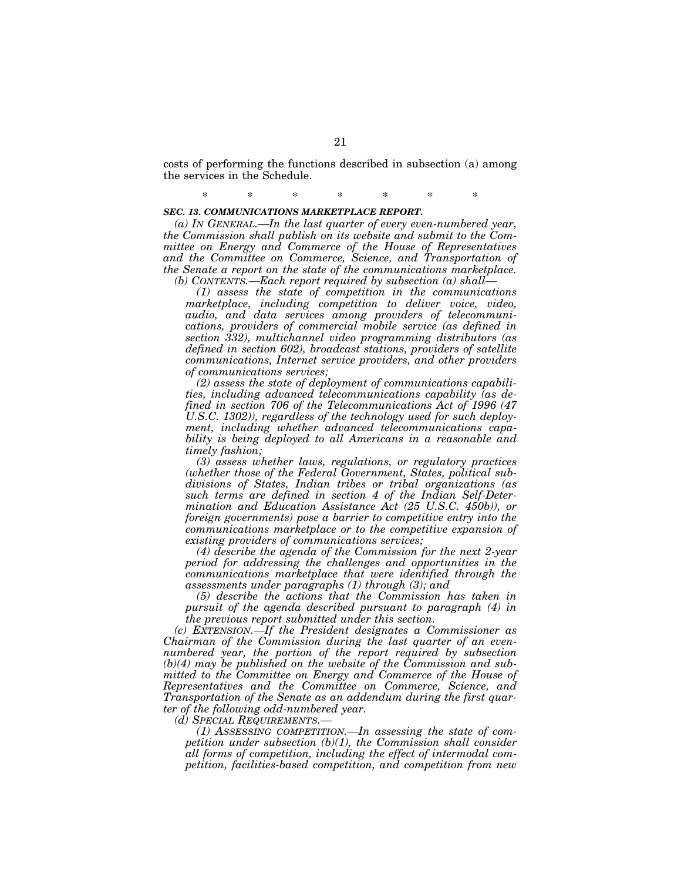costs of performing the functions described in subsection (a) among the services in the Schedule.

\*　　　\*　　　\*　　　\*　　　\*　　　\*　　　\*

***SEC. 13. COMMUNICATIONS MARKETPLACE REPORT.***

*(a) IN GENERAL.—In the last quarter of every even-numbered year, the Commission shall publish on its website and submit to the Committee on Energy and Commerce of the House of Representatives and the Committee on Commerce, Science, and Transportation of the Senate a report on the state of the communications marketplace.*

*(b) CONTENTS.—Each report required by subsection (a) shall—*

*(1) assess the state of competition in the communications marketplace, including competition to deliver voice, video, audio, and data services among providers of telecommunications, providers of commercial mobile service (as defined in section 332), multichannel video programming distributors (as defined in section 602), broadcast stations, providers of satellite communications, Internet service providers, and other providers of communications services;*

*(2) assess the state of deployment of communications capabilities, including advanced telecommunications capability (as defined in section 706 of the Telecommunications Act of 1996 (47 U.S.C. 1302)), regardless of the technology used for such deployment, including whether advanced telecommunications capability is being deployed to all Americans in a reasonable and timely fashion;*

*(3) assess whether laws, regulations, or regulatory practices (whether those of the Federal Government, States, political subdivisions of States, Indian tribes or tribal organizations (as such terms are defined in section 4 of the Indian Self-Determination and Education Assistance Act (25 U.S.C. 450b)), or foreign governments) pose a barrier to competitive entry into the communications marketplace or to the competitive expansion of existing providers of communications services;*

*(4) describe the agenda of the Commission for the next 2-year period for addressing the challenges and opportunities in the communications marketplace that were identified through the assessments under paragraphs (1) through (3); and*

*(5) describe the actions that the Commission has taken in pursuit of the agenda described pursuant to paragraph (4) in the previous report submitted under this section.*

*(c) EXTENSION.—If the President designates a Commissioner as Chairman of the Commission during the last quarter of an even-numbered year, the portion of the report required by subsection (b)(4) may be published on the website of the Commission and submitted to the Committee on Energy and Commerce of the House of Representatives and the Committee on Commerce, Science, and Transportation of the Senate as an addendum during the first quarter of the following odd-numbered year.*

*(d) SPECIAL REQUIREMENTS.—*

*(1) ASSESSING COMPETITION.—In assessing the state of competition under subsection (b)(1), the Commission shall consider all forms of competition, including the effect of intermodal competition, facilities-based competition, and competition from new*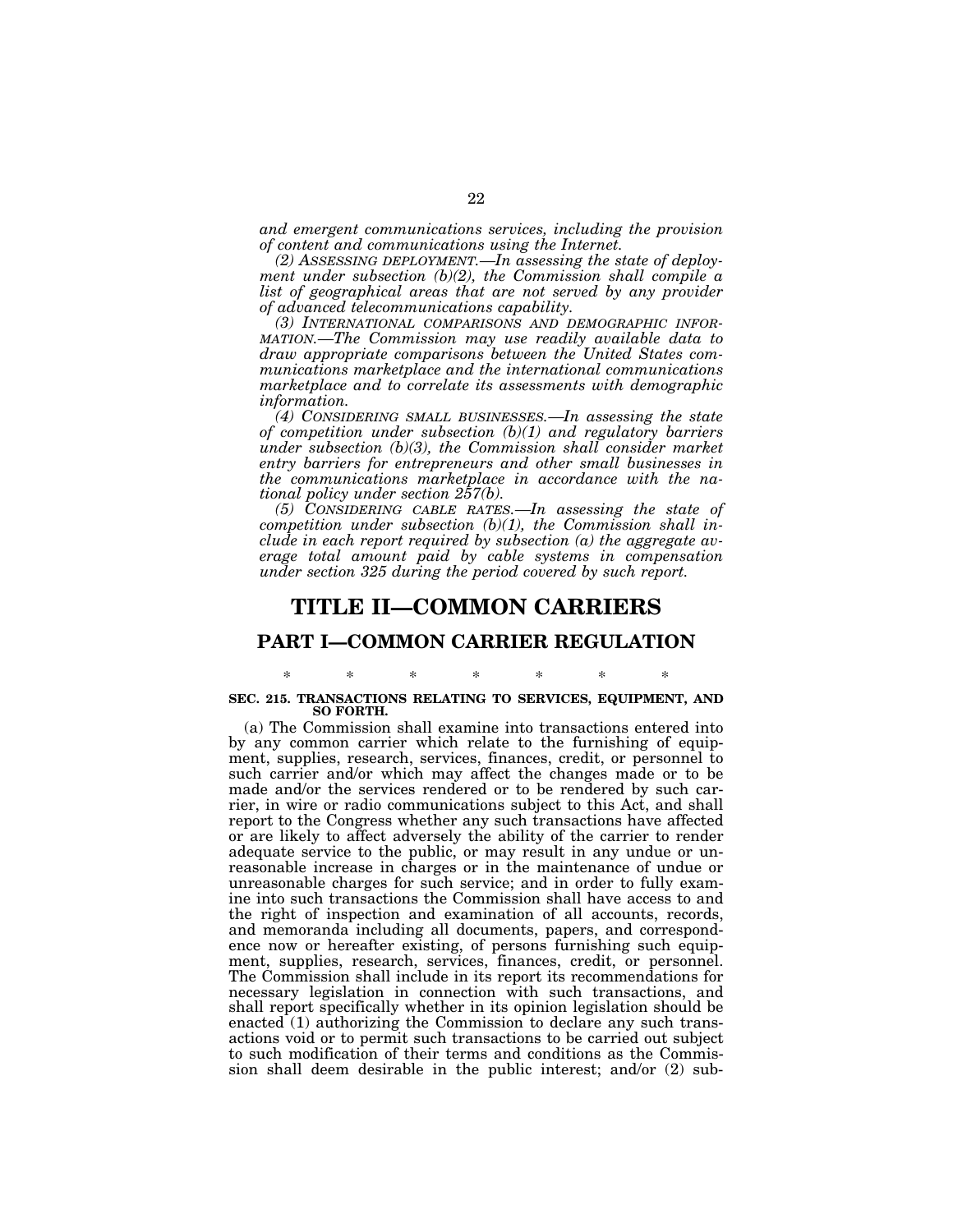*and emergent communications services, including the provision of content and communications using the Internet.*

*(2) ASSESSING DEPLOYMENT.—In assessing the state of deployment under subsection (b)(2), the Commission shall compile a list of geographical areas that are not served by any provider of advanced telecommunications capability.*

*(3) INTERNATIONAL COMPARISONS AND DEMOGRAPHIC INFORMATION.—The Commission may use readily available data to draw appropriate comparisons between the United States communications marketplace and the international communications marketplace and to correlate its assessments with demographic information.*

*(4) CONSIDERING SMALL BUSINESSES.—In assessing the state of competition under subsection (b)(1) and regulatory barriers under subsection (b)(3), the Commission shall consider market entry barriers for entrepreneurs and other small businesses in the communications marketplace in accordance with the national policy under section 257(b).*

*(5) CONSIDERING CABLE RATES.—In assessing the state of competition under subsection (b)(1), the Commission shall include in each report required by subsection (a) the aggregate average total amount paid by cable systems in compensation under section 325 during the period covered by such report.*

# TITLE II—COMMON CARRIERS

## PART I—COMMON CARRIER REGULATION

\* \* \* \* \* \* \*

### SEC. 215. TRANSACTIONS RELATING TO SERVICES, EQUIPMENT, AND SO FORTH.

(a) The Commission shall examine into transactions entered into by any common carrier which relate to the furnishing of equipment, supplies, research, services, finances, credit, or personnel to such carrier and/or which may affect the changes made or to be made and/or the services rendered or to be rendered by such carrier, in wire or radio communications subject to this Act, and shall report to the Congress whether any such transactions have affected or are likely to affect adversely the ability of the carrier to render adequate service to the public, or may result in any undue or unreasonable increase in charges or in the maintenance of undue or unreasonable charges for such service; and in order to fully examine into such transactions the Commission shall have access to and the right of inspection and examination of all accounts, records, and memoranda including all documents, papers, and correspondence now or hereafter existing, of persons furnishing such equipment, supplies, research, services, finances, credit, or personnel. The Commission shall include in its report its recommendations for necessary legislation in connection with such transactions, and shall report specifically whether in its opinion legislation should be enacted (1) authorizing the Commission to declare any such transactions void or to permit such transactions to be carried out subject to such modification of their terms and conditions as the Commission shall deem desirable in the public interest; and/or (2) sub-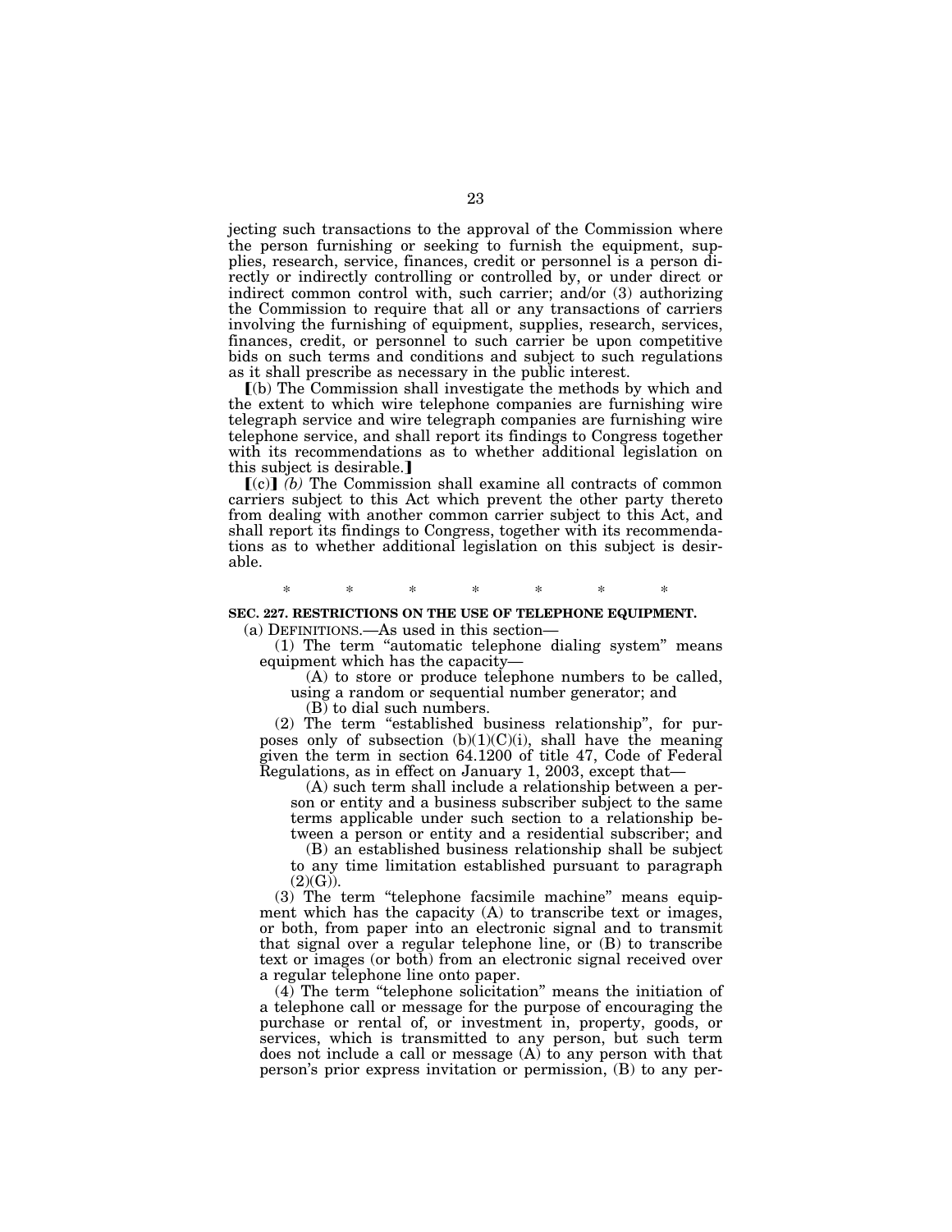jecting such transactions to the approval of the Commission where the person furnishing or seeking to furnish the equipment, supplies, research, service, finances, credit or personnel is a person directly or indirectly controlling or controlled by, or under direct or indirect common control with, such carrier; and/or (3) authorizing the Commission to require that all or any transactions of carriers involving the furnishing of equipment, supplies, research, services, finances, credit, or personnel to such carrier be upon competitive bids on such terms and conditions and subject to such regulations as it shall prescribe as necessary in the public interest.

⟦(b) The Commission shall investigate the methods by which and the extent to which wire telephone companies are furnishing wire telegraph service and wire telegraph companies are furnishing wire telephone service, and shall report its findings to Congress together with its recommendations as to whether additional legislation on this subject is desirable.⟧

⟦(c)⟧ *(b)* The Commission shall examine all contracts of common carriers subject to this Act which prevent the other party thereto from dealing with another common carrier subject to this Act, and shall report its findings to Congress, together with its recommendations as to whether additional legislation on this subject is desirable.

\* \* \* \* \* \* \*

**SEC. 227. RESTRICTIONS ON THE USE OF TELEPHONE EQUIPMENT.**

(a) DEFINITIONS.—As used in this section—

(1) The term "automatic telephone dialing system" means equipment which has the capacity—

(A) to store or produce telephone numbers to be called, using a random or sequential number generator; and

(B) to dial such numbers.

(2) The term "established business relationship", for purposes only of subsection (b)(1)(C)(i), shall have the meaning given the term in section 64.1200 of title 47, Code of Federal Regulations, as in effect on January 1, 2003, except that—

(A) such term shall include a relationship between a person or entity and a business subscriber subject to the same terms applicable under such section to a relationship between a person or entity and a residential subscriber; and

(B) an established business relationship shall be subject to any time limitation established pursuant to paragraph (2)(G)).

(3) The term "telephone facsimile machine" means equipment which has the capacity (A) to transcribe text or images, or both, from paper into an electronic signal and to transmit that signal over a regular telephone line, or (B) to transcribe text or images (or both) from an electronic signal received over a regular telephone line onto paper.

(4) The term "telephone solicitation" means the initiation of a telephone call or message for the purpose of encouraging the purchase or rental of, or investment in, property, goods, or services, which is transmitted to any person, but such term does not include a call or message (A) to any person with that person's prior express invitation or permission, (B) to any per-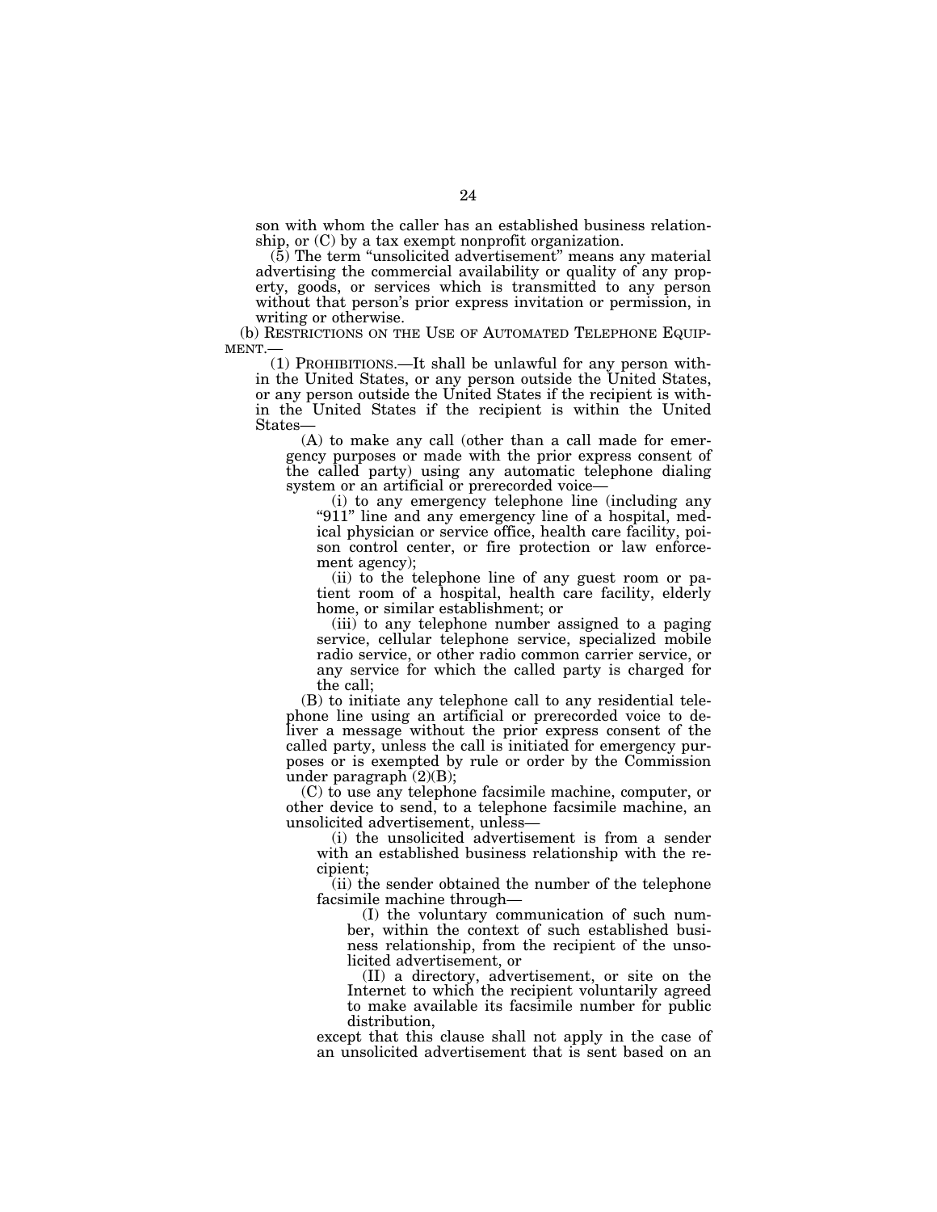son with whom the caller has an established business relationship, or (C) by a tax exempt nonprofit organization.

(5) The term "unsolicited advertisement" means any material advertising the commercial availability or quality of any property, goods, or services which is transmitted to any person without that person's prior express invitation or permission, in writing or otherwise.

(b) RESTRICTIONS ON THE USE OF AUTOMATED TELEPHONE EQUIPMENT.—

(1) PROHIBITIONS.—It shall be unlawful for any person within the United States, or any person outside the United States, or any person outside the United States if the recipient is within the United States if the recipient is within the United States—

(A) to make any call (other than a call made for emergency purposes or made with the prior express consent of the called party) using any automatic telephone dialing system or an artificial or prerecorded voice—

(i) to any emergency telephone line (including any "911" line and any emergency line of a hospital, medical physician or service office, health care facility, poison control center, or fire protection or law enforcement agency);

(ii) to the telephone line of any guest room or patient room of a hospital, health care facility, elderly home, or similar establishment; or

(iii) to any telephone number assigned to a paging service, cellular telephone service, specialized mobile radio service, or other radio common carrier service, or any service for which the called party is charged for the call;

(B) to initiate any telephone call to any residential telephone line using an artificial or prerecorded voice to deliver a message without the prior express consent of the called party, unless the call is initiated for emergency purposes or is exempted by rule or order by the Commission under paragraph (2)(B);

(C) to use any telephone facsimile machine, computer, or other device to send, to a telephone facsimile machine, an unsolicited advertisement, unless—

(i) the unsolicited advertisement is from a sender with an established business relationship with the recipient;

(ii) the sender obtained the number of the telephone facsimile machine through—

(I) the voluntary communication of such number, within the context of such established business relationship, from the recipient of the unsolicited advertisement, or

(II) a directory, advertisement, or site on the Internet to which the recipient voluntarily agreed to make available its facsimile number for public distribution,

except that this clause shall not apply in the case of an unsolicited advertisement that is sent based on an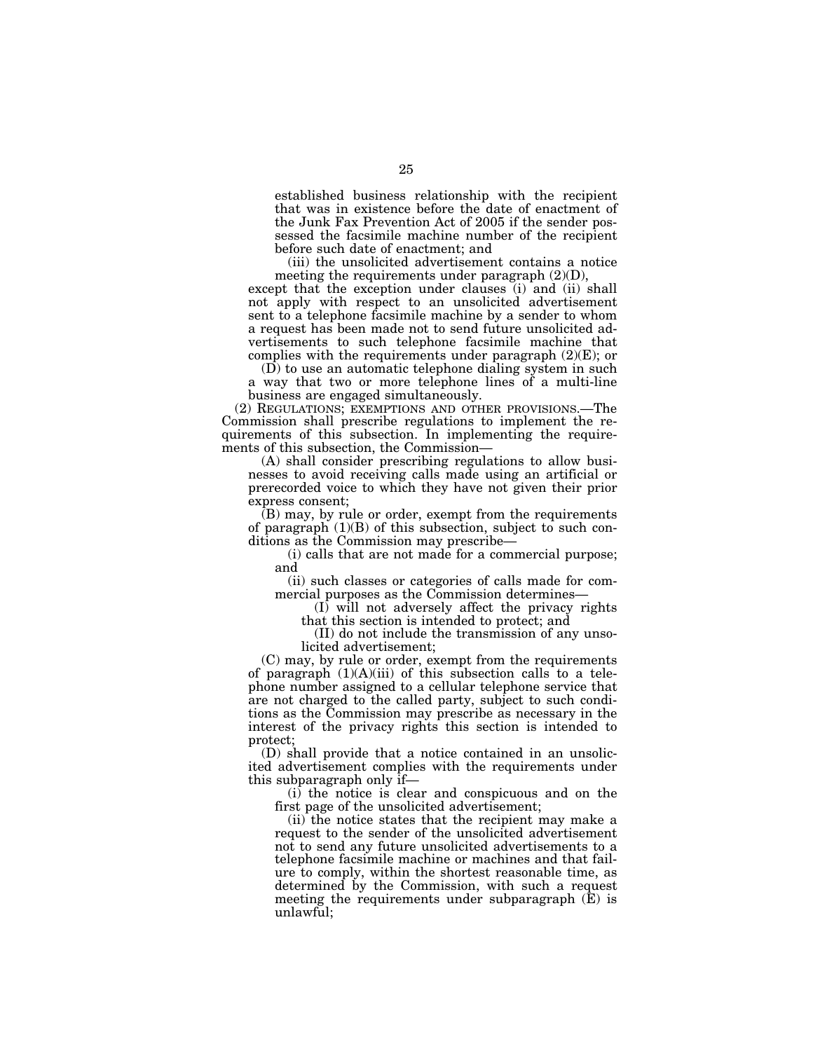established business relationship with the recipient that was in existence before the date of enactment of the Junk Fax Prevention Act of 2005 if the sender possessed the facsimile machine number of the recipient before such date of enactment; and

(iii) the unsolicited advertisement contains a notice meeting the requirements under paragraph (2)(D),

except that the exception under clauses (i) and (ii) shall not apply with respect to an unsolicited advertisement sent to a telephone facsimile machine by a sender to whom a request has been made not to send future unsolicited advertisements to such telephone facsimile machine that complies with the requirements under paragraph (2)(E); or

(D) to use an automatic telephone dialing system in such a way that two or more telephone lines of a multi-line business are engaged simultaneously.

(2) REGULATIONS; EXEMPTIONS AND OTHER PROVISIONS.—The Commission shall prescribe regulations to implement the requirements of this subsection. In implementing the requirements of this subsection, the Commission—

(A) shall consider prescribing regulations to allow businesses to avoid receiving calls made using an artificial or prerecorded voice to which they have not given their prior express consent;

(B) may, by rule or order, exempt from the requirements of paragraph (1)(B) of this subsection, subject to such conditions as the Commission may prescribe—

(i) calls that are not made for a commercial purpose; and

(ii) such classes or categories of calls made for commercial purposes as the Commission determines—

(I) will not adversely affect the privacy rights that this section is intended to protect; and

(II) do not include the transmission of any unsolicited advertisement;

(C) may, by rule or order, exempt from the requirements of paragraph (1)(A)(iii) of this subsection calls to a telephone number assigned to a cellular telephone service that are not charged to the called party, subject to such conditions as the Commission may prescribe as necessary in the interest of the privacy rights this section is intended to protect;

(D) shall provide that a notice contained in an unsolicited advertisement complies with the requirements under this subparagraph only if—

(i) the notice is clear and conspicuous and on the first page of the unsolicited advertisement;

(ii) the notice states that the recipient may make a request to the sender of the unsolicited advertisement not to send any future unsolicited advertisements to a telephone facsimile machine or machines and that failure to comply, within the shortest reasonable time, as determined by the Commission, with such a request meeting the requirements under subparagraph (E) is unlawful;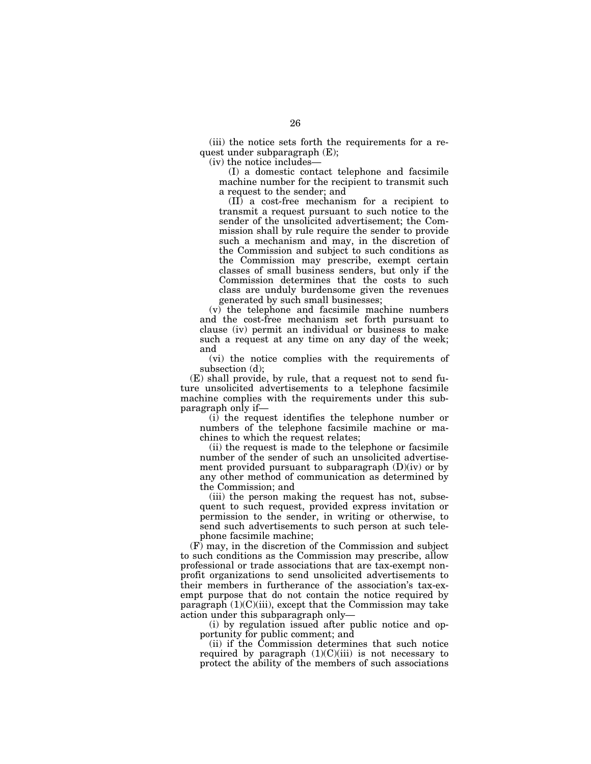(iii) the notice sets forth the requirements for a request under subparagraph (E);

(iv) the notice includes—

(I) a domestic contact telephone and facsimile machine number for the recipient to transmit such a request to the sender; and

(II) a cost-free mechanism for a recipient to transmit a request pursuant to such notice to the sender of the unsolicited advertisement; the Commission shall by rule require the sender to provide such a mechanism and may, in the discretion of the Commission and subject to such conditions as the Commission may prescribe, exempt certain classes of small business senders, but only if the Commission determines that the costs to such class are unduly burdensome given the revenues generated by such small businesses;

(v) the telephone and facsimile machine numbers and the cost-free mechanism set forth pursuant to clause (iv) permit an individual or business to make such a request at any time on any day of the week; and

(vi) the notice complies with the requirements of subsection (d);

(E) shall provide, by rule, that a request not to send future unsolicited advertisements to a telephone facsimile machine complies with the requirements under this subparagraph only if—

(i) the request identifies the telephone number or numbers of the telephone facsimile machine or machines to which the request relates;

(ii) the request is made to the telephone or facsimile number of the sender of such an unsolicited advertisement provided pursuant to subparagraph (D)(iv) or by any other method of communication as determined by the Commission; and

(iii) the person making the request has not, subsequent to such request, provided express invitation or permission to the sender, in writing or otherwise, to send such advertisements to such person at such telephone facsimile machine;

(F) may, in the discretion of the Commission and subject to such conditions as the Commission may prescribe, allow professional or trade associations that are tax-exempt nonprofit organizations to send unsolicited advertisements to their members in furtherance of the association's tax-exempt purpose that do not contain the notice required by paragraph (1)(C)(iii), except that the Commission may take action under this subparagraph only—

(i) by regulation issued after public notice and opportunity for public comment; and

(ii) if the Commission determines that such notice required by paragraph (1)(C)(iii) is not necessary to protect the ability of the members of such associations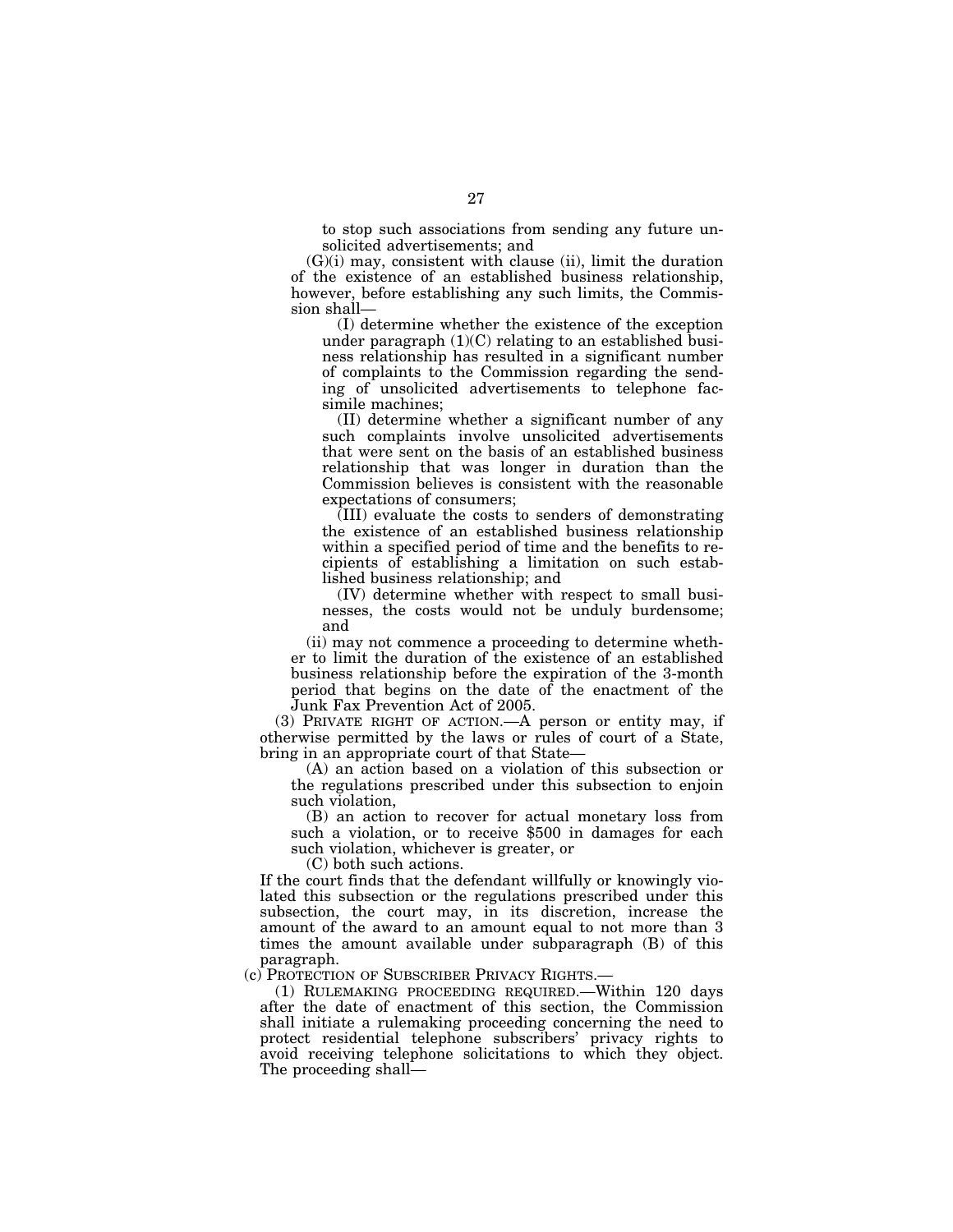to stop such associations from sending any future unsolicited advertisements; and

(G)(i) may, consistent with clause (ii), limit the duration of the existence of an established business relationship, however, before establishing any such limits, the Commission shall—

(I) determine whether the existence of the exception under paragraph (1)(C) relating to an established business relationship has resulted in a significant number of complaints to the Commission regarding the sending of unsolicited advertisements to telephone facsimile machines;

(II) determine whether a significant number of any such complaints involve unsolicited advertisements that were sent on the basis of an established business relationship that was longer in duration than the Commission believes is consistent with the reasonable expectations of consumers;

(III) evaluate the costs to senders of demonstrating the existence of an established business relationship within a specified period of time and the benefits to recipients of establishing a limitation on such established business relationship; and

(IV) determine whether with respect to small businesses, the costs would not be unduly burdensome; and

(ii) may not commence a proceeding to determine whether to limit the duration of the existence of an established business relationship before the expiration of the 3-month period that begins on the date of the enactment of the Junk Fax Prevention Act of 2005.

(3) PRIVATE RIGHT OF ACTION.—A person or entity may, if otherwise permitted by the laws or rules of court of a State, bring in an appropriate court of that State—

(A) an action based on a violation of this subsection or the regulations prescribed under this subsection to enjoin such violation,

(B) an action to recover for actual monetary loss from such a violation, or to receive $500 in damages for each such violation, whichever is greater, or

(C) both such actions.

If the court finds that the defendant willfully or knowingly violated this subsection or the regulations prescribed under this subsection, the court may, in its discretion, increase the amount of the award to an amount equal to not more than 3 times the amount available under subparagraph (B) of this paragraph.

(c) PROTECTION OF SUBSCRIBER PRIVACY RIGHTS.—

(1) RULEMAKING PROCEEDING REQUIRED.—Within 120 days after the date of enactment of this section, the Commission shall initiate a rulemaking proceeding concerning the need to protect residential telephone subscribers' privacy rights to avoid receiving telephone solicitations to which they object. The proceeding shall—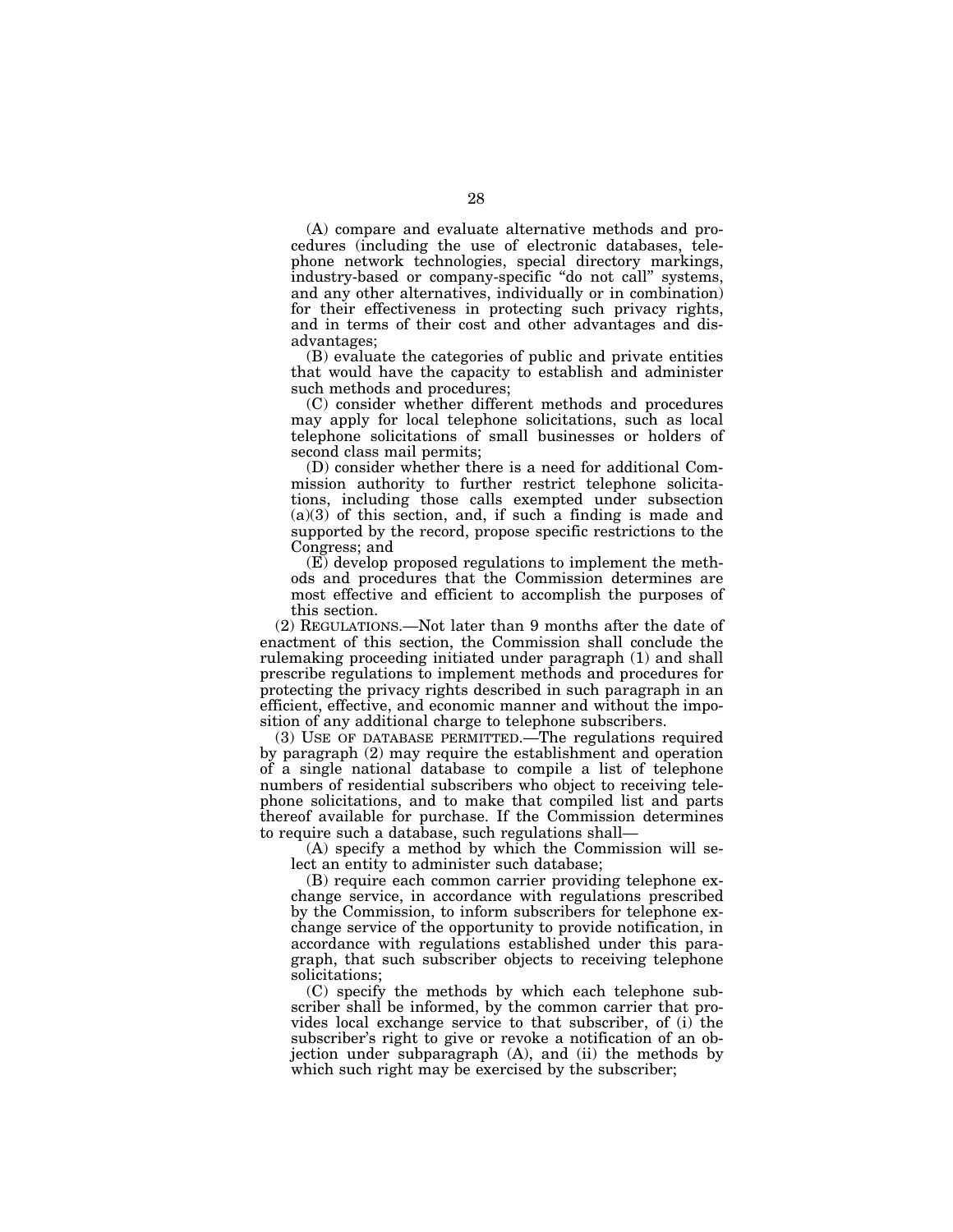(A) compare and evaluate alternative methods and procedures (including the use of electronic databases, telephone network technologies, special directory markings, industry-based or company-specific "do not call" systems, and any other alternatives, individually or in combination) for their effectiveness in protecting such privacy rights, and in terms of their cost and other advantages and disadvantages;

(B) evaluate the categories of public and private entities that would have the capacity to establish and administer such methods and procedures;

(C) consider whether different methods and procedures may apply for local telephone solicitations, such as local telephone solicitations of small businesses or holders of second class mail permits;

(D) consider whether there is a need for additional Commission authority to further restrict telephone solicitations, including those calls exempted under subsection (a)(3) of this section, and, if such a finding is made and supported by the record, propose specific restrictions to the Congress; and

(E) develop proposed regulations to implement the methods and procedures that the Commission determines are most effective and efficient to accomplish the purposes of this section.

(2) REGULATIONS.—Not later than 9 months after the date of enactment of this section, the Commission shall conclude the rulemaking proceeding initiated under paragraph (1) and shall prescribe regulations to implement methods and procedures for protecting the privacy rights described in such paragraph in an efficient, effective, and economic manner and without the imposition of any additional charge to telephone subscribers.

(3) USE OF DATABASE PERMITTED.—The regulations required by paragraph (2) may require the establishment and operation of a single national database to compile a list of telephone numbers of residential subscribers who object to receiving telephone solicitations, and to make that compiled list and parts thereof available for purchase. If the Commission determines to require such a database, such regulations shall—

(A) specify a method by which the Commission will select an entity to administer such database;

(B) require each common carrier providing telephone exchange service, in accordance with regulations prescribed by the Commission, to inform subscribers for telephone exchange service of the opportunity to provide notification, in accordance with regulations established under this paragraph, that such subscriber objects to receiving telephone solicitations;

(C) specify the methods by which each telephone subscriber shall be informed, by the common carrier that provides local exchange service to that subscriber, of (i) the subscriber's right to give or revoke a notification of an objection under subparagraph (A), and (ii) the methods by which such right may be exercised by the subscriber;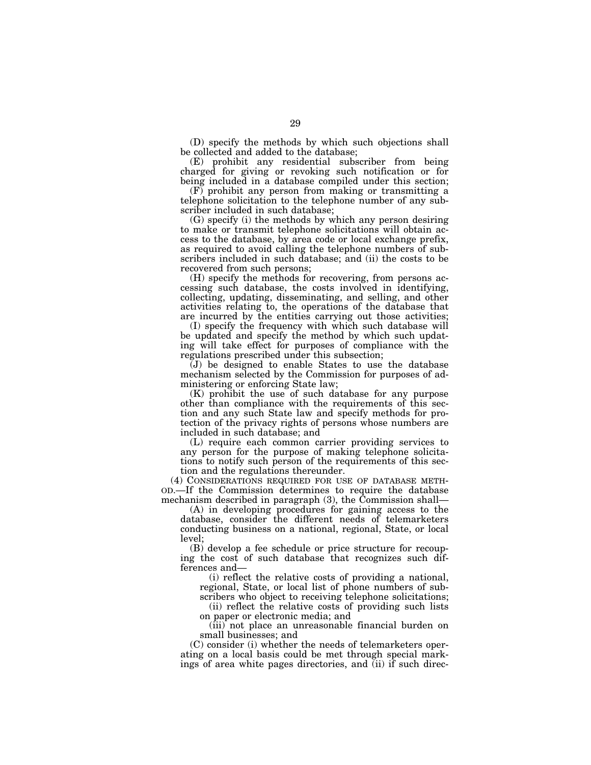(D) specify the methods by which such objections shall be collected and added to the database;

(E) prohibit any residential subscriber from being charged for giving or revoking such notification or for being included in a database compiled under this section;

(F) prohibit any person from making or transmitting a telephone solicitation to the telephone number of any subscriber included in such database;

(G) specify (i) the methods by which any person desiring to make or transmit telephone solicitations will obtain access to the database, by area code or local exchange prefix, as required to avoid calling the telephone numbers of subscribers included in such database; and (ii) the costs to be recovered from such persons;

(H) specify the methods for recovering, from persons accessing such database, the costs involved in identifying, collecting, updating, disseminating, and selling, and other activities relating to, the operations of the database that are incurred by the entities carrying out those activities;

(I) specify the frequency with which such database will be updated and specify the method by which such updating will take effect for purposes of compliance with the regulations prescribed under this subsection;

(J) be designed to enable States to use the database mechanism selected by the Commission for purposes of administering or enforcing State law;

(K) prohibit the use of such database for any purpose other than compliance with the requirements of this section and any such State law and specify methods for protection of the privacy rights of persons whose numbers are included in such database; and

(L) require each common carrier providing services to any person for the purpose of making telephone solicitations to notify such person of the requirements of this section and the regulations thereunder.

(4) CONSIDERATIONS REQUIRED FOR USE OF DATABASE METHOD.—If the Commission determines to require the database mechanism described in paragraph (3), the Commission shall—

(A) in developing procedures for gaining access to the database, consider the different needs of telemarketers conducting business on a national, regional, State, or local level;

(B) develop a fee schedule or price structure for recouping the cost of such database that recognizes such differences and—

(i) reflect the relative costs of providing a national, regional, State, or local list of phone numbers of subscribers who object to receiving telephone solicitations;

(ii) reflect the relative costs of providing such lists on paper or electronic media; and

(iii) not place an unreasonable financial burden on small businesses; and

(C) consider (i) whether the needs of telemarketers operating on a local basis could be met through special markings of area white pages directories, and (ii) if such direc-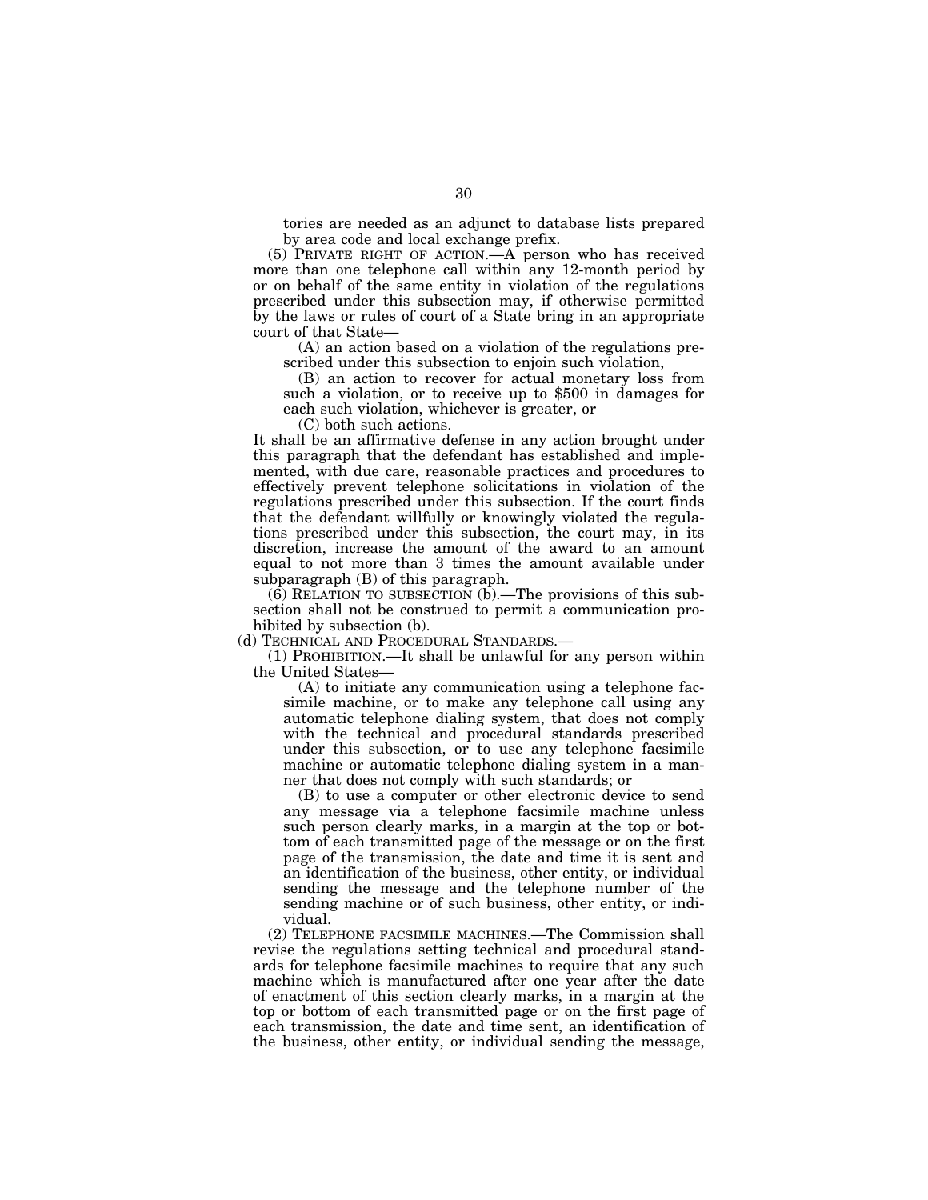tories are needed as an adjunct to database lists prepared by area code and local exchange prefix.

(5) PRIVATE RIGHT OF ACTION.—A person who has received more than one telephone call within any 12-month period by or on behalf of the same entity in violation of the regulations prescribed under this subsection may, if otherwise permitted by the laws or rules of court of a State bring in an appropriate court of that State—

(A) an action based on a violation of the regulations prescribed under this subsection to enjoin such violation,

(B) an action to recover for actual monetary loss from such a violation, or to receive up to $500 in damages for each such violation, whichever is greater, or

(C) both such actions.

It shall be an affirmative defense in any action brought under this paragraph that the defendant has established and implemented, with due care, reasonable practices and procedures to effectively prevent telephone solicitations in violation of the regulations prescribed under this subsection. If the court finds that the defendant willfully or knowingly violated the regulations prescribed under this subsection, the court may, in its discretion, increase the amount of the award to an amount equal to not more than 3 times the amount available under subparagraph (B) of this paragraph.

(6) RELATION TO SUBSECTION (b).—The provisions of this subsection shall not be construed to permit a communication prohibited by subsection (b).

(d) TECHNICAL AND PROCEDURAL STANDARDS.—

(1) PROHIBITION.—It shall be unlawful for any person within the United States—

(A) to initiate any communication using a telephone facsimile machine, or to make any telephone call using any automatic telephone dialing system, that does not comply with the technical and procedural standards prescribed under this subsection, or to use any telephone facsimile machine or automatic telephone dialing system in a manner that does not comply with such standards; or

(B) to use a computer or other electronic device to send any message via a telephone facsimile machine unless such person clearly marks, in a margin at the top or bottom of each transmitted page of the message or on the first page of the transmission, the date and time it is sent and an identification of the business, other entity, or individual sending the message and the telephone number of the sending machine or of such business, other entity, or individual.

(2) TELEPHONE FACSIMILE MACHINES.—The Commission shall revise the regulations setting technical and procedural standards for telephone facsimile machines to require that any such machine which is manufactured after one year after the date of enactment of this section clearly marks, in a margin at the top or bottom of each transmitted page or on the first page of each transmission, the date and time sent, an identification of the business, other entity, or individual sending the message,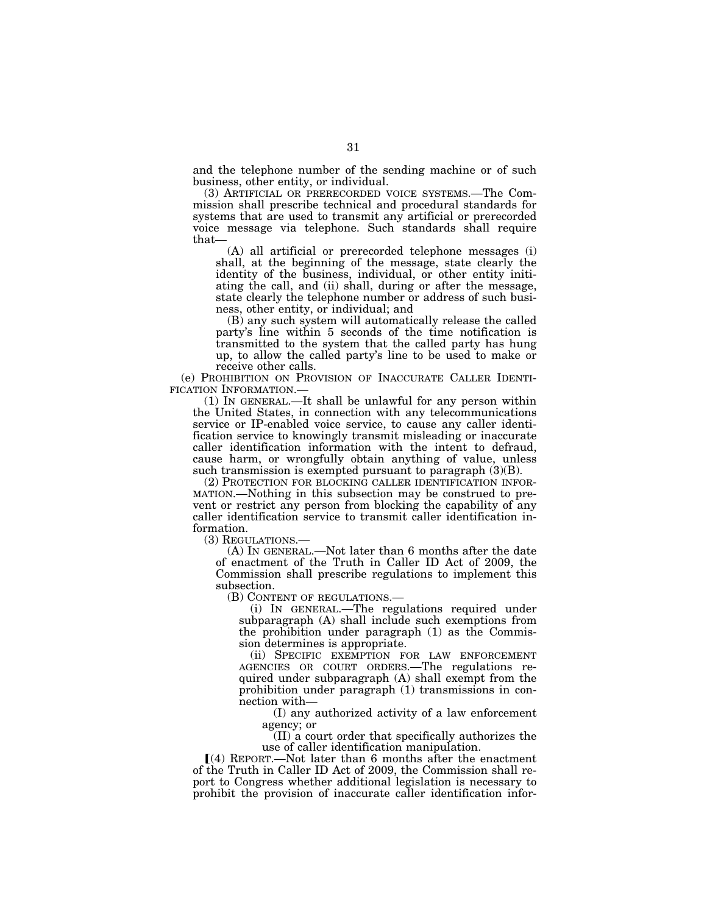and the telephone number of the sending machine or of such business, other entity, or individual.

(3) ARTIFICIAL OR PRERECORDED VOICE SYSTEMS.—The Commission shall prescribe technical and procedural standards for systems that are used to transmit any artificial or prerecorded voice message via telephone. Such standards shall require that—

(A) all artificial or prerecorded telephone messages (i) shall, at the beginning of the message, state clearly the identity of the business, individual, or other entity initiating the call, and (ii) shall, during or after the message, state clearly the telephone number or address of such business, other entity, or individual; and

(B) any such system will automatically release the called party's line within 5 seconds of the time notification is transmitted to the system that the called party has hung up, to allow the called party's line to be used to make or receive other calls.

(e) PROHIBITION ON PROVISION OF INACCURATE CALLER IDENTIFICATION INFORMATION.—

(1) IN GENERAL.—It shall be unlawful for any person within the United States, in connection with any telecommunications service or IP-enabled voice service, to cause any caller identification service to knowingly transmit misleading or inaccurate caller identification information with the intent to defraud, cause harm, or wrongfully obtain anything of value, unless such transmission is exempted pursuant to paragraph (3)(B).

(2) PROTECTION FOR BLOCKING CALLER IDENTIFICATION INFORMATION.—Nothing in this subsection may be construed to prevent or restrict any person from blocking the capability of any caller identification service to transmit caller identification information.

(3) REGULATIONS.—

(A) IN GENERAL.—Not later than 6 months after the date of enactment of the Truth in Caller ID Act of 2009, the Commission shall prescribe regulations to implement this subsection.

(B) CONTENT OF REGULATIONS.—

(i) IN GENERAL.—The regulations required under subparagraph (A) shall include such exemptions from the prohibition under paragraph (1) as the Commission determines is appropriate.

(ii) SPECIFIC EXEMPTION FOR LAW ENFORCEMENT AGENCIES OR COURT ORDERS.—The regulations required under subparagraph (A) shall exempt from the prohibition under paragraph (1) transmissions in connection with—

(I) any authorized activity of a law enforcement agency; or

(II) a court order that specifically authorizes the use of caller identification manipulation.

⟦(4) REPORT.—Not later than 6 months after the enactment of the Truth in Caller ID Act of 2009, the Commission shall report to Congress whether additional legislation is necessary to prohibit the provision of inaccurate caller identification infor-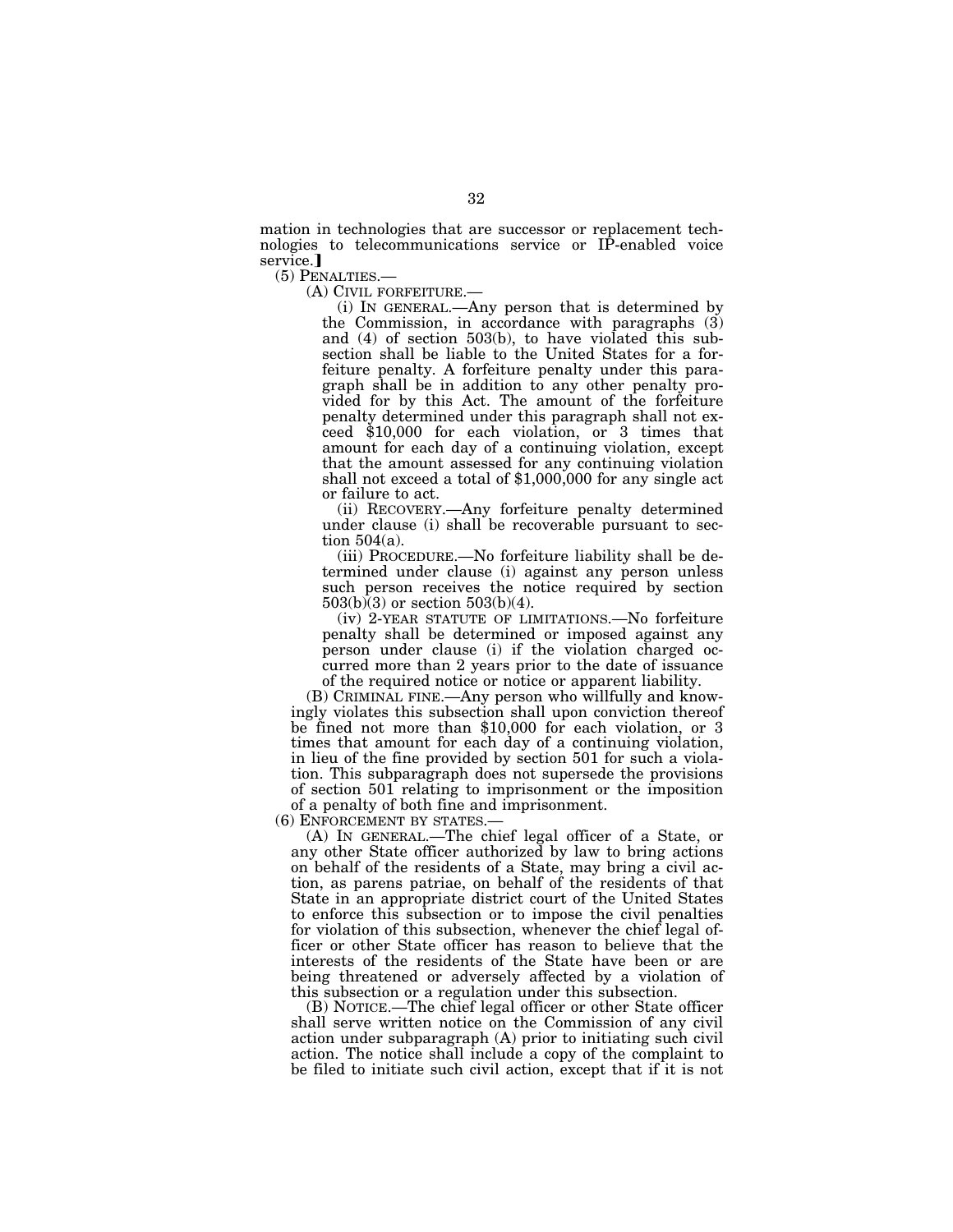mation in technologies that are successor or replacement technologies to telecommunications service or IP-enabled voice service.]

(5) PENALTIES.—

(A) CIVIL FORFEITURE.—

(i) IN GENERAL.—Any person that is determined by the Commission, in accordance with paragraphs (3) and (4) of section 503(b), to have violated this subsection shall be liable to the United States for a forfeiture penalty. A forfeiture penalty under this paragraph shall be in addition to any other penalty provided for by this Act. The amount of the forfeiture penalty determined under this paragraph shall not exceed $10,000 for each violation, or 3 times that amount for each day of a continuing violation, except that the amount assessed for any continuing violation shall not exceed a total of $1,000,000 for any single act or failure to act.

(ii) RECOVERY.—Any forfeiture penalty determined under clause (i) shall be recoverable pursuant to section 504(a).

(iii) PROCEDURE.—No forfeiture liability shall be determined under clause (i) against any person unless such person receives the notice required by section 503(b)(3) or section 503(b)(4).

(iv) 2-YEAR STATUTE OF LIMITATIONS.—No forfeiture penalty shall be determined or imposed against any person under clause (i) if the violation charged occurred more than 2 years prior to the date of issuance of the required notice or notice or apparent liability.

(B) CRIMINAL FINE.—Any person who willfully and knowingly violates this subsection shall upon conviction thereof be fined not more than $10,000 for each violation, or 3 times that amount for each day of a continuing violation, in lieu of the fine provided by section 501 for such a violation. This subparagraph does not supersede the provisions of section 501 relating to imprisonment or the imposition of a penalty of both fine and imprisonment.

(6) ENFORCEMENT BY STATES.—

(A) IN GENERAL.—The chief legal officer of a State, or any other State officer authorized by law to bring actions on behalf of the residents of a State, may bring a civil action, as parens patriae, on behalf of the residents of that State in an appropriate district court of the United States to enforce this subsection or to impose the civil penalties for violation of this subsection, whenever the chief legal officer or other State officer has reason to believe that the interests of the residents of the State have been or are being threatened or adversely affected by a violation of this subsection or a regulation under this subsection.

(B) NOTICE.—The chief legal officer or other State officer shall serve written notice on the Commission of any civil action under subparagraph (A) prior to initiating such civil action. The notice shall include a copy of the complaint to be filed to initiate such civil action, except that if it is not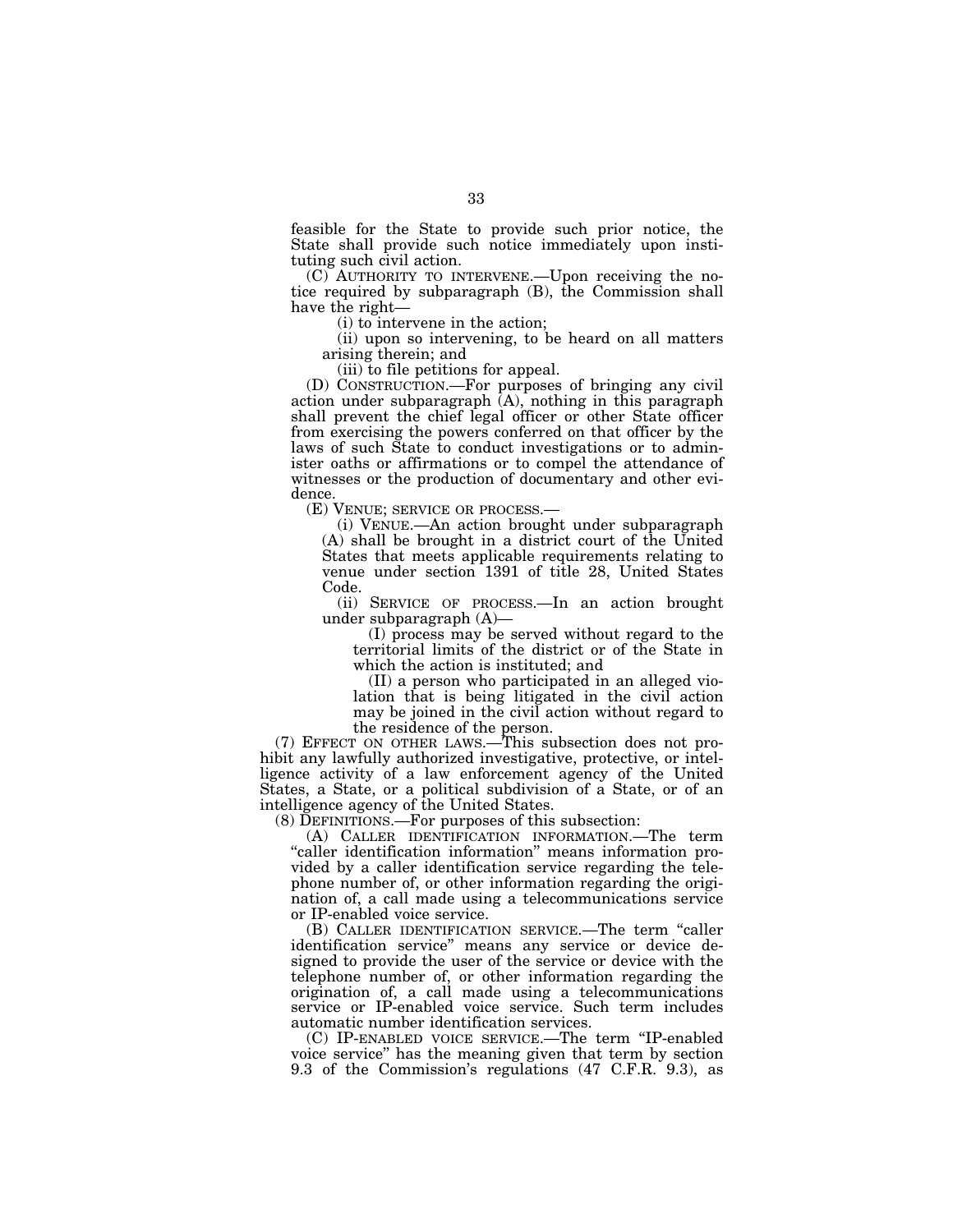feasible for the State to provide such prior notice, the State shall provide such notice immediately upon instituting such civil action.

(C) AUTHORITY TO INTERVENE.—Upon receiving the notice required by subparagraph (B), the Commission shall have the right—

(i) to intervene in the action;

(ii) upon so intervening, to be heard on all matters arising therein; and

(iii) to file petitions for appeal.

(D) CONSTRUCTION.—For purposes of bringing any civil action under subparagraph (A), nothing in this paragraph shall prevent the chief legal officer or other State officer from exercising the powers conferred on that officer by the laws of such State to conduct investigations or to administer oaths or affirmations or to compel the attendance of witnesses or the production of documentary and other evidence.

(E) VENUE; SERVICE OR PROCESS.—

(i) VENUE.—An action brought under subparagraph (A) shall be brought in a district court of the United States that meets applicable requirements relating to venue under section 1391 of title 28, United States Code.

(ii) SERVICE OF PROCESS.—In an action brought under subparagraph (A)—

(I) process may be served without regard to the territorial limits of the district or of the State in which the action is instituted; and

(II) a person who participated in an alleged violation that is being litigated in the civil action may be joined in the civil action without regard to the residence of the person.

(7) EFFECT ON OTHER LAWS.—This subsection does not prohibit any lawfully authorized investigative, protective, or intelligence activity of a law enforcement agency of the United States, a State, or a political subdivision of a State, or of an intelligence agency of the United States.

(8) DEFINITIONS.—For purposes of this subsection:

(A) CALLER IDENTIFICATION INFORMATION.—The term "caller identification information" means information provided by a caller identification service regarding the telephone number of, or other information regarding the origination of, a call made using a telecommunications service or IP-enabled voice service.

(B) CALLER IDENTIFICATION SERVICE.—The term "caller identification service" means any service or device designed to provide the user of the service or device with the telephone number of, or other information regarding the origination of, a call made using a telecommunications service or IP-enabled voice service. Such term includes automatic number identification services.

(C) IP-ENABLED VOICE SERVICE.—The term "IP-enabled voice service" has the meaning given that term by section 9.3 of the Commission's regulations (47 C.F.R. 9.3), as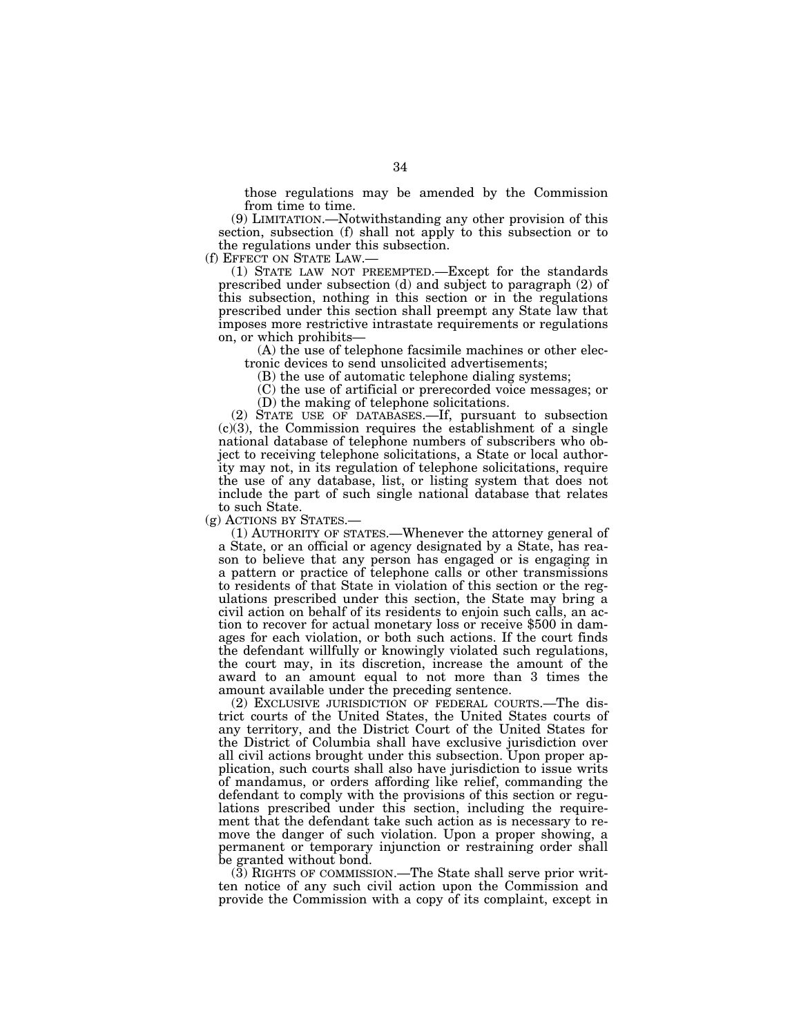those regulations may be amended by the Commission from time to time.

(9) LIMITATION.—Notwithstanding any other provision of this section, subsection (f) shall not apply to this subsection or to the regulations under this subsection.

(f) EFFECT ON STATE LAW.—

(1) STATE LAW NOT PREEMPTED.—Except for the standards prescribed under subsection (d) and subject to paragraph (2) of this subsection, nothing in this section or in the regulations prescribed under this section shall preempt any State law that imposes more restrictive intrastate requirements or regulations on, or which prohibits—

(A) the use of telephone facsimile machines or other electronic devices to send unsolicited advertisements;

(B) the use of automatic telephone dialing systems;

(C) the use of artificial or prerecorded voice messages; or

(D) the making of telephone solicitations.

(2) STATE USE OF DATABASES.—If, pursuant to subsection (c)(3), the Commission requires the establishment of a single national database of telephone numbers of subscribers who object to receiving telephone solicitations, a State or local authority may not, in its regulation of telephone solicitations, require the use of any database, list, or listing system that does not include the part of such single national database that relates to such State.

(g) ACTIONS BY STATES.—

(1) AUTHORITY OF STATES.—Whenever the attorney general of a State, or an official or agency designated by a State, has reason to believe that any person has engaged or is engaging in a pattern or practice of telephone calls or other transmissions to residents of that State in violation of this section or the regulations prescribed under this section, the State may bring a civil action on behalf of its residents to enjoin such calls, an action to recover for actual monetary loss or receive $500 in damages for each violation, or both such actions. If the court finds the defendant willfully or knowingly violated such regulations, the court may, in its discretion, increase the amount of the award to an amount equal to not more than 3 times the amount available under the preceding sentence.

(2) EXCLUSIVE JURISDICTION OF FEDERAL COURTS.—The district courts of the United States, the United States courts of any territory, and the District Court of the United States for the District of Columbia shall have exclusive jurisdiction over all civil actions brought under this subsection. Upon proper application, such courts shall also have jurisdiction to issue writs of mandamus, or orders affording like relief, commanding the defendant to comply with the provisions of this section or regulations prescribed under this section, including the requirement that the defendant take such action as is necessary to remove the danger of such violation. Upon a proper showing, a permanent or temporary injunction or restraining order shall be granted without bond.

(3) RIGHTS OF COMMISSION.—The State shall serve prior written notice of any such civil action upon the Commission and provide the Commission with a copy of its complaint, except in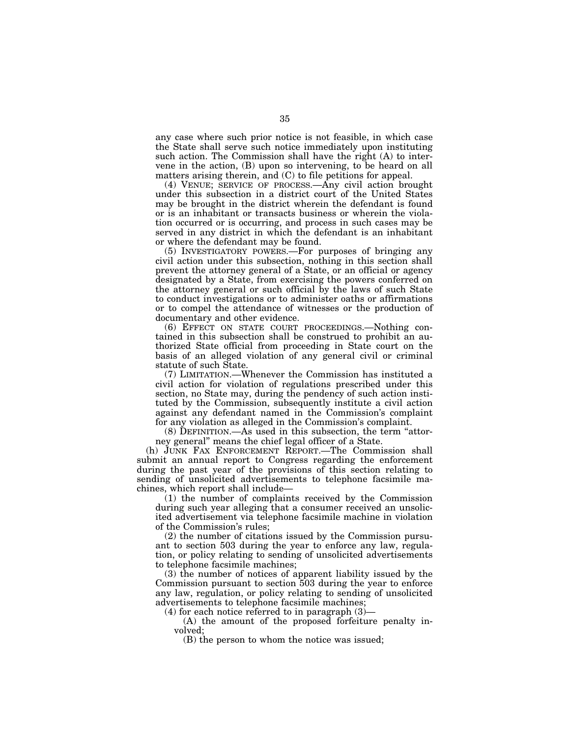any case where such prior notice is not feasible, in which case the State shall serve such notice immediately upon instituting such action. The Commission shall have the right (A) to intervene in the action, (B) upon so intervening, to be heard on all matters arising therein, and (C) to file petitions for appeal.

(4) VENUE; SERVICE OF PROCESS.—Any civil action brought under this subsection in a district court of the United States may be brought in the district wherein the defendant is found or is an inhabitant or transacts business or wherein the violation occurred or is occurring, and process in such cases may be served in any district in which the defendant is an inhabitant or where the defendant may be found.

(5) INVESTIGATORY POWERS.—For purposes of bringing any civil action under this subsection, nothing in this section shall prevent the attorney general of a State, or an official or agency designated by a State, from exercising the powers conferred on the attorney general or such official by the laws of such State to conduct investigations or to administer oaths or affirmations or to compel the attendance of witnesses or the production of documentary and other evidence.

(6) EFFECT ON STATE COURT PROCEEDINGS.—Nothing contained in this subsection shall be construed to prohibit an authorized State official from proceeding in State court on the basis of an alleged violation of any general civil or criminal statute of such State.

(7) LIMITATION.—Whenever the Commission has instituted a civil action for violation of regulations prescribed under this section, no State may, during the pendency of such action instituted by the Commission, subsequently institute a civil action against any defendant named in the Commission's complaint for any violation as alleged in the Commission's complaint.

(8) DEFINITION.—As used in this subsection, the term "attorney general" means the chief legal officer of a State.

(h) JUNK FAX ENFORCEMENT REPORT.—The Commission shall submit an annual report to Congress regarding the enforcement during the past year of the provisions of this section relating to sending of unsolicited advertisements to telephone facsimile machines, which report shall include—

(1) the number of complaints received by the Commission during such year alleging that a consumer received an unsolicited advertisement via telephone facsimile machine in violation of the Commission's rules;

(2) the number of citations issued by the Commission pursuant to section 503 during the year to enforce any law, regulation, or policy relating to sending of unsolicited advertisements to telephone facsimile machines;

(3) the number of notices of apparent liability issued by the Commission pursuant to section 503 during the year to enforce any law, regulation, or policy relating to sending of unsolicited advertisements to telephone facsimile machines;

(4) for each notice referred to in paragraph (3)—

(A) the amount of the proposed forfeiture penalty involved;

(B) the person to whom the notice was issued;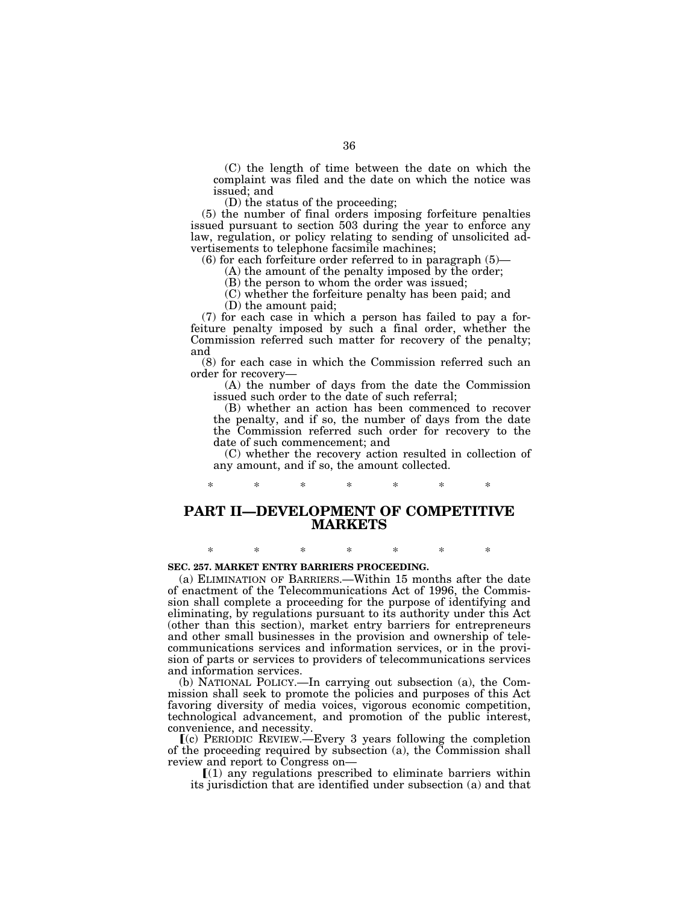(C) the length of time between the date on which the complaint was filed and the date on which the notice was issued; and

(D) the status of the proceeding;

(5) the number of final orders imposing forfeiture penalties issued pursuant to section 503 during the year to enforce any law, regulation, or policy relating to sending of unsolicited advertisements to telephone facsimile machines;

(6) for each forfeiture order referred to in paragraph (5)—

(A) the amount of the penalty imposed by the order;

(B) the person to whom the order was issued;

(C) whether the forfeiture penalty has been paid; and

(D) the amount paid;

(7) for each case in which a person has failed to pay a forfeiture penalty imposed by such a final order, whether the Commission referred such matter for recovery of the penalty; and

(8) for each case in which the Commission referred such an order for recovery—

(A) the number of days from the date the Commission issued such order to the date of such referral;

(B) whether an action has been commenced to recover the penalty, and if so, the number of days from the date the Commission referred such order for recovery to the date of such commencement; and

(C) whether the recovery action resulted in collection of any amount, and if so, the amount collected.

\* \* \* \* \* \* \*

## PART II—DEVELOPMENT OF COMPETITIVE MARKETS

\* \* \* \* \* \* \*

**SEC. 257. MARKET ENTRY BARRIERS PROCEEDING.**

(a) ELIMINATION OF BARRIERS.—Within 15 months after the date of enactment of the Telecommunications Act of 1996, the Commission shall complete a proceeding for the purpose of identifying and eliminating, by regulations pursuant to its authority under this Act (other than this section), market entry barriers for entrepreneurs and other small businesses in the provision and ownership of telecommunications services and information services, or in the provision of parts or services to providers of telecommunications services and information services.

(b) NATIONAL POLICY.—In carrying out subsection (a), the Commission shall seek to promote the policies and purposes of this Act favoring diversity of media voices, vigorous economic competition, technological advancement, and promotion of the public interest, convenience, and necessity.

⟦(c) PERIODIC REVIEW.—Every 3 years following the completion of the proceeding required by subsection (a), the Commission shall review and report to Congress on—

⟦(1) any regulations prescribed to eliminate barriers within its jurisdiction that are identified under subsection (a) and that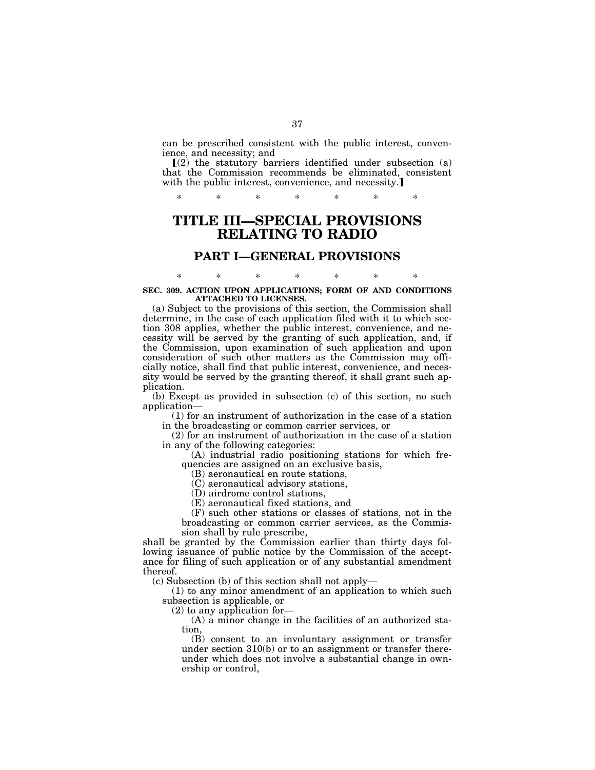can be prescribed consistent with the public interest, convenience, and necessity; and

【(2) the statutory barriers identified under subsection (a) that the Commission recommends be eliminated, consistent with the public interest, convenience, and necessity.】

\* \* \* \* \* \* \*

# TITLE III—SPECIAL PROVISIONS RELATING TO RADIO

## PART I—GENERAL PROVISIONS

\* \* \* \* \* \* \*

#### SEC. 309. ACTION UPON APPLICATIONS; FORM OF AND CONDITIONS ATTACHED TO LICENSES.

(a) Subject to the provisions of this section, the Commission shall determine, in the case of each application filed with it to which section 308 applies, whether the public interest, convenience, and necessity will be served by the granting of such application, and, if the Commission, upon examination of such application and upon consideration of such other matters as the Commission may officially notice, shall find that public interest, convenience, and necessity would be served by the granting thereof, it shall grant such application.

(b) Except as provided in subsection (c) of this section, no such application—

(1) for an instrument of authorization in the case of a station in the broadcasting or common carrier services, or

(2) for an instrument of authorization in the case of a station in any of the following categories:

(A) industrial radio positioning stations for which frequencies are assigned on an exclusive basis,

(B) aeronautical en route stations,

(C) aeronautical advisory stations,

(D) airdrome control stations,

(E) aeronautical fixed stations, and

(F) such other stations or classes of stations, not in the broadcasting or common carrier services, as the Commission shall by rule prescribe,

shall be granted by the Commission earlier than thirty days following issuance of public notice by the Commission of the acceptance for filing of such application or of any substantial amendment thereof.

(c) Subsection (b) of this section shall not apply—

(1) to any minor amendment of an application to which such subsection is applicable, or

(2) to any application for—

(A) a minor change in the facilities of an authorized station,

(B) consent to an involuntary assignment or transfer under section 310(b) or to an assignment or transfer thereunder which does not involve a substantial change in ownership or control,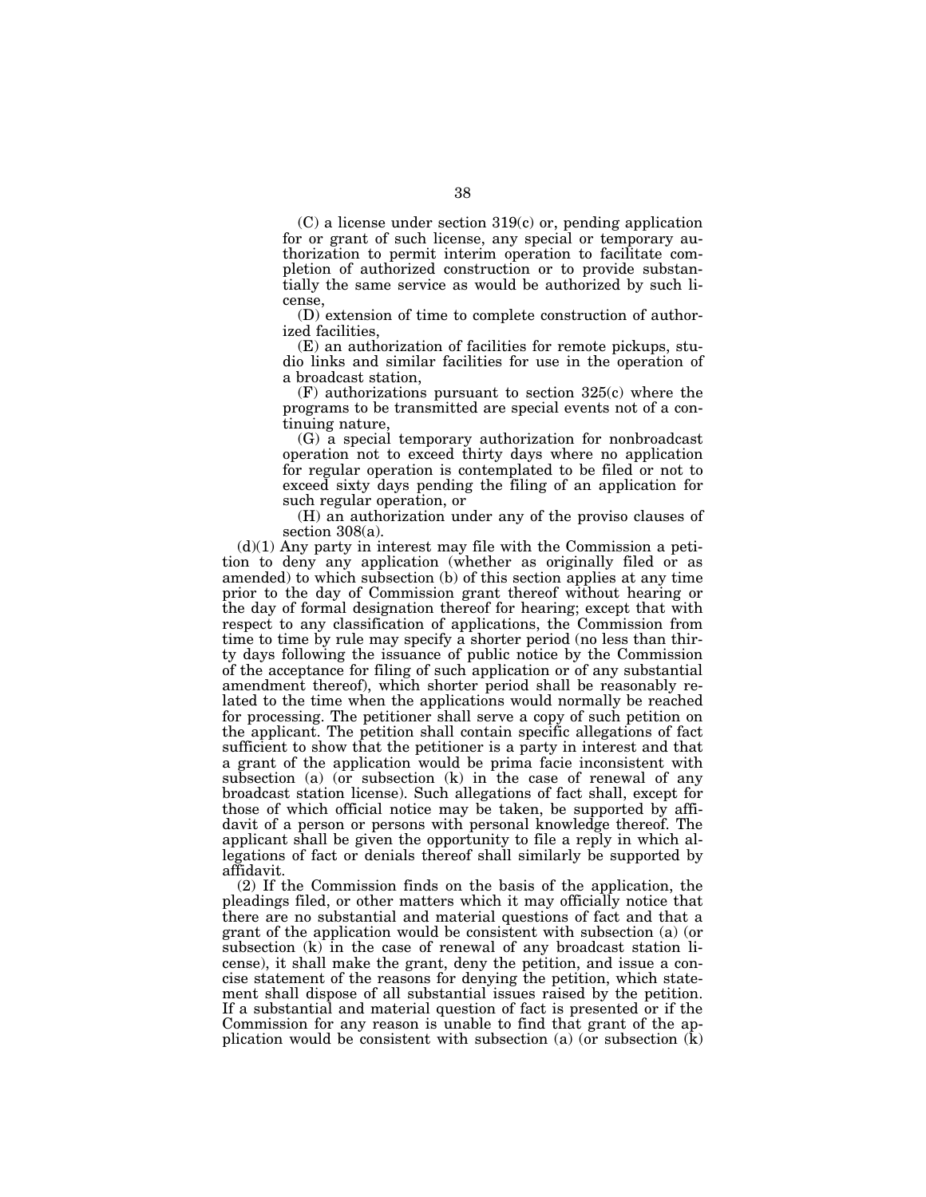(C) a license under section 319(c) or, pending application for or grant of such license, any special or temporary authorization to permit interim operation to facilitate completion of authorized construction or to provide substantially the same service as would be authorized by such license,

(D) extension of time to complete construction of authorized facilities,

(E) an authorization of facilities for remote pickups, studio links and similar facilities for use in the operation of a broadcast station,

(F) authorizations pursuant to section 325(c) where the programs to be transmitted are special events not of a continuing nature,

(G) a special temporary authorization for nonbroadcast operation not to exceed thirty days where no application for regular operation is contemplated to be filed or not to exceed sixty days pending the filing of an application for such regular operation, or

(H) an authorization under any of the proviso clauses of section 308(a).

(d)(1) Any party in interest may file with the Commission a petition to deny any application (whether as originally filed or as amended) to which subsection (b) of this section applies at any time prior to the day of Commission grant thereof without hearing or the day of formal designation thereof for hearing; except that with respect to any classification of applications, the Commission from time to time by rule may specify a shorter period (no less than thirty days following the issuance of public notice by the Commission of the acceptance for filing of such application or of any substantial amendment thereof), which shorter period shall be reasonably related to the time when the applications would normally be reached for processing. The petitioner shall serve a copy of such petition on the applicant. The petition shall contain specific allegations of fact sufficient to show that the petitioner is a party in interest and that a grant of the application would be prima facie inconsistent with subsection (a) (or subsection (k) in the case of renewal of any broadcast station license). Such allegations of fact shall, except for those of which official notice may be taken, be supported by affidavit of a person or persons with personal knowledge thereof. The applicant shall be given the opportunity to file a reply in which allegations of fact or denials thereof shall similarly be supported by affidavit.

(2) If the Commission finds on the basis of the application, the pleadings filed, or other matters which it may officially notice that there are no substantial and material questions of fact and that a grant of the application would be consistent with subsection (a) (or subsection (k) in the case of renewal of any broadcast station license), it shall make the grant, deny the petition, and issue a concise statement of the reasons for denying the petition, which statement shall dispose of all substantial issues raised by the petition. If a substantial and material question of fact is presented or if the Commission for any reason is unable to find that grant of the application would be consistent with subsection (a) (or subsection (k)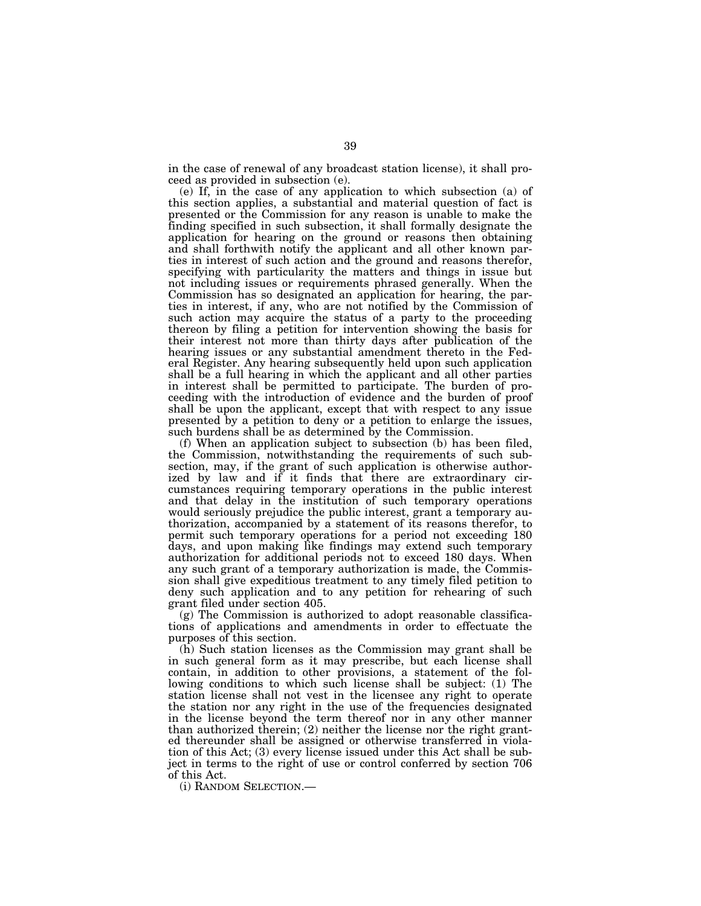in the case of renewal of any broadcast station license), it shall proceed as provided in subsection (e).

(e) If, in the case of any application to which subsection (a) of this section applies, a substantial and material question of fact is presented or the Commission for any reason is unable to make the finding specified in such subsection, it shall formally designate the application for hearing on the ground or reasons then obtaining and shall forthwith notify the applicant and all other known parties in interest of such action and the ground and reasons therefor, specifying with particularity the matters and things in issue but not including issues or requirements phrased generally. When the Commission has so designated an application for hearing, the parties in interest, if any, who are not notified by the Commission of such action may acquire the status of a party to the proceeding thereon by filing a petition for intervention showing the basis for their interest not more than thirty days after publication of the hearing issues or any substantial amendment thereto in the Federal Register. Any hearing subsequently held upon such application shall be a full hearing in which the applicant and all other parties in interest shall be permitted to participate. The burden of proceeding with the introduction of evidence and the burden of proof shall be upon the applicant, except that with respect to any issue presented by a petition to deny or a petition to enlarge the issues, such burdens shall be as determined by the Commission.

(f) When an application subject to subsection (b) has been filed, the Commission, notwithstanding the requirements of such subsection, may, if the grant of such application is otherwise authorized by law and if it finds that there are extraordinary circumstances requiring temporary operations in the public interest and that delay in the institution of such temporary operations would seriously prejudice the public interest, grant a temporary authorization, accompanied by a statement of its reasons therefor, to permit such temporary operations for a period not exceeding 180 days, and upon making like findings may extend such temporary authorization for additional periods not to exceed 180 days. When any such grant of a temporary authorization is made, the Commission shall give expeditious treatment to any timely filed petition to deny such application and to any petition for rehearing of such grant filed under section 405.

(g) The Commission is authorized to adopt reasonable classifications of applications and amendments in order to effectuate the purposes of this section.

(h) Such station licenses as the Commission may grant shall be in such general form as it may prescribe, but each license shall contain, in addition to other provisions, a statement of the following conditions to which such license shall be subject: (1) The station license shall not vest in the licensee any right to operate the station nor any right in the use of the frequencies designated in the license beyond the term thereof nor in any other manner than authorized therein; (2) neither the license nor the right granted thereunder shall be assigned or otherwise transferred in violation of this Act; (3) every license issued under this Act shall be subject in terms to the right of use or control conferred by section 706 of this Act.

(i) RANDOM SELECTION.—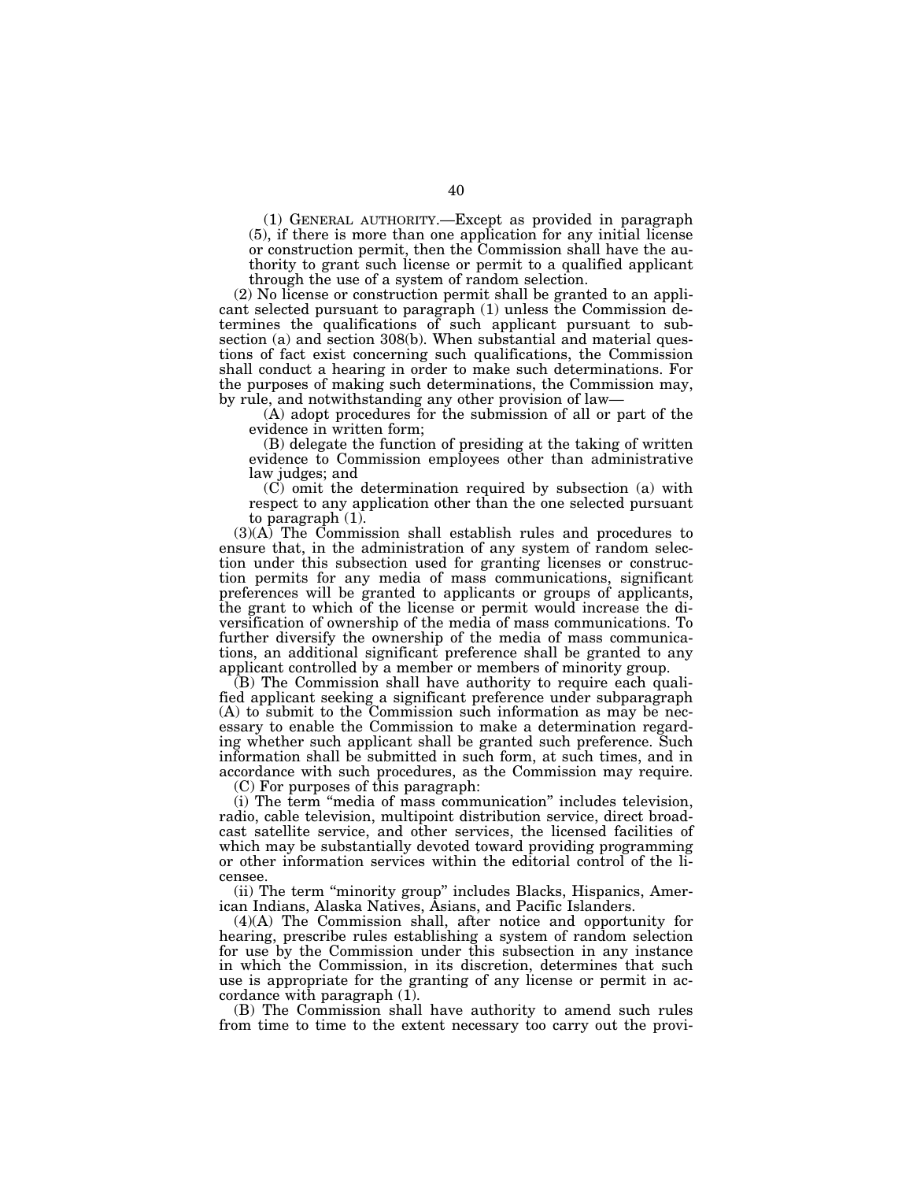(1) GENERAL AUTHORITY.—Except as provided in paragraph (5), if there is more than one application for any initial license or construction permit, then the Commission shall have the authority to grant such license or permit to a qualified applicant through the use of a system of random selection.

(2) No license or construction permit shall be granted to an applicant selected pursuant to paragraph (1) unless the Commission determines the qualifications of such applicant pursuant to subsection (a) and section 308(b). When substantial and material questions of fact exist concerning such qualifications, the Commission shall conduct a hearing in order to make such determinations. For the purposes of making such determinations, the Commission may, by rule, and notwithstanding any other provision of law—

(A) adopt procedures for the submission of all or part of the evidence in written form;

(B) delegate the function of presiding at the taking of written evidence to Commission employees other than administrative law judges; and

(C) omit the determination required by subsection (a) with respect to any application other than the one selected pursuant to paragraph (1).

(3)(A) The Commission shall establish rules and procedures to ensure that, in the administration of any system of random selection under this subsection used for granting licenses or construction permits for any media of mass communications, significant preferences will be granted to applicants or groups of applicants, the grant to which of the license or permit would increase the diversification of ownership of the media of mass communications. To further diversify the ownership of the media of mass communications, an additional significant preference shall be granted to any applicant controlled by a member or members of minority group.

(B) The Commission shall have authority to require each qualified applicant seeking a significant preference under subparagraph (A) to submit to the Commission such information as may be necessary to enable the Commission to make a determination regarding whether such applicant shall be granted such preference. Such information shall be submitted in such form, at such times, and in accordance with such procedures, as the Commission may require.

(C) For purposes of this paragraph:

(i) The term "media of mass communication" includes television, radio, cable television, multipoint distribution service, direct broadcast satellite service, and other services, the licensed facilities of which may be substantially devoted toward providing programming or other information services within the editorial control of the licensee.

(ii) The term "minority group" includes Blacks, Hispanics, American Indians, Alaska Natives, Asians, and Pacific Islanders.

(4)(A) The Commission shall, after notice and opportunity for hearing, prescribe rules establishing a system of random selection for use by the Commission under this subsection in any instance in which the Commission, in its discretion, determines that such use is appropriate for the granting of any license or permit in accordance with paragraph (1).

(B) The Commission shall have authority to amend such rules from time to time to the extent necessary too carry out the provi-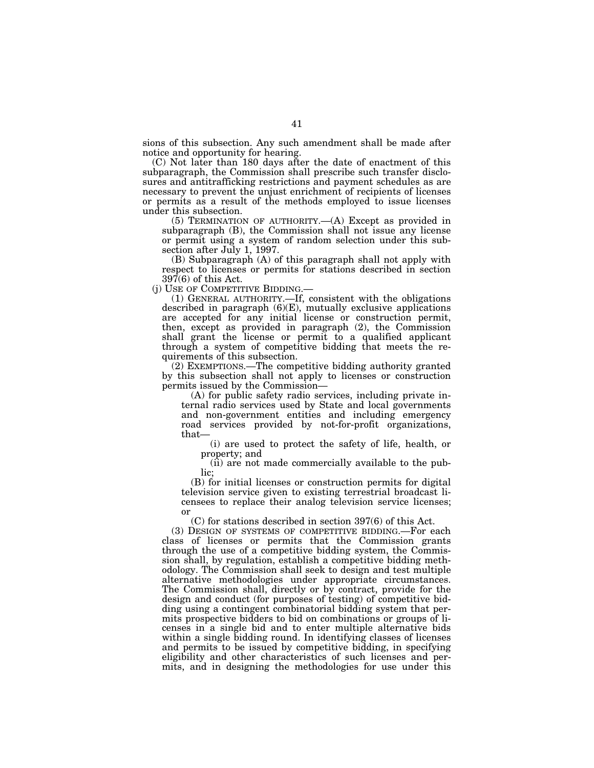sions of this subsection. Any such amendment shall be made after notice and opportunity for hearing.

(C) Not later than 180 days after the date of enactment of this subparagraph, the Commission shall prescribe such transfer disclosures and antitrafficking restrictions and payment schedules as are necessary to prevent the unjust enrichment of recipients of licenses or permits as a result of the methods employed to issue licenses under this subsection.

(5) TERMINATION OF AUTHORITY.—(A) Except as provided in subparagraph (B), the Commission shall not issue any license or permit using a system of random selection under this subsection after July 1, 1997.

(B) Subparagraph (A) of this paragraph shall not apply with respect to licenses or permits for stations described in section 397(6) of this Act.

(j) USE OF COMPETITIVE BIDDING.—

(1) GENERAL AUTHORITY.—If, consistent with the obligations described in paragraph (6)(E), mutually exclusive applications are accepted for any initial license or construction permit, then, except as provided in paragraph (2), the Commission shall grant the license or permit to a qualified applicant through a system of competitive bidding that meets the requirements of this subsection.

(2) EXEMPTIONS.—The competitive bidding authority granted by this subsection shall not apply to licenses or construction permits issued by the Commission—

(A) for public safety radio services, including private internal radio services used by State and local governments and non-government entities and including emergency road services provided by not-for-profit organizations, that—

(i) are used to protect the safety of life, health, or property; and

(ii) are not made commercially available to the public;

(B) for initial licenses or construction permits for digital television service given to existing terrestrial broadcast licensees to replace their analog television service licenses; or

(C) for stations described in section 397(6) of this Act.

(3) DESIGN OF SYSTEMS OF COMPETITIVE BIDDING.—For each class of licenses or permits that the Commission grants through the use of a competitive bidding system, the Commission shall, by regulation, establish a competitive bidding methodology. The Commission shall seek to design and test multiple alternative methodologies under appropriate circumstances. The Commission shall, directly or by contract, provide for the design and conduct (for purposes of testing) of competitive bidding using a contingent combinatorial bidding system that permits prospective bidders to bid on combinations or groups of licenses in a single bid and to enter multiple alternative bids within a single bidding round. In identifying classes of licenses and permits to be issued by competitive bidding, in specifying eligibility and other characteristics of such licenses and permits, and in designing the methodologies for use under this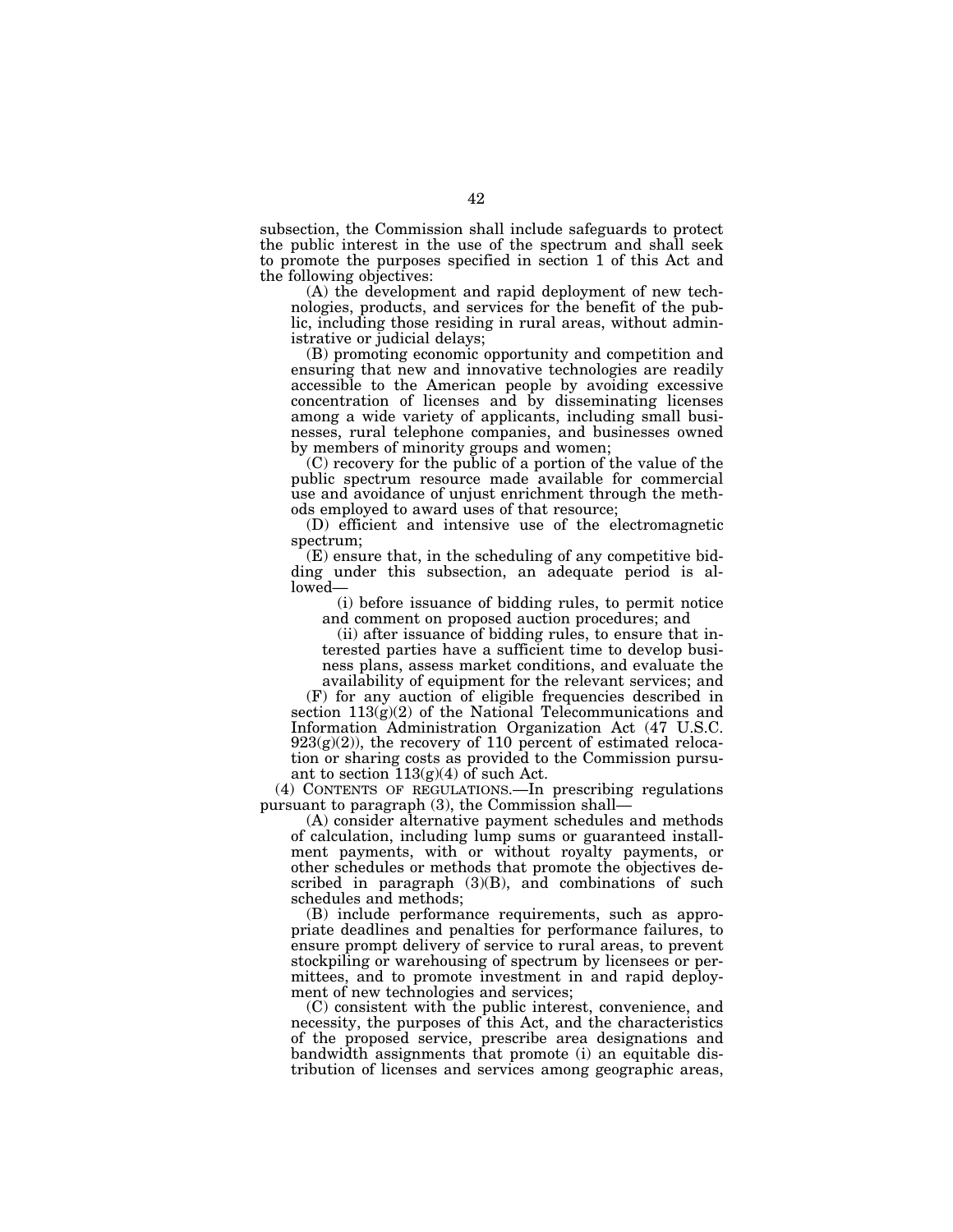subsection, the Commission shall include safeguards to protect the public interest in the use of the spectrum and shall seek to promote the purposes specified in section 1 of this Act and the following objectives:

(A) the development and rapid deployment of new technologies, products, and services for the benefit of the public, including those residing in rural areas, without administrative or judicial delays;

(B) promoting economic opportunity and competition and ensuring that new and innovative technologies are readily accessible to the American people by avoiding excessive concentration of licenses and by disseminating licenses among a wide variety of applicants, including small businesses, rural telephone companies, and businesses owned by members of minority groups and women;

(C) recovery for the public of a portion of the value of the public spectrum resource made available for commercial use and avoidance of unjust enrichment through the methods employed to award uses of that resource;

(D) efficient and intensive use of the electromagnetic spectrum;

(E) ensure that, in the scheduling of any competitive bidding under this subsection, an adequate period is allowed—

(i) before issuance of bidding rules, to permit notice and comment on proposed auction procedures; and

(ii) after issuance of bidding rules, to ensure that interested parties have a sufficient time to develop business plans, assess market conditions, and evaluate the availability of equipment for the relevant services; and

(F) for any auction of eligible frequencies described in section 113(g)(2) of the National Telecommunications and Information Administration Organization Act (47 U.S.C. 923(g)(2)), the recovery of 110 percent of estimated relocation or sharing costs as provided to the Commission pursuant to section 113(g)(4) of such Act.

(4) CONTENTS OF REGULATIONS.—In prescribing regulations pursuant to paragraph (3), the Commission shall—

(A) consider alternative payment schedules and methods of calculation, including lump sums or guaranteed installment payments, with or without royalty payments, or other schedules or methods that promote the objectives described in paragraph (3)(B), and combinations of such schedules and methods;

(B) include performance requirements, such as appropriate deadlines and penalties for performance failures, to ensure prompt delivery of service to rural areas, to prevent stockpiling or warehousing of spectrum by licensees or permittees, and to promote investment in and rapid deployment of new technologies and services;

(C) consistent with the public interest, convenience, and necessity, the purposes of this Act, and the characteristics of the proposed service, prescribe area designations and bandwidth assignments that promote (i) an equitable distribution of licenses and services among geographic areas,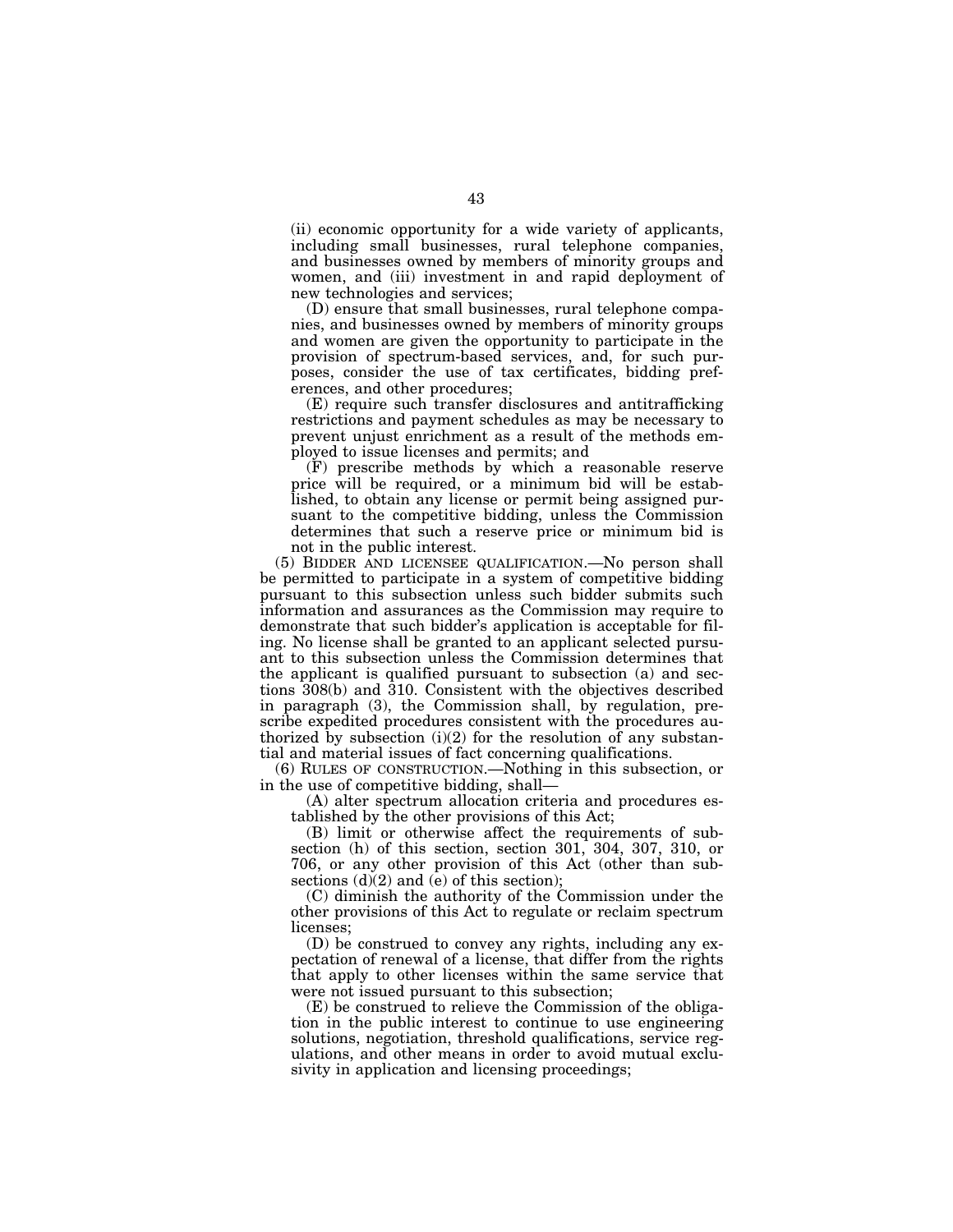(ii) economic opportunity for a wide variety of applicants, including small businesses, rural telephone companies, and businesses owned by members of minority groups and women, and (iii) investment in and rapid deployment of new technologies and services;

(D) ensure that small businesses, rural telephone companies, and businesses owned by members of minority groups and women are given the opportunity to participate in the provision of spectrum-based services, and, for such purposes, consider the use of tax certificates, bidding preferences, and other procedures;

(E) require such transfer disclosures and antitrafficking restrictions and payment schedules as may be necessary to prevent unjust enrichment as a result of the methods employed to issue licenses and permits; and

(F) prescribe methods by which a reasonable reserve price will be required, or a minimum bid will be established, to obtain any license or permit being assigned pursuant to the competitive bidding, unless the Commission determines that such a reserve price or minimum bid is not in the public interest.

(5) BIDDER AND LICENSEE QUALIFICATION.—No person shall be permitted to participate in a system of competitive bidding pursuant to this subsection unless such bidder submits such information and assurances as the Commission may require to demonstrate that such bidder's application is acceptable for filing. No license shall be granted to an applicant selected pursuant to this subsection unless the Commission determines that the applicant is qualified pursuant to subsection (a) and sections 308(b) and 310. Consistent with the objectives described in paragraph (3), the Commission shall, by regulation, prescribe expedited procedures consistent with the procedures authorized by subsection (i)(2) for the resolution of any substantial and material issues of fact concerning qualifications.

(6) RULES OF CONSTRUCTION.—Nothing in this subsection, or in the use of competitive bidding, shall—

(A) alter spectrum allocation criteria and procedures established by the other provisions of this Act;

(B) limit or otherwise affect the requirements of subsection (h) of this section, section 301, 304, 307, 310, or 706, or any other provision of this Act (other than subsections (d)(2) and (e) of this section);

(C) diminish the authority of the Commission under the other provisions of this Act to regulate or reclaim spectrum licenses;

(D) be construed to convey any rights, including any expectation of renewal of a license, that differ from the rights that apply to other licenses within the same service that were not issued pursuant to this subsection;

(E) be construed to relieve the Commission of the obligation in the public interest to continue to use engineering solutions, negotiation, threshold qualifications, service regulations, and other means in order to avoid mutual exclusivity in application and licensing proceedings;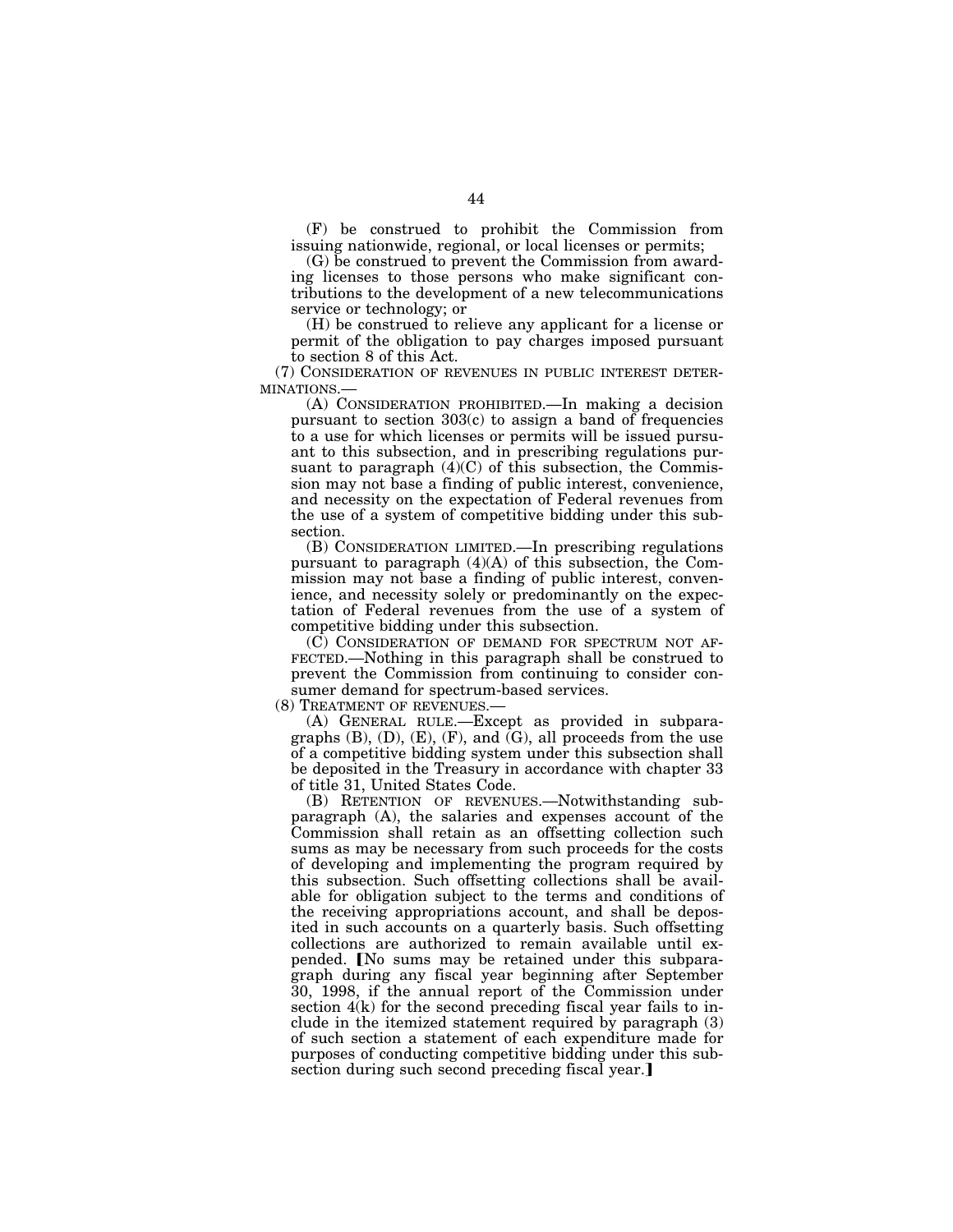(F) be construed to prohibit the Commission from issuing nationwide, regional, or local licenses or permits;

(G) be construed to prevent the Commission from awarding licenses to those persons who make significant contributions to the development of a new telecommunications service or technology; or

(H) be construed to relieve any applicant for a license or permit of the obligation to pay charges imposed pursuant to section 8 of this Act.

(7) CONSIDERATION OF REVENUES IN PUBLIC INTEREST DETERMINATIONS.—

(A) CONSIDERATION PROHIBITED.—In making a decision pursuant to section 303(c) to assign a band of frequencies to a use for which licenses or permits will be issued pursuant to this subsection, and in prescribing regulations pursuant to paragraph (4)(C) of this subsection, the Commission may not base a finding of public interest, convenience, and necessity on the expectation of Federal revenues from the use of a system of competitive bidding under this subsection.

(B) CONSIDERATION LIMITED.—In prescribing regulations pursuant to paragraph (4)(A) of this subsection, the Commission may not base a finding of public interest, convenience, and necessity solely or predominantly on the expectation of Federal revenues from the use of a system of competitive bidding under this subsection.

(C) CONSIDERATION OF DEMAND FOR SPECTRUM NOT AFFECTED.—Nothing in this paragraph shall be construed to prevent the Commission from continuing to consider consumer demand for spectrum-based services.

(8) TREATMENT OF REVENUES.—

(A) GENERAL RULE.—Except as provided in subparagraphs (B), (D), (E), (F), and (G), all proceeds from the use of a competitive bidding system under this subsection shall be deposited in the Treasury in accordance with chapter 33 of title 31, United States Code.

(B) RETENTION OF REVENUES.—Notwithstanding subparagraph (A), the salaries and expenses account of the Commission shall retain as an offsetting collection such sums as may be necessary from such proceeds for the costs of developing and implementing the program required by this subsection. Such offsetting collections shall be available for obligation subject to the terms and conditions of the receiving appropriations account, and shall be deposited in such accounts on a quarterly basis. Such offsetting collections are authorized to remain available until expended. ⟦No sums may be retained under this subparagraph during any fiscal year beginning after September 30, 1998, if the annual report of the Commission under section 4(k) for the second preceding fiscal year fails to include in the itemized statement required by paragraph (3) of such section a statement of each expenditure made for purposes of conducting competitive bidding under this subsection during such second preceding fiscal year.⟧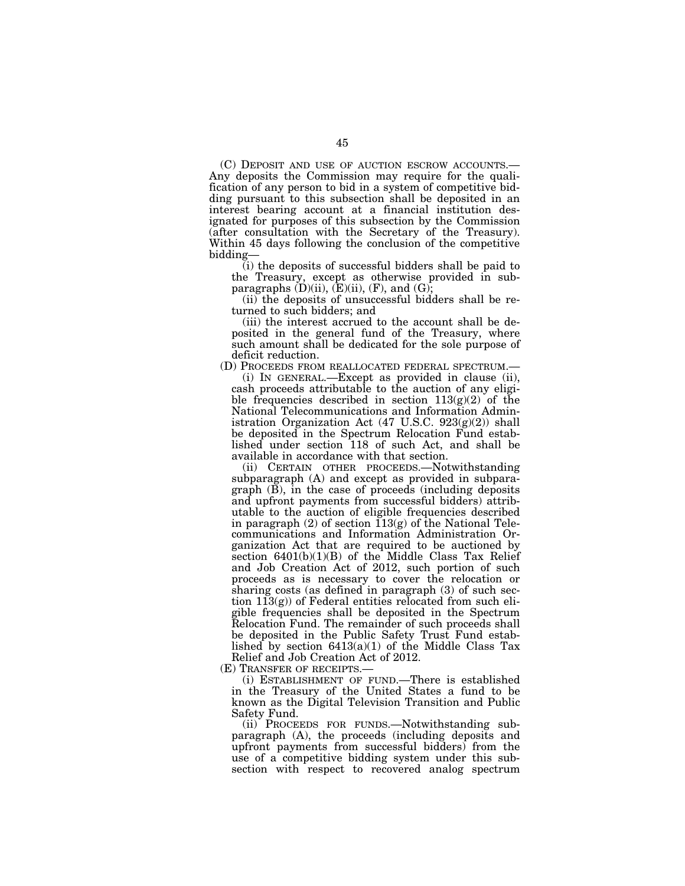(C) DEPOSIT AND USE OF AUCTION ESCROW ACCOUNTS.— Any deposits the Commission may require for the qualification of any person to bid in a system of competitive bidding pursuant to this subsection shall be deposited in an interest bearing account at a financial institution designated for purposes of this subsection by the Commission (after consultation with the Secretary of the Treasury). Within 45 days following the conclusion of the competitive bidding—

(i) the deposits of successful bidders shall be paid to the Treasury, except as otherwise provided in subparagraphs (D)(ii), (E)(ii), (F), and (G);

(ii) the deposits of unsuccessful bidders shall be returned to such bidders; and

(iii) the interest accrued to the account shall be deposited in the general fund of the Treasury, where such amount shall be dedicated for the sole purpose of deficit reduction.

(D) PROCEEDS FROM REALLOCATED FEDERAL SPECTRUM.—

(i) IN GENERAL.—Except as provided in clause (ii), cash proceeds attributable to the auction of any eligible frequencies described in section 113(g)(2) of the National Telecommunications and Information Administration Organization Act (47 U.S.C. 923(g)(2)) shall be deposited in the Spectrum Relocation Fund established under section 118 of such Act, and shall be available in accordance with that section.

(ii) CERTAIN OTHER PROCEEDS.—Notwithstanding subparagraph (A) and except as provided in subparagraph (B), in the case of proceeds (including deposits and upfront payments from successful bidders) attributable to the auction of eligible frequencies described in paragraph (2) of section 113(g) of the National Telecommunications and Information Administration Organization Act that are required to be auctioned by section 6401(b)(1)(B) of the Middle Class Tax Relief and Job Creation Act of 2012, such portion of such proceeds as is necessary to cover the relocation or sharing costs (as defined in paragraph (3) of such section 113(g)) of Federal entities relocated from such eligible frequencies shall be deposited in the Spectrum Relocation Fund. The remainder of such proceeds shall be deposited in the Public Safety Trust Fund established by section 6413(a)(1) of the Middle Class Tax Relief and Job Creation Act of 2012.

(E) TRANSFER OF RECEIPTS.—

(i) ESTABLISHMENT OF FUND.—There is established in the Treasury of the United States a fund to be known as the Digital Television Transition and Public Safety Fund.

(ii) PROCEEDS FOR FUNDS.—Notwithstanding subparagraph (A), the proceeds (including deposits and upfront payments from successful bidders) from the use of a competitive bidding system under this subsection with respect to recovered analog spectrum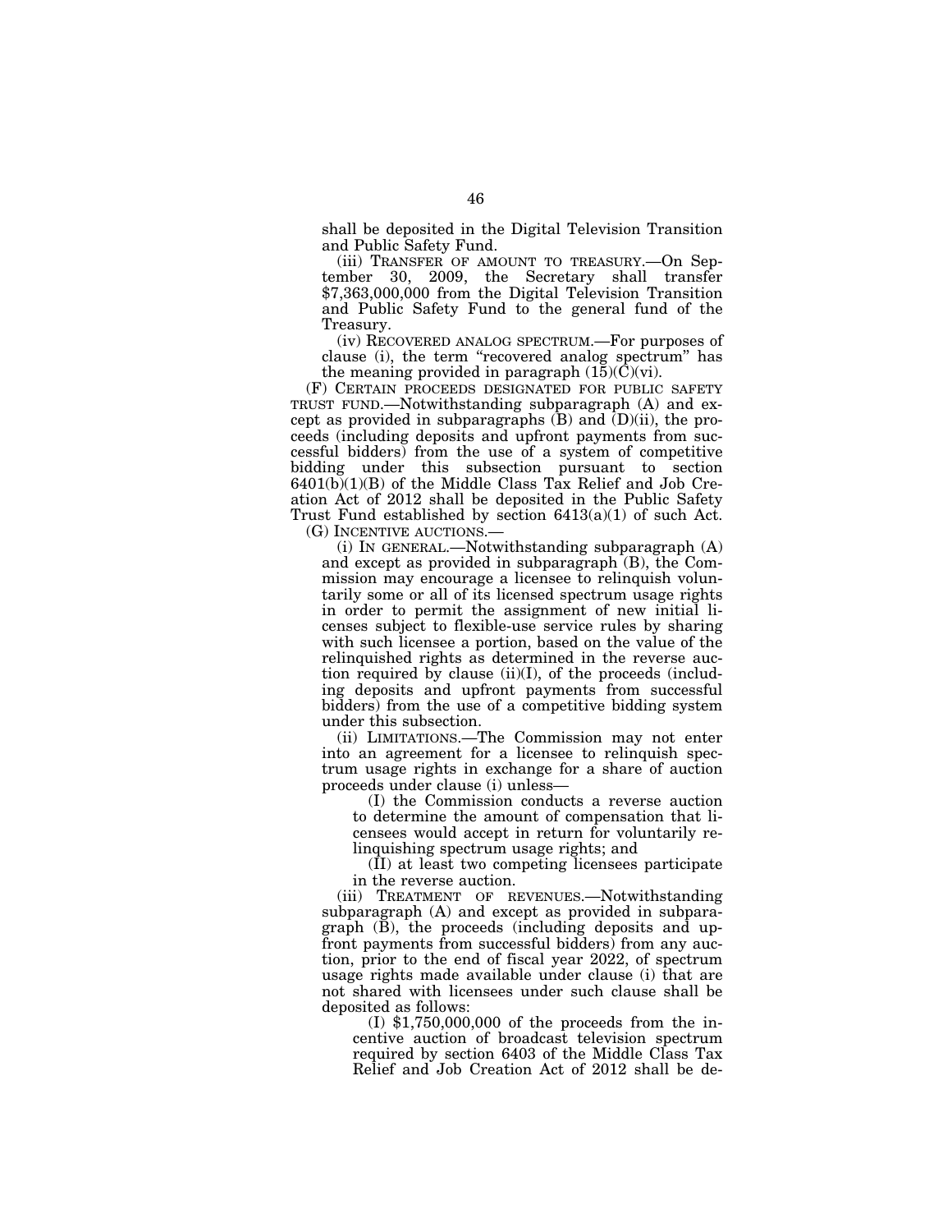shall be deposited in the Digital Television Transition and Public Safety Fund.

(iii) TRANSFER OF AMOUNT TO TREASURY.—On September 30, 2009, the Secretary shall transfer $7,363,000,000 from the Digital Television Transition and Public Safety Fund to the general fund of the Treasury.

(iv) RECOVERED ANALOG SPECTRUM.—For purposes of clause (i), the term "recovered analog spectrum" has the meaning provided in paragraph (15)(C)(vi).

(F) CERTAIN PROCEEDS DESIGNATED FOR PUBLIC SAFETY TRUST FUND.—Notwithstanding subparagraph (A) and except as provided in subparagraphs (B) and (D)(ii), the proceeds (including deposits and upfront payments from successful bidders) from the use of a system of competitive bidding under this subsection pursuant to section 6401(b)(1)(B) of the Middle Class Tax Relief and Job Creation Act of 2012 shall be deposited in the Public Safety Trust Fund established by section 6413(a)(1) of such Act.

(G) INCENTIVE AUCTIONS.—

(i) IN GENERAL.—Notwithstanding subparagraph (A) and except as provided in subparagraph (B), the Commission may encourage a licensee to relinquish voluntarily some or all of its licensed spectrum usage rights in order to permit the assignment of new initial licenses subject to flexible-use service rules by sharing with such licensee a portion, based on the value of the relinquished rights as determined in the reverse auction required by clause (ii)(I), of the proceeds (including deposits and upfront payments from successful bidders) from the use of a competitive bidding system under this subsection.

(ii) LIMITATIONS.—The Commission may not enter into an agreement for a licensee to relinquish spectrum usage rights in exchange for a share of auction proceeds under clause (i) unless—

(I) the Commission conducts a reverse auction to determine the amount of compensation that licensees would accept in return for voluntarily relinquishing spectrum usage rights; and

(II) at least two competing licensees participate in the reverse auction.

(iii) TREATMENT OF REVENUES.—Notwithstanding subparagraph (A) and except as provided in subparagraph (B), the proceeds (including deposits and upfront payments from successful bidders) from any auction, prior to the end of fiscal year 2022, of spectrum usage rights made available under clause (i) that are not shared with licensees under such clause shall be deposited as follows:

(I) $1,750,000,000 of the proceeds from the incentive auction of broadcast television spectrum required by section 6403 of the Middle Class Tax Relief and Job Creation Act of 2012 shall be de-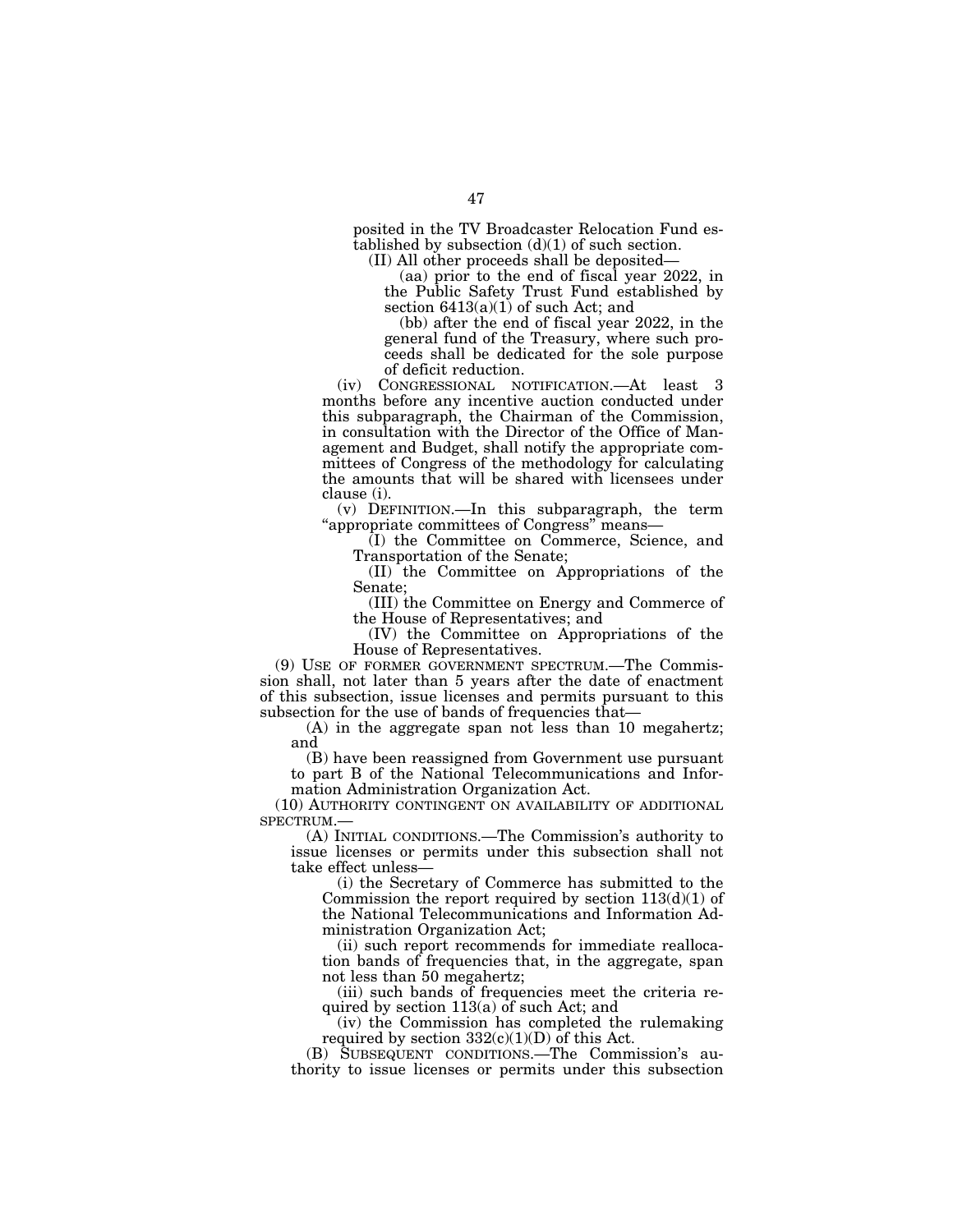posited in the TV Broadcaster Relocation Fund established by subsection (d)(1) of such section.

(II) All other proceeds shall be deposited—

(aa) prior to the end of fiscal year 2022, in the Public Safety Trust Fund established by section 6413(a)(1) of such Act; and

(bb) after the end of fiscal year 2022, in the general fund of the Treasury, where such proceeds shall be dedicated for the sole purpose of deficit reduction.

(iv) CONGRESSIONAL NOTIFICATION.—At least 3 months before any incentive auction conducted under this subparagraph, the Chairman of the Commission, in consultation with the Director of the Office of Management and Budget, shall notify the appropriate committees of Congress of the methodology for calculating the amounts that will be shared with licensees under clause (i).

(v) DEFINITION.—In this subparagraph, the term "appropriate committees of Congress" means—

(I) the Committee on Commerce, Science, and Transportation of the Senate;

(II) the Committee on Appropriations of the Senate;

(III) the Committee on Energy and Commerce of the House of Representatives; and

(IV) the Committee on Appropriations of the House of Representatives.

(9) USE OF FORMER GOVERNMENT SPECTRUM.—The Commission shall, not later than 5 years after the date of enactment of this subsection, issue licenses and permits pursuant to this subsection for the use of bands of frequencies that—

(A) in the aggregate span not less than 10 megahertz; and

(B) have been reassigned from Government use pursuant to part B of the National Telecommunications and Information Administration Organization Act.

(10) AUTHORITY CONTINGENT ON AVAILABILITY OF ADDITIONAL SPECTRUM.—

(A) INITIAL CONDITIONS.—The Commission's authority to issue licenses or permits under this subsection shall not take effect unless—

(i) the Secretary of Commerce has submitted to the Commission the report required by section 113(d)(1) of the National Telecommunications and Information Administration Organization Act;

(ii) such report recommends for immediate reallocation bands of frequencies that, in the aggregate, span not less than 50 megahertz;

(iii) such bands of frequencies meet the criteria required by section 113(a) of such Act; and

(iv) the Commission has completed the rulemaking required by section 332(c)(1)(D) of this Act.

(B) SUBSEQUENT CONDITIONS.—The Commission's authority to issue licenses or permits under this subsection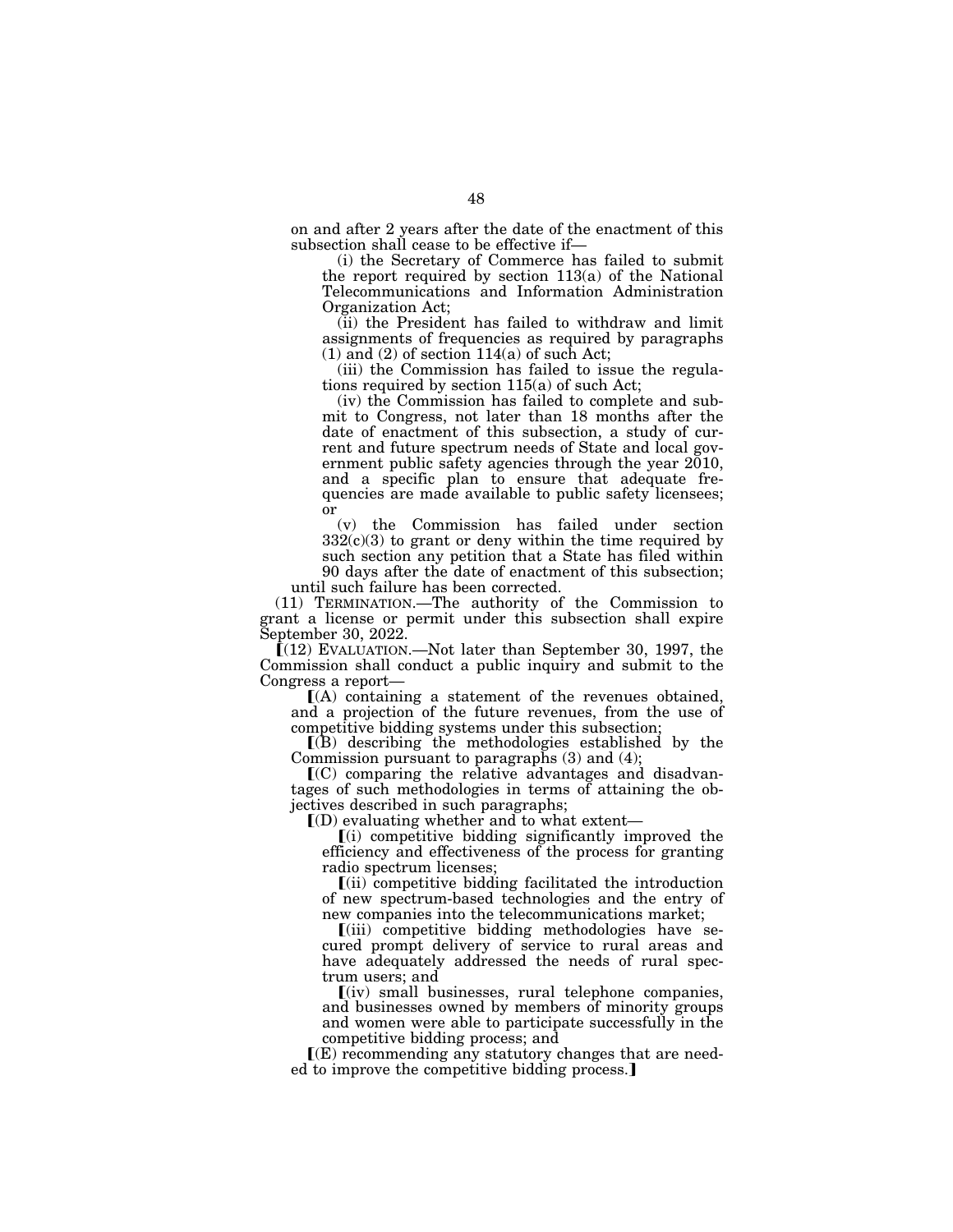on and after 2 years after the date of the enactment of this subsection shall cease to be effective if—

(i) the Secretary of Commerce has failed to submit the report required by section 113(a) of the National Telecommunications and Information Administration Organization Act;

(ii) the President has failed to withdraw and limit assignments of frequencies as required by paragraphs (1) and (2) of section 114(a) of such Act;

(iii) the Commission has failed to issue the regulations required by section 115(a) of such Act;

(iv) the Commission has failed to complete and submit to Congress, not later than 18 months after the date of enactment of this subsection, a study of current and future spectrum needs of State and local government public safety agencies through the year 2010, and a specific plan to ensure that adequate frequencies are made available to public safety licensees; or

(v) the Commission has failed under section 332(c)(3) to grant or deny within the time required by such section any petition that a State has filed within 90 days after the date of enactment of this subsection;

until such failure has been corrected.

(11) TERMINATION.—The authority of the Commission to grant a license or permit under this subsection shall expire September 30, 2022.

⟦(12) EVALUATION.—Not later than September 30, 1997, the Commission shall conduct a public inquiry and submit to the Congress a report—

⟦(A) containing a statement of the revenues obtained, and a projection of the future revenues, from the use of competitive bidding systems under this subsection;

⟦(B) describing the methodologies established by the Commission pursuant to paragraphs (3) and (4);

⟦(C) comparing the relative advantages and disadvantages of such methodologies in terms of attaining the objectives described in such paragraphs;

⟦(D) evaluating whether and to what extent—

⟦(i) competitive bidding significantly improved the efficiency and effectiveness of the process for granting radio spectrum licenses;

⟦(ii) competitive bidding facilitated the introduction of new spectrum-based technologies and the entry of new companies into the telecommunications market;

⟦(iii) competitive bidding methodologies have secured prompt delivery of service to rural areas and have adequately addressed the needs of rural spectrum users; and

⟦(iv) small businesses, rural telephone companies, and businesses owned by members of minority groups and women were able to participate successfully in the competitive bidding process; and

⟦(E) recommending any statutory changes that are needed to improve the competitive bidding process.⟧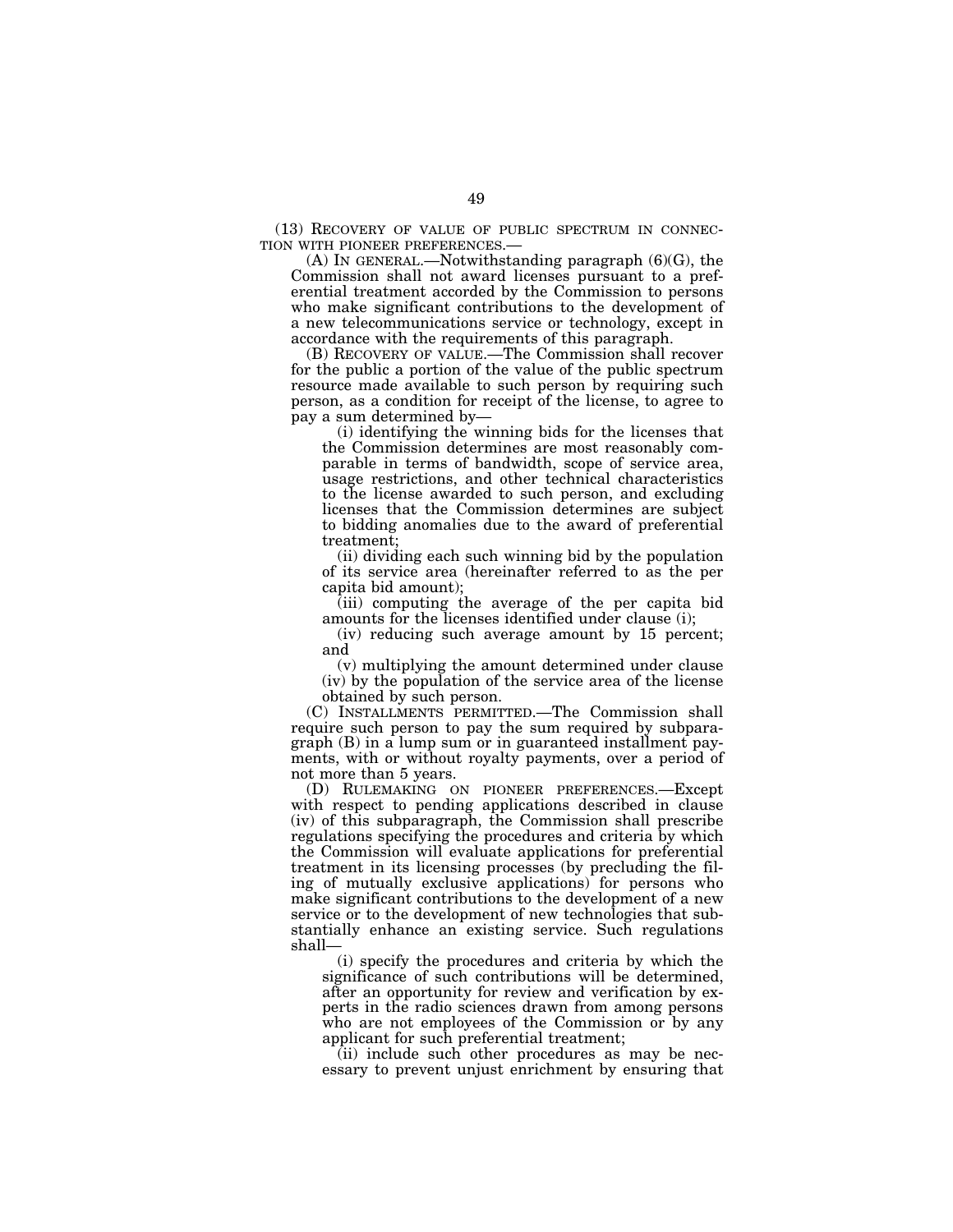(13) RECOVERY OF VALUE OF PUBLIC SPECTRUM IN CONNECTION WITH PIONEER PREFERENCES.—

(A) IN GENERAL.—Notwithstanding paragraph (6)(G), the Commission shall not award licenses pursuant to a preferential treatment accorded by the Commission to persons who make significant contributions to the development of a new telecommunications service or technology, except in accordance with the requirements of this paragraph.

(B) RECOVERY OF VALUE.—The Commission shall recover for the public a portion of the value of the public spectrum resource made available to such person by requiring such person, as a condition for receipt of the license, to agree to pay a sum determined by—

(i) identifying the winning bids for the licenses that the Commission determines are most reasonably comparable in terms of bandwidth, scope of service area, usage restrictions, and other technical characteristics to the license awarded to such person, and excluding licenses that the Commission determines are subject to bidding anomalies due to the award of preferential treatment;

(ii) dividing each such winning bid by the population of its service area (hereinafter referred to as the per capita bid amount);

(iii) computing the average of the per capita bid amounts for the licenses identified under clause (i);

(iv) reducing such average amount by 15 percent; and

(v) multiplying the amount determined under clause (iv) by the population of the service area of the license obtained by such person.

(C) INSTALLMENTS PERMITTED.—The Commission shall require such person to pay the sum required by subparagraph (B) in a lump sum or in guaranteed installment payments, with or without royalty payments, over a period of not more than 5 years.

(D) RULEMAKING ON PIONEER PREFERENCES.—Except with respect to pending applications described in clause (iv) of this subparagraph, the Commission shall prescribe regulations specifying the procedures and criteria by which the Commission will evaluate applications for preferential treatment in its licensing processes (by precluding the filing of mutually exclusive applications) for persons who make significant contributions to the development of a new service or to the development of new technologies that substantially enhance an existing service. Such regulations shall—

(i) specify the procedures and criteria by which the significance of such contributions will be determined, after an opportunity for review and verification by experts in the radio sciences drawn from among persons who are not employees of the Commission or by any applicant for such preferential treatment;

(ii) include such other procedures as may be necessary to prevent unjust enrichment by ensuring that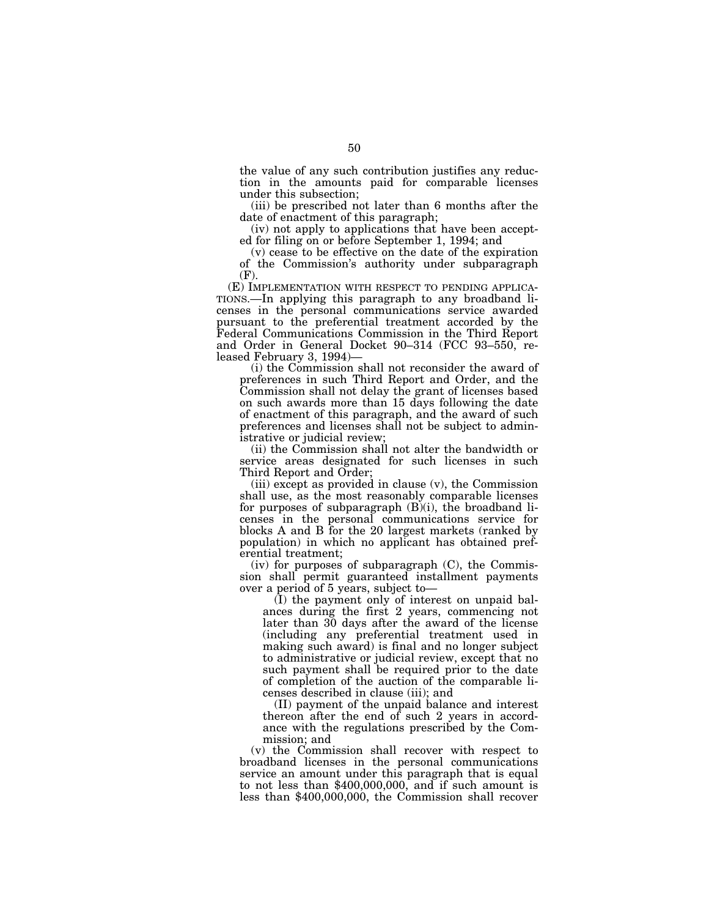the value of any such contribution justifies any reduction in the amounts paid for comparable licenses under this subsection;

(iii) be prescribed not later than 6 months after the date of enactment of this paragraph;

(iv) not apply to applications that have been accepted for filing on or before September 1, 1994; and

(v) cease to be effective on the date of the expiration of the Commission's authority under subparagraph (F).

(E) IMPLEMENTATION WITH RESPECT TO PENDING APPLICATIONS.—In applying this paragraph to any broadband licenses in the personal communications service awarded pursuant to the preferential treatment accorded by the Federal Communications Commission in the Third Report and Order in General Docket 90–314 (FCC 93–550, released February 3, 1994)—

(i) the Commission shall not reconsider the award of preferences in such Third Report and Order, and the Commission shall not delay the grant of licenses based on such awards more than 15 days following the date of enactment of this paragraph, and the award of such preferences and licenses shall not be subject to administrative or judicial review;

(ii) the Commission shall not alter the bandwidth or service areas designated for such licenses in such Third Report and Order;

(iii) except as provided in clause (v), the Commission shall use, as the most reasonably comparable licenses for purposes of subparagraph (B)(i), the broadband licenses in the personal communications service for blocks A and B for the 20 largest markets (ranked by population) in which no applicant has obtained preferential treatment;

(iv) for purposes of subparagraph (C), the Commission shall permit guaranteed installment payments over a period of 5 years, subject to—

(I) the payment only of interest on unpaid balances during the first 2 years, commencing not later than 30 days after the award of the license (including any preferential treatment used in making such award) is final and no longer subject to administrative or judicial review, except that no such payment shall be required prior to the date of completion of the auction of the comparable licenses described in clause (iii); and

(II) payment of the unpaid balance and interest thereon after the end of such 2 years in accordance with the regulations prescribed by the Commission; and

(v) the Commission shall recover with respect to broadband licenses in the personal communications service an amount under this paragraph that is equal to not less than \$400,000,000, and if such amount is less than \$400,000,000, the Commission shall recover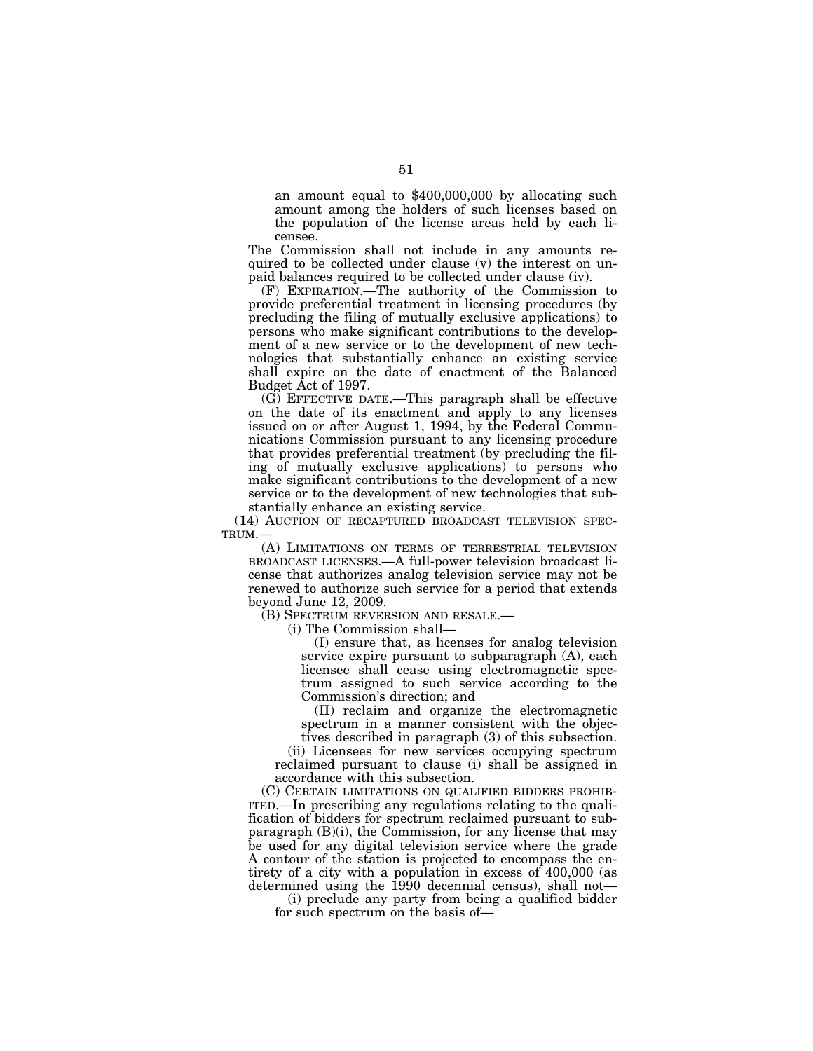an amount equal to $400,000,000 by allocating such amount among the holders of such licenses based on the population of the license areas held by each licensee.

The Commission shall not include in any amounts required to be collected under clause (v) the interest on unpaid balances required to be collected under clause (iv).

(F) EXPIRATION.—The authority of the Commission to provide preferential treatment in licensing procedures (by precluding the filing of mutually exclusive applications) to persons who make significant contributions to the development of a new service or to the development of new technologies that substantially enhance an existing service shall expire on the date of enactment of the Balanced Budget Act of 1997.

(G) EFFECTIVE DATE.—This paragraph shall be effective on the date of its enactment and apply to any licenses issued on or after August 1, 1994, by the Federal Communications Commission pursuant to any licensing procedure that provides preferential treatment (by precluding the filing of mutually exclusive applications) to persons who make significant contributions to the development of a new service or to the development of new technologies that substantially enhance an existing service.

(14) AUCTION OF RECAPTURED BROADCAST TELEVISION SPECTRUM.—

(A) LIMITATIONS ON TERMS OF TERRESTRIAL TELEVISION BROADCAST LICENSES.—A full-power television broadcast license that authorizes analog television service may not be renewed to authorize such service for a period that extends beyond June 12, 2009.

(B) SPECTRUM REVERSION AND RESALE.—

(i) The Commission shall—

(I) ensure that, as licenses for analog television service expire pursuant to subparagraph (A), each licensee shall cease using electromagnetic spectrum assigned to such service according to the Commission's direction; and

(II) reclaim and organize the electromagnetic spectrum in a manner consistent with the objectives described in paragraph (3) of this subsection.

(ii) Licensees for new services occupying spectrum reclaimed pursuant to clause (i) shall be assigned in accordance with this subsection.

(C) CERTAIN LIMITATIONS ON QUALIFIED BIDDERS PROHIBITED.—In prescribing any regulations relating to the qualification of bidders for spectrum reclaimed pursuant to subparagraph (B)(i), the Commission, for any license that may be used for any digital television service where the grade A contour of the station is projected to encompass the entirety of a city with a population in excess of 400,000 (as determined using the 1990 decennial census), shall not—

(i) preclude any party from being a qualified bidder for such spectrum on the basis of—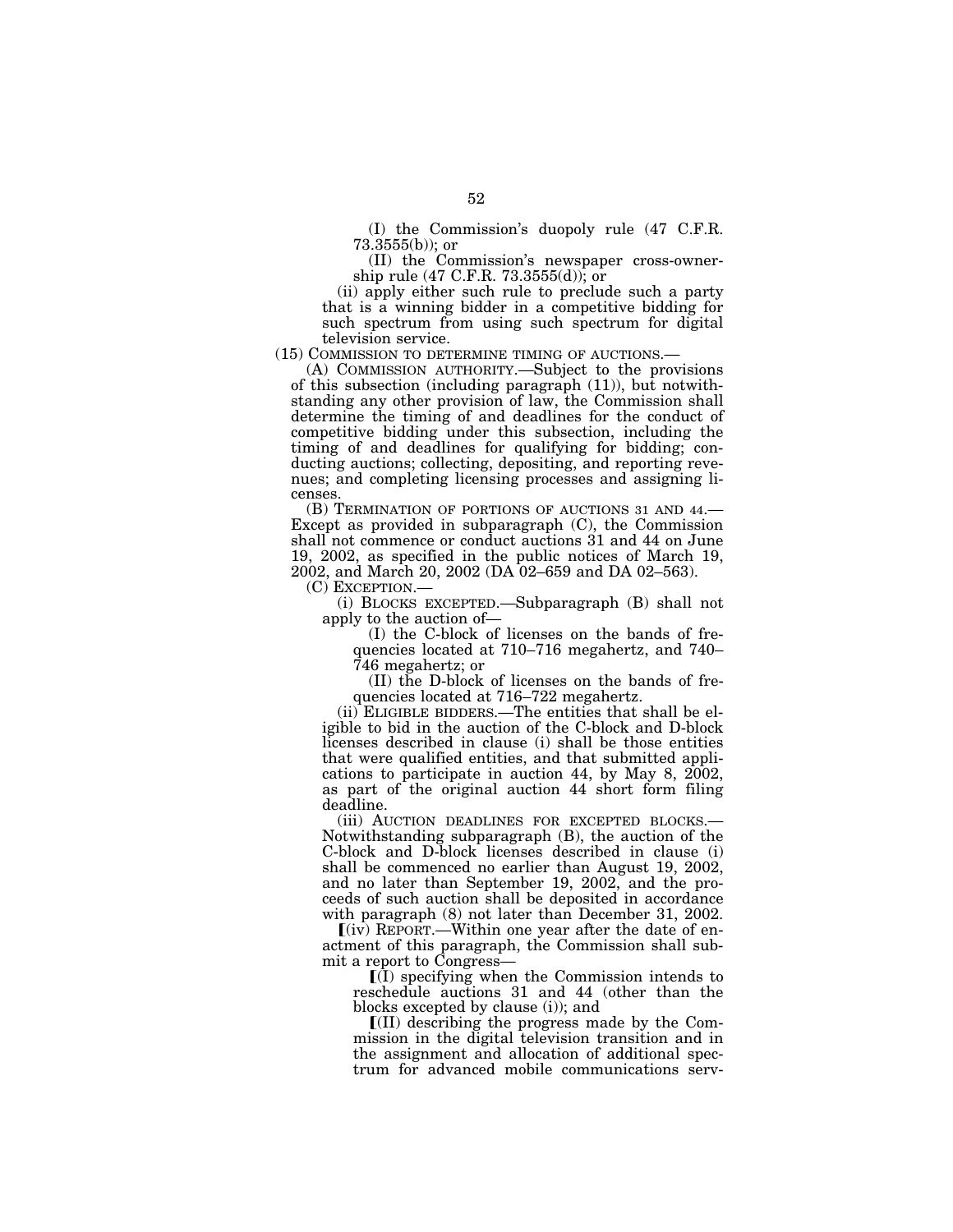(I) the Commission's duopoly rule (47 C.F.R. 73.3555(b)); or

(II) the Commission's newspaper cross-ownership rule (47 C.F.R. 73.3555(d)); or

(ii) apply either such rule to preclude such a party that is a winning bidder in a competitive bidding for such spectrum from using such spectrum for digital television service.

(15) COMMISSION TO DETERMINE TIMING OF AUCTIONS.—

(A) COMMISSION AUTHORITY.—Subject to the provisions of this subsection (including paragraph (11)), but notwithstanding any other provision of law, the Commission shall determine the timing of and deadlines for the conduct of competitive bidding under this subsection, including the timing of and deadlines for qualifying for bidding; conducting auctions; collecting, depositing, and reporting revenues; and completing licensing processes and assigning licenses.

(B) TERMINATION OF PORTIONS OF AUCTIONS 31 AND 44.—Except as provided in subparagraph (C), the Commission shall not commence or conduct auctions 31 and 44 on June 19, 2002, as specified in the public notices of March 19, 2002, and March 20, 2002 (DA 02–659 and DA 02–563).

(C) EXCEPTION.—

(i) BLOCKS EXCEPTED.—Subparagraph (B) shall not apply to the auction of—

(I) the C-block of licenses on the bands of frequencies located at 710–716 megahertz, and 740–746 megahertz; or

(II) the D-block of licenses on the bands of frequencies located at 716–722 megahertz.

(ii) ELIGIBLE BIDDERS.—The entities that shall be eligible to bid in the auction of the C-block and D-block licenses described in clause (i) shall be those entities that were qualified entities, and that submitted applications to participate in auction 44, by May 8, 2002, as part of the original auction 44 short form filing deadline.

(iii) AUCTION DEADLINES FOR EXCEPTED BLOCKS.—Notwithstanding subparagraph (B), the auction of the C-block and D-block licenses described in clause (i) shall be commenced no earlier than August 19, 2002, and no later than September 19, 2002, and the proceeds of such auction shall be deposited in accordance with paragraph (8) not later than December 31, 2002.

[(iv) REPORT.—Within one year after the date of enactment of this paragraph, the Commission shall submit a report to Congress—

[(I) specifying when the Commission intends to reschedule auctions 31 and 44 (other than the blocks excepted by clause (i)); and

[(II) describing the progress made by the Commission in the digital television transition and in the assignment and allocation of additional spectrum for advanced mobile communications serv-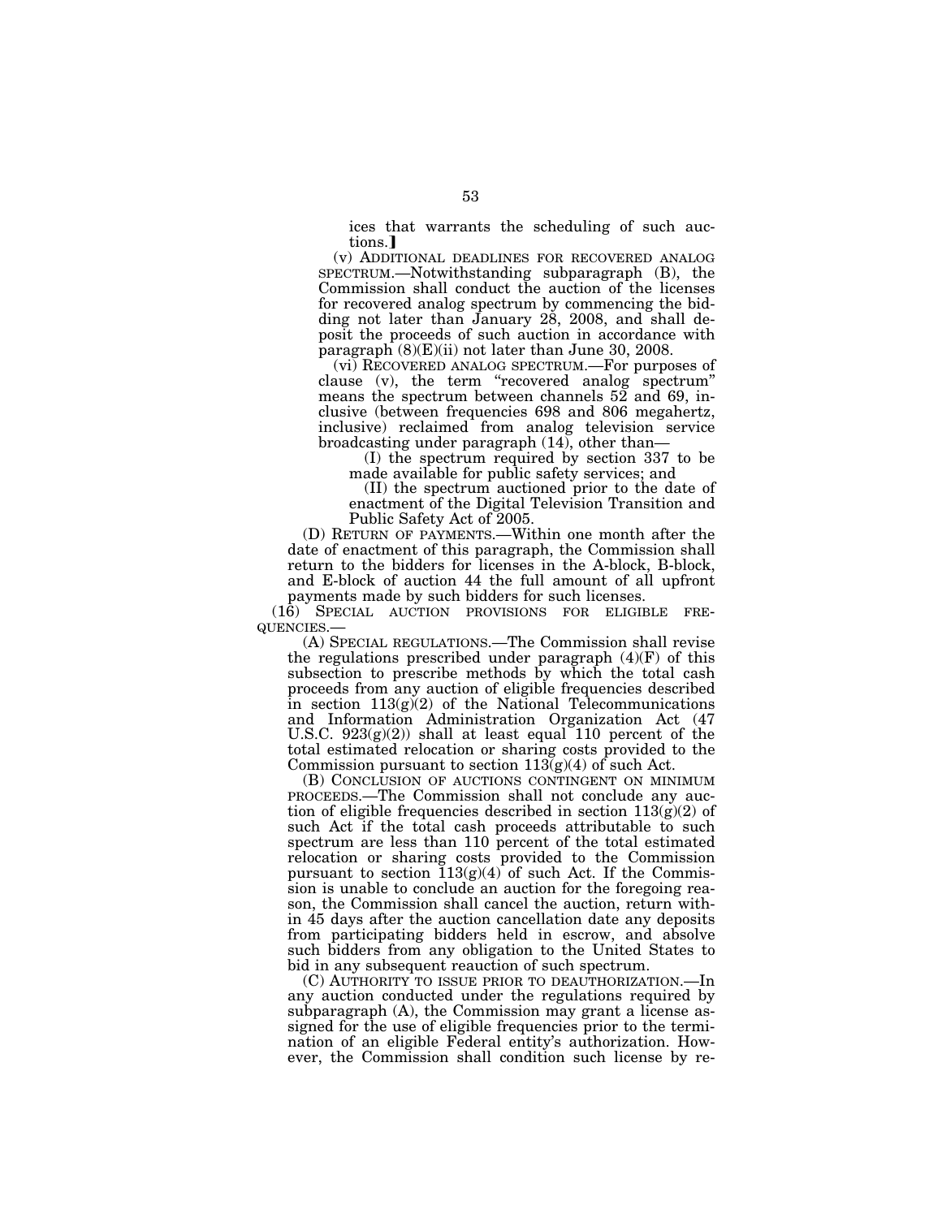ices that warrants the scheduling of such auctions.]

(v) ADDITIONAL DEADLINES FOR RECOVERED ANALOG SPECTRUM.—Notwithstanding subparagraph (B), the Commission shall conduct the auction of the licenses for recovered analog spectrum by commencing the bidding not later than January 28, 2008, and shall deposit the proceeds of such auction in accordance with paragraph (8)(E)(ii) not later than June 30, 2008.

(vi) RECOVERED ANALOG SPECTRUM.—For purposes of clause (v), the term "recovered analog spectrum" means the spectrum between channels 52 and 69, inclusive (between frequencies 698 and 806 megahertz, inclusive) reclaimed from analog television service broadcasting under paragraph (14), other than—

(I) the spectrum required by section 337 to be made available for public safety services; and

(II) the spectrum auctioned prior to the date of enactment of the Digital Television Transition and Public Safety Act of 2005.

(D) RETURN OF PAYMENTS.—Within one month after the date of enactment of this paragraph, the Commission shall return to the bidders for licenses in the A-block, B-block, and E-block of auction 44 the full amount of all upfront payments made by such bidders for such licenses.

(16) SPECIAL AUCTION PROVISIONS FOR ELIGIBLE FREQUENCIES.—

(A) SPECIAL REGULATIONS.—The Commission shall revise the regulations prescribed under paragraph (4)(F) of this subsection to prescribe methods by which the total cash proceeds from any auction of eligible frequencies described in section 113(g)(2) of the National Telecommunications and Information Administration Organization Act (47 U.S.C. 923(g)(2)) shall at least equal 110 percent of the total estimated relocation or sharing costs provided to the Commission pursuant to section 113(g)(4) of such Act.

(B) CONCLUSION OF AUCTIONS CONTINGENT ON MINIMUM PROCEEDS.—The Commission shall not conclude any auction of eligible frequencies described in section 113(g)(2) of such Act if the total cash proceeds attributable to such spectrum are less than 110 percent of the total estimated relocation or sharing costs provided to the Commission pursuant to section 113(g)(4) of such Act. If the Commission is unable to conclude an auction for the foregoing reason, the Commission shall cancel the auction, return within 45 days after the auction cancellation date any deposits from participating bidders held in escrow, and absolve such bidders from any obligation to the United States to bid in any subsequent reauction of such spectrum.

(C) AUTHORITY TO ISSUE PRIOR TO DEAUTHORIZATION.—In any auction conducted under the regulations required by subparagraph (A), the Commission may grant a license assigned for the use of eligible frequencies prior to the termination of an eligible Federal entity's authorization. However, the Commission shall condition such license by re-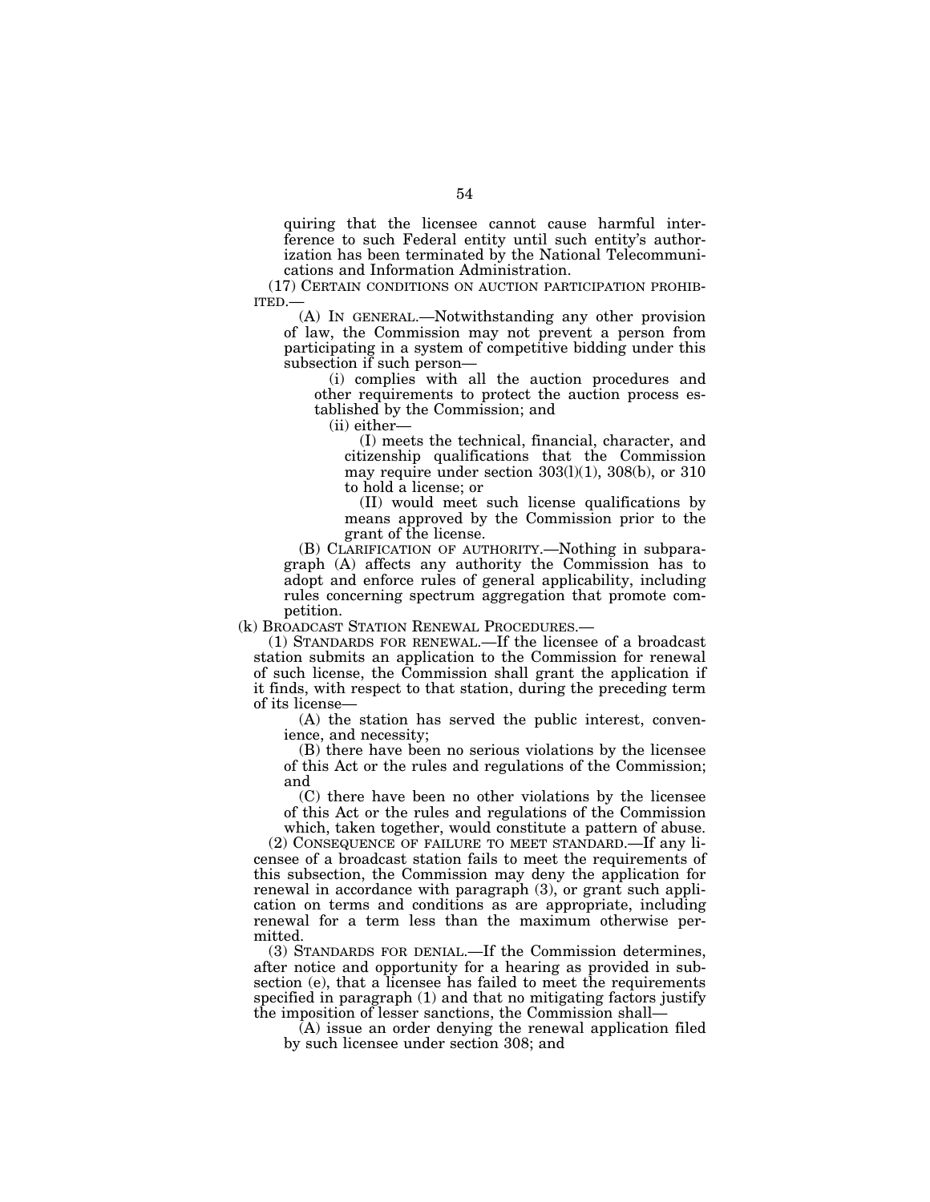quiring that the licensee cannot cause harmful interference to such Federal entity until such entity's authorization has been terminated by the National Telecommunications and Information Administration.

(17) CERTAIN CONDITIONS ON AUCTION PARTICIPATION PROHIBITED.—

(A) IN GENERAL.—Notwithstanding any other provision of law, the Commission may not prevent a person from participating in a system of competitive bidding under this subsection if such person—

(i) complies with all the auction procedures and other requirements to protect the auction process established by the Commission; and

(ii) either—

(I) meets the technical, financial, character, and citizenship qualifications that the Commission may require under section 303(l)(1), 308(b), or 310 to hold a license; or

(II) would meet such license qualifications by means approved by the Commission prior to the grant of the license.

(B) CLARIFICATION OF AUTHORITY.—Nothing in subparagraph (A) affects any authority the Commission has to adopt and enforce rules of general applicability, including rules concerning spectrum aggregation that promote competition.

(k) BROADCAST STATION RENEWAL PROCEDURES.—

(1) STANDARDS FOR RENEWAL.—If the licensee of a broadcast station submits an application to the Commission for renewal of such license, the Commission shall grant the application if it finds, with respect to that station, during the preceding term of its license—

(A) the station has served the public interest, convenience, and necessity;

(B) there have been no serious violations by the licensee of this Act or the rules and regulations of the Commission; and

(C) there have been no other violations by the licensee of this Act or the rules and regulations of the Commission which, taken together, would constitute a pattern of abuse.

(2) CONSEQUENCE OF FAILURE TO MEET STANDARD.—If any licensee of a broadcast station fails to meet the requirements of this subsection, the Commission may deny the application for renewal in accordance with paragraph (3), or grant such application on terms and conditions as are appropriate, including renewal for a term less than the maximum otherwise permitted.

(3) STANDARDS FOR DENIAL.—If the Commission determines, after notice and opportunity for a hearing as provided in subsection (e), that a licensee has failed to meet the requirements specified in paragraph (1) and that no mitigating factors justify the imposition of lesser sanctions, the Commission shall—

(A) issue an order denying the renewal application filed by such licensee under section 308; and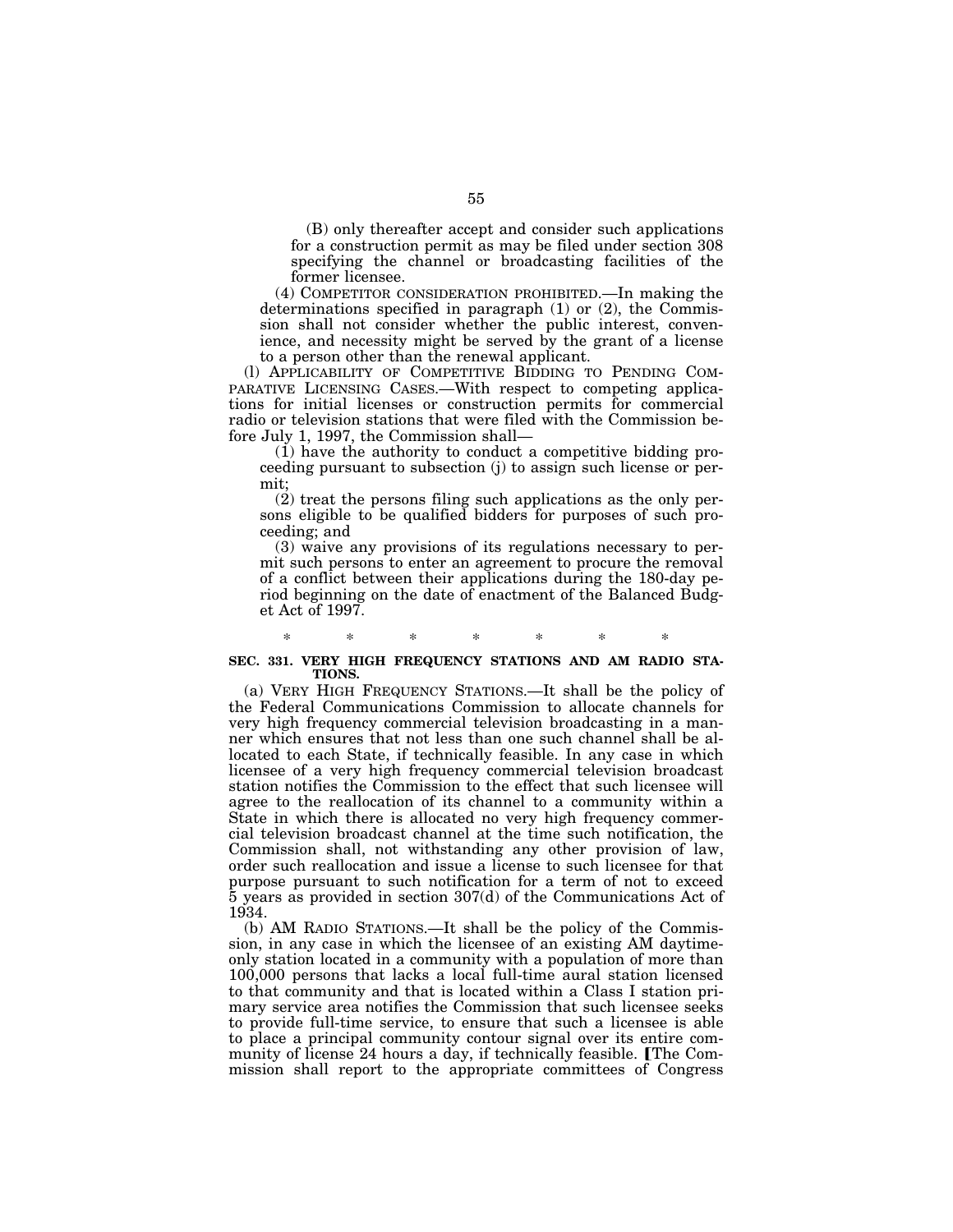(B) only thereafter accept and consider such applications for a construction permit as may be filed under section 308 specifying the channel or broadcasting facilities of the former licensee.

(4) COMPETITOR CONSIDERATION PROHIBITED.—In making the determinations specified in paragraph (1) or (2), the Commission shall not consider whether the public interest, convenience, and necessity might be served by the grant of a license to a person other than the renewal applicant.

(l) APPLICABILITY OF COMPETITIVE BIDDING TO PENDING COMPARATIVE LICENSING CASES.—With respect to competing applications for initial licenses or construction permits for commercial radio or television stations that were filed with the Commission before July 1, 1997, the Commission shall—

(1) have the authority to conduct a competitive bidding proceeding pursuant to subsection (j) to assign such license or permit;

(2) treat the persons filing such applications as the only persons eligible to be qualified bidders for purposes of such proceeding; and

(3) waive any provisions of its regulations necessary to permit such persons to enter an agreement to procure the removal of a conflict between their applications during the 180-day period beginning on the date of enactment of the Balanced Budget Act of 1997.

\* \* \* \* \* \* \*

**SEC. 331. VERY HIGH FREQUENCY STATIONS AND AM RADIO STATIONS.**

(a) VERY HIGH FREQUENCY STATIONS.—It shall be the policy of the Federal Communications Commission to allocate channels for very high frequency commercial television broadcasting in a manner which ensures that not less than one such channel shall be allocated to each State, if technically feasible. In any case in which licensee of a very high frequency commercial television broadcast station notifies the Commission to the effect that such licensee will agree to the reallocation of its channel to a community within a State in which there is allocated no very high frequency commercial television broadcast channel at the time such notification, the Commission shall, not withstanding any other provision of law, order such reallocation and issue a license to such licensee for that purpose pursuant to such notification for a term of not to exceed 5 years as provided in section 307(d) of the Communications Act of 1934.

(b) AM RADIO STATIONS.—It shall be the policy of the Commission, in any case in which the licensee of an existing AM daytime-only station located in a community with a population of more than 100,000 persons that lacks a local full-time aural station licensed to that community and that is located within a Class I station primary service area notifies the Commission that such licensee seeks to provide full-time service, to ensure that such a licensee is able to place a principal community contour signal over its entire community of license 24 hours a day, if technically feasible. ⟦The Commission shall report to the appropriate committees of Congress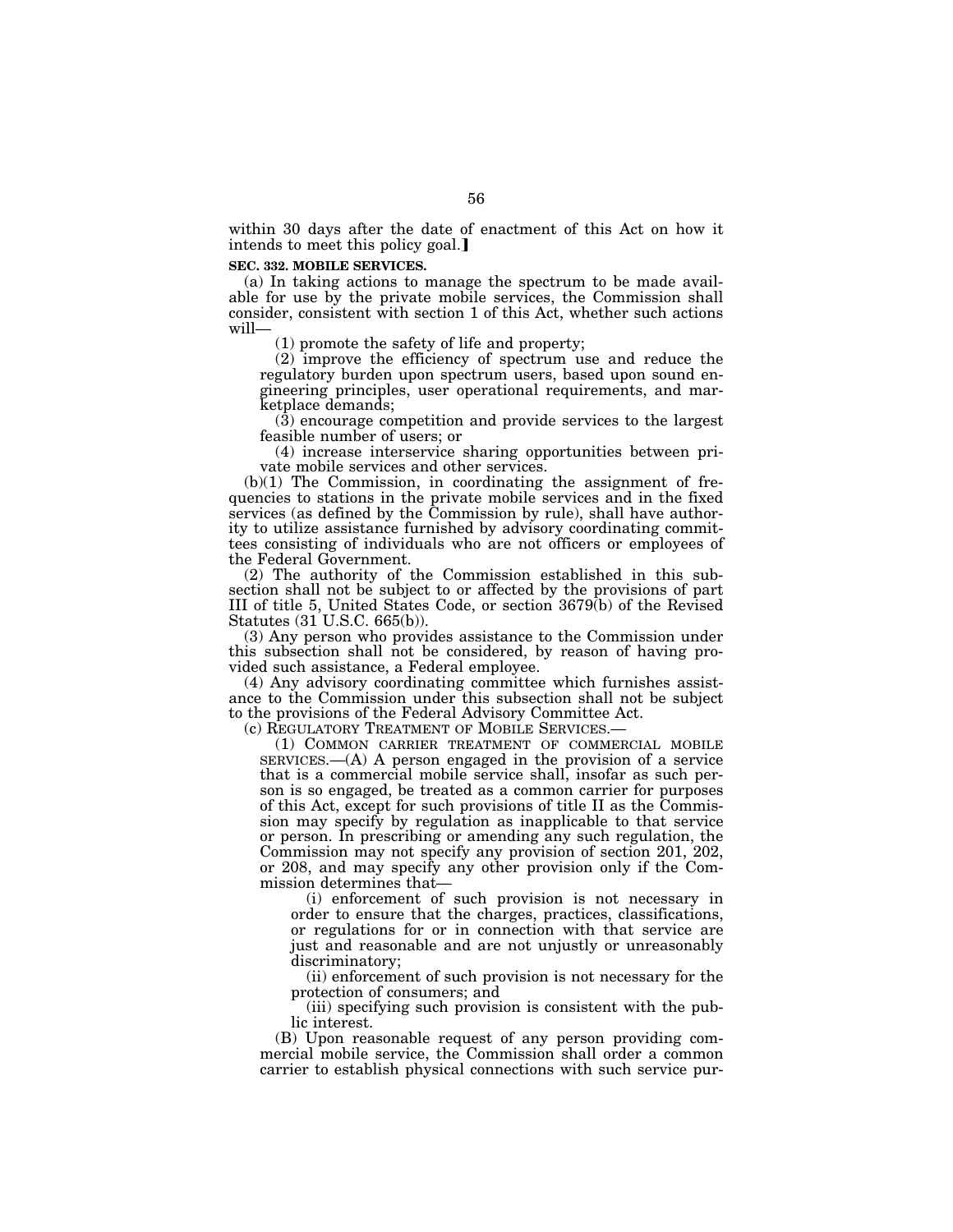within 30 days after the date of enactment of this Act on how it intends to meet this policy goal.]

**SEC. 332. MOBILE SERVICES.**

(a) In taking actions to manage the spectrum to be made available for use by the private mobile services, the Commission shall consider, consistent with section 1 of this Act, whether such actions will—

(1) promote the safety of life and property;

(2) improve the efficiency of spectrum use and reduce the regulatory burden upon spectrum users, based upon sound engineering principles, user operational requirements, and marketplace demands;

(3) encourage competition and provide services to the largest feasible number of users; or

(4) increase interservice sharing opportunities between private mobile services and other services.

(b)(1) The Commission, in coordinating the assignment of frequencies to stations in the private mobile services and in the fixed services (as defined by the Commission by rule), shall have authority to utilize assistance furnished by advisory coordinating committees consisting of individuals who are not officers or employees of the Federal Government.

(2) The authority of the Commission established in this subsection shall not be subject to or affected by the provisions of part III of title 5, United States Code, or section 3679(b) of the Revised Statutes (31 U.S.C. 665(b)).

(3) Any person who provides assistance to the Commission under this subsection shall not be considered, by reason of having provided such assistance, a Federal employee.

(4) Any advisory coordinating committee which furnishes assistance to the Commission under this subsection shall not be subject to the provisions of the Federal Advisory Committee Act.

(c) REGULATORY TREATMENT OF MOBILE SERVICES.—

(1) COMMON CARRIER TREATMENT OF COMMERCIAL MOBILE SERVICES.—(A) A person engaged in the provision of a service that is a commercial mobile service shall, insofar as such person is so engaged, be treated as a common carrier for purposes of this Act, except for such provisions of title II as the Commission may specify by regulation as inapplicable to that service or person. In prescribing or amending any such regulation, the Commission may not specify any provision of section 201, 202, or 208, and may specify any other provision only if the Commission determines that—

(i) enforcement of such provision is not necessary in order to ensure that the charges, practices, classifications, or regulations for or in connection with that service are just and reasonable and are not unjustly or unreasonably discriminatory;

(ii) enforcement of such provision is not necessary for the protection of consumers; and

(iii) specifying such provision is consistent with the public interest.

(B) Upon reasonable request of any person providing commercial mobile service, the Commission shall order a common carrier to establish physical connections with such service pur-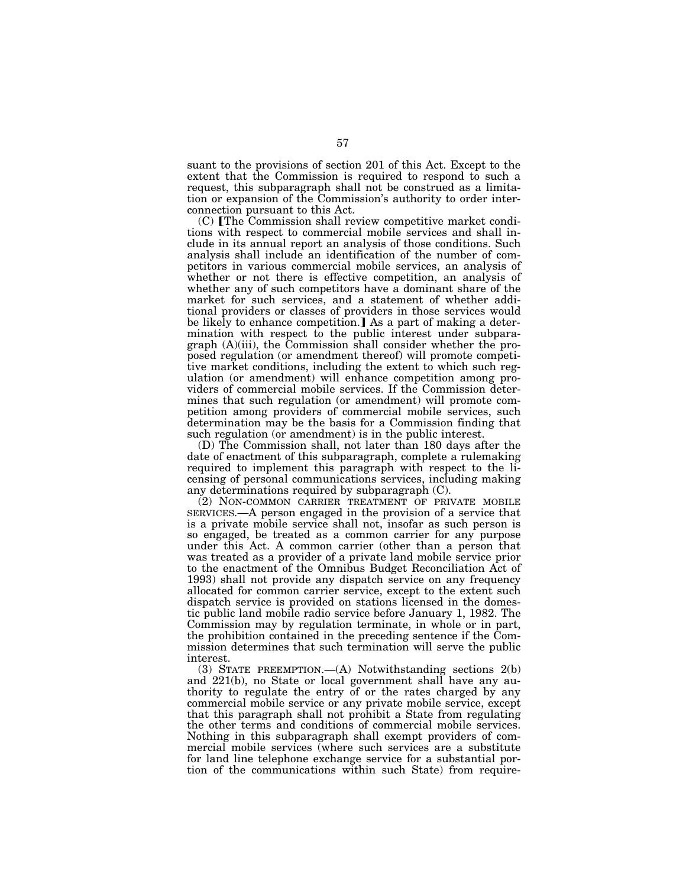suant to the provisions of section 201 of this Act. Except to the extent that the Commission is required to respond to such a request, this subparagraph shall not be construed as a limitation or expansion of the Commission's authority to order interconnection pursuant to this Act.

(C) ⟦The Commission shall review competitive market conditions with respect to commercial mobile services and shall include in its annual report an analysis of those conditions. Such analysis shall include an identification of the number of competitors in various commercial mobile services, an analysis of whether or not there is effective competition, an analysis of whether any of such competitors have a dominant share of the market for such services, and a statement of whether additional providers or classes of providers in those services would be likely to enhance competition.⟧ As a part of making a determination with respect to the public interest under subparagraph (A)(iii), the Commission shall consider whether the proposed regulation (or amendment thereof) will promote competitive market conditions, including the extent to which such regulation (or amendment) will enhance competition among providers of commercial mobile services. If the Commission determines that such regulation (or amendment) will promote competition among providers of commercial mobile services, such determination may be the basis for a Commission finding that such regulation (or amendment) is in the public interest.

(D) The Commission shall, not later than 180 days after the date of enactment of this subparagraph, complete a rulemaking required to implement this paragraph with respect to the licensing of personal communications services, including making any determinations required by subparagraph (C).

(2) NON-COMMON CARRIER TREATMENT OF PRIVATE MOBILE SERVICES.—A person engaged in the provision of a service that is a private mobile service shall not, insofar as such person is so engaged, be treated as a common carrier for any purpose under this Act. A common carrier (other than a person that was treated as a provider of a private land mobile service prior to the enactment of the Omnibus Budget Reconciliation Act of 1993) shall not provide any dispatch service on any frequency allocated for common carrier service, except to the extent such dispatch service is provided on stations licensed in the domestic public land mobile radio service before January 1, 1982. The Commission may by regulation terminate, in whole or in part, the prohibition contained in the preceding sentence if the Commission determines that such termination will serve the public interest.

(3) STATE PREEMPTION.—(A) Notwithstanding sections 2(b) and 221(b), no State or local government shall have any authority to regulate the entry of or the rates charged by any commercial mobile service or any private mobile service, except that this paragraph shall not prohibit a State from regulating the other terms and conditions of commercial mobile services. Nothing in this subparagraph shall exempt providers of commercial mobile services (where such services are a substitute for land line telephone exchange service for a substantial portion of the communications within such State) from require-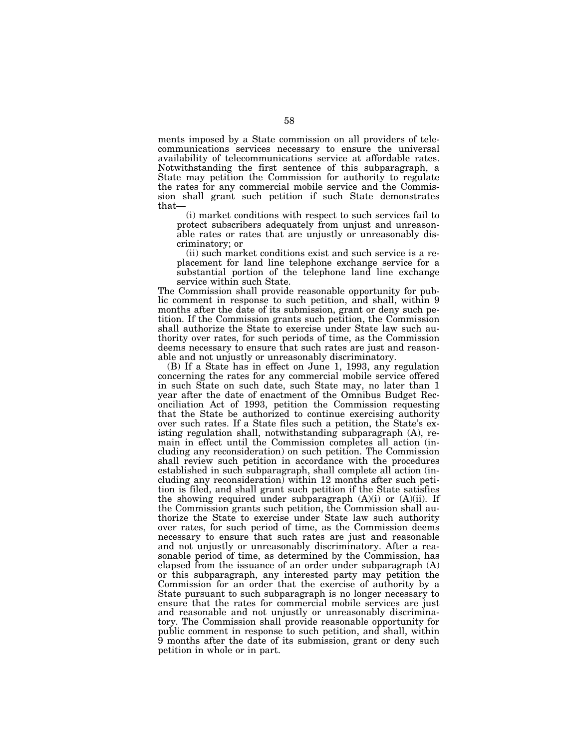ments imposed by a State commission on all providers of telecommunications services necessary to ensure the universal availability of telecommunications service at affordable rates. Notwithstanding the first sentence of this subparagraph, a State may petition the Commission for authority to regulate the rates for any commercial mobile service and the Commission shall grant such petition if such State demonstrates that—

(i) market conditions with respect to such services fail to protect subscribers adequately from unjust and unreasonable rates or rates that are unjustly or unreasonably discriminatory; or

(ii) such market conditions exist and such service is a replacement for land line telephone exchange service for a substantial portion of the telephone land line exchange service within such State.

The Commission shall provide reasonable opportunity for public comment in response to such petition, and shall, within 9 months after the date of its submission, grant or deny such petition. If the Commission grants such petition, the Commission shall authorize the State to exercise under State law such authority over rates, for such periods of time, as the Commission deems necessary to ensure that such rates are just and reasonable and not unjustly or unreasonably discriminatory.

(B) If a State has in effect on June 1, 1993, any regulation concerning the rates for any commercial mobile service offered in such State on such date, such State may, no later than 1 year after the date of enactment of the Omnibus Budget Reconciliation Act of 1993, petition the Commission requesting that the State be authorized to continue exercising authority over such rates. If a State files such a petition, the State's existing regulation shall, notwithstanding subparagraph (A), remain in effect until the Commission completes all action (including any reconsideration) on such petition. The Commission shall review such petition in accordance with the procedures established in such subparagraph, shall complete all action (including any reconsideration) within 12 months after such petition is filed, and shall grant such petition if the State satisfies the showing required under subparagraph (A)(i) or (A)(ii). If the Commission grants such petition, the Commission shall authorize the State to exercise under State law such authority over rates, for such period of time, as the Commission deems necessary to ensure that such rates are just and reasonable and not unjustly or unreasonably discriminatory. After a reasonable period of time, as determined by the Commission, has elapsed from the issuance of an order under subparagraph (A) or this subparagraph, any interested party may petition the Commission for an order that the exercise of authority by a State pursuant to such subparagraph is no longer necessary to ensure that the rates for commercial mobile services are just and reasonable and not unjustly or unreasonably discriminatory. The Commission shall provide reasonable opportunity for public comment in response to such petition, and shall, within 9 months after the date of its submission, grant or deny such petition in whole or in part.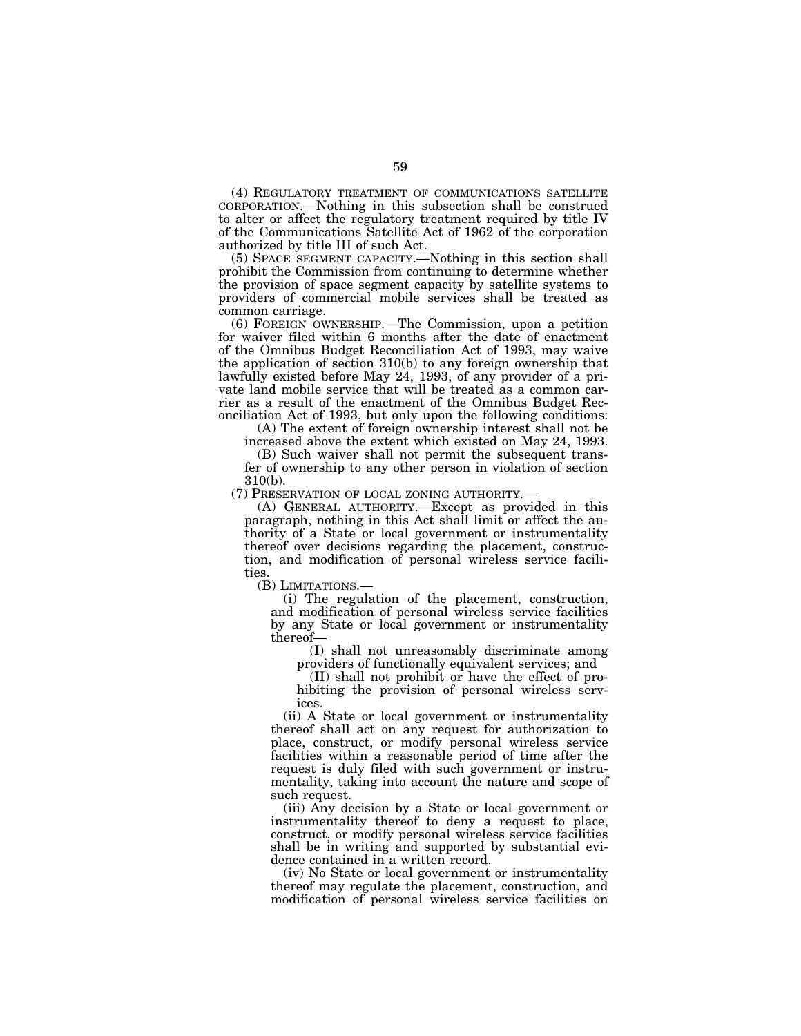(4) REGULATORY TREATMENT OF COMMUNICATIONS SATELLITE CORPORATION.—Nothing in this subsection shall be construed to alter or affect the regulatory treatment required by title IV of the Communications Satellite Act of 1962 of the corporation authorized by title III of such Act.

(5) SPACE SEGMENT CAPACITY.—Nothing in this section shall prohibit the Commission from continuing to determine whether the provision of space segment capacity by satellite systems to providers of commercial mobile services shall be treated as common carriage.

(6) FOREIGN OWNERSHIP.—The Commission, upon a petition for waiver filed within 6 months after the date of enactment of the Omnibus Budget Reconciliation Act of 1993, may waive the application of section 310(b) to any foreign ownership that lawfully existed before May 24, 1993, of any provider of a private land mobile service that will be treated as a common carrier as a result of the enactment of the Omnibus Budget Reconciliation Act of 1993, but only upon the following conditions:

(A) The extent of foreign ownership interest shall not be increased above the extent which existed on May 24, 1993.

(B) Such waiver shall not permit the subsequent transfer of ownership to any other person in violation of section 310(b).

(7) PRESERVATION OF LOCAL ZONING AUTHORITY.—

(A) GENERAL AUTHORITY.—Except as provided in this paragraph, nothing in this Act shall limit or affect the authority of a State or local government or instrumentality thereof over decisions regarding the placement, construction, and modification of personal wireless service facilities.

(B) LIMITATIONS.—

(i) The regulation of the placement, construction, and modification of personal wireless service facilities by any State or local government or instrumentality thereof—

(I) shall not unreasonably discriminate among providers of functionally equivalent services; and

(II) shall not prohibit or have the effect of prohibiting the provision of personal wireless services.

(ii) A State or local government or instrumentality thereof shall act on any request for authorization to place, construct, or modify personal wireless service facilities within a reasonable period of time after the request is duly filed with such government or instrumentality, taking into account the nature and scope of such request.

(iii) Any decision by a State or local government or instrumentality thereof to deny a request to place, construct, or modify personal wireless service facilities shall be in writing and supported by substantial evidence contained in a written record.

(iv) No State or local government or instrumentality thereof may regulate the placement, construction, and modification of personal wireless service facilities on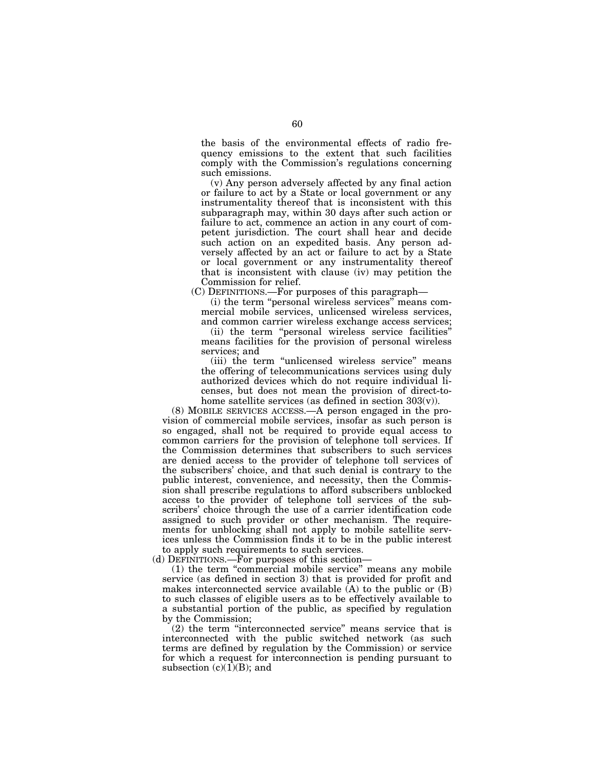the basis of the environmental effects of radio frequency emissions to the extent that such facilities comply with the Commission's regulations concerning such emissions.

(v) Any person adversely affected by any final action or failure to act by a State or local government or any instrumentality thereof that is inconsistent with this subparagraph may, within 30 days after such action or failure to act, commence an action in any court of competent jurisdiction. The court shall hear and decide such action on an expedited basis. Any person adversely affected by an act or failure to act by a State or local government or any instrumentality thereof that is inconsistent with clause (iv) may petition the Commission for relief.

(C) DEFINITIONS.—For purposes of this paragraph—

(i) the term "personal wireless services" means commercial mobile services, unlicensed wireless services, and common carrier wireless exchange access services;

(ii) the term "personal wireless service facilities" means facilities for the provision of personal wireless services; and

(iii) the term "unlicensed wireless service" means the offering of telecommunications services using duly authorized devices which do not require individual licenses, but does not mean the provision of direct-to-home satellite services (as defined in section 303(v)).

(8) MOBILE SERVICES ACCESS.—A person engaged in the provision of commercial mobile services, insofar as such person is so engaged, shall not be required to provide equal access to common carriers for the provision of telephone toll services. If the Commission determines that subscribers to such services are denied access to the provider of telephone toll services of the subscribers' choice, and that such denial is contrary to the public interest, convenience, and necessity, then the Commission shall prescribe regulations to afford subscribers unblocked access to the provider of telephone toll services of the subscribers' choice through the use of a carrier identification code assigned to such provider or other mechanism. The requirements for unblocking shall not apply to mobile satellite services unless the Commission finds it to be in the public interest to apply such requirements to such services.

(d) DEFINITIONS.—For purposes of this section—

(1) the term "commercial mobile service" means any mobile service (as defined in section 3) that is provided for profit and makes interconnected service available (A) to the public or (B) to such classes of eligible users as to be effectively available to a substantial portion of the public, as specified by regulation by the Commission;

(2) the term "interconnected service" means service that is interconnected with the public switched network (as such terms are defined by regulation by the Commission) or service for which a request for interconnection is pending pursuant to subsection (c)(1)(B); and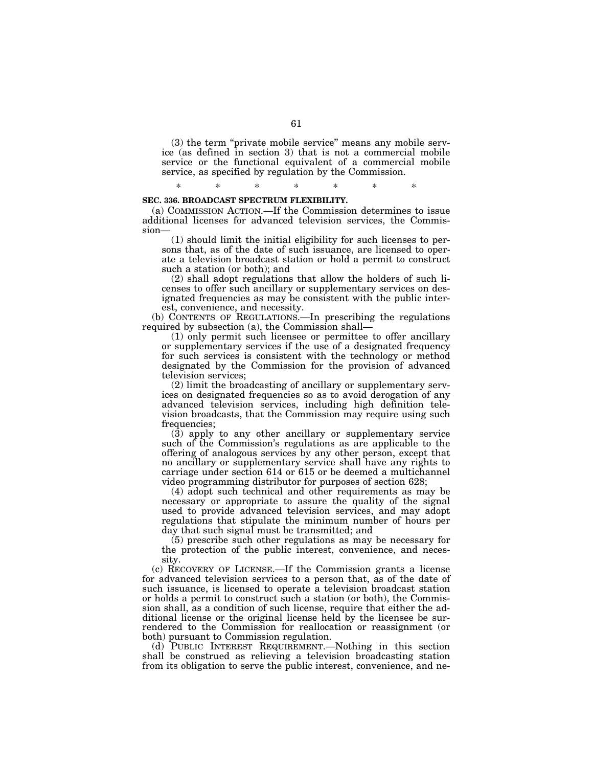(3) the term "private mobile service" means any mobile service (as defined in section 3) that is not a commercial mobile service or the functional equivalent of a commercial mobile service, as specified by regulation by the Commission.

\* \* \* \* \* \* \*

**SEC. 336. BROADCAST SPECTRUM FLEXIBILITY.**

(a) COMMISSION ACTION.—If the Commission determines to issue additional licenses for advanced television services, the Commission—

(1) should limit the initial eligibility for such licenses to persons that, as of the date of such issuance, are licensed to operate a television broadcast station or hold a permit to construct such a station (or both); and

(2) shall adopt regulations that allow the holders of such licenses to offer such ancillary or supplementary services on designated frequencies as may be consistent with the public interest, convenience, and necessity.

(b) CONTENTS OF REGULATIONS.—In prescribing the regulations required by subsection (a), the Commission shall—

(1) only permit such licensee or permittee to offer ancillary or supplementary services if the use of a designated frequency for such services is consistent with the technology or method designated by the Commission for the provision of advanced television services;

(2) limit the broadcasting of ancillary or supplementary services on designated frequencies so as to avoid derogation of any advanced television services, including high definition television broadcasts, that the Commission may require using such frequencies;

(3) apply to any other ancillary or supplementary service such of the Commission's regulations as are applicable to the offering of analogous services by any other person, except that no ancillary or supplementary service shall have any rights to carriage under section 614 or 615 or be deemed a multichannel video programming distributor for purposes of section 628;

(4) adopt such technical and other requirements as may be necessary or appropriate to assure the quality of the signal used to provide advanced television services, and may adopt regulations that stipulate the minimum number of hours per day that such signal must be transmitted; and

(5) prescribe such other regulations as may be necessary for the protection of the public interest, convenience, and necessity.

(c) RECOVERY OF LICENSE.—If the Commission grants a license for advanced television services to a person that, as of the date of such issuance, is licensed to operate a television broadcast station or holds a permit to construct such a station (or both), the Commission shall, as a condition of such license, require that either the additional license or the original license held by the licensee be surrendered to the Commission for reallocation or reassignment (or both) pursuant to Commission regulation.

(d) PUBLIC INTEREST REQUIREMENT.—Nothing in this section shall be construed as relieving a television broadcasting station from its obligation to serve the public interest, convenience, and ne-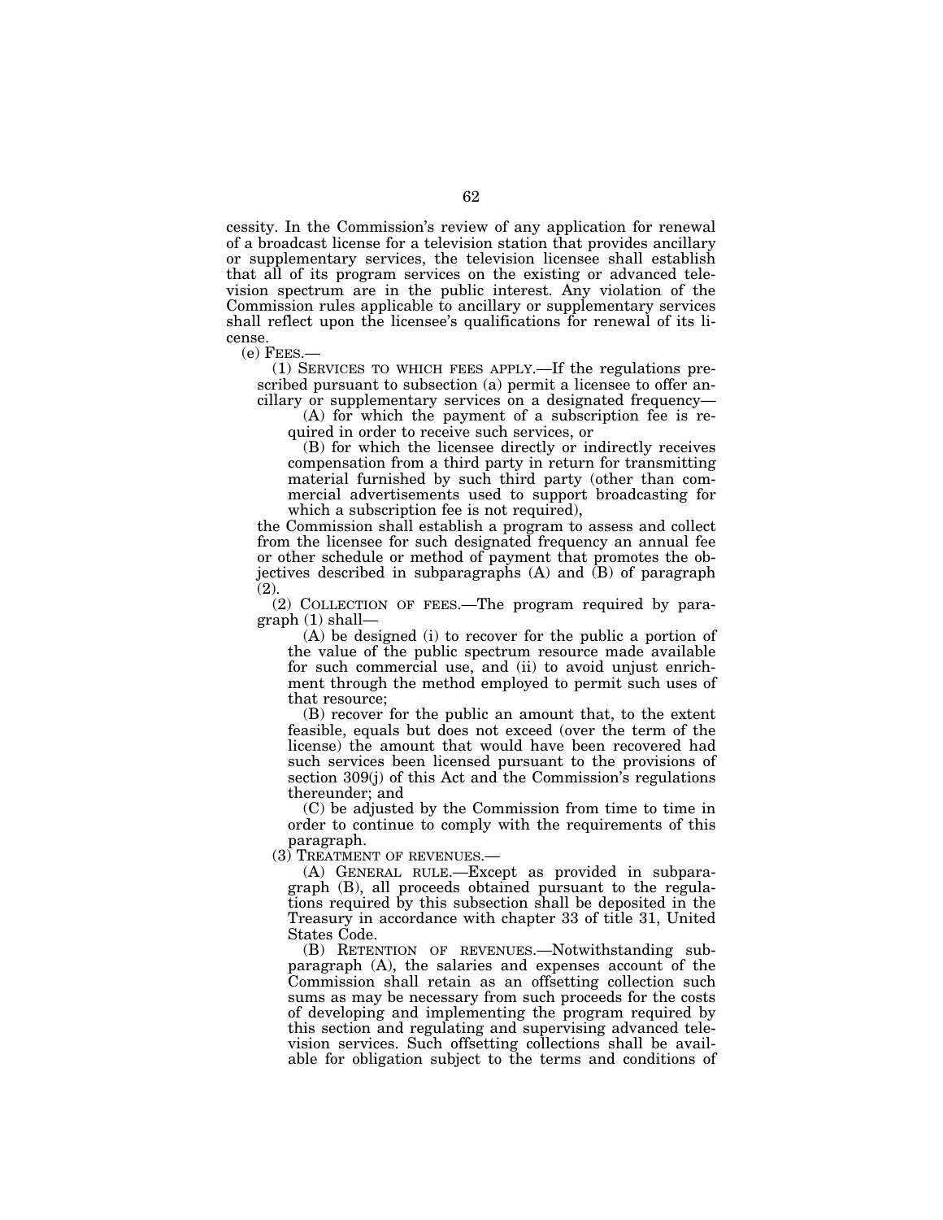cessity. In the Commission's review of any application for renewal of a broadcast license for a television station that provides ancillary or supplementary services, the television licensee shall establish that all of its program services on the existing or advanced television spectrum are in the public interest. Any violation of the Commission rules applicable to ancillary or supplementary services shall reflect upon the licensee's qualifications for renewal of its license.

(e) FEES.—

(1) SERVICES TO WHICH FEES APPLY.—If the regulations prescribed pursuant to subsection (a) permit a licensee to offer ancillary or supplementary services on a designated frequency—

(A) for which the payment of a subscription fee is required in order to receive such services, or

(B) for which the licensee directly or indirectly receives compensation from a third party in return for transmitting material furnished by such third party (other than commercial advertisements used to support broadcasting for which a subscription fee is not required),

the Commission shall establish a program to assess and collect from the licensee for such designated frequency an annual fee or other schedule or method of payment that promotes the objectives described in subparagraphs (A) and (B) of paragraph (2).

(2) COLLECTION OF FEES.—The program required by paragraph (1) shall—

(A) be designed (i) to recover for the public a portion of the value of the public spectrum resource made available for such commercial use, and (ii) to avoid unjust enrichment through the method employed to permit such uses of that resource;

(B) recover for the public an amount that, to the extent feasible, equals but does not exceed (over the term of the license) the amount that would have been recovered had such services been licensed pursuant to the provisions of section 309(j) of this Act and the Commission's regulations thereunder; and

(C) be adjusted by the Commission from time to time in order to continue to comply with the requirements of this paragraph.

(3) TREATMENT OF REVENUES.—

(A) GENERAL RULE.—Except as provided in subparagraph (B), all proceeds obtained pursuant to the regulations required by this subsection shall be deposited in the Treasury in accordance with chapter 33 of title 31, United States Code.

(B) RETENTION OF REVENUES.—Notwithstanding subparagraph (A), the salaries and expenses account of the Commission shall retain as an offsetting collection such sums as may be necessary from such proceeds for the costs of developing and implementing the program required by this section and regulating and supervising advanced television services. Such offsetting collections shall be available for obligation subject to the terms and conditions of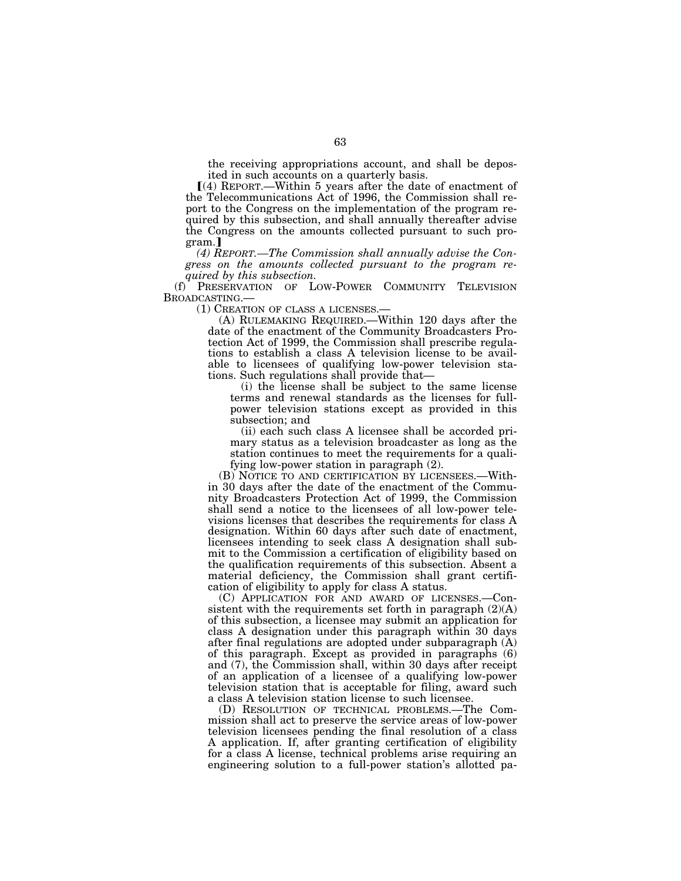the receiving appropriations account, and shall be deposited in such accounts on a quarterly basis.

[(4) REPORT.—Within 5 years after the date of enactment of the Telecommunications Act of 1996, the Commission shall report to the Congress on the implementation of the program required by this subsection, and shall annually thereafter advise the Congress on the amounts collected pursuant to such program.]

*(4) REPORT.—The Commission shall annually advise the Congress on the amounts collected pursuant to the program required by this subsection.*

(f) PRESERVATION OF LOW-POWER COMMUNITY TELEVISION BROADCASTING.—

(1) CREATION OF CLASS A LICENSES.—

(A) RULEMAKING REQUIRED.—Within 120 days after the date of the enactment of the Community Broadcasters Protection Act of 1999, the Commission shall prescribe regulations to establish a class A television license to be available to licensees of qualifying low-power television stations. Such regulations shall provide that—

(i) the license shall be subject to the same license terms and renewal standards as the licenses for full-power television stations except as provided in this subsection; and

(ii) each such class A licensee shall be accorded primary status as a television broadcaster as long as the station continues to meet the requirements for a qualifying low-power station in paragraph (2).

(B) NOTICE TO AND CERTIFICATION BY LICENSEES.—Within 30 days after the date of the enactment of the Community Broadcasters Protection Act of 1999, the Commission shall send a notice to the licensees of all low-power televisions licenses that describes the requirements for class A designation. Within 60 days after such date of enactment, licensees intending to seek class A designation shall submit to the Commission a certification of eligibility based on the qualification requirements of this subsection. Absent a material deficiency, the Commission shall grant certification of eligibility to apply for class A status.

(C) APPLICATION FOR AND AWARD OF LICENSES.—Consistent with the requirements set forth in paragraph (2)(A) of this subsection, a licensee may submit an application for class A designation under this paragraph within 30 days after final regulations are adopted under subparagraph (A) of this paragraph. Except as provided in paragraphs (6) and (7), the Commission shall, within 30 days after receipt of an application of a licensee of a qualifying low-power television station that is acceptable for filing, award such a class A television station license to such licensee.

(D) RESOLUTION OF TECHNICAL PROBLEMS.—The Commission shall act to preserve the service areas of low-power television licensees pending the final resolution of a class A application. If, after granting certification of eligibility for a class A license, technical problems arise requiring an engineering solution to a full-power station's allotted pa-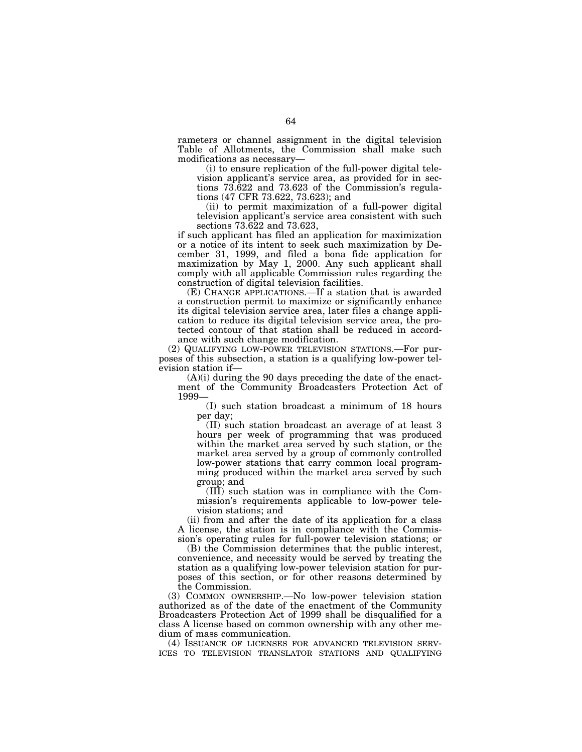rameters or channel assignment in the digital television Table of Allotments, the Commission shall make such modifications as necessary—

(i) to ensure replication of the full-power digital television applicant's service area, as provided for in sections 73.622 and 73.623 of the Commission's regulations (47 CFR 73.622, 73.623); and

(ii) to permit maximization of a full-power digital television applicant's service area consistent with such sections 73.622 and 73.623,

if such applicant has filed an application for maximization or a notice of its intent to seek such maximization by December 31, 1999, and filed a bona fide application for maximization by May 1, 2000. Any such applicant shall comply with all applicable Commission rules regarding the construction of digital television facilities.

(E) CHANGE APPLICATIONS.—If a station that is awarded a construction permit to maximize or significantly enhance its digital television service area, later files a change application to reduce its digital television service area, the protected contour of that station shall be reduced in accordance with such change modification.

(2) QUALIFYING LOW-POWER TELEVISION STATIONS.—For purposes of this subsection, a station is a qualifying low-power television station if—

(A)(i) during the 90 days preceding the date of the enactment of the Community Broadcasters Protection Act of 1999—

(I) such station broadcast a minimum of 18 hours per day;

(II) such station broadcast an average of at least 3 hours per week of programming that was produced within the market area served by such station, or the market area served by a group of commonly controlled low-power stations that carry common local programming produced within the market area served by such group; and

(III) such station was in compliance with the Commission's requirements applicable to low-power television stations; and

(ii) from and after the date of its application for a class A license, the station is in compliance with the Commission's operating rules for full-power television stations; or

(B) the Commission determines that the public interest, convenience, and necessity would be served by treating the station as a qualifying low-power television station for purposes of this section, or for other reasons determined by the Commission.

(3) COMMON OWNERSHIP.—No low-power television station authorized as of the date of the enactment of the Community Broadcasters Protection Act of 1999 shall be disqualified for a class A license based on common ownership with any other medium of mass communication.

(4) ISSUANCE OF LICENSES FOR ADVANCED TELEVISION SERVICES TO TELEVISION TRANSLATOR STATIONS AND QUALIFYING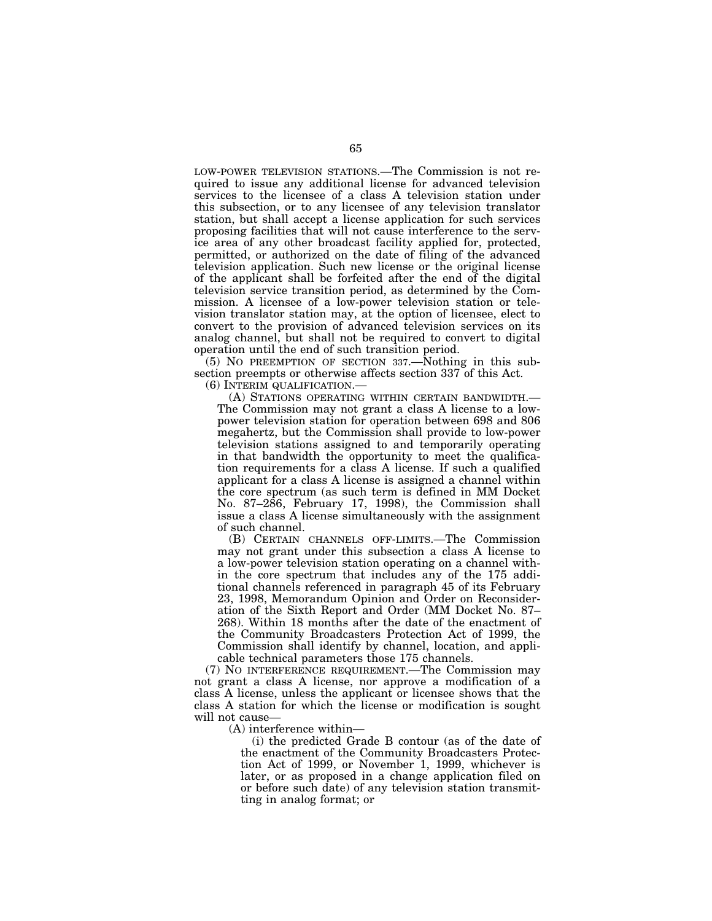LOW-POWER TELEVISION STATIONS.—The Commission is not required to issue any additional license for advanced television services to the licensee of a class A television station under this subsection, or to any licensee of any television translator station, but shall accept a license application for such services proposing facilities that will not cause interference to the service area of any other broadcast facility applied for, protected, permitted, or authorized on the date of filing of the advanced television application. Such new license or the original license of the applicant shall be forfeited after the end of the digital television service transition period, as determined by the Commission. A licensee of a low-power television station or television translator station may, at the option of licensee, elect to convert to the provision of advanced television services on its analog channel, but shall not be required to convert to digital operation until the end of such transition period.

(5) NO PREEMPTION OF SECTION 337.—Nothing in this subsection preempts or otherwise affects section 337 of this Act.

(6) INTERIM QUALIFICATION.—

(A) STATIONS OPERATING WITHIN CERTAIN BANDWIDTH.—The Commission may not grant a class A license to a low-power television station for operation between 698 and 806 megahertz, but the Commission shall provide to low-power television stations assigned to and temporarily operating in that bandwidth the opportunity to meet the qualification requirements for a class A license. If such a qualified applicant for a class A license is assigned a channel within the core spectrum (as such term is defined in MM Docket No. 87–286, February 17, 1998), the Commission shall issue a class A license simultaneously with the assignment of such channel.

(B) CERTAIN CHANNELS OFF-LIMITS.—The Commission may not grant under this subsection a class A license to a low-power television station operating on a channel within the core spectrum that includes any of the 175 additional channels referenced in paragraph 45 of its February 23, 1998, Memorandum Opinion and Order on Reconsideration of the Sixth Report and Order (MM Docket No. 87–268). Within 18 months after the date of the enactment of the Community Broadcasters Protection Act of 1999, the Commission shall identify by channel, location, and applicable technical parameters those 175 channels.

(7) NO INTERFERENCE REQUIREMENT.—The Commission may not grant a class A license, nor approve a modification of a class A license, unless the applicant or licensee shows that the class A station for which the license or modification is sought will not cause—

(A) interference within—

(i) the predicted Grade B contour (as of the date of the enactment of the Community Broadcasters Protection Act of 1999, or November 1, 1999, whichever is later, or as proposed in a change application filed on or before such date) of any television station transmitting in analog format; or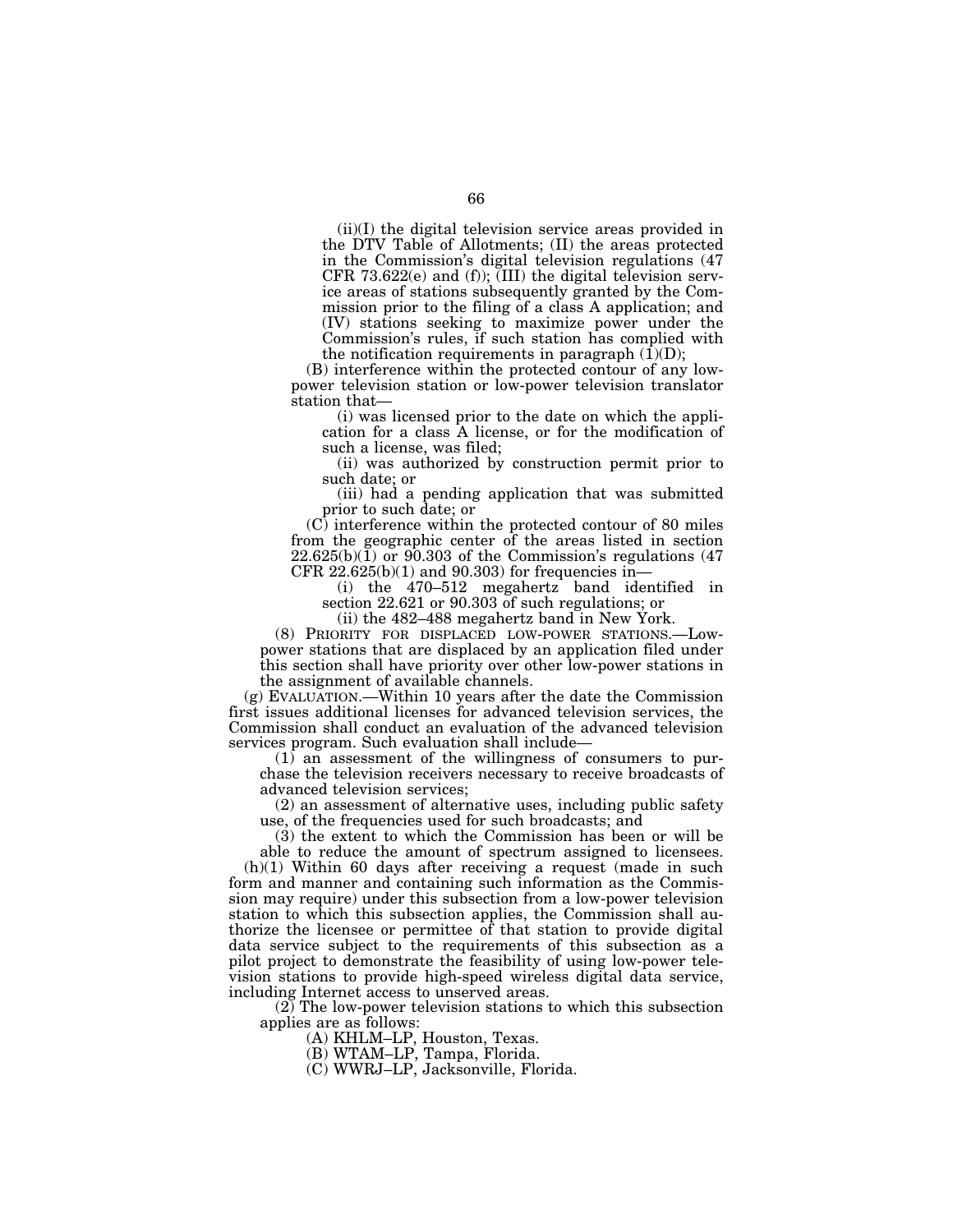(ii)(I) the digital television service areas provided in the DTV Table of Allotments; (II) the areas protected in the Commission's digital television regulations (47 CFR 73.622(e) and (f)); (III) the digital television service areas of stations subsequently granted by the Commission prior to the filing of a class A application; and (IV) stations seeking to maximize power under the Commission's rules, if such station has complied with the notification requirements in paragraph (1)(D);

(B) interference within the protected contour of any low-power television station or low-power television translator station that—

(i) was licensed prior to the date on which the application for a class A license, or for the modification of such a license, was filed;

(ii) was authorized by construction permit prior to such date; or

(iii) had a pending application that was submitted prior to such date; or

(C) interference within the protected contour of 80 miles from the geographic center of the areas listed in section 22.625(b)(1) or 90.303 of the Commission's regulations (47 CFR 22.625(b)(1) and 90.303) for frequencies in—

(i) the 470–512 megahertz band identified in section 22.621 or 90.303 of such regulations; or

(ii) the 482–488 megahertz band in New York.

(8) PRIORITY FOR DISPLACED LOW-POWER STATIONS.—Low-power stations that are displaced by an application filed under this section shall have priority over other low-power stations in the assignment of available channels.

(g) EVALUATION.—Within 10 years after the date the Commission first issues additional licenses for advanced television services, the Commission shall conduct an evaluation of the advanced television services program. Such evaluation shall include—

(1) an assessment of the willingness of consumers to purchase the television receivers necessary to receive broadcasts of advanced television services;

(2) an assessment of alternative uses, including public safety use, of the frequencies used for such broadcasts; and

(3) the extent to which the Commission has been or will be able to reduce the amount of spectrum assigned to licensees.

(h)(1) Within 60 days after receiving a request (made in such form and manner and containing such information as the Commission may require) under this subsection from a low-power television station to which this subsection applies, the Commission shall authorize the licensee or permittee of that station to provide digital data service subject to the requirements of this subsection as a pilot project to demonstrate the feasibility of using low-power television stations to provide high-speed wireless digital data service, including Internet access to unserved areas.

(2) The low-power television stations to which this subsection applies are as follows:

(A) KHLM–LP, Houston, Texas.

(B) WTAM–LP, Tampa, Florida.

(C) WWRJ–LP, Jacksonville, Florida.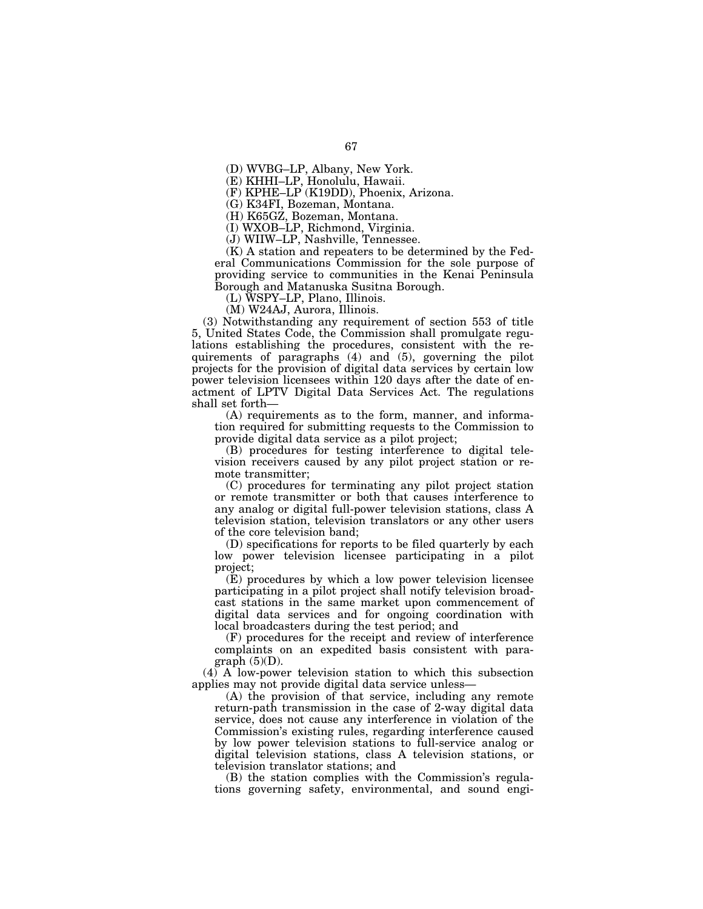(D) WVBG–LP, Albany, New York.

(E) KHHI–LP, Honolulu, Hawaii.

(F) KPHE–LP (K19DD), Phoenix, Arizona.

(G) K34FI, Bozeman, Montana.

(H) K65GZ, Bozeman, Montana.

(I) WXOB–LP, Richmond, Virginia.

(J) WIIW–LP, Nashville, Tennessee.

(K) A station and repeaters to be determined by the Federal Communications Commission for the sole purpose of providing service to communities in the Kenai Peninsula Borough and Matanuska Susitna Borough.

(L) WSPY–LP, Plano, Illinois.

(M) W24AJ, Aurora, Illinois.

(3) Notwithstanding any requirement of section 553 of title 5, United States Code, the Commission shall promulgate regulations establishing the procedures, consistent with the requirements of paragraphs (4) and (5), governing the pilot projects for the provision of digital data services by certain low power television licensees within 120 days after the date of enactment of LPTV Digital Data Services Act. The regulations shall set forth—

(A) requirements as to the form, manner, and information required for submitting requests to the Commission to provide digital data service as a pilot project;

(B) procedures for testing interference to digital television receivers caused by any pilot project station or remote transmitter;

(C) procedures for terminating any pilot project station or remote transmitter or both that causes interference to any analog or digital full-power television stations, class A television station, television translators or any other users of the core television band;

(D) specifications for reports to be filed quarterly by each low power television licensee participating in a pilot project;

(E) procedures by which a low power television licensee participating in a pilot project shall notify television broadcast stations in the same market upon commencement of digital data services and for ongoing coordination with local broadcasters during the test period; and

(F) procedures for the receipt and review of interference complaints on an expedited basis consistent with paragraph (5)(D).

(4) A low-power television station to which this subsection applies may not provide digital data service unless—

(A) the provision of that service, including any remote return-path transmission in the case of 2-way digital data service, does not cause any interference in violation of the Commission's existing rules, regarding interference caused by low power television stations to full-service analog or digital television stations, class A television stations, or television translator stations; and

(B) the station complies with the Commission's regulations governing safety, environmental, and sound engi-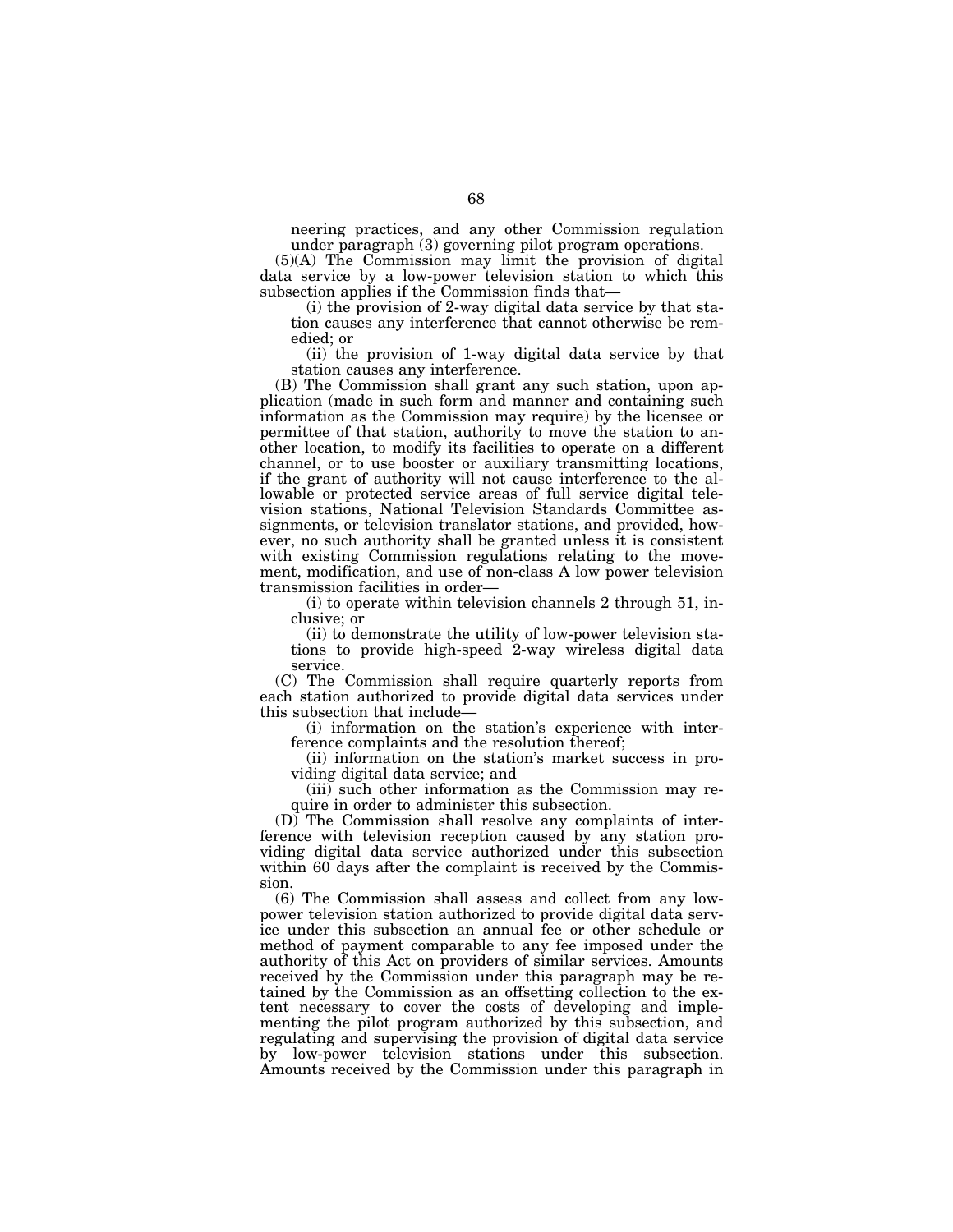neering practices, and any other Commission regulation under paragraph (3) governing pilot program operations.

(5)(A) The Commission may limit the provision of digital data service by a low-power television station to which this subsection applies if the Commission finds that—

(i) the provision of 2-way digital data service by that station causes any interference that cannot otherwise be remedied; or

(ii) the provision of 1-way digital data service by that station causes any interference.

(B) The Commission shall grant any such station, upon application (made in such form and manner and containing such information as the Commission may require) by the licensee or permittee of that station, authority to move the station to another location, to modify its facilities to operate on a different channel, or to use booster or auxiliary transmitting locations, if the grant of authority will not cause interference to the allowable or protected service areas of full service digital television stations, National Television Standards Committee assignments, or television translator stations, and provided, however, no such authority shall be granted unless it is consistent with existing Commission regulations relating to the movement, modification, and use of non-class A low power television transmission facilities in order—

(i) to operate within television channels 2 through 51, inclusive; or

(ii) to demonstrate the utility of low-power television stations to provide high-speed 2-way wireless digital data service.

(C) The Commission shall require quarterly reports from each station authorized to provide digital data services under this subsection that include—

(i) information on the station's experience with interference complaints and the resolution thereof;

(ii) information on the station's market success in providing digital data service; and

(iii) such other information as the Commission may require in order to administer this subsection.

(D) The Commission shall resolve any complaints of interference with television reception caused by any station providing digital data service authorized under this subsection within 60 days after the complaint is received by the Commission.

(6) The Commission shall assess and collect from any low-power television station authorized to provide digital data service under this subsection an annual fee or other schedule or method of payment comparable to any fee imposed under the authority of this Act on providers of similar services. Amounts received by the Commission under this paragraph may be retained by the Commission as an offsetting collection to the extent necessary to cover the costs of developing and implementing the pilot program authorized by this subsection, and regulating and supervising the provision of digital data service by low-power television stations under this subsection. Amounts received by the Commission under this paragraph in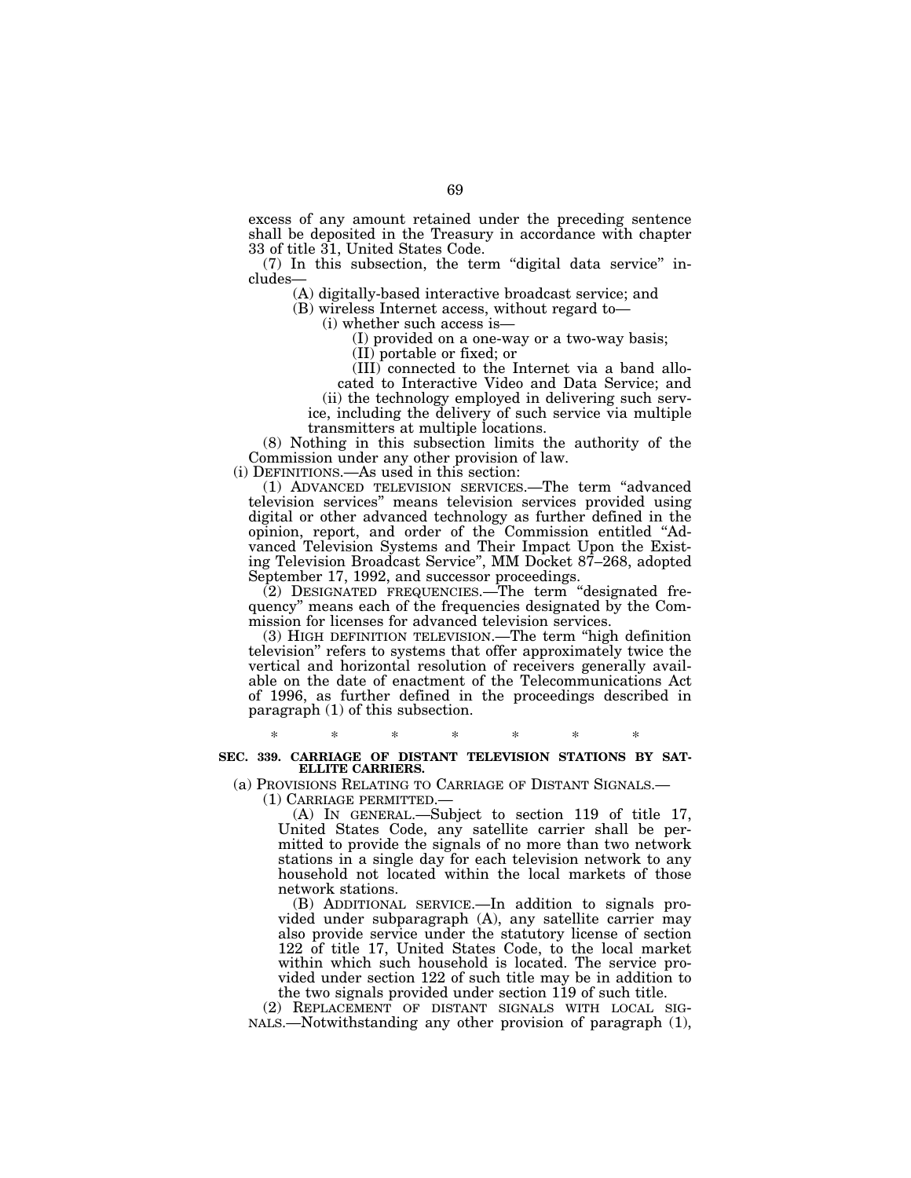excess of any amount retained under the preceding sentence shall be deposited in the Treasury in accordance with chapter 33 of title 31, United States Code.

(7) In this subsection, the term "digital data service" includes—

(A) digitally-based interactive broadcast service; and

(B) wireless Internet access, without regard to—

(i) whether such access is—

(I) provided on a one-way or a two-way basis;

(II) portable or fixed; or

(III) connected to the Internet via a band allocated to Interactive Video and Data Service; and

(ii) the technology employed in delivering such service, including the delivery of such service via multiple transmitters at multiple locations.

(8) Nothing in this subsection limits the authority of the Commission under any other provision of law.

(i) DEFINITIONS.—As used in this section:

(1) ADVANCED TELEVISION SERVICES.—The term "advanced television services" means television services provided using digital or other advanced technology as further defined in the opinion, report, and order of the Commission entitled "Advanced Television Systems and Their Impact Upon the Existing Television Broadcast Service", MM Docket 87–268, adopted September 17, 1992, and successor proceedings.

(2) DESIGNATED FREQUENCIES.—The term "designated frequency" means each of the frequencies designated by the Commission for licenses for advanced television services.

(3) HIGH DEFINITION TELEVISION.—The term "high definition television" refers to systems that offer approximately twice the vertical and horizontal resolution of receivers generally available on the date of enactment of the Telecommunications Act of 1996, as further defined in the proceedings described in paragraph (1) of this subsection.

\* \* \* \* \* \* \*

**SEC. 339. CARRIAGE OF DISTANT TELEVISION STATIONS BY SATELLITE CARRIERS.**

(a) PROVISIONS RELATING TO CARRIAGE OF DISTANT SIGNALS.—

(1) CARRIAGE PERMITTED.—

(A) IN GENERAL.—Subject to section 119 of title 17, United States Code, any satellite carrier shall be permitted to provide the signals of no more than two network stations in a single day for each television network to any household not located within the local markets of those network stations.

(B) ADDITIONAL SERVICE.—In addition to signals provided under subparagraph (A), any satellite carrier may also provide service under the statutory license of section 122 of title 17, United States Code, to the local market within which such household is located. The service provided under section 122 of such title may be in addition to the two signals provided under section 119 of such title.

(2) REPLACEMENT OF DISTANT SIGNALS WITH LOCAL SIGNALS.—Notwithstanding any other provision of paragraph (1),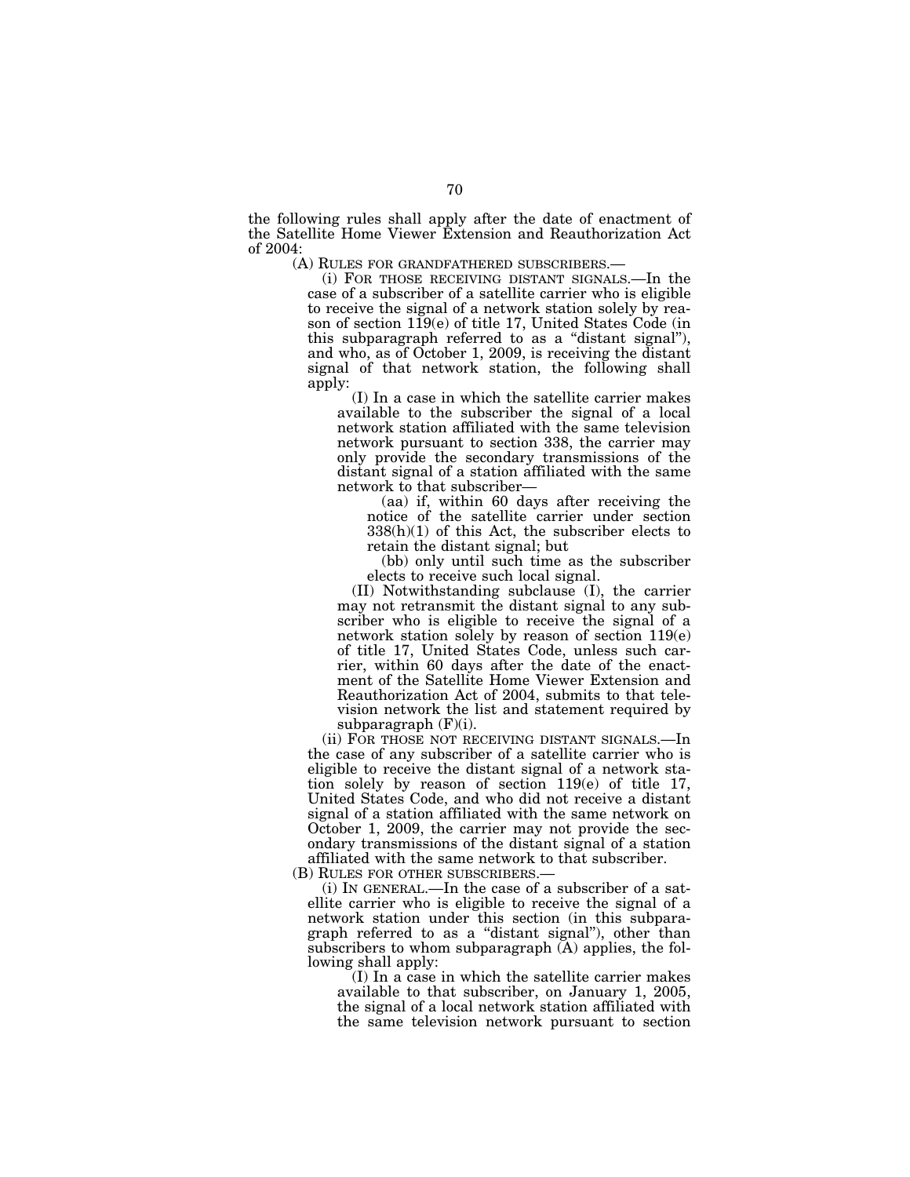the following rules shall apply after the date of enactment of the Satellite Home Viewer Extension and Reauthorization Act of 2004:

(A) RULES FOR GRANDFATHERED SUBSCRIBERS.—

(i) FOR THOSE RECEIVING DISTANT SIGNALS.—In the case of a subscriber of a satellite carrier who is eligible to receive the signal of a network station solely by reason of section 119(e) of title 17, United States Code (in this subparagraph referred to as a "distant signal"), and who, as of October 1, 2009, is receiving the distant signal of that network station, the following shall apply:

(I) In a case in which the satellite carrier makes available to the subscriber the signal of a local network station affiliated with the same television network pursuant to section 338, the carrier may only provide the secondary transmissions of the distant signal of a station affiliated with the same network to that subscriber—

(aa) if, within 60 days after receiving the notice of the satellite carrier under section 338(h)(1) of this Act, the subscriber elects to retain the distant signal; but

(bb) only until such time as the subscriber elects to receive such local signal.

(II) Notwithstanding subclause (I), the carrier may not retransmit the distant signal to any subscriber who is eligible to receive the signal of a network station solely by reason of section 119(e) of title 17, United States Code, unless such carrier, within 60 days after the date of the enactment of the Satellite Home Viewer Extension and Reauthorization Act of 2004, submits to that television network the list and statement required by subparagraph (F)(i).

(ii) FOR THOSE NOT RECEIVING DISTANT SIGNALS.—In the case of any subscriber of a satellite carrier who is eligible to receive the distant signal of a network station solely by reason of section 119(e) of title 17, United States Code, and who did not receive a distant signal of a station affiliated with the same network on October 1, 2009, the carrier may not provide the secondary transmissions of the distant signal of a station affiliated with the same network to that subscriber.

(B) RULES FOR OTHER SUBSCRIBERS.—

(i) IN GENERAL.—In the case of a subscriber of a satellite carrier who is eligible to receive the signal of a network station under this section (in this subparagraph referred to as a "distant signal"), other than subscribers to whom subparagraph (A) applies, the following shall apply:

(I) In a case in which the satellite carrier makes available to that subscriber, on January 1, 2005, the signal of a local network station affiliated with the same television network pursuant to section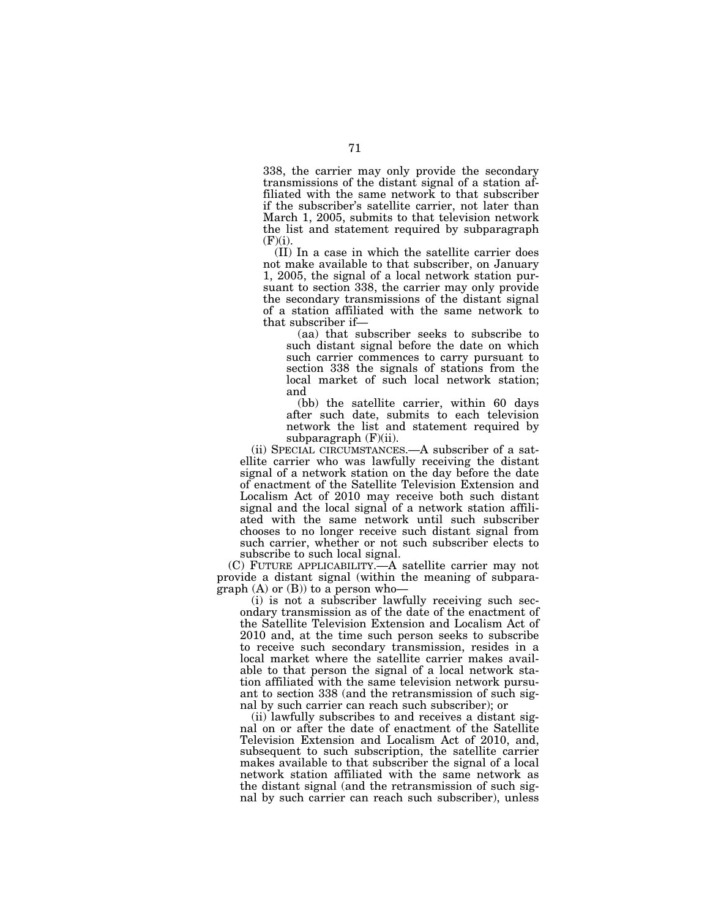338, the carrier may only provide the secondary transmissions of the distant signal of a station affiliated with the same network to that subscriber if the subscriber's satellite carrier, not later than March 1, 2005, submits to that television network the list and statement required by subparagraph (F)(i).

(II) In a case in which the satellite carrier does not make available to that subscriber, on January 1, 2005, the signal of a local network station pursuant to section 338, the carrier may only provide the secondary transmissions of the distant signal of a station affiliated with the same network to that subscriber if—

(aa) that subscriber seeks to subscribe to such distant signal before the date on which such carrier commences to carry pursuant to section 338 the signals of stations from the local market of such local network station; and

(bb) the satellite carrier, within 60 days after such date, submits to each television network the list and statement required by subparagraph (F)(ii).

(ii) SPECIAL CIRCUMSTANCES.—A subscriber of a satellite carrier who was lawfully receiving the distant signal of a network station on the day before the date of enactment of the Satellite Television Extension and Localism Act of 2010 may receive both such distant signal and the local signal of a network station affiliated with the same network until such subscriber chooses to no longer receive such distant signal from such carrier, whether or not such subscriber elects to subscribe to such local signal.

(C) FUTURE APPLICABILITY.—A satellite carrier may not provide a distant signal (within the meaning of subparagraph (A) or (B)) to a person who—

(i) is not a subscriber lawfully receiving such secondary transmission as of the date of the enactment of the Satellite Television Extension and Localism Act of 2010 and, at the time such person seeks to subscribe to receive such secondary transmission, resides in a local market where the satellite carrier makes available to that person the signal of a local network station affiliated with the same television network pursuant to section 338 (and the retransmission of such signal by such carrier can reach such subscriber); or

(ii) lawfully subscribes to and receives a distant signal on or after the date of enactment of the Satellite Television Extension and Localism Act of 2010, and, subsequent to such subscription, the satellite carrier makes available to that subscriber the signal of a local network station affiliated with the same network as the distant signal (and the retransmission of such signal by such carrier can reach such subscriber), unless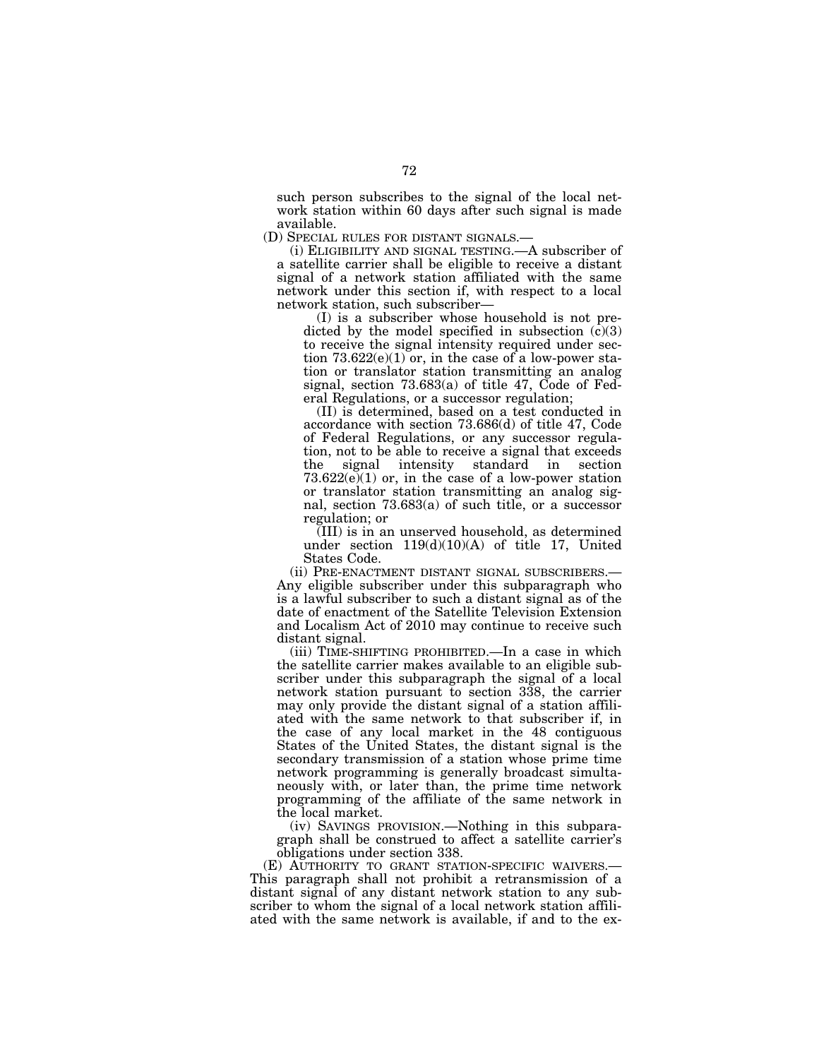such person subscribes to the signal of the local network station within 60 days after such signal is made available.

(D) SPECIAL RULES FOR DISTANT SIGNALS.—

(i) ELIGIBILITY AND SIGNAL TESTING.—A subscriber of a satellite carrier shall be eligible to receive a distant signal of a network station affiliated with the same network under this section if, with respect to a local network station, such subscriber—

(I) is a subscriber whose household is not predicted by the model specified in subsection (c)(3) to receive the signal intensity required under section 73.622(e)(1) or, in the case of a low-power station or translator station transmitting an analog signal, section 73.683(a) of title 47, Code of Federal Regulations, or a successor regulation;

(II) is determined, based on a test conducted in accordance with section 73.686(d) of title 47, Code of Federal Regulations, or any successor regulation, not to be able to receive a signal that exceeds the signal intensity standard in section 73.622(e)(1) or, in the case of a low-power station or translator station transmitting an analog signal, section 73.683(a) of such title, or a successor regulation; or

(III) is in an unserved household, as determined under section 119(d)(10)(A) of title 17, United States Code.

(ii) PRE-ENACTMENT DISTANT SIGNAL SUBSCRIBERS.—Any eligible subscriber under this subparagraph who is a lawful subscriber to such a distant signal as of the date of enactment of the Satellite Television Extension and Localism Act of 2010 may continue to receive such distant signal.

(iii) TIME-SHIFTING PROHIBITED.—In a case in which the satellite carrier makes available to an eligible subscriber under this subparagraph the signal of a local network station pursuant to section 338, the carrier may only provide the distant signal of a station affiliated with the same network to that subscriber if, in the case of any local market in the 48 contiguous States of the United States, the distant signal is the secondary transmission of a station whose prime time network programming is generally broadcast simultaneously with, or later than, the prime time network programming of the affiliate of the same network in the local market.

(iv) SAVINGS PROVISION.—Nothing in this subparagraph shall be construed to affect a satellite carrier's obligations under section 338.

(E) AUTHORITY TO GRANT STATION-SPECIFIC WAIVERS.—This paragraph shall not prohibit a retransmission of a distant signal of any distant network station to any subscriber to whom the signal of a local network station affiliated with the same network is available, if and to the ex-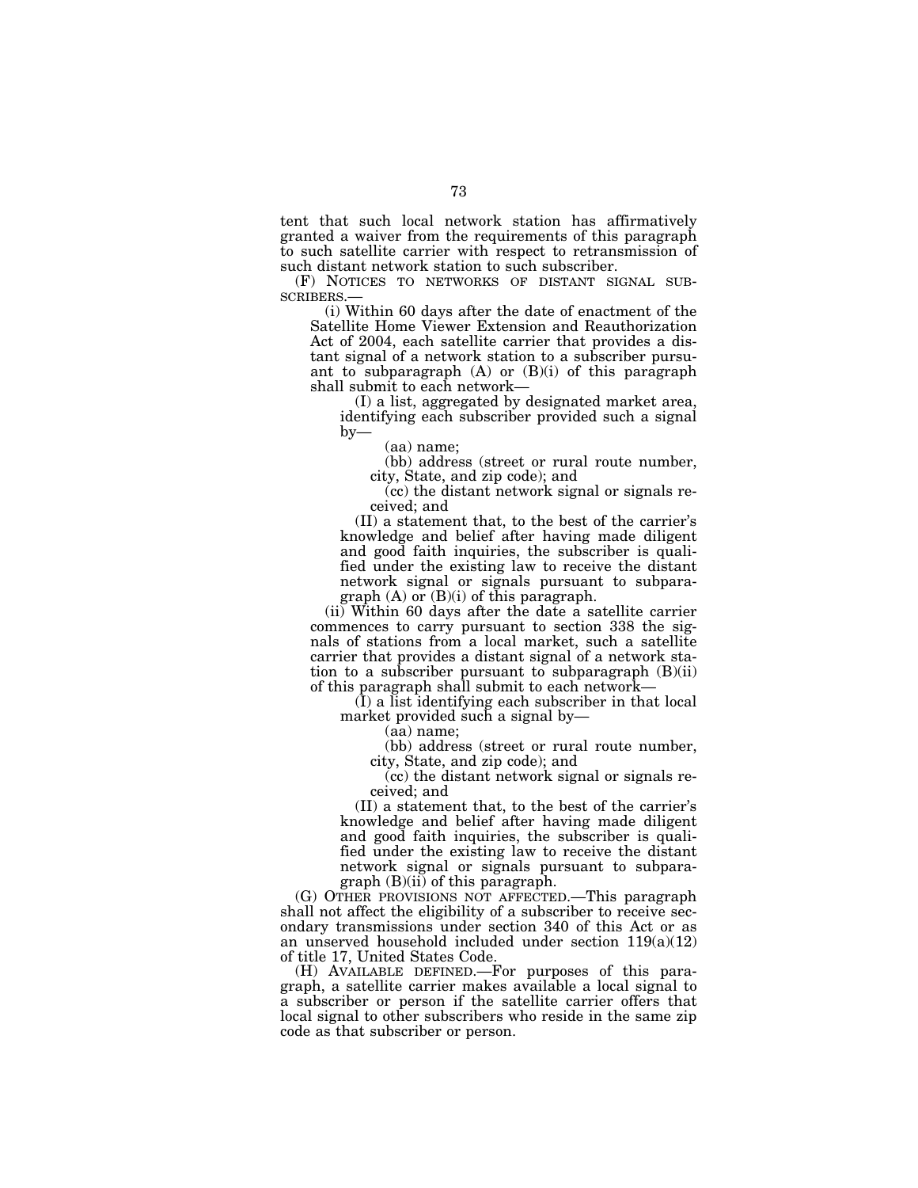tent that such local network station has affirmatively granted a waiver from the requirements of this paragraph to such satellite carrier with respect to retransmission of such distant network station to such subscriber.

(F) NOTICES TO NETWORKS OF DISTANT SIGNAL SUBSCRIBERS.—

(i) Within 60 days after the date of enactment of the Satellite Home Viewer Extension and Reauthorization Act of 2004, each satellite carrier that provides a distant signal of a network station to a subscriber pursuant to subparagraph (A) or (B)(i) of this paragraph shall submit to each network—

(I) a list, aggregated by designated market area, identifying each subscriber provided such a signal by—

(aa) name;

(bb) address (street or rural route number, city, State, and zip code); and

(cc) the distant network signal or signals received; and

(II) a statement that, to the best of the carrier's knowledge and belief after having made diligent and good faith inquiries, the subscriber is qualified under the existing law to receive the distant network signal or signals pursuant to subparagraph (A) or (B)(i) of this paragraph.

(ii) Within 60 days after the date a satellite carrier commences to carry pursuant to section 338 the signals of stations from a local market, such a satellite carrier that provides a distant signal of a network station to a subscriber pursuant to subparagraph (B)(ii) of this paragraph shall submit to each network—

(I) a list identifying each subscriber in that local market provided such a signal by—

(aa) name;

(bb) address (street or rural route number, city, State, and zip code); and

(cc) the distant network signal or signals received; and

(II) a statement that, to the best of the carrier's knowledge and belief after having made diligent and good faith inquiries, the subscriber is qualified under the existing law to receive the distant network signal or signals pursuant to subparagraph (B)(ii) of this paragraph.

(G) OTHER PROVISIONS NOT AFFECTED.—This paragraph shall not affect the eligibility of a subscriber to receive secondary transmissions under section 340 of this Act or as an unserved household included under section 119(a)(12) of title 17, United States Code.

(H) AVAILABLE DEFINED.—For purposes of this paragraph, a satellite carrier makes available a local signal to a subscriber or person if the satellite carrier offers that local signal to other subscribers who reside in the same zip code as that subscriber or person.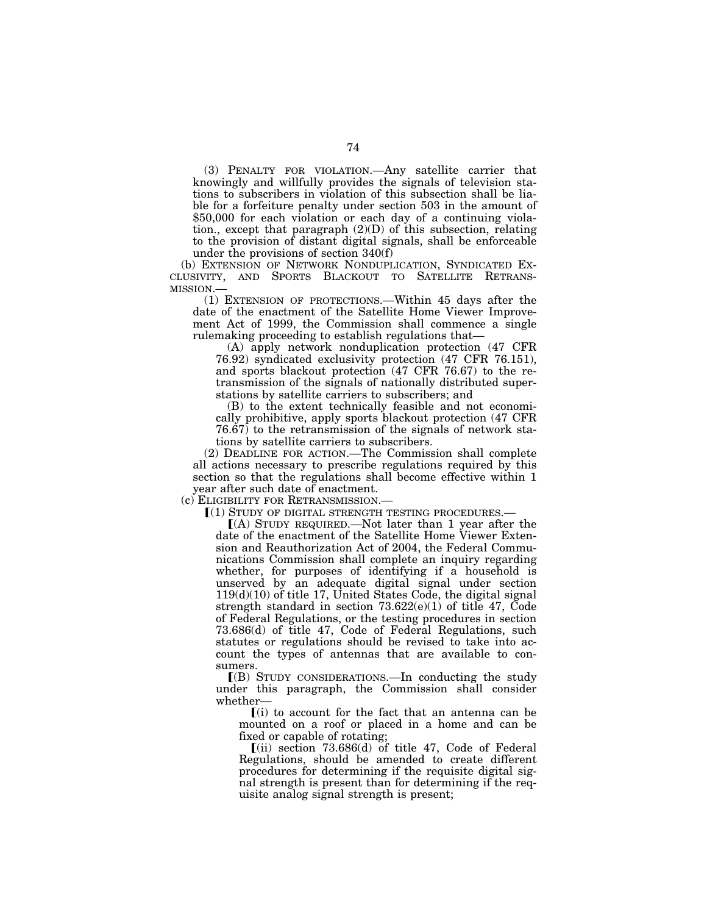(3) PENALTY FOR VIOLATION.—Any satellite carrier that knowingly and willfully provides the signals of television stations to subscribers in violation of this subsection shall be liable for a forfeiture penalty under section 503 in the amount of $50,000 for each violation or each day of a continuing violation., except that paragraph (2)(D) of this subsection, relating to the provision of distant digital signals, shall be enforceable under the provisions of section 340(f)

(b) EXTENSION OF NETWORK NONDUPLICATION, SYNDICATED EXCLUSIVITY, AND SPORTS BLACKOUT TO SATELLITE RETRANSMISSION.—

(1) EXTENSION OF PROTECTIONS.—Within 45 days after the date of the enactment of the Satellite Home Viewer Improvement Act of 1999, the Commission shall commence a single rulemaking proceeding to establish regulations that—

(A) apply network nonduplication protection (47 CFR 76.92) syndicated exclusivity protection (47 CFR 76.151), and sports blackout protection (47 CFR 76.67) to the retransmission of the signals of nationally distributed superstations by satellite carriers to subscribers; and

(B) to the extent technically feasible and not economically prohibitive, apply sports blackout protection (47 CFR 76.67) to the retransmission of the signals of network stations by satellite carriers to subscribers.

(2) DEADLINE FOR ACTION.—The Commission shall complete all actions necessary to prescribe regulations required by this section so that the regulations shall become effective within 1 year after such date of enactment.

(c) ELIGIBILITY FOR RETRANSMISSION.—

⟦(1) STUDY OF DIGITAL STRENGTH TESTING PROCEDURES.—

⟦(A) STUDY REQUIRED.—Not later than 1 year after the date of the enactment of the Satellite Home Viewer Extension and Reauthorization Act of 2004, the Federal Communications Commission shall complete an inquiry regarding whether, for purposes of identifying if a household is unserved by an adequate digital signal under section 119(d)(10) of title 17, United States Code, the digital signal strength standard in section 73.622(e)(1) of title 47, Code of Federal Regulations, or the testing procedures in section 73.686(d) of title 47, Code of Federal Regulations, such statutes or regulations should be revised to take into account the types of antennas that are available to consumers.

⟦(B) STUDY CONSIDERATIONS.—In conducting the study under this paragraph, the Commission shall consider whether—

⟦(i) to account for the fact that an antenna can be mounted on a roof or placed in a home and can be fixed or capable of rotating;

⟦(ii) section 73.686(d) of title 47, Code of Federal Regulations, should be amended to create different procedures for determining if the requisite digital signal strength is present than for determining if the requisite analog signal strength is present;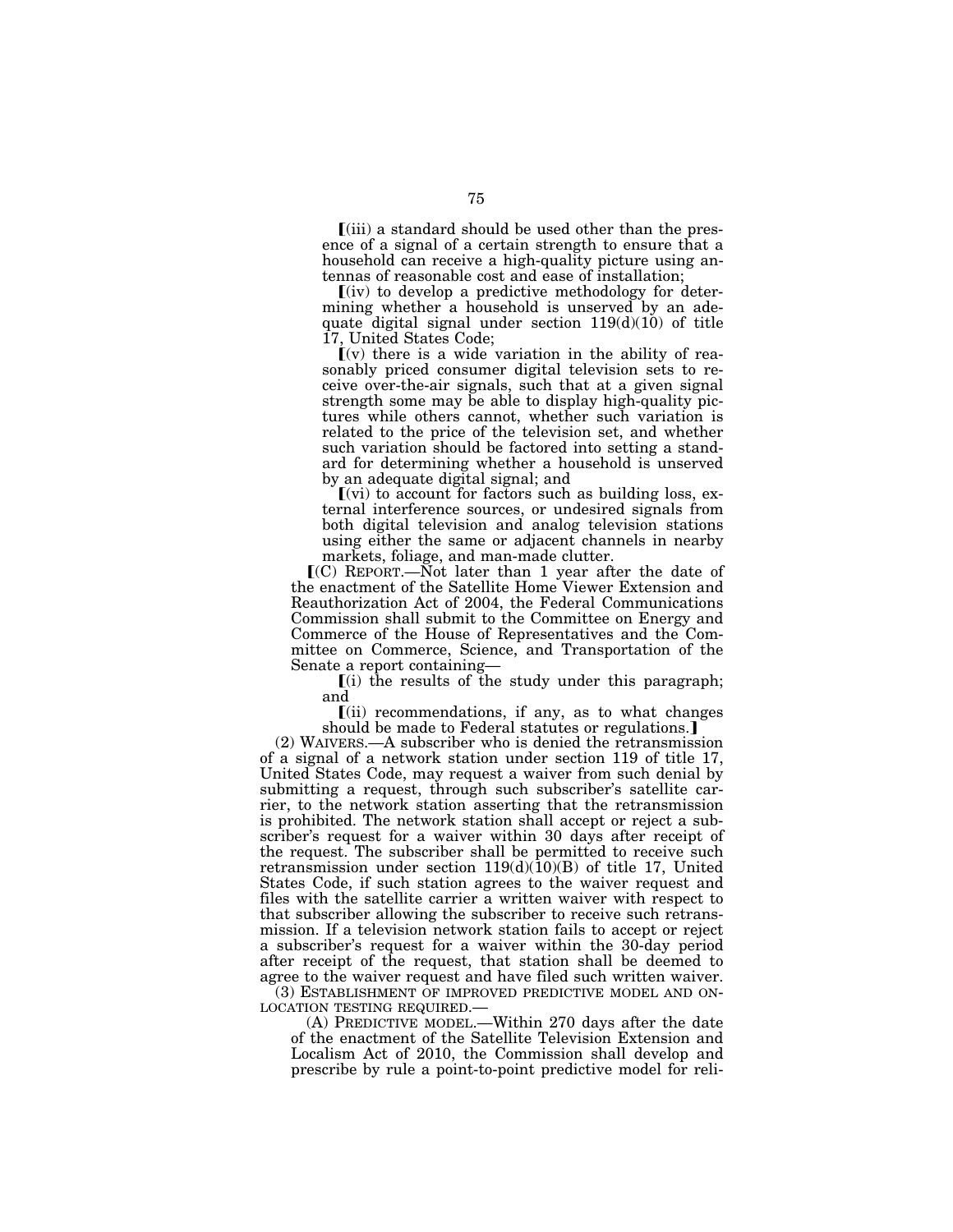[(iii) a standard should be used other than the presence of a signal of a certain strength to ensure that a household can receive a high-quality picture using antennas of reasonable cost and ease of installation;

[(iv) to develop a predictive methodology for determining whether a household is unserved by an adequate digital signal under section 119(d)(10) of title 17, United States Code;

[(v) there is a wide variation in the ability of reasonably priced consumer digital television sets to receive over-the-air signals, such that at a given signal strength some may be able to display high-quality pictures while others cannot, whether such variation is related to the price of the television set, and whether such variation should be factored into setting a standard for determining whether a household is unserved by an adequate digital signal; and

[(vi) to account for factors such as building loss, external interference sources, or undesired signals from both digital television and analog television stations using either the same or adjacent channels in nearby markets, foliage, and man-made clutter.

[(C) REPORT.—Not later than 1 year after the date of the enactment of the Satellite Home Viewer Extension and Reauthorization Act of 2004, the Federal Communications Commission shall submit to the Committee on Energy and Commerce of the House of Representatives and the Committee on Commerce, Science, and Transportation of the Senate a report containing—

[(i) the results of the study under this paragraph; and

[(ii) recommendations, if any, as to what changes should be made to Federal statutes or regulations.]

(2) WAIVERS.—A subscriber who is denied the retransmission of a signal of a network station under section 119 of title 17, United States Code, may request a waiver from such denial by submitting a request, through such subscriber's satellite carrier, to the network station asserting that the retransmission is prohibited. The network station shall accept or reject a subscriber's request for a waiver within 30 days after receipt of the request. The subscriber shall be permitted to receive such retransmission under section 119(d)(10)(B) of title 17, United States Code, if such station agrees to the waiver request and files with the satellite carrier a written waiver with respect to that subscriber allowing the subscriber to receive such retransmission. If a television network station fails to accept or reject a subscriber's request for a waiver within the 30-day period after receipt of the request, that station shall be deemed to agree to the waiver request and have filed such written waiver.

(3) ESTABLISHMENT OF IMPROVED PREDICTIVE MODEL AND ON-LOCATION TESTING REQUIRED.—

(A) PREDICTIVE MODEL.—Within 270 days after the date of the enactment of the Satellite Television Extension and Localism Act of 2010, the Commission shall develop and prescribe by rule a point-to-point predictive model for reli-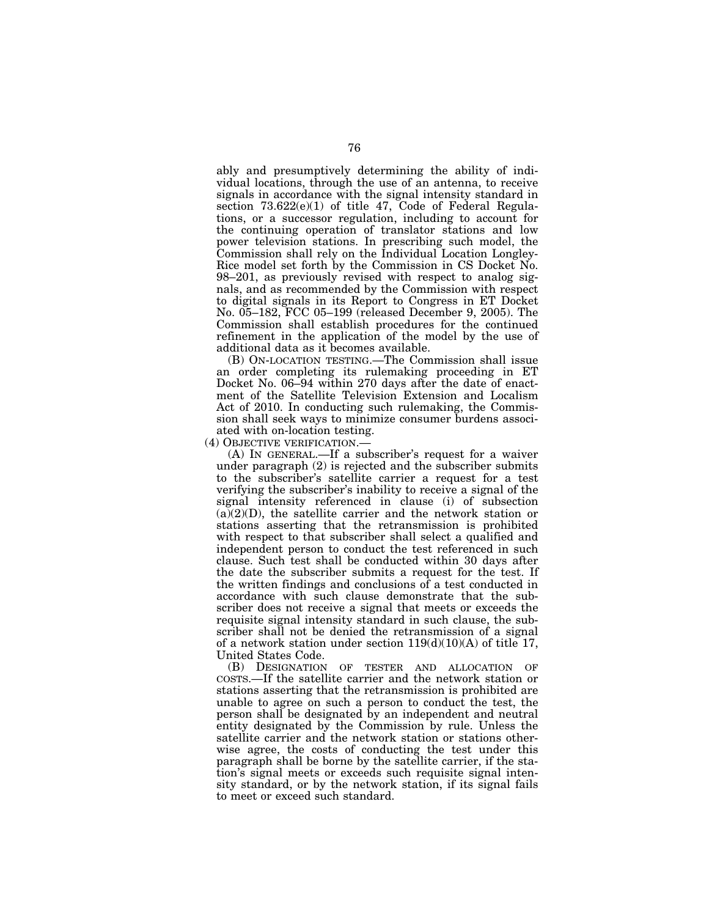ably and presumptively determining the ability of individual locations, through the use of an antenna, to receive signals in accordance with the signal intensity standard in section 73.622(e)(1) of title 47, Code of Federal Regulations, or a successor regulation, including to account for the continuing operation of translator stations and low power television stations. In prescribing such model, the Commission shall rely on the Individual Location Longley-Rice model set forth by the Commission in CS Docket No. 98–201, as previously revised with respect to analog signals, and as recommended by the Commission with respect to digital signals in its Report to Congress in ET Docket No. 05–182, FCC 05–199 (released December 9, 2005). The Commission shall establish procedures for the continued refinement in the application of the model by the use of additional data as it becomes available.

(B) ON-LOCATION TESTING.—The Commission shall issue an order completing its rulemaking proceeding in ET Docket No. 06–94 within 270 days after the date of enactment of the Satellite Television Extension and Localism Act of 2010. In conducting such rulemaking, the Commission shall seek ways to minimize consumer burdens associated with on-location testing.

(4) OBJECTIVE VERIFICATION.—

(A) IN GENERAL.—If a subscriber's request for a waiver under paragraph (2) is rejected and the subscriber submits to the subscriber's satellite carrier a request for a test verifying the subscriber's inability to receive a signal of the signal intensity referenced in clause (i) of subsection (a)(2)(D), the satellite carrier and the network station or stations asserting that the retransmission is prohibited with respect to that subscriber shall select a qualified and independent person to conduct the test referenced in such clause. Such test shall be conducted within 30 days after the date the subscriber submits a request for the test. If the written findings and conclusions of a test conducted in accordance with such clause demonstrate that the subscriber does not receive a signal that meets or exceeds the requisite signal intensity standard in such clause, the subscriber shall not be denied the retransmission of a signal of a network station under section 119(d)(10)(A) of title 17, United States Code.

(B) DESIGNATION OF TESTER AND ALLOCATION OF COSTS.—If the satellite carrier and the network station or stations asserting that the retransmission is prohibited are unable to agree on such a person to conduct the test, the person shall be designated by an independent and neutral entity designated by the Commission by rule. Unless the satellite carrier and the network station or stations otherwise agree, the costs of conducting the test under this paragraph shall be borne by the satellite carrier, if the station's signal meets or exceeds such requisite signal intensity standard, or by the network station, if its signal fails to meet or exceed such standard.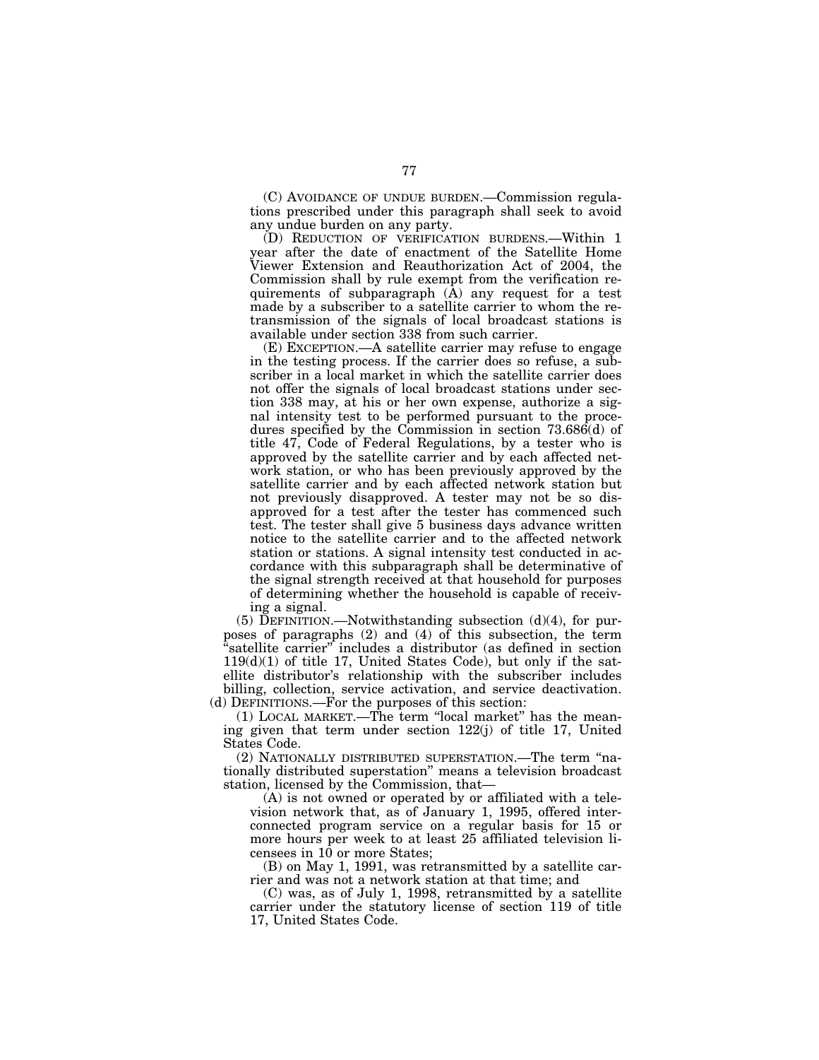(C) AVOIDANCE OF UNDUE BURDEN.—Commission regulations prescribed under this paragraph shall seek to avoid any undue burden on any party.

(D) REDUCTION OF VERIFICATION BURDENS.—Within 1 year after the date of enactment of the Satellite Home Viewer Extension and Reauthorization Act of 2004, the Commission shall by rule exempt from the verification requirements of subparagraph (A) any request for a test made by a subscriber to a satellite carrier to whom the retransmission of the signals of local broadcast stations is available under section 338 from such carrier.

(E) EXCEPTION.—A satellite carrier may refuse to engage in the testing process. If the carrier does so refuse, a subscriber in a local market in which the satellite carrier does not offer the signals of local broadcast stations under section 338 may, at his or her own expense, authorize a signal intensity test to be performed pursuant to the procedures specified by the Commission in section 73.686(d) of title 47, Code of Federal Regulations, by a tester who is approved by the satellite carrier and by each affected network station, or who has been previously approved by the satellite carrier and by each affected network station but not previously disapproved. A tester may not be so disapproved for a test after the tester has commenced such test. The tester shall give 5 business days advance written notice to the satellite carrier and to the affected network station or stations. A signal intensity test conducted in accordance with this subparagraph shall be determinative of the signal strength received at that household for purposes of determining whether the household is capable of receiving a signal.

(5) DEFINITION.—Notwithstanding subsection (d)(4), for purposes of paragraphs (2) and (4) of this subsection, the term "satellite carrier" includes a distributor (as defined in section 119(d)(1) of title 17, United States Code), but only if the satellite distributor's relationship with the subscriber includes billing, collection, service activation, and service deactivation.

(d) DEFINITIONS.—For the purposes of this section:

(1) LOCAL MARKET.—The term "local market" has the meaning given that term under section 122(j) of title 17, United States Code.

(2) NATIONALLY DISTRIBUTED SUPERSTATION.—The term "nationally distributed superstation" means a television broadcast station, licensed by the Commission, that—

(A) is not owned or operated by or affiliated with a television network that, as of January 1, 1995, offered interconnected program service on a regular basis for 15 or more hours per week to at least 25 affiliated television licensees in 10 or more States;

(B) on May 1, 1991, was retransmitted by a satellite carrier and was not a network station at that time; and

(C) was, as of July 1, 1998, retransmitted by a satellite carrier under the statutory license of section 119 of title 17, United States Code.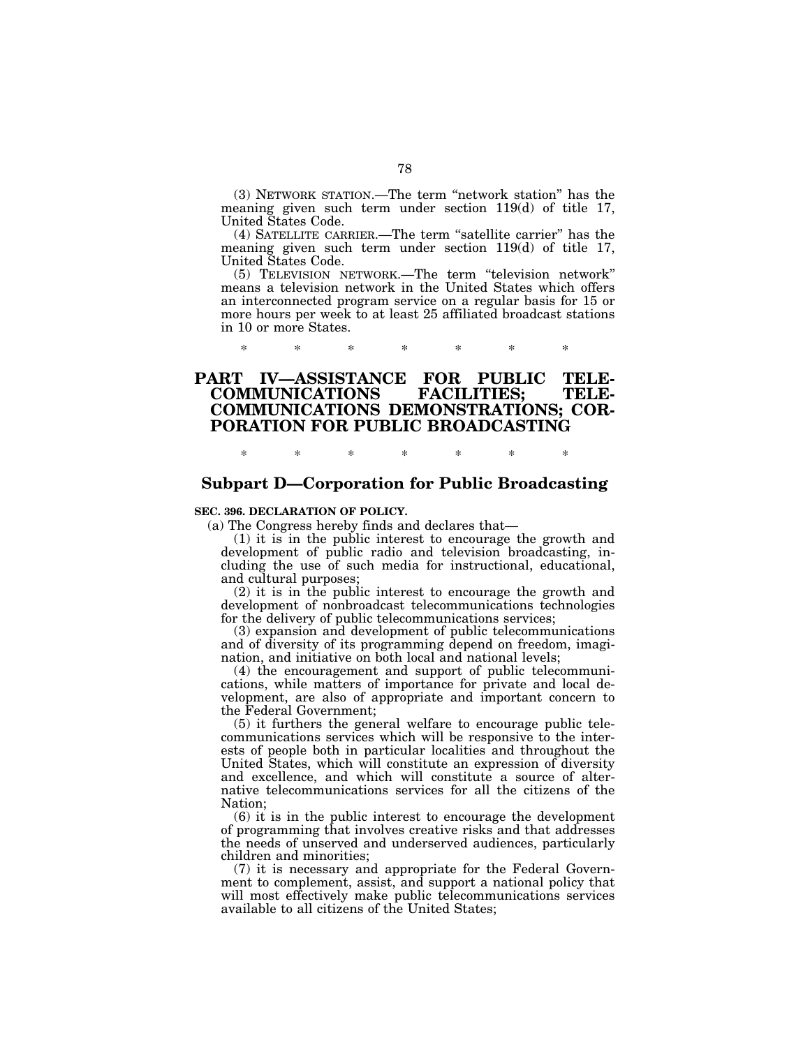(3) NETWORK STATION.—The term "network station" has the meaning given such term under section 119(d) of title 17, United States Code.

(4) SATELLITE CARRIER.—The term "satellite carrier" has the meaning given such term under section 119(d) of title 17, United States Code.

(5) TELEVISION NETWORK.—The term "television network" means a television network in the United States which offers an interconnected program service on a regular basis for 15 or more hours per week to at least 25 affiliated broadcast stations in 10 or more States.

\* \* \* \* \* \* \*

## PART IV—ASSISTANCE FOR PUBLIC TELECOMMUNICATIONS FACILITIES; TELECOMMUNICATIONS DEMONSTRATIONS; CORPORATION FOR PUBLIC BROADCASTING

\* \* \* \* \* \* \*

### Subpart D—Corporation for Public Broadcasting

**SEC. 396. DECLARATION OF POLICY.**

(a) The Congress hereby finds and declares that—

(1) it is in the public interest to encourage the growth and development of public radio and television broadcasting, including the use of such media for instructional, educational, and cultural purposes;

(2) it is in the public interest to encourage the growth and development of nonbroadcast telecommunications technologies for the delivery of public telecommunications services;

(3) expansion and development of public telecommunications and of diversity of its programming depend on freedom, imagination, and initiative on both local and national levels;

(4) the encouragement and support of public telecommunications, while matters of importance for private and local development, are also of appropriate and important concern to the Federal Government;

(5) it furthers the general welfare to encourage public telecommunications services which will be responsive to the interests of people both in particular localities and throughout the United States, which will constitute an expression of diversity and excellence, and which will constitute a source of alternative telecommunications services for all the citizens of the Nation;

(6) it is in the public interest to encourage the development of programming that involves creative risks and that addresses the needs of unserved and underserved audiences, particularly children and minorities;

(7) it is necessary and appropriate for the Federal Government to complement, assist, and support a national policy that will most effectively make public telecommunications services available to all citizens of the United States;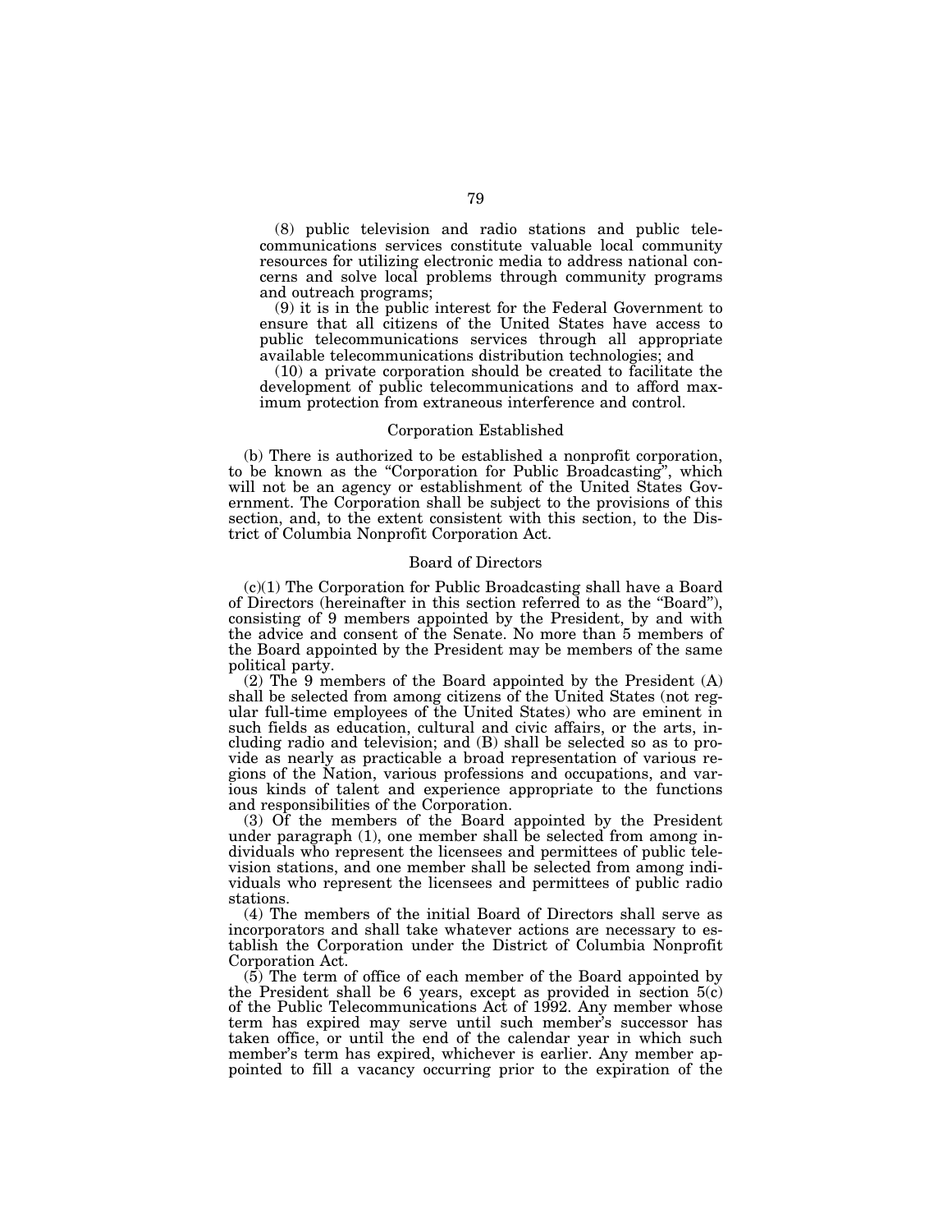(8) public television and radio stations and public telecommunications services constitute valuable local community resources for utilizing electronic media to address national concerns and solve local problems through community programs and outreach programs;

(9) it is in the public interest for the Federal Government to ensure that all citizens of the United States have access to public telecommunications services through all appropriate available telecommunications distribution technologies; and

(10) a private corporation should be created to facilitate the development of public telecommunications and to afford maximum protection from extraneous interference and control.

### Corporation Established

(b) There is authorized to be established a nonprofit corporation, to be known as the "Corporation for Public Broadcasting", which will not be an agency or establishment of the United States Government. The Corporation shall be subject to the provisions of this section, and, to the extent consistent with this section, to the District of Columbia Nonprofit Corporation Act.

### Board of Directors

(c)(1) The Corporation for Public Broadcasting shall have a Board of Directors (hereinafter in this section referred to as the "Board"), consisting of 9 members appointed by the President, by and with the advice and consent of the Senate. No more than 5 members of the Board appointed by the President may be members of the same political party.

(2) The 9 members of the Board appointed by the President (A) shall be selected from among citizens of the United States (not regular full-time employees of the United States) who are eminent in such fields as education, cultural and civic affairs, or the arts, including radio and television; and (B) shall be selected so as to provide as nearly as practicable a broad representation of various regions of the Nation, various professions and occupations, and various kinds of talent and experience appropriate to the functions and responsibilities of the Corporation.

(3) Of the members of the Board appointed by the President under paragraph (1), one member shall be selected from among individuals who represent the licensees and permittees of public television stations, and one member shall be selected from among individuals who represent the licensees and permittees of public radio stations.

(4) The members of the initial Board of Directors shall serve as incorporators and shall take whatever actions are necessary to establish the Corporation under the District of Columbia Nonprofit Corporation Act.

(5) The term of office of each member of the Board appointed by the President shall be 6 years, except as provided in section 5(c) of the Public Telecommunications Act of 1992. Any member whose term has expired may serve until such member's successor has taken office, or until the end of the calendar year in which such member's term has expired, whichever is earlier. Any member appointed to fill a vacancy occurring prior to the expiration of the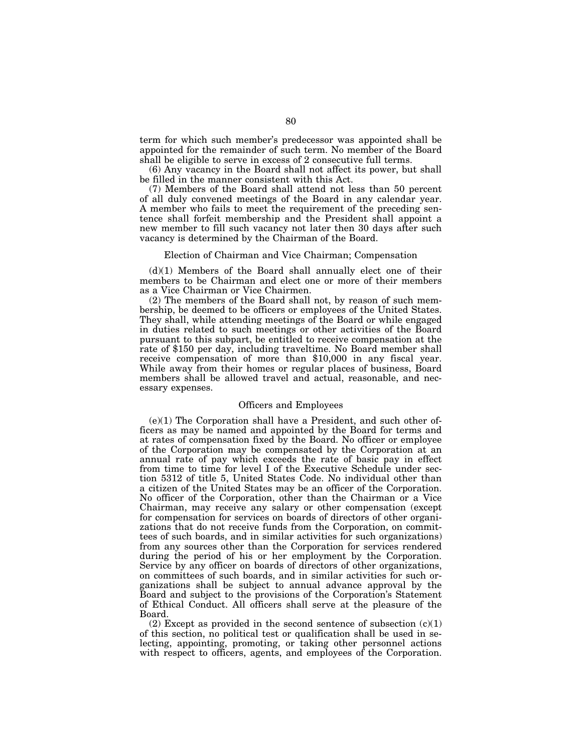term for which such member's predecessor was appointed shall be appointed for the remainder of such term. No member of the Board shall be eligible to serve in excess of 2 consecutive full terms.

(6) Any vacancy in the Board shall not affect its power, but shall be filled in the manner consistent with this Act.

(7) Members of the Board shall attend not less than 50 percent of all duly convened meetings of the Board in any calendar year. A member who fails to meet the requirement of the preceding sentence shall forfeit membership and the President shall appoint a new member to fill such vacancy not later then 30 days after such vacancy is determined by the Chairman of the Board.

### Election of Chairman and Vice Chairman; Compensation

(d)(1) Members of the Board shall annually elect one of their members to be Chairman and elect one or more of their members as a Vice Chairman or Vice Chairmen.

(2) The members of the Board shall not, by reason of such membership, be deemed to be officers or employees of the United States. They shall, while attending meetings of the Board or while engaged in duties related to such meetings or other activities of the Board pursuant to this subpart, be entitled to receive compensation at the rate of $150 per day, including traveltime. No Board member shall receive compensation of more than $10,000 in any fiscal year. While away from their homes or regular places of business, Board members shall be allowed travel and actual, reasonable, and necessary expenses.

### Officers and Employees

(e)(1) The Corporation shall have a President, and such other officers as may be named and appointed by the Board for terms and at rates of compensation fixed by the Board. No officer or employee of the Corporation may be compensated by the Corporation at an annual rate of pay which exceeds the rate of basic pay in effect from time to time for level I of the Executive Schedule under section 5312 of title 5, United States Code. No individual other than a citizen of the United States may be an officer of the Corporation. No officer of the Corporation, other than the Chairman or a Vice Chairman, may receive any salary or other compensation (except for compensation for services on boards of directors of other organizations that do not receive funds from the Corporation, on committees of such boards, and in similar activities for such organizations) from any sources other than the Corporation for services rendered during the period of his or her employment by the Corporation. Service by any officer on boards of directors of other organizations, on committees of such boards, and in similar activities for such organizations shall be subject to annual advance approval by the Board and subject to the provisions of the Corporation's Statement of Ethical Conduct. All officers shall serve at the pleasure of the Board.

(2) Except as provided in the second sentence of subsection (c)(1) of this section, no political test or qualification shall be used in selecting, appointing, promoting, or taking other personnel actions with respect to officers, agents, and employees of the Corporation.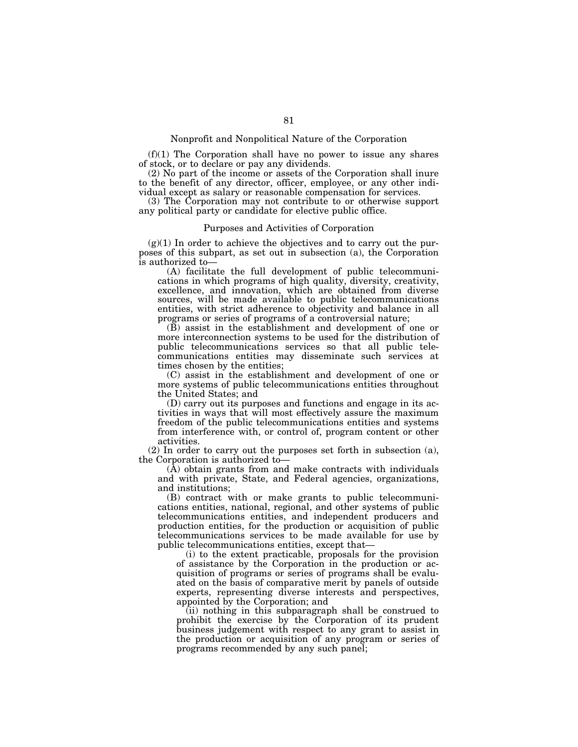### Nonprofit and Nonpolitical Nature of the Corporation

(f)(1) The Corporation shall have no power to issue any shares of stock, or to declare or pay any dividends.

(2) No part of the income or assets of the Corporation shall inure to the benefit of any director, officer, employee, or any other individual except as salary or reasonable compensation for services.

(3) The Corporation may not contribute to or otherwise support any political party or candidate for elective public office.

### Purposes and Activities of Corporation

(g)(1) In order to achieve the objectives and to carry out the purposes of this subpart, as set out in subsection (a), the Corporation is authorized to—

(A) facilitate the full development of public telecommunications in which programs of high quality, diversity, creativity, excellence, and innovation, which are obtained from diverse sources, will be made available to public telecommunications entities, with strict adherence to objectivity and balance in all programs or series of programs of a controversial nature;

(B) assist in the establishment and development of one or more interconnection systems to be used for the distribution of public telecommunications services so that all public telecommunications entities may disseminate such services at times chosen by the entities;

(C) assist in the establishment and development of one or more systems of public telecommunications entities throughout the United States; and

(D) carry out its purposes and functions and engage in its activities in ways that will most effectively assure the maximum freedom of the public telecommunications entities and systems from interference with, or control of, program content or other activities.

(2) In order to carry out the purposes set forth in subsection (a), the Corporation is authorized to—

(A) obtain grants from and make contracts with individuals and with private, State, and Federal agencies, organizations, and institutions;

(B) contract with or make grants to public telecommunications entities, national, regional, and other systems of public telecommunications entities, and independent producers and production entities, for the production or acquisition of public telecommunications services to be made available for use by public telecommunications entities, except that—

(i) to the extent practicable, proposals for the provision of assistance by the Corporation in the production or acquisition of programs or series of programs shall be evaluated on the basis of comparative merit by panels of outside experts, representing diverse interests and perspectives, appointed by the Corporation; and

(ii) nothing in this subparagraph shall be construed to prohibit the exercise by the Corporation of its prudent business judgement with respect to any grant to assist in the production or acquisition of any program or series of programs recommended by any such panel;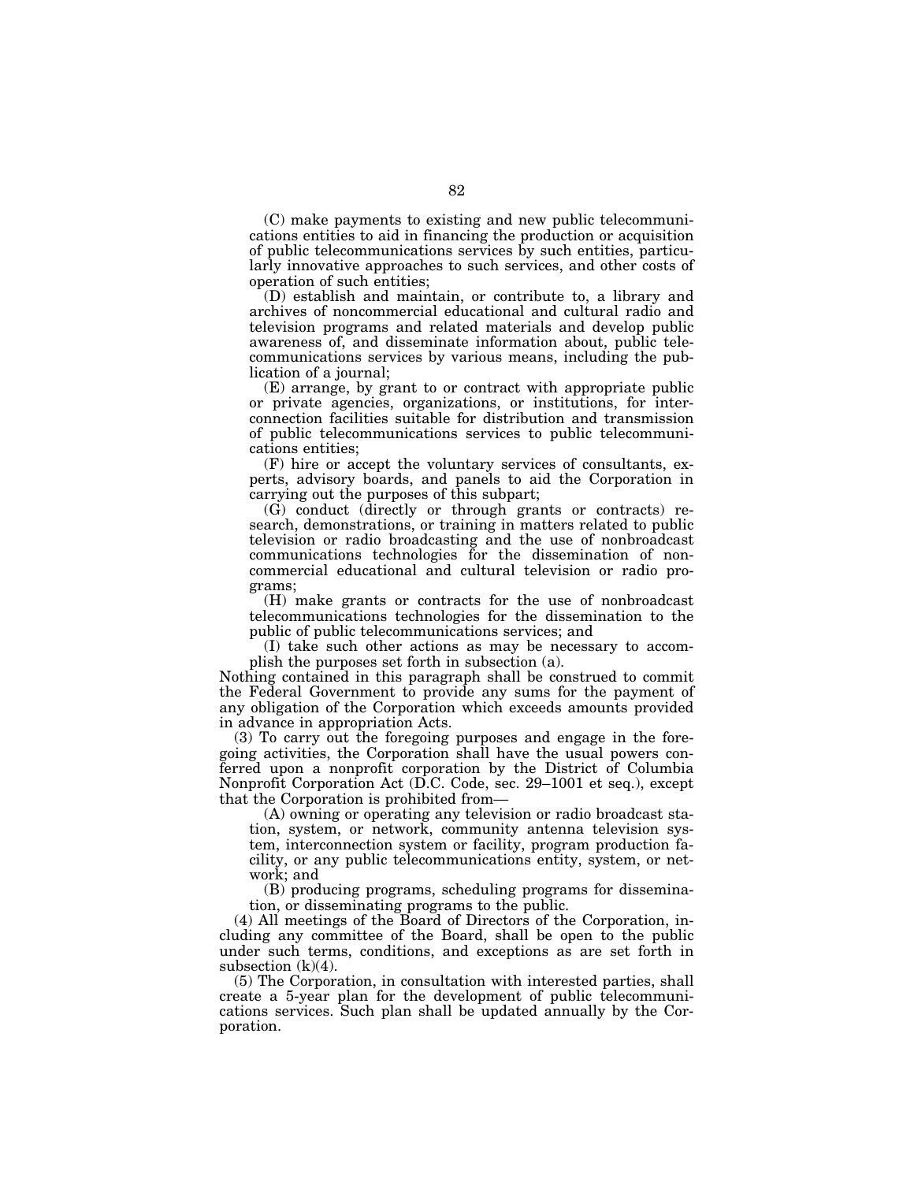(C) make payments to existing and new public telecommunications entities to aid in financing the production or acquisition of public telecommunications services by such entities, particularly innovative approaches to such services, and other costs of operation of such entities;

(D) establish and maintain, or contribute to, a library and archives of noncommercial educational and cultural radio and television programs and related materials and develop public awareness of, and disseminate information about, public telecommunications services by various means, including the publication of a journal;

(E) arrange, by grant to or contract with appropriate public or private agencies, organizations, or institutions, for interconnection facilities suitable for distribution and transmission of public telecommunications services to public telecommunications entities;

(F) hire or accept the voluntary services of consultants, experts, advisory boards, and panels to aid the Corporation in carrying out the purposes of this subpart;

(G) conduct (directly or through grants or contracts) research, demonstrations, or training in matters related to public television or radio broadcasting and the use of nonbroadcast communications technologies for the dissemination of noncommercial educational and cultural television or radio programs;

(H) make grants or contracts for the use of nonbroadcast telecommunications technologies for the dissemination to the public of public telecommunications services; and

(I) take such other actions as may be necessary to accomplish the purposes set forth in subsection (a).

Nothing contained in this paragraph shall be construed to commit the Federal Government to provide any sums for the payment of any obligation of the Corporation which exceeds amounts provided in advance in appropriation Acts.

(3) To carry out the foregoing purposes and engage in the foregoing activities, the Corporation shall have the usual powers conferred upon a nonprofit corporation by the District of Columbia Nonprofit Corporation Act (D.C. Code, sec. 29–1001 et seq.), except that the Corporation is prohibited from—

(A) owning or operating any television or radio broadcast station, system, or network, community antenna television system, interconnection system or facility, program production facility, or any public telecommunications entity, system, or network; and

(B) producing programs, scheduling programs for dissemination, or disseminating programs to the public.

(4) All meetings of the Board of Directors of the Corporation, including any committee of the Board, shall be open to the public under such terms, conditions, and exceptions as are set forth in subsection (k)(4).

(5) The Corporation, in consultation with interested parties, shall create a 5-year plan for the development of public telecommunications services. Such plan shall be updated annually by the Corporation.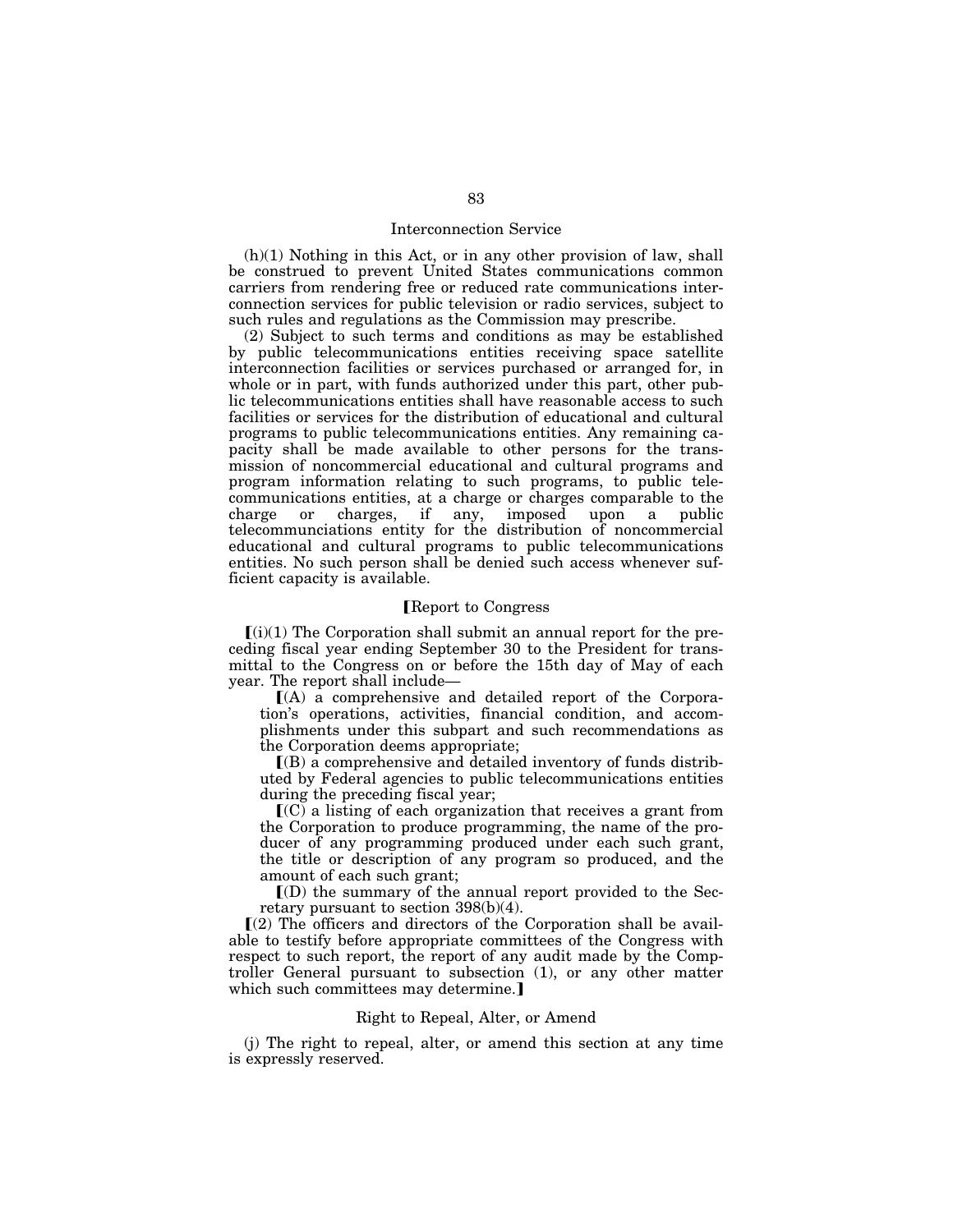Interconnection Service

(h)(1) Nothing in this Act, or in any other provision of law, shall be construed to prevent United States communications common carriers from rendering free or reduced rate communications interconnection services for public television or radio services, subject to such rules and regulations as the Commission may prescribe.

(2) Subject to such terms and conditions as may be established by public telecommunications entities receiving space satellite interconnection facilities or services purchased or arranged for, in whole or in part, with funds authorized under this part, other public telecommunications entities shall have reasonable access to such facilities or services for the distribution of educational and cultural programs to public telecommunications entities. Any remaining capacity shall be made available to other persons for the transmission of noncommercial educational and cultural programs and program information relating to such programs, to public telecommunications entities, at a charge or charges comparable to the charge or charges, if any, imposed upon a public telecommunciations entity for the distribution of noncommercial educational and cultural programs to public telecommunications entities. No such person shall be denied such access whenever sufficient capacity is available.

⟦Report to Congress

⟦(i)(1) The Corporation shall submit an annual report for the preceding fiscal year ending September 30 to the President for transmittal to the Congress on or before the 15th day of May of each year. The report shall include—

⟦(A) a comprehensive and detailed report of the Corporation's operations, activities, financial condition, and accomplishments under this subpart and such recommendations as the Corporation deems appropriate;

⟦(B) a comprehensive and detailed inventory of funds distributed by Federal agencies to public telecommunications entities during the preceding fiscal year;

⟦(C) a listing of each organization that receives a grant from the Corporation to produce programming, the name of the producer of any programming produced under each such grant, the title or description of any program so produced, and the amount of each such grant;

⟦(D) the summary of the annual report provided to the Secretary pursuant to section 398(b)(4).

⟦(2) The officers and directors of the Corporation shall be available to testify before appropriate committees of the Congress with respect to such report, the report of any audit made by the Comptroller General pursuant to subsection (1), or any other matter which such committees may determine.⟧

Right to Repeal, Alter, or Amend

(j) The right to repeal, alter, or amend this section at any time is expressly reserved.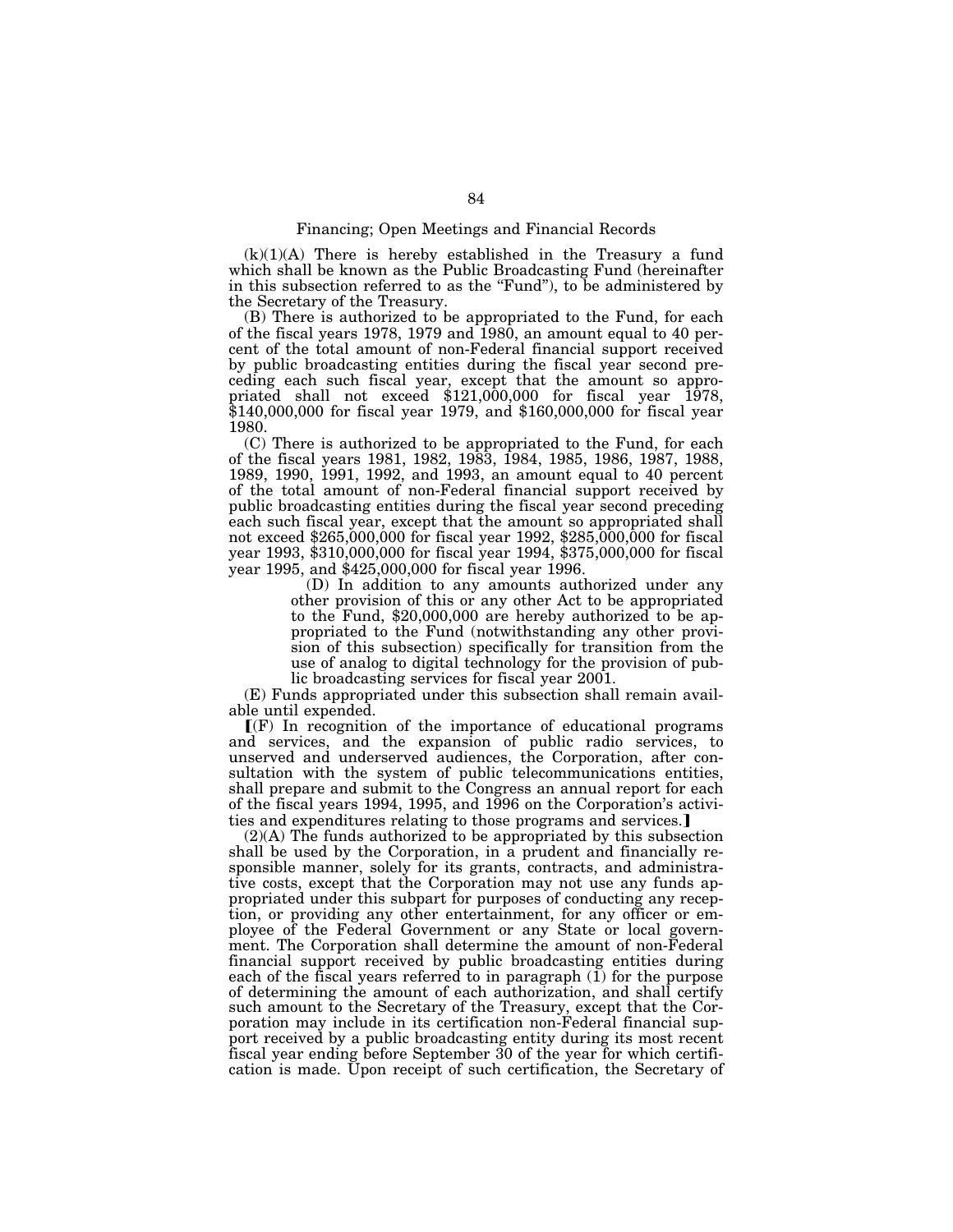Financing; Open Meetings and Financial Records

(k)(1)(A) There is hereby established in the Treasury a fund which shall be known as the Public Broadcasting Fund (hereinafter in this subsection referred to as the "Fund"), to be administered by the Secretary of the Treasury.

(B) There is authorized to be appropriated to the Fund, for each of the fiscal years 1978, 1979 and 1980, an amount equal to 40 percent of the total amount of non-Federal financial support received by public broadcasting entities during the fiscal year second preceding each such fiscal year, except that the amount so appropriated shall not exceed $121,000,000 for fiscal year 1978, $140,000,000 for fiscal year 1979, and $160,000,000 for fiscal year 1980.

(C) There is authorized to be appropriated to the Fund, for each of the fiscal years 1981, 1982, 1983, 1984, 1985, 1986, 1987, 1988, 1989, 1990, 1991, 1992, and 1993, an amount equal to 40 percent of the total amount of non-Federal financial support received by public broadcasting entities during the fiscal year second preceding each such fiscal year, except that the amount so appropriated shall not exceed $265,000,000 for fiscal year 1992, $285,000,000 for fiscal year 1993, $310,000,000 for fiscal year 1994, $375,000,000 for fiscal year 1995, and $425,000,000 for fiscal year 1996.

(D) In addition to any amounts authorized under any other provision of this or any other Act to be appropriated to the Fund, $20,000,000 are hereby authorized to be appropriated to the Fund (notwithstanding any other provision of this subsection) specifically for transition from the use of analog to digital technology for the provision of public broadcasting services for fiscal year 2001.

(E) Funds appropriated under this subsection shall remain available until expended.

⟦(F) In recognition of the importance of educational programs and services, and the expansion of public radio services, to unserved and underserved audiences, the Corporation, after consultation with the system of public telecommunications entities, shall prepare and submit to the Congress an annual report for each of the fiscal years 1994, 1995, and 1996 on the Corporation's activities and expenditures relating to those programs and services.⟧

(2)(A) The funds authorized to be appropriated by this subsection shall be used by the Corporation, in a prudent and financially responsible manner, solely for its grants, contracts, and administrative costs, except that the Corporation may not use any funds appropriated under this subpart for purposes of conducting any reception, or providing any other entertainment, for any officer or employee of the Federal Government or any State or local government. The Corporation shall determine the amount of non-Federal financial support received by public broadcasting entities during each of the fiscal years referred to in paragraph (1) for the purpose of determining the amount of each authorization, and shall certify such amount to the Secretary of the Treasury, except that the Corporation may include in its certification non-Federal financial support received by a public broadcasting entity during its most recent fiscal year ending before September 30 of the year for which certification is made. Upon receipt of such certification, the Secretary of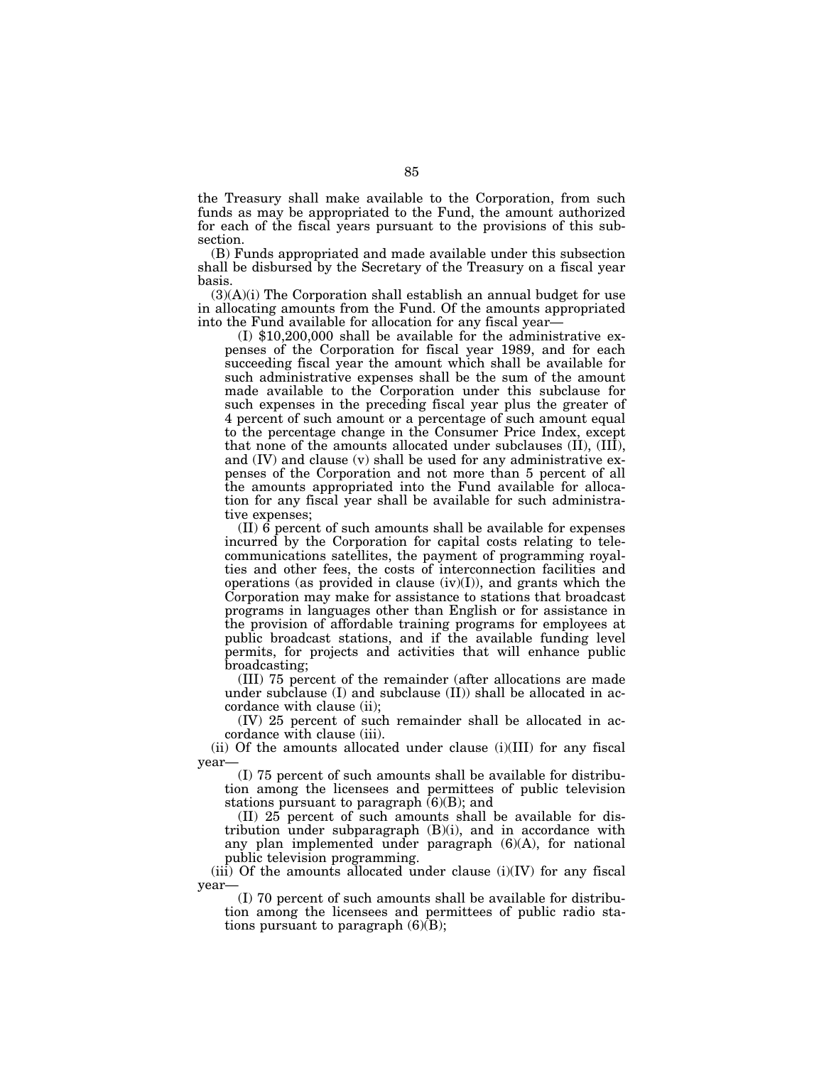the Treasury shall make available to the Corporation, from such funds as may be appropriated to the Fund, the amount authorized for each of the fiscal years pursuant to the provisions of this subsection.

(B) Funds appropriated and made available under this subsection shall be disbursed by the Secretary of the Treasury on a fiscal year basis.

(3)(A)(i) The Corporation shall establish an annual budget for use in allocating amounts from the Fund. Of the amounts appropriated into the Fund available for allocation for any fiscal year—

(I) $10,200,000 shall be available for the administrative expenses of the Corporation for fiscal year 1989, and for each succeeding fiscal year the amount which shall be available for such administrative expenses shall be the sum of the amount made available to the Corporation under this subclause for such expenses in the preceding fiscal year plus the greater of 4 percent of such amount or a percentage of such amount equal to the percentage change in the Consumer Price Index, except that none of the amounts allocated under subclauses (II), (III), and (IV) and clause (v) shall be used for any administrative expenses of the Corporation and not more than 5 percent of all the amounts appropriated into the Fund available for allocation for any fiscal year shall be available for such administrative expenses;

(II) 6 percent of such amounts shall be available for expenses incurred by the Corporation for capital costs relating to telecommunications satellites, the payment of programming royalties and other fees, the costs of interconnection facilities and operations (as provided in clause (iv)(I)), and grants which the Corporation may make for assistance to stations that broadcast programs in languages other than English or for assistance in the provision of affordable training programs for employees at public broadcast stations, and if the available funding level permits, for projects and activities that will enhance public broadcasting;

(III) 75 percent of the remainder (after allocations are made under subclause (I) and subclause (II)) shall be allocated in accordance with clause (ii);

(IV) 25 percent of such remainder shall be allocated in accordance with clause (iii).

(ii) Of the amounts allocated under clause (i)(III) for any fiscal year—

(I) 75 percent of such amounts shall be available for distribution among the licensees and permittees of public television stations pursuant to paragraph (6)(B); and

(II) 25 percent of such amounts shall be available for distribution under subparagraph (B)(i), and in accordance with any plan implemented under paragraph (6)(A), for national public television programming.

(iii) Of the amounts allocated under clause (i)(IV) for any fiscal year—

(I) 70 percent of such amounts shall be available for distribution among the licensees and permittees of public radio stations pursuant to paragraph (6)(B);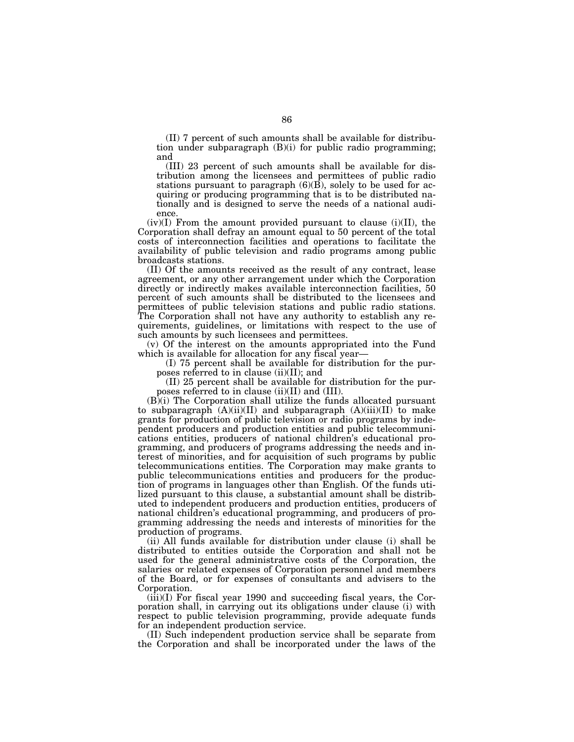(II) 7 percent of such amounts shall be available for distribution under subparagraph (B)(i) for public radio programming; and

(III) 23 percent of such amounts shall be available for distribution among the licensees and permittees of public radio stations pursuant to paragraph (6)(B), solely to be used for acquiring or producing programming that is to be distributed nationally and is designed to serve the needs of a national audience.

(iv)(I) From the amount provided pursuant to clause (i)(II), the Corporation shall defray an amount equal to 50 percent of the total costs of interconnection facilities and operations to facilitate the availability of public television and radio programs among public broadcasts stations.

(II) Of the amounts received as the result of any contract, lease agreement, or any other arrangement under which the Corporation directly or indirectly makes available interconnection facilities, 50 percent of such amounts shall be distributed to the licensees and permittees of public television stations and public radio stations. The Corporation shall not have any authority to establish any requirements, guidelines, or limitations with respect to the use of such amounts by such licensees and permittees.

(v) Of the interest on the amounts appropriated into the Fund which is available for allocation for any fiscal year—

(I) 75 percent shall be available for distribution for the purposes referred to in clause (ii)(II); and

(II) 25 percent shall be available for distribution for the purposes referred to in clause (ii)(II) and (III).

(B)(i) The Corporation shall utilize the funds allocated pursuant to subparagraph (A)(ii)(II) and subparagraph (A)(iii)(II) to make grants for production of public television or radio programs by independent producers and production entities and public telecommunications entities, producers of national children's educational programming, and producers of programs addressing the needs and interest of minorities, and for acquisition of such programs by public telecommunications entities. The Corporation may make grants to public telecommunications entities and producers for the production of programs in languages other than English. Of the funds utilized pursuant to this clause, a substantial amount shall be distributed to independent producers and production entities, producers of national children's educational programming, and producers of programming addressing the needs and interests of minorities for the production of programs.

(ii) All funds available for distribution under clause (i) shall be distributed to entities outside the Corporation and shall not be used for the general administrative costs of the Corporation, the salaries or related expenses of Corporation personnel and members of the Board, or for expenses of consultants and advisers to the Corporation.

(iii)(I) For fiscal year 1990 and succeeding fiscal years, the Corporation shall, in carrying out its obligations under clause (i) with respect to public television programming, provide adequate funds for an independent production service.

(II) Such independent production service shall be separate from the Corporation and shall be incorporated under the laws of the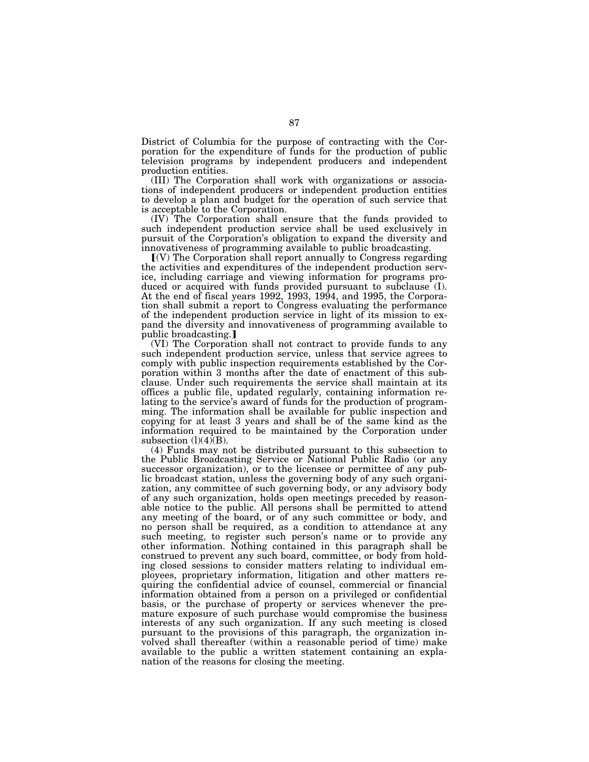District of Columbia for the purpose of contracting with the Corporation for the expenditure of funds for the production of public television programs by independent producers and independent production entities.

(III) The Corporation shall work with organizations or associations of independent producers or independent production entities to develop a plan and budget for the operation of such service that is acceptable to the Corporation.

(IV) The Corporation shall ensure that the funds provided to such independent production service shall be used exclusively in pursuit of the Corporation's obligation to expand the diversity and innovativeness of programming available to public broadcasting.

⟦(V) The Corporation shall report annually to Congress regarding the activities and expenditures of the independent production service, including carriage and viewing information for programs produced or acquired with funds provided pursuant to subclause (I). At the end of fiscal years 1992, 1993, 1994, and 1995, the Corporation shall submit a report to Congress evaluating the performance of the independent production service in light of its mission to expand the diversity and innovativeness of programming available to public broadcasting.⟧

(VI) The Corporation shall not contract to provide funds to any such independent production service, unless that service agrees to comply with public inspection requirements established by the Corporation within 3 months after the date of enactment of this subclause. Under such requirements the service shall maintain at its offices a public file, updated regularly, containing information relating to the service's award of funds for the production of programming. The information shall be available for public inspection and copying for at least 3 years and shall be of the same kind as the information required to be maintained by the Corporation under subsection (l)(4)(B).

(4) Funds may not be distributed pursuant to this subsection to the Public Broadcasting Service or National Public Radio (or any successor organization), or to the licensee or permittee of any public broadcast station, unless the governing body of any such organization, any committee of such governing body, or any advisory body of any such organization, holds open meetings preceded by reasonable notice to the public. All persons shall be permitted to attend any meeting of the board, or of any such committee or body, and no person shall be required, as a condition to attendance at any such meeting, to register such person's name or to provide any other information. Nothing contained in this paragraph shall be construed to prevent any such board, committee, or body from holding closed sessions to consider matters relating to individual employees, proprietary information, litigation and other matters requiring the confidential advice of counsel, commercial or financial information obtained from a person on a privileged or confidential basis, or the purchase of property or services whenever the premature exposure of such purchase would compromise the business interests of any such organization. If any such meeting is closed pursuant to the provisions of this paragraph, the organization involved shall thereafter (within a reasonable period of time) make available to the public a written statement containing an explanation of the reasons for closing the meeting.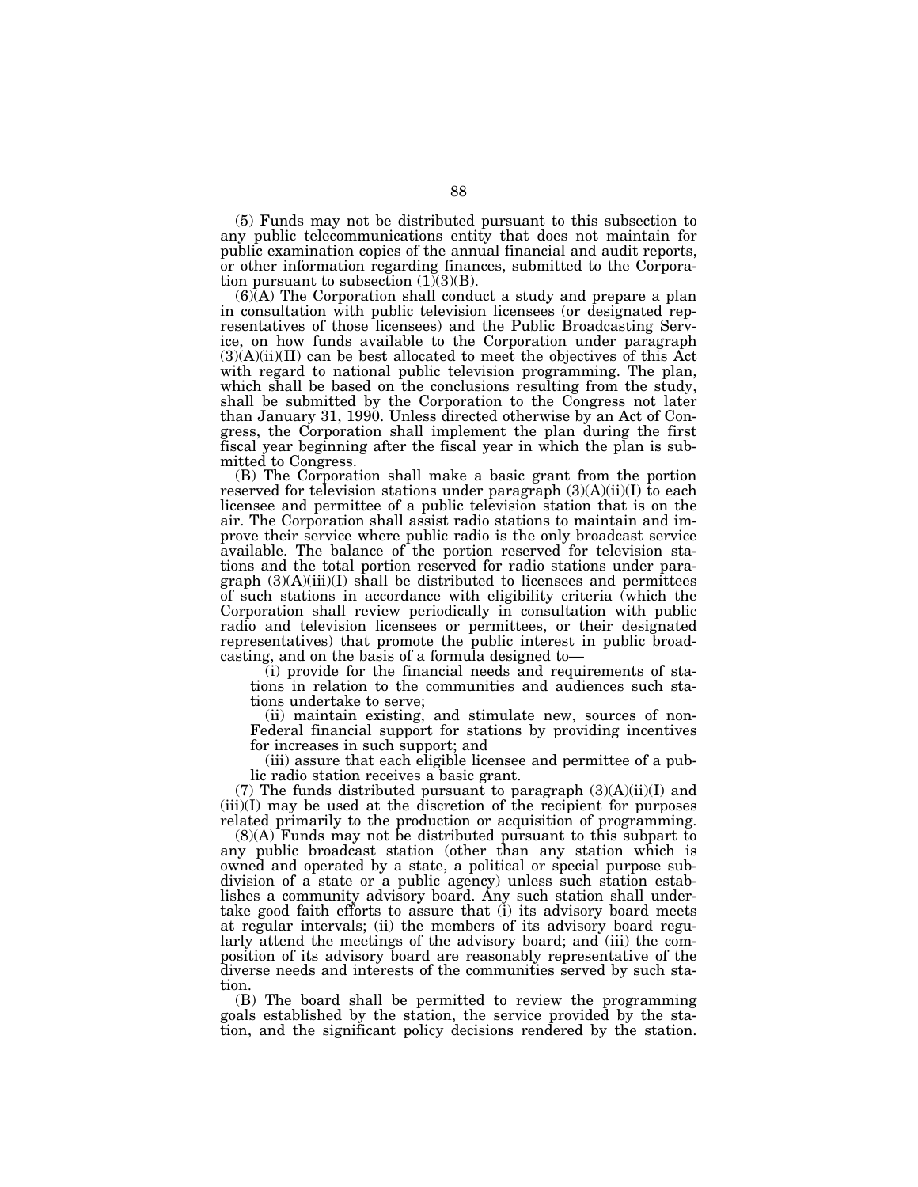(5) Funds may not be distributed pursuant to this subsection to any public telecommunications entity that does not maintain for public examination copies of the annual financial and audit reports, or other information regarding finances, submitted to the Corporation pursuant to subsection (1)(3)(B).

(6)(A) The Corporation shall conduct a study and prepare a plan in consultation with public television licensees (or designated representatives of those licensees) and the Public Broadcasting Service, on how funds available to the Corporation under paragraph (3)(A)(ii)(II) can be best allocated to meet the objectives of this Act with regard to national public television programming. The plan, which shall be based on the conclusions resulting from the study, shall be submitted by the Corporation to the Congress not later than January 31, 1990. Unless directed otherwise by an Act of Congress, the Corporation shall implement the plan during the first fiscal year beginning after the fiscal year in which the plan is submitted to Congress.

(B) The Corporation shall make a basic grant from the portion reserved for television stations under paragraph (3)(A)(ii)(I) to each licensee and permittee of a public television station that is on the air. The Corporation shall assist radio stations to maintain and improve their service where public radio is the only broadcast service available. The balance of the portion reserved for television stations and the total portion reserved for radio stations under paragraph (3)(A)(iii)(I) shall be distributed to licensees and permittees of such stations in accordance with eligibility criteria (which the Corporation shall review periodically in consultation with public radio and television licensees or permittees, or their designated representatives) that promote the public interest in public broadcasting, and on the basis of a formula designed to—

(i) provide for the financial needs and requirements of stations in relation to the communities and audiences such stations undertake to serve;

(ii) maintain existing, and stimulate new, sources of non-Federal financial support for stations by providing incentives for increases in such support; and

(iii) assure that each eligible licensee and permittee of a public radio station receives a basic grant.

(7) The funds distributed pursuant to paragraph (3)(A)(ii)(I) and (iii)(I) may be used at the discretion of the recipient for purposes related primarily to the production or acquisition of programming.

(8)(A) Funds may not be distributed pursuant to this subpart to any public broadcast station (other than any station which is owned and operated by a state, a political or special purpose subdivision of a state or a public agency) unless such station establishes a community advisory board. Any such station shall undertake good faith efforts to assure that (i) its advisory board meets at regular intervals; (ii) the members of its advisory board regularly attend the meetings of the advisory board; and (iii) the composition of its advisory board are reasonably representative of the diverse needs and interests of the communities served by such station.

(B) The board shall be permitted to review the programming goals established by the station, the service provided by the station, and the significant policy decisions rendered by the station.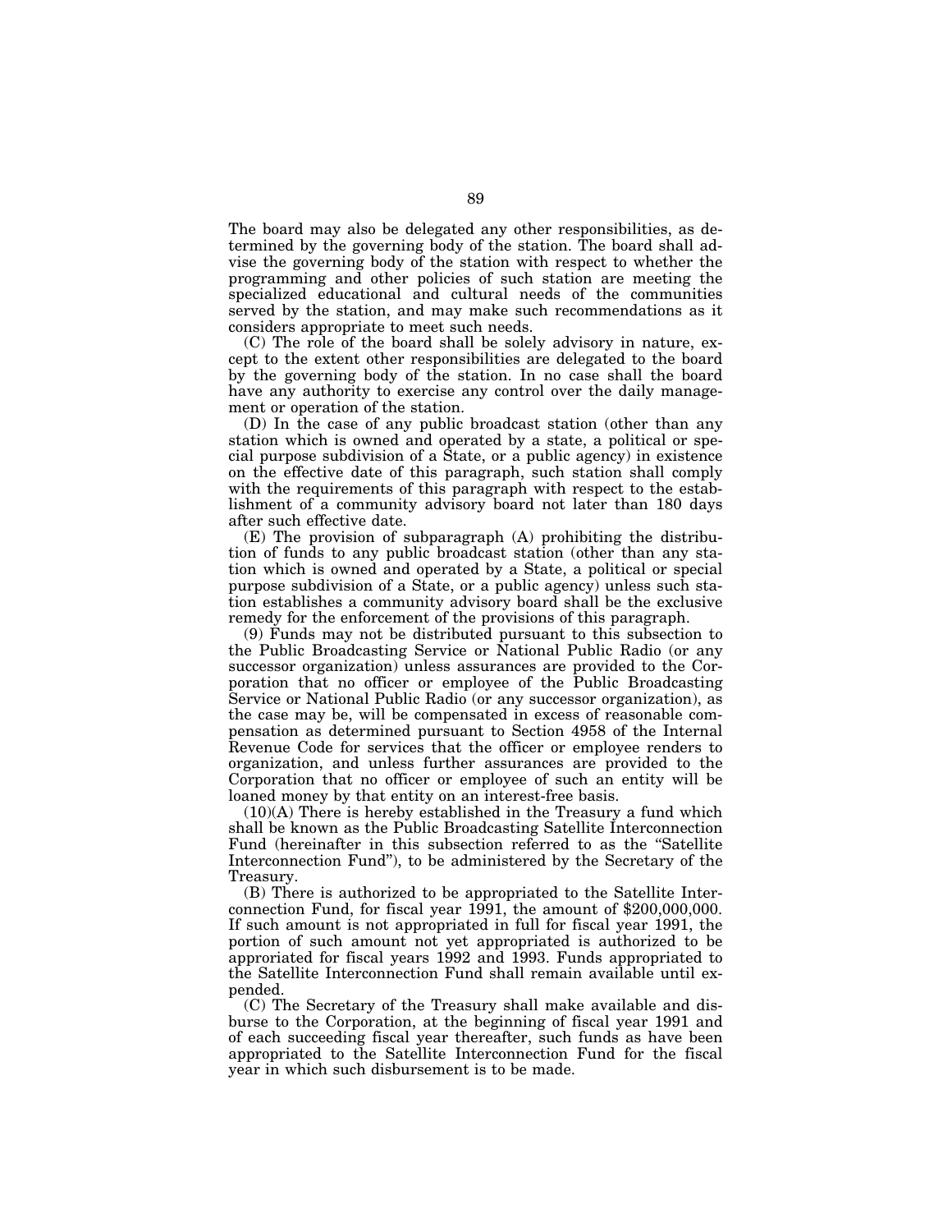The board may also be delegated any other responsibilities, as determined by the governing body of the station. The board shall advise the governing body of the station with respect to whether the programming and other policies of such station are meeting the specialized educational and cultural needs of the communities served by the station, and may make such recommendations as it considers appropriate to meet such needs.

(C) The role of the board shall be solely advisory in nature, except to the extent other responsibilities are delegated to the board by the governing body of the station. In no case shall the board have any authority to exercise any control over the daily management or operation of the station.

(D) In the case of any public broadcast station (other than any station which is owned and operated by a state, a political or special purpose subdivision of a State, or a public agency) in existence on the effective date of this paragraph, such station shall comply with the requirements of this paragraph with respect to the establishment of a community advisory board not later than 180 days after such effective date.

(E) The provision of subparagraph (A) prohibiting the distribution of funds to any public broadcast station (other than any station which is owned and operated by a State, a political or special purpose subdivision of a State, or a public agency) unless such station establishes a community advisory board shall be the exclusive remedy for the enforcement of the provisions of this paragraph.

(9) Funds may not be distributed pursuant to this subsection to the Public Broadcasting Service or National Public Radio (or any successor organization) unless assurances are provided to the Corporation that no officer or employee of the Public Broadcasting Service or National Public Radio (or any successor organization), as the case may be, will be compensated in excess of reasonable compensation as determined pursuant to Section 4958 of the Internal Revenue Code for services that the officer or employee renders to organization, and unless further assurances are provided to the Corporation that no officer or employee of such an entity will be loaned money by that entity on an interest-free basis.

(10)(A) There is hereby established in the Treasury a fund which shall be known as the Public Broadcasting Satellite Interconnection Fund (hereinafter in this subsection referred to as the "Satellite Interconnection Fund"), to be administered by the Secretary of the Treasury.

(B) There is authorized to be appropriated to the Satellite Interconnection Fund, for fiscal year 1991, the amount of $200,000,000. If such amount is not appropriated in full for fiscal year 1991, the portion of such amount not yet appropriated is authorized to be approriated for fiscal years 1992 and 1993. Funds appropriated to the Satellite Interconnection Fund shall remain available until expended.

(C) The Secretary of the Treasury shall make available and disburse to the Corporation, at the beginning of fiscal year 1991 and of each succeeding fiscal year thereafter, such funds as have been appropriated to the Satellite Interconnection Fund for the fiscal year in which such disbursement is to be made.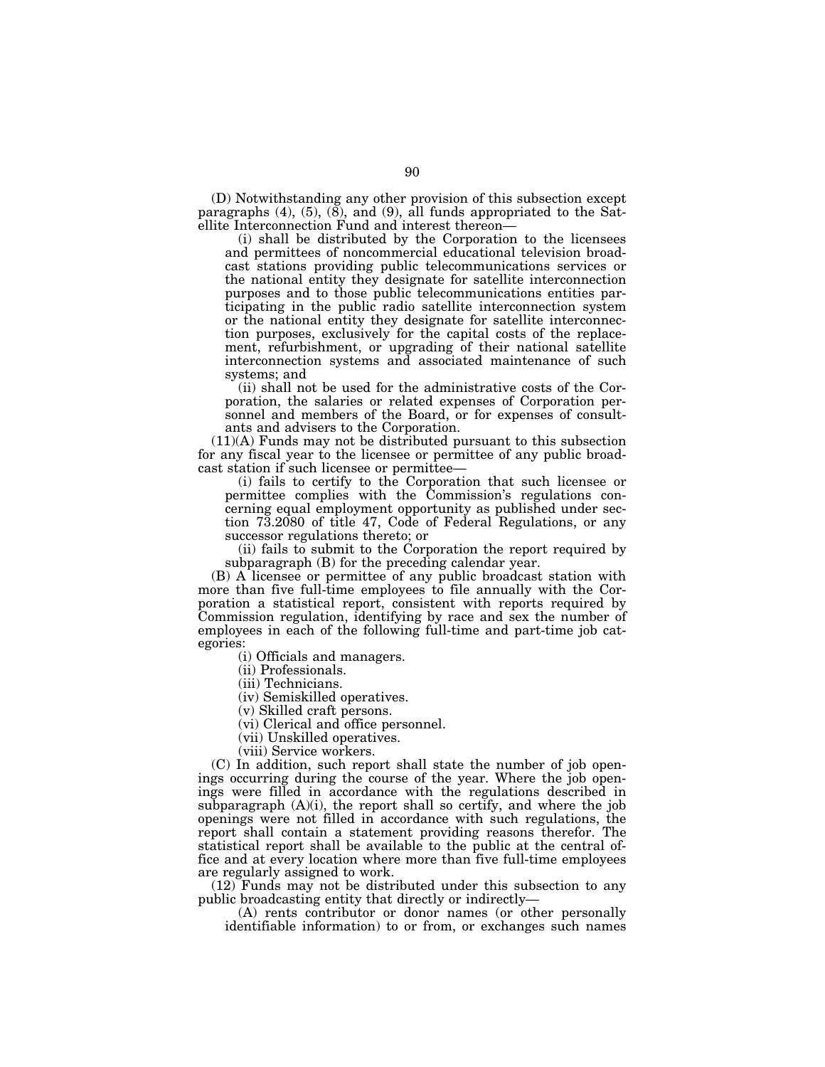(D) Notwithstanding any other provision of this subsection except paragraphs (4), (5), (8), and (9), all funds appropriated to the Satellite Interconnection Fund and interest thereon—

(i) shall be distributed by the Corporation to the licensees and permittees of noncommercial educational television broadcast stations providing public telecommunications services or the national entity they designate for satellite interconnection purposes and to those public telecommunications entities participating in the public radio satellite interconnection system or the national entity they designate for satellite interconnection purposes, exclusively for the capital costs of the replacement, refurbishment, or upgrading of their national satellite interconnection systems and associated maintenance of such systems; and

(ii) shall not be used for the administrative costs of the Corporation, the salaries or related expenses of Corporation personnel and members of the Board, or for expenses of consultants and advisers to the Corporation.

(11)(A) Funds may not be distributed pursuant to this subsection for any fiscal year to the licensee or permittee of any public broadcast station if such licensee or permittee—

(i) fails to certify to the Corporation that such licensee or permittee complies with the Commission's regulations concerning equal employment opportunity as published under section 73.2080 of title 47, Code of Federal Regulations, or any successor regulations thereto; or

(ii) fails to submit to the Corporation the report required by subparagraph (B) for the preceding calendar year.

(B) A licensee or permittee of any public broadcast station with more than five full-time employees to file annually with the Corporation a statistical report, consistent with reports required by Commission regulation, identifying by race and sex the number of employees in each of the following full-time and part-time job categories:

(i) Officials and managers.

(ii) Professionals.

(iii) Technicians.

(iv) Semiskilled operatives.

(v) Skilled craft persons.

(vi) Clerical and office personnel.

(vii) Unskilled operatives.

(viii) Service workers.

(C) In addition, such report shall state the number of job openings occurring during the course of the year. Where the job openings were filled in accordance with the regulations described in subparagraph (A)(i), the report shall so certify, and where the job openings were not filled in accordance with such regulations, the report shall contain a statement providing reasons therefor. The statistical report shall be available to the public at the central office and at every location where more than five full-time employees are regularly assigned to work.

(12) Funds may not be distributed under this subsection to any public broadcasting entity that directly or indirectly—

(A) rents contributor or donor names (or other personally identifiable information) to or from, or exchanges such names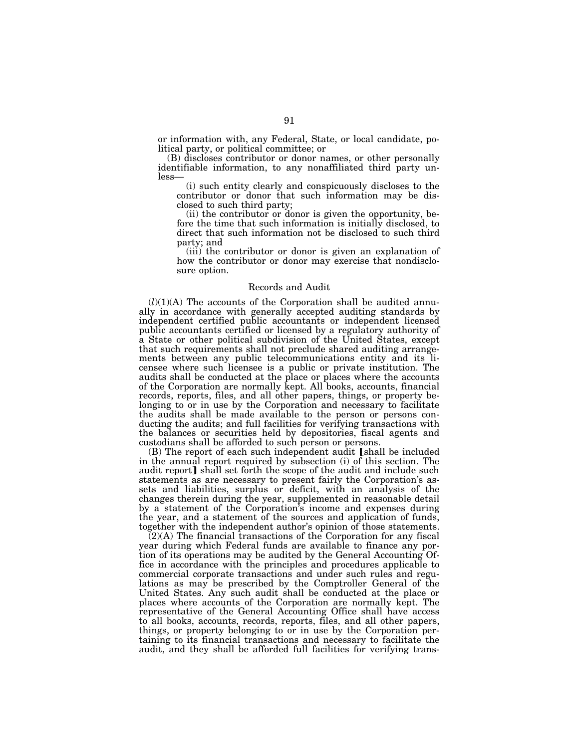or information with, any Federal, State, or local candidate, political party, or political committee; or

(B) discloses contributor or donor names, or other personally identifiable information, to any nonaffiliated third party unless—

(i) such entity clearly and conspicuously discloses to the contributor or donor that such information may be disclosed to such third party;

(ii) the contributor or donor is given the opportunity, before the time that such information is initially disclosed, to direct that such information not be disclosed to such third party; and

(iii) the contributor or donor is given an explanation of how the contributor or donor may exercise that nondisclosure option.

Records and Audit

(*l*)(1)(A) The accounts of the Corporation shall be audited annually in accordance with generally accepted auditing standards by independent certified public accountants or independent licensed public accountants certified or licensed by a regulatory authority of a State or other political subdivision of the United States, except that such requirements shall not preclude shared auditing arrangements between any public telecommunications entity and its licensee where such licensee is a public or private institution. The audits shall be conducted at the place or places where the accounts of the Corporation are normally kept. All books, accounts, financial records, reports, files, and all other papers, things, or property belonging to or in use by the Corporation and necessary to facilitate the audits shall be made available to the person or persons conducting the audits; and full facilities for verifying transactions with the balances or securities held by depositories, fiscal agents and custodians shall be afforded to such person or persons.

(B) The report of each such independent audit [shall be included in the annual report required by subsection (i) of this section. The audit report] shall set forth the scope of the audit and include such statements as are necessary to present fairly the Corporation's assets and liabilities, surplus or deficit, with an analysis of the changes therein during the year, supplemented in reasonable detail by a statement of the Corporation's income and expenses during the year, and a statement of the sources and application of funds, together with the independent author's opinion of those statements.

(2)(A) The financial transactions of the Corporation for any fiscal year during which Federal funds are available to finance any portion of its operations may be audited by the General Accounting Office in accordance with the principles and procedures applicable to commercial corporate transactions and under such rules and regulations as may be prescribed by the Comptroller General of the United States. Any such audit shall be conducted at the place or places where accounts of the Corporation are normally kept. The representative of the General Accounting Office shall have access to all books, accounts, records, reports, files, and all other papers, things, or property belonging to or in use by the Corporation pertaining to its financial transactions and necessary to facilitate the audit, and they shall be afforded full facilities for verifying trans-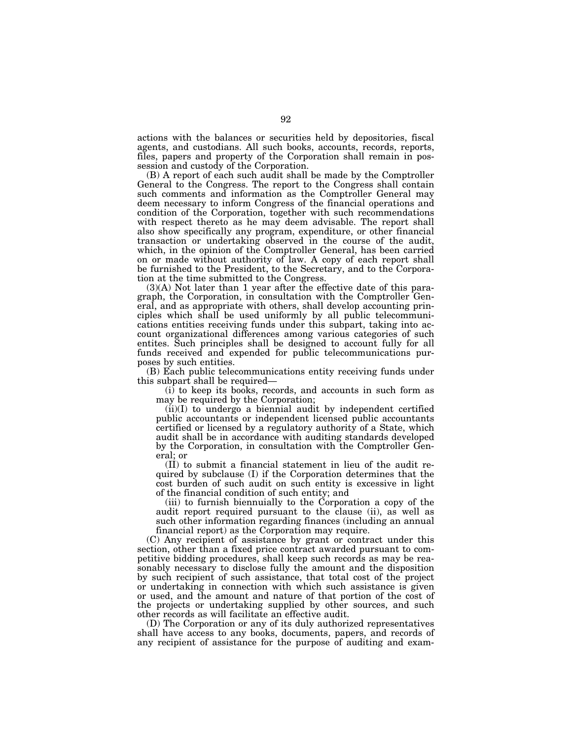actions with the balances or securities held by depositories, fiscal agents, and custodians. All such books, accounts, records, reports, files, papers and property of the Corporation shall remain in possession and custody of the Corporation.

(B) A report of each such audit shall be made by the Comptroller General to the Congress. The report to the Congress shall contain such comments and information as the Comptroller General may deem necessary to inform Congress of the financial operations and condition of the Corporation, together with such recommendations with respect thereto as he may deem advisable. The report shall also show specifically any program, expenditure, or other financial transaction or undertaking observed in the course of the audit, which, in the opinion of the Comptroller General, has been carried on or made without authority of law. A copy of each report shall be furnished to the President, to the Secretary, and to the Corporation at the time submitted to the Congress.

(3)(A) Not later than 1 year after the effective date of this paragraph, the Corporation, in consultation with the Comptroller General, and as appropriate with others, shall develop accounting principles which shall be used uniformly by all public telecommunications entities receiving funds under this subpart, taking into account organizational differences among various categories of such entites. Such principles shall be designed to account fully for all funds received and expended for public telecommunications purposes by such entities.

(B) Each public telecommunications entity receiving funds under this subpart shall be required—

(i) to keep its books, records, and accounts in such form as may be required by the Corporation;

(ii)(I) to undergo a biennial audit by independent certified public accountants or independent licensed public accountants certified or licensed by a regulatory authority of a State, which audit shall be in accordance with auditing standards developed by the Corporation, in consultation with the Comptroller General; or

(II) to submit a financial statement in lieu of the audit required by subclause (I) if the Corporation determines that the cost burden of such audit on such entity is excessive in light of the financial condition of such entity; and

(iii) to furnish biennially to the Corporation a copy of the audit report required pursuant to the clause (ii), as well as such other information regarding finances (including an annual financial report) as the Corporation may require.

(C) Any recipient of assistance by grant or contract under this section, other than a fixed price contract awarded pursuant to competitive bidding procedures, shall keep such records as may be reasonably necessary to disclose fully the amount and the disposition by such recipient of such assistance, that total cost of the project or undertaking in connection with which such assistance is given or used, and the amount and nature of that portion of the cost of the projects or undertaking supplied by other sources, and such other records as will facilitate an effective audit.

(D) The Corporation or any of its duly authorized representatives shall have access to any books, documents, papers, and records of any recipient of assistance for the purpose of auditing and exam-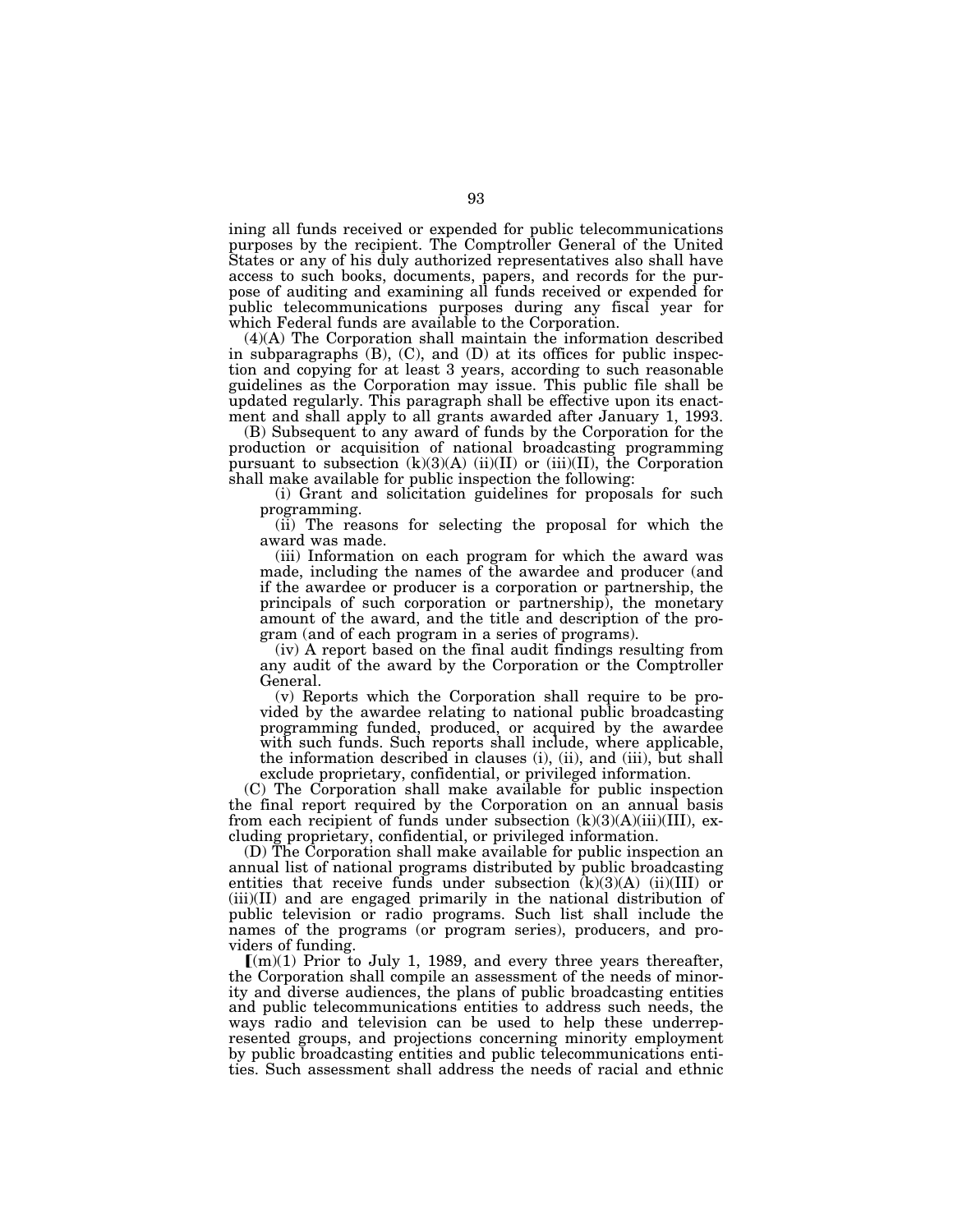ining all funds received or expended for public telecommunications purposes by the recipient. The Comptroller General of the United States or any of his duly authorized representatives also shall have access to such books, documents, papers, and records for the purpose of auditing and examining all funds received or expended for public telecommunications purposes during any fiscal year for which Federal funds are available to the Corporation.

(4)(A) The Corporation shall maintain the information described in subparagraphs (B), (C), and (D) at its offices for public inspection and copying for at least 3 years, according to such reasonable guidelines as the Corporation may issue. This public file shall be updated regularly. This paragraph shall be effective upon its enactment and shall apply to all grants awarded after January 1, 1993.

(B) Subsequent to any award of funds by the Corporation for the production or acquisition of national broadcasting programming pursuant to subsection (k)(3)(A) (ii)(II) or (iii)(II), the Corporation shall make available for public inspection the following:

(i) Grant and solicitation guidelines for proposals for such programming.

(ii) The reasons for selecting the proposal for which the award was made.

(iii) Information on each program for which the award was made, including the names of the awardee and producer (and if the awardee or producer is a corporation or partnership, the principals of such corporation or partnership), the monetary amount of the award, and the title and description of the program (and of each program in a series of programs).

(iv) A report based on the final audit findings resulting from any audit of the award by the Corporation or the Comptroller General.

(v) Reports which the Corporation shall require to be provided by the awardee relating to national public broadcasting programming funded, produced, or acquired by the awardee with such funds. Such reports shall include, where applicable, the information described in clauses (i), (ii), and (iii), but shall exclude proprietary, confidential, or privileged information.

(C) The Corporation shall make available for public inspection the final report required by the Corporation on an annual basis from each recipient of funds under subsection (k)(3)(A)(iii)(III), excluding proprietary, confidential, or privileged information.

(D) The Corporation shall make available for public inspection an annual list of national programs distributed by public broadcasting entities that receive funds under subsection (k)(3)(A) (ii)(III) or (iii)(II) and are engaged primarily in the national distribution of public television or radio programs. Such list shall include the names of the programs (or program series), producers, and providers of funding.

⟦(m)(1) Prior to July 1, 1989, and every three years thereafter, the Corporation shall compile an assessment of the needs of minority and diverse audiences, the plans of public broadcasting entities and public telecommunications entities to address such needs, the ways radio and television can be used to help these underrepresented groups, and projections concerning minority employment by public broadcasting entities and public telecommunications entities. Such assessment shall address the needs of racial and ethnic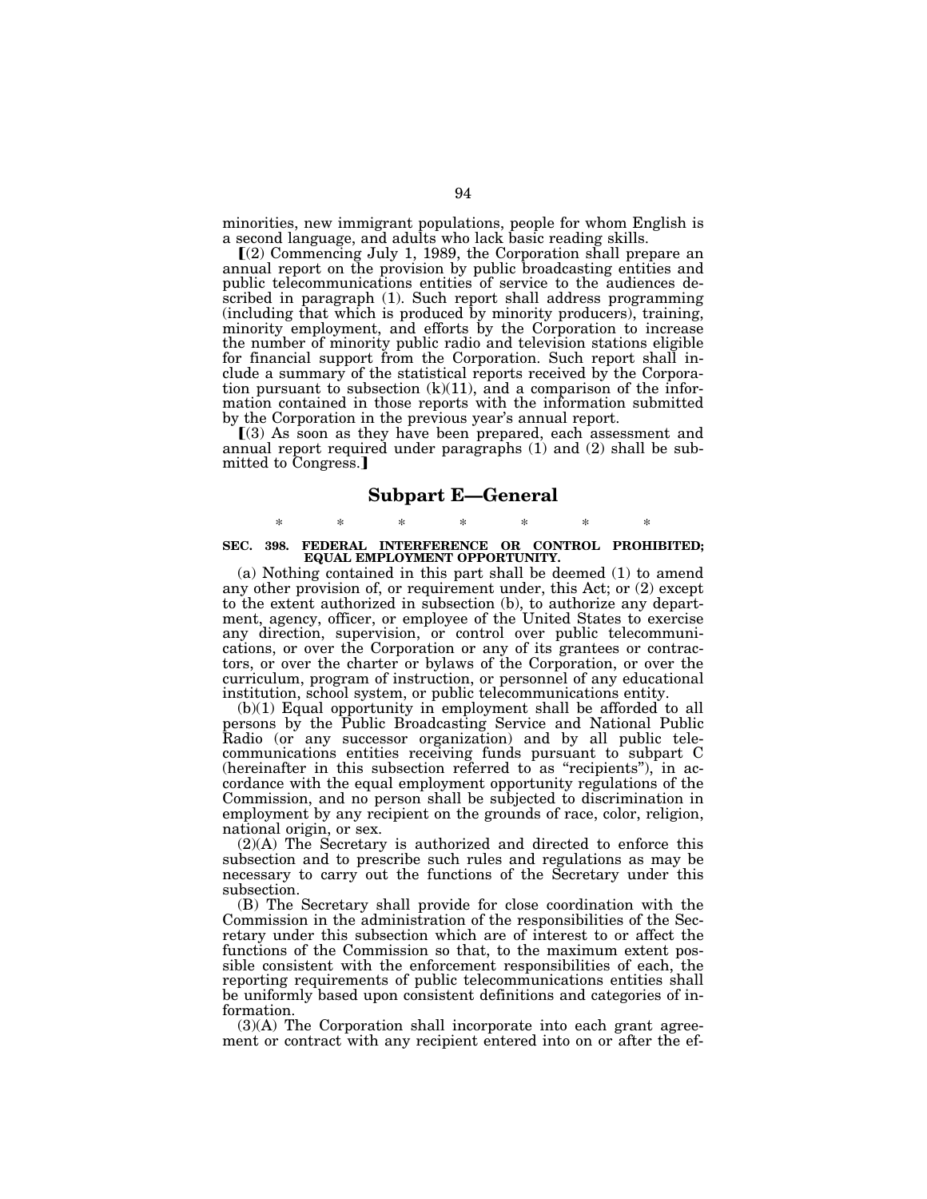minorities, new immigrant populations, people for whom English is a second language, and adults who lack basic reading skills.

⟦(2) Commencing July 1, 1989, the Corporation shall prepare an annual report on the provision by public broadcasting entities and public telecommunications entities of service to the audiences described in paragraph (1). Such report shall address programming (including that which is produced by minority producers), training, minority employment, and efforts by the Corporation to increase the number of minority public radio and television stations eligible for financial support from the Corporation. Such report shall include a summary of the statistical reports received by the Corporation pursuant to subsection (k)(11), and a comparison of the information contained in those reports with the information submitted by the Corporation in the previous year's annual report.

⟦(3) As soon as they have been prepared, each assessment and annual report required under paragraphs (1) and (2) shall be submitted to Congress.⟧

## Subpart E—General

\* \* \* \* \* \* \*

**SEC. 398. FEDERAL INTERFERENCE OR CONTROL PROHIBITED; EQUAL EMPLOYMENT OPPORTUNITY.**

(a) Nothing contained in this part shall be deemed (1) to amend any other provision of, or requirement under, this Act; or (2) except to the extent authorized in subsection (b), to authorize any department, agency, officer, or employee of the United States to exercise any direction, supervision, or control over public telecommunications, or over the Corporation or any of its grantees or contractors, or over the charter or bylaws of the Corporation, or over the curriculum, program of instruction, or personnel of any educational institution, school system, or public telecommunications entity.

(b)(1) Equal opportunity in employment shall be afforded to all persons by the Public Broadcasting Service and National Public Radio (or any successor organization) and by all public telecommunications entities receiving funds pursuant to subpart C (hereinafter in this subsection referred to as "recipients"), in accordance with the equal employment opportunity regulations of the Commission, and no person shall be subjected to discrimination in employment by any recipient on the grounds of race, color, religion, national origin, or sex.

(2)(A) The Secretary is authorized and directed to enforce this subsection and to prescribe such rules and regulations as may be necessary to carry out the functions of the Secretary under this subsection.

(B) The Secretary shall provide for close coordination with the Commission in the administration of the responsibilities of the Secretary under this subsection which are of interest to or affect the functions of the Commission so that, to the maximum extent possible consistent with the enforcement responsibilities of each, the reporting requirements of public telecommunications entities shall be uniformly based upon consistent definitions and categories of information.

(3)(A) The Corporation shall incorporate into each grant agreement or contract with any recipient entered into on or after the ef-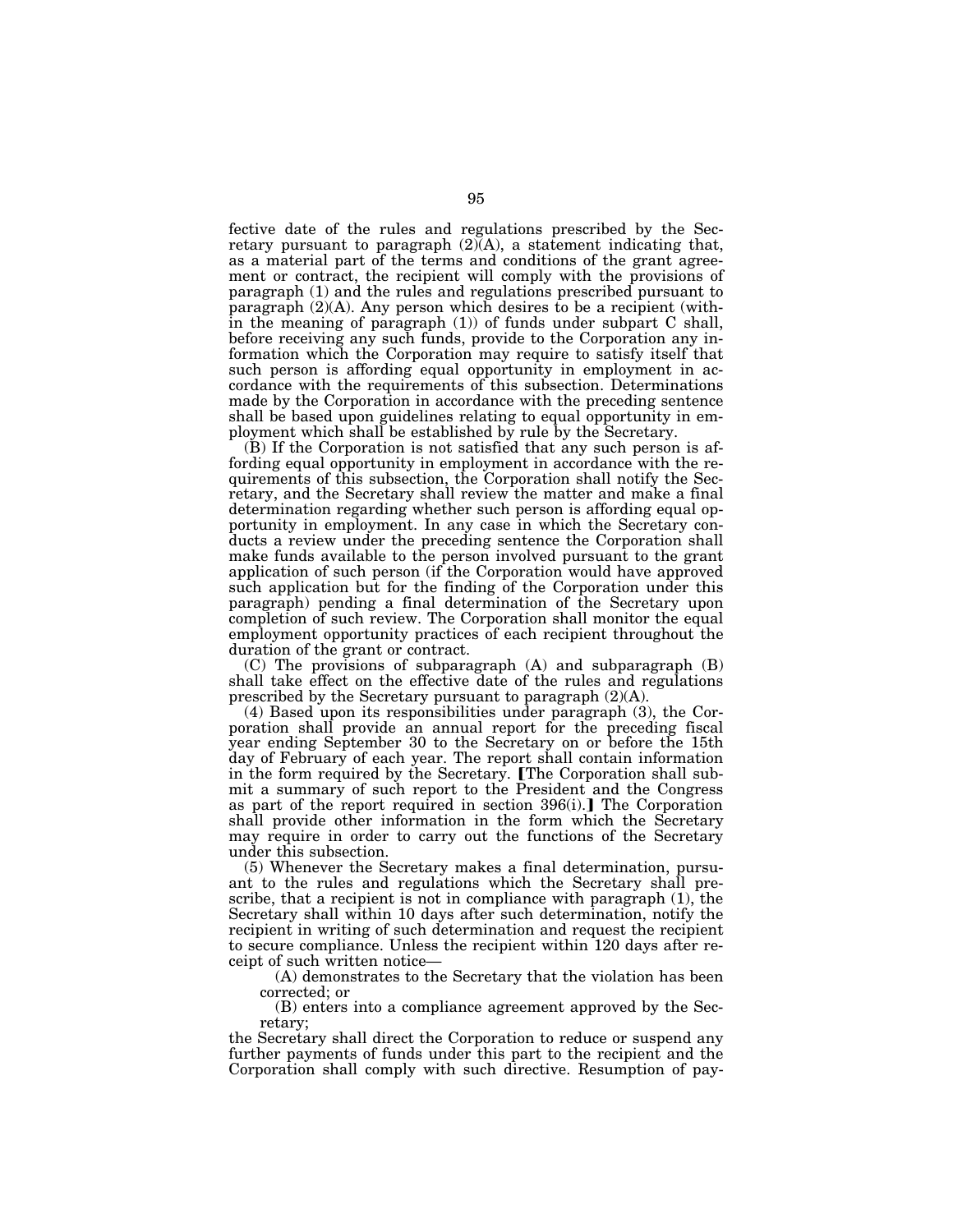fective date of the rules and regulations prescribed by the Secretary pursuant to paragraph (2)(A), a statement indicating that, as a material part of the terms and conditions of the grant agreement or contract, the recipient will comply with the provisions of paragraph (1) and the rules and regulations prescribed pursuant to paragraph (2)(A). Any person which desires to be a recipient (within the meaning of paragraph (1)) of funds under subpart C shall, before receiving any such funds, provide to the Corporation any information which the Corporation may require to satisfy itself that such person is affording equal opportunity in employment in accordance with the requirements of this subsection. Determinations made by the Corporation in accordance with the preceding sentence shall be based upon guidelines relating to equal opportunity in employment which shall be established by rule by the Secretary.

(B) If the Corporation is not satisfied that any such person is affording equal opportunity in employment in accordance with the requirements of this subsection, the Corporation shall notify the Secretary, and the Secretary shall review the matter and make a final determination regarding whether such person is affording equal opportunity in employment. In any case in which the Secretary conducts a review under the preceding sentence the Corporation shall make funds available to the person involved pursuant to the grant application of such person (if the Corporation would have approved such application but for the finding of the Corporation under this paragraph) pending a final determination of the Secretary upon completion of such review. The Corporation shall monitor the equal employment opportunity practices of each recipient throughout the duration of the grant or contract.

(C) The provisions of subparagraph (A) and subparagraph (B) shall take effect on the effective date of the rules and regulations prescribed by the Secretary pursuant to paragraph (2)(A).

(4) Based upon its responsibilities under paragraph (3), the Corporation shall provide an annual report for the preceding fiscal year ending September 30 to the Secretary on or before the 15th day of February of each year. The report shall contain information in the form required by the Secretary. ⟦The Corporation shall submit a summary of such report to the President and the Congress as part of the report required in section 396(i).⟧ The Corporation shall provide other information in the form which the Secretary may require in order to carry out the functions of the Secretary under this subsection.

(5) Whenever the Secretary makes a final determination, pursuant to the rules and regulations which the Secretary shall prescribe, that a recipient is not in compliance with paragraph (1), the Secretary shall within 10 days after such determination, notify the recipient in writing of such determination and request the recipient to secure compliance. Unless the recipient within 120 days after receipt of such written notice—

(A) demonstrates to the Secretary that the violation has been corrected; or

(B) enters into a compliance agreement approved by the Secretary;

the Secretary shall direct the Corporation to reduce or suspend any further payments of funds under this part to the recipient and the Corporation shall comply with such directive. Resumption of pay-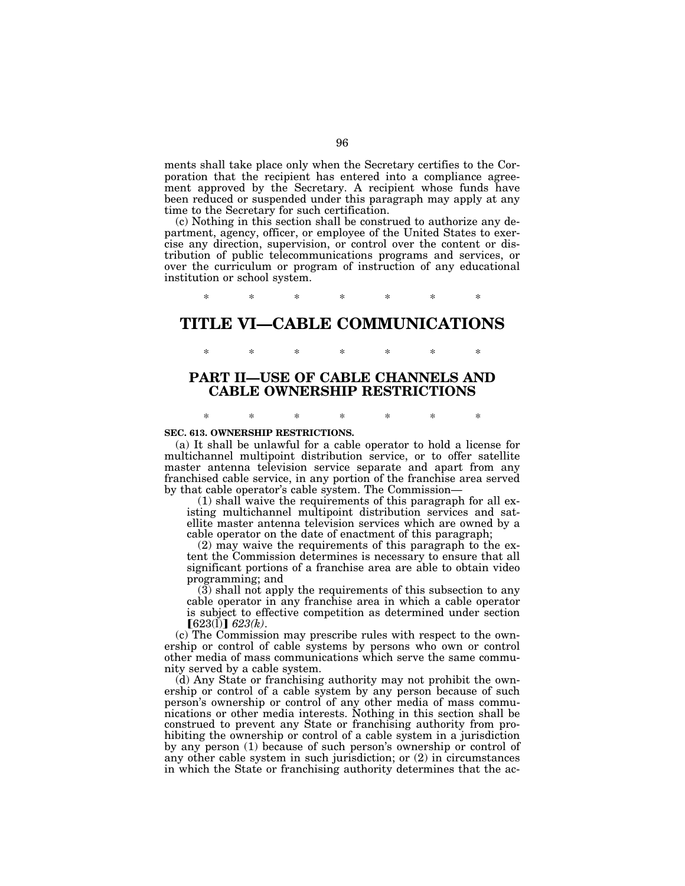ments shall take place only when the Secretary certifies to the Corporation that the recipient has entered into a compliance agreement approved by the Secretary. A recipient whose funds have been reduced or suspended under this paragraph may apply at any time to the Secretary for such certification.

(c) Nothing in this section shall be construed to authorize any department, agency, officer, or employee of the United States to exercise any direction, supervision, or control over the content or distribution of public telecommunications programs and services, or over the curriculum or program of instruction of any educational institution or school system.

\* \* \* \* \* \* \*

# TITLE VI—CABLE COMMUNICATIONS

\* \* \* \* \* \* \*

## PART II—USE OF CABLE CHANNELS AND CABLE OWNERSHIP RESTRICTIONS

\* \* \* \* \* \* \*

**SEC. 613. OWNERSHIP RESTRICTIONS.**

(a) It shall be unlawful for a cable operator to hold a license for multichannel multipoint distribution service, or to offer satellite master antenna television service separate and apart from any franchised cable service, in any portion of the franchise area served by that cable operator's cable system. The Commission—

(1) shall waive the requirements of this paragraph for all existing multichannel multipoint distribution services and satellite master antenna television services which are owned by a cable operator on the date of enactment of this paragraph;

(2) may waive the requirements of this paragraph to the extent the Commission determines is necessary to ensure that all significant portions of a franchise area are able to obtain video programming; and

(3) shall not apply the requirements of this subsection to any cable operator in any franchise area in which a cable operator is subject to effective competition as determined under section [623(l)] *623(k)*.

(c) The Commission may prescribe rules with respect to the ownership or control of cable systems by persons who own or control other media of mass communications which serve the same community served by a cable system.

(d) Any State or franchising authority may not prohibit the ownership or control of a cable system by any person because of such person's ownership or control of any other media of mass communications or other media interests. Nothing in this section shall be construed to prevent any State or franchising authority from prohibiting the ownership or control of a cable system in a jurisdiction by any person (1) because of such person's ownership or control of any other cable system in such jurisdiction; or (2) in circumstances in which the State or franchising authority determines that the ac-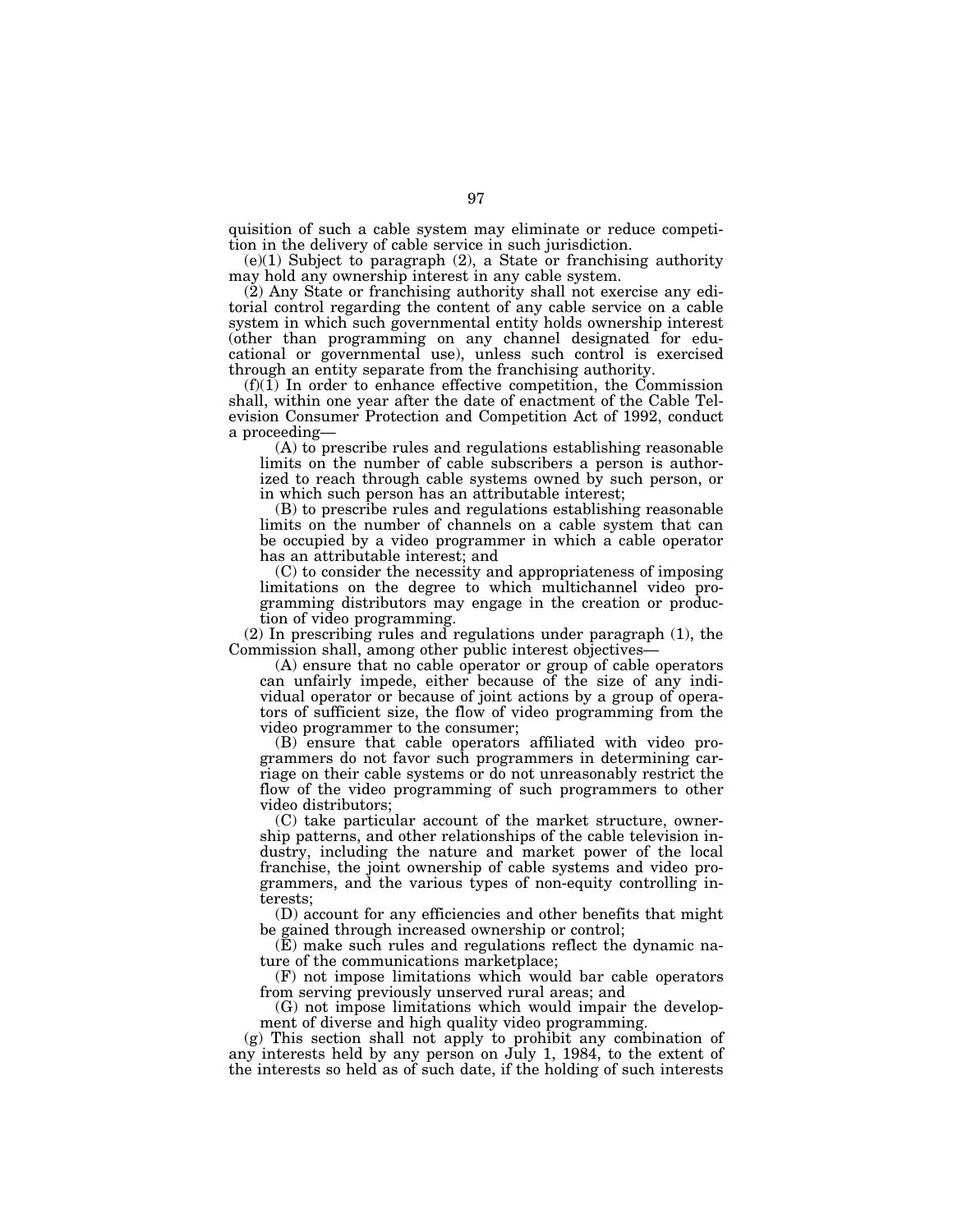quisition of such a cable system may eliminate or reduce competition in the delivery of cable service in such jurisdiction.

(e)(1) Subject to paragraph (2), a State or franchising authority may hold any ownership interest in any cable system.

(2) Any State or franchising authority shall not exercise any editorial control regarding the content of any cable service on a cable system in which such governmental entity holds ownership interest (other than programming on any channel designated for educational or governmental use), unless such control is exercised through an entity separate from the franchising authority.

(f)(1) In order to enhance effective competition, the Commission shall, within one year after the date of enactment of the Cable Television Consumer Protection and Competition Act of 1992, conduct a proceeding—

(A) to prescribe rules and regulations establishing reasonable limits on the number of cable subscribers a person is authorized to reach through cable systems owned by such person, or in which such person has an attributable interest;

(B) to prescribe rules and regulations establishing reasonable limits on the number of channels on a cable system that can be occupied by a video programmer in which a cable operator has an attributable interest; and

(C) to consider the necessity and appropriateness of imposing limitations on the degree to which multichannel video programming distributors may engage in the creation or production of video programming.

(2) In prescribing rules and regulations under paragraph (1), the Commission shall, among other public interest objectives—

(A) ensure that no cable operator or group of cable operators can unfairly impede, either because of the size of any individual operator or because of joint actions by a group of operators of sufficient size, the flow of video programming from the video programmer to the consumer;

(B) ensure that cable operators affiliated with video programmers do not favor such programmers in determining carriage on their cable systems or do not unreasonably restrict the flow of the video programming of such programmers to other video distributors;

(C) take particular account of the market structure, ownership patterns, and other relationships of the cable television industry, including the nature and market power of the local franchise, the joint ownership of cable systems and video programmers, and the various types of non-equity controlling interests;

(D) account for any efficiencies and other benefits that might be gained through increased ownership or control;

(E) make such rules and regulations reflect the dynamic nature of the communications marketplace;

(F) not impose limitations which would bar cable operators from serving previously unserved rural areas; and

(G) not impose limitations which would impair the development of diverse and high quality video programming.

(g) This section shall not apply to prohibit any combination of any interests held by any person on July 1, 1984, to the extent of the interests so held as of such date, if the holding of such interests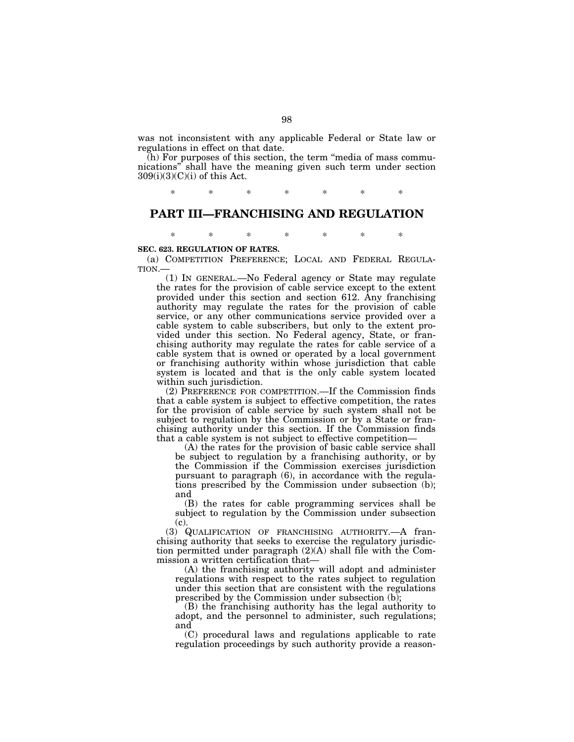was not inconsistent with any applicable Federal or State law or regulations in effect on that date.

(h) For purposes of this section, the term "media of mass communications" shall have the meaning given such term under section 309(i)(3)(C)(i) of this Act.

\* \* \* \* \* \* \*

## PART III—FRANCHISING AND REGULATION

\* \* \* \* \* \* \*

**SEC. 623. REGULATION OF RATES.**

(a) COMPETITION PREFERENCE; LOCAL AND FEDERAL REGULATION.—

(1) IN GENERAL.—No Federal agency or State may regulate the rates for the provision of cable service except to the extent provided under this section and section 612. Any franchising authority may regulate the rates for the provision of cable service, or any other communications service provided over a cable system to cable subscribers, but only to the extent provided under this section. No Federal agency, State, or franchising authority may regulate the rates for cable service of a cable system that is owned or operated by a local government or franchising authority within whose jurisdiction that cable system is located and that is the only cable system located within such jurisdiction.

(2) PREFERENCE FOR COMPETITION.—If the Commission finds that a cable system is subject to effective competition, the rates for the provision of cable service by such system shall not be subject to regulation by the Commission or by a State or franchising authority under this section. If the Commission finds that a cable system is not subject to effective competition—

(A) the rates for the provision of basic cable service shall be subject to regulation by a franchising authority, or by the Commission if the Commission exercises jurisdiction pursuant to paragraph (6), in accordance with the regulations prescribed by the Commission under subsection (b); and

(B) the rates for cable programming services shall be subject to regulation by the Commission under subsection (c).

(3) QUALIFICATION OF FRANCHISING AUTHORITY.—A franchising authority that seeks to exercise the regulatory jurisdiction permitted under paragraph (2)(A) shall file with the Commission a written certification that—

(A) the franchising authority will adopt and administer regulations with respect to the rates subject to regulation under this section that are consistent with the regulations prescribed by the Commission under subsection (b);

(B) the franchising authority has the legal authority to adopt, and the personnel to administer, such regulations; and

(C) procedural laws and regulations applicable to rate regulation proceedings by such authority provide a reason-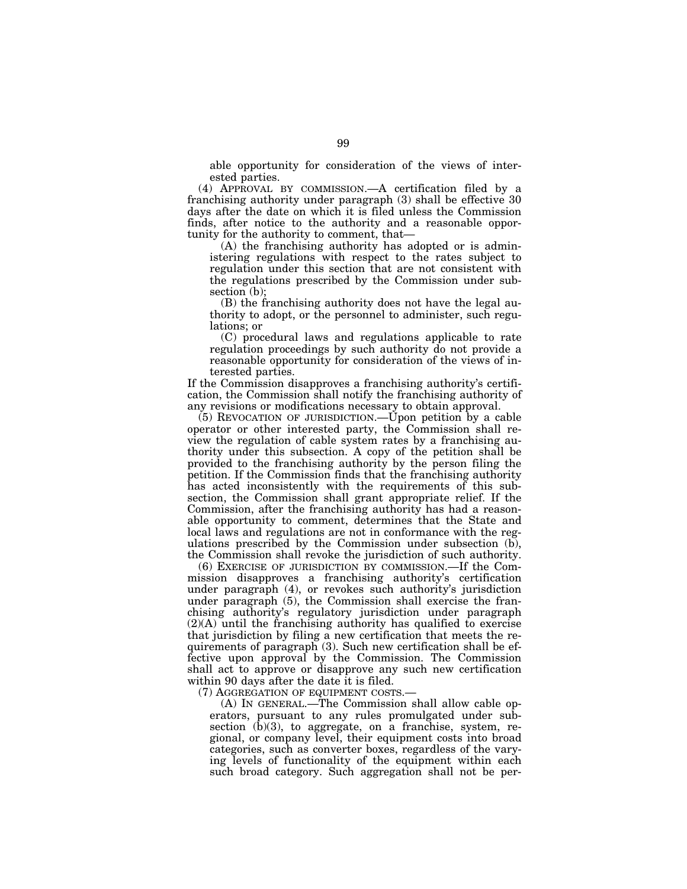able opportunity for consideration of the views of interested parties.

(4) APPROVAL BY COMMISSION.—A certification filed by a franchising authority under paragraph (3) shall be effective 30 days after the date on which it is filed unless the Commission finds, after notice to the authority and a reasonable opportunity for the authority to comment, that—

(A) the franchising authority has adopted or is administering regulations with respect to the rates subject to regulation under this section that are not consistent with the regulations prescribed by the Commission under subsection (b);

(B) the franchising authority does not have the legal authority to adopt, or the personnel to administer, such regulations; or

(C) procedural laws and regulations applicable to rate regulation proceedings by such authority do not provide a reasonable opportunity for consideration of the views of interested parties.

If the Commission disapproves a franchising authority's certification, the Commission shall notify the franchising authority of any revisions or modifications necessary to obtain approval.

(5) REVOCATION OF JURISDICTION.—Upon petition by a cable operator or other interested party, the Commission shall review the regulation of cable system rates by a franchising authority under this subsection. A copy of the petition shall be provided to the franchising authority by the person filing the petition. If the Commission finds that the franchising authority has acted inconsistently with the requirements of this subsection, the Commission shall grant appropriate relief. If the Commission, after the franchising authority has had a reasonable opportunity to comment, determines that the State and local laws and regulations are not in conformance with the regulations prescribed by the Commission under subsection (b), the Commission shall revoke the jurisdiction of such authority.

(6) EXERCISE OF JURISDICTION BY COMMISSION.—If the Commission disapproves a franchising authority's certification under paragraph (4), or revokes such authority's jurisdiction under paragraph (5), the Commission shall exercise the franchising authority's regulatory jurisdiction under paragraph (2)(A) until the franchising authority has qualified to exercise that jurisdiction by filing a new certification that meets the requirements of paragraph (3). Such new certification shall be effective upon approval by the Commission. The Commission shall act to approve or disapprove any such new certification within 90 days after the date it is filed.

(7) AGGREGATION OF EQUIPMENT COSTS.—

(A) IN GENERAL.—The Commission shall allow cable operators, pursuant to any rules promulgated under subsection (b)(3), to aggregate, on a franchise, system, regional, or company level, their equipment costs into broad categories, such as converter boxes, regardless of the varying levels of functionality of the equipment within each such broad category. Such aggregation shall not be per-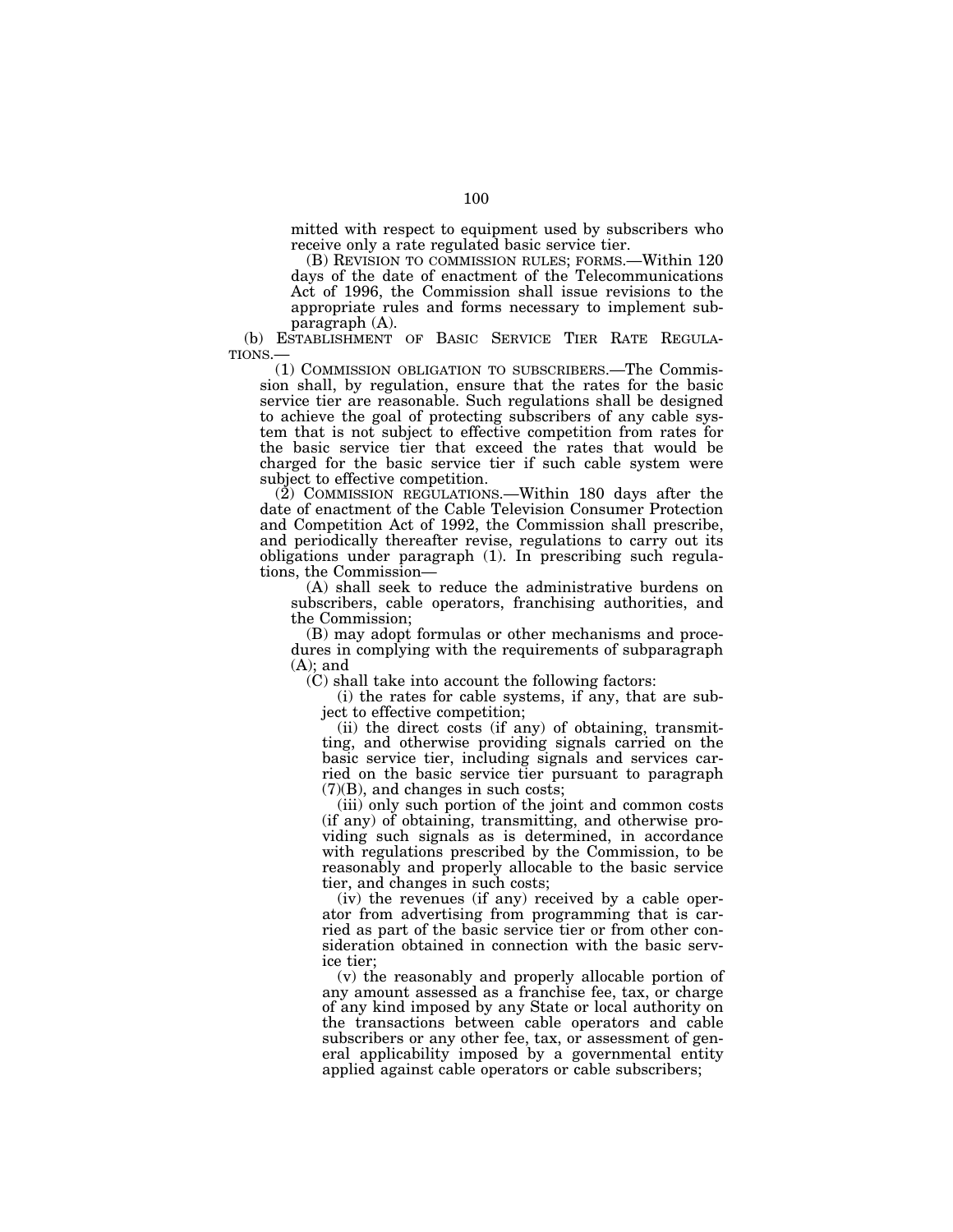mitted with respect to equipment used by subscribers who receive only a rate regulated basic service tier.

(B) REVISION TO COMMISSION RULES; FORMS.—Within 120 days of the date of enactment of the Telecommunications Act of 1996, the Commission shall issue revisions to the appropriate rules and forms necessary to implement subparagraph (A).

(b) ESTABLISHMENT OF BASIC SERVICE TIER RATE REGULATIONS.—

(1) COMMISSION OBLIGATION TO SUBSCRIBERS.—The Commission shall, by regulation, ensure that the rates for the basic service tier are reasonable. Such regulations shall be designed to achieve the goal of protecting subscribers of any cable system that is not subject to effective competition from rates for the basic service tier that exceed the rates that would be charged for the basic service tier if such cable system were subject to effective competition.

(2) COMMISSION REGULATIONS.—Within 180 days after the date of enactment of the Cable Television Consumer Protection and Competition Act of 1992, the Commission shall prescribe, and periodically thereafter revise, regulations to carry out its obligations under paragraph (1). In prescribing such regulations, the Commission—

(A) shall seek to reduce the administrative burdens on subscribers, cable operators, franchising authorities, and the Commission;

(B) may adopt formulas or other mechanisms and procedures in complying with the requirements of subparagraph (A); and

(C) shall take into account the following factors:

(i) the rates for cable systems, if any, that are subject to effective competition;

(ii) the direct costs (if any) of obtaining, transmitting, and otherwise providing signals carried on the basic service tier, including signals and services carried on the basic service tier pursuant to paragraph (7)(B), and changes in such costs;

(iii) only such portion of the joint and common costs (if any) of obtaining, transmitting, and otherwise providing such signals as is determined, in accordance with regulations prescribed by the Commission, to be reasonably and properly allocable to the basic service tier, and changes in such costs;

(iv) the revenues (if any) received by a cable operator from advertising from programming that is carried as part of the basic service tier or from other consideration obtained in connection with the basic service tier;

(v) the reasonably and properly allocable portion of any amount assessed as a franchise fee, tax, or charge of any kind imposed by any State or local authority on the transactions between cable operators and cable subscribers or any other fee, tax, or assessment of general applicability imposed by a governmental entity applied against cable operators or cable subscribers;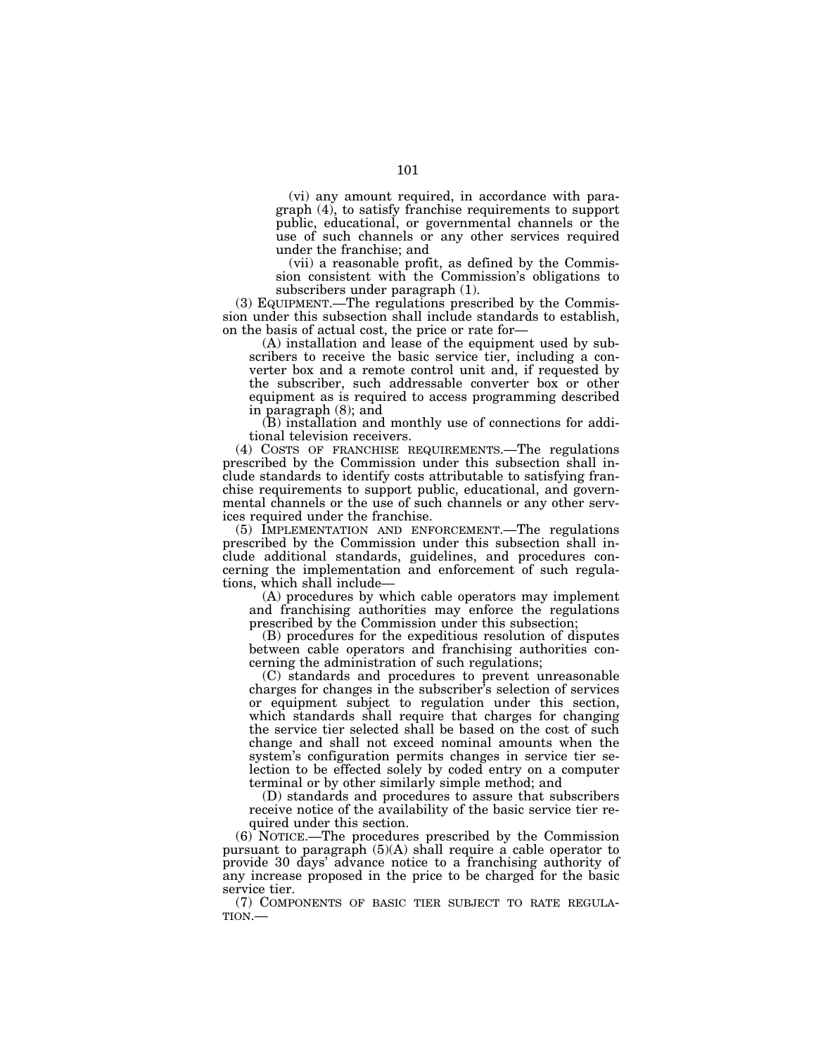(vi) any amount required, in accordance with paragraph (4), to satisfy franchise requirements to support public, educational, or governmental channels or the use of such channels or any other services required under the franchise; and

(vii) a reasonable profit, as defined by the Commission consistent with the Commission's obligations to subscribers under paragraph (1).

(3) EQUIPMENT.—The regulations prescribed by the Commission under this subsection shall include standards to establish, on the basis of actual cost, the price or rate for—

(A) installation and lease of the equipment used by subscribers to receive the basic service tier, including a converter box and a remote control unit and, if requested by the subscriber, such addressable converter box or other equipment as is required to access programming described in paragraph (8); and

(B) installation and monthly use of connections for additional television receivers.

(4) COSTS OF FRANCHISE REQUIREMENTS.—The regulations prescribed by the Commission under this subsection shall include standards to identify costs attributable to satisfying franchise requirements to support public, educational, and governmental channels or the use of such channels or any other services required under the franchise.

(5) IMPLEMENTATION AND ENFORCEMENT.—The regulations prescribed by the Commission under this subsection shall include additional standards, guidelines, and procedures concerning the implementation and enforcement of such regulations, which shall include—

(A) procedures by which cable operators may implement and franchising authorities may enforce the regulations prescribed by the Commission under this subsection;

(B) procedures for the expeditious resolution of disputes between cable operators and franchising authorities concerning the administration of such regulations;

(C) standards and procedures to prevent unreasonable charges for changes in the subscriber's selection of services or equipment subject to regulation under this section, which standards shall require that charges for changing the service tier selected shall be based on the cost of such change and shall not exceed nominal amounts when the system's configuration permits changes in service tier selection to be effected solely by coded entry on a computer terminal or by other similarly simple method; and

(D) standards and procedures to assure that subscribers receive notice of the availability of the basic service tier required under this section.

(6) NOTICE.—The procedures prescribed by the Commission pursuant to paragraph (5)(A) shall require a cable operator to provide 30 days' advance notice to a franchising authority of any increase proposed in the price to be charged for the basic service tier.

(7) COMPONENTS OF BASIC TIER SUBJECT TO RATE REGULATION.—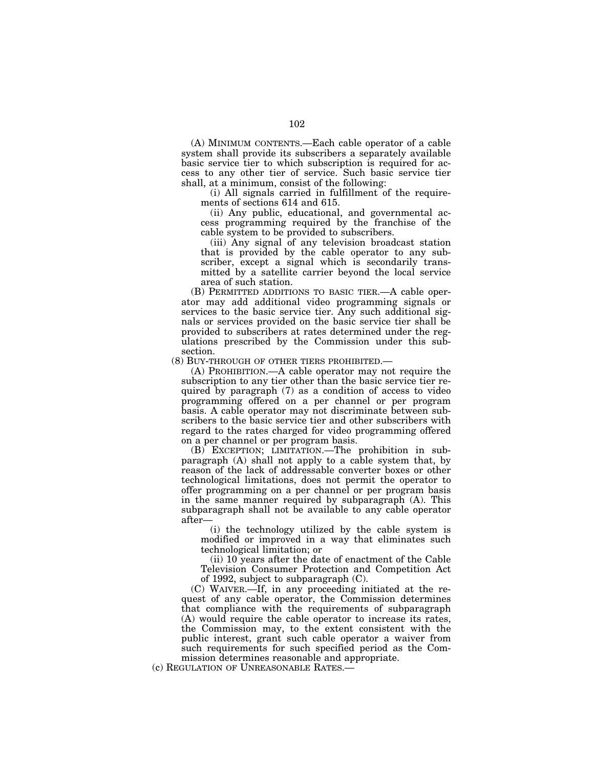(A) MINIMUM CONTENTS.—Each cable operator of a cable system shall provide its subscribers a separately available basic service tier to which subscription is required for access to any other tier of service. Such basic service tier shall, at a minimum, consist of the following:

(i) All signals carried in fulfillment of the requirements of sections 614 and 615.

(ii) Any public, educational, and governmental access programming required by the franchise of the cable system to be provided to subscribers.

(iii) Any signal of any television broadcast station that is provided by the cable operator to any subscriber, except a signal which is secondarily transmitted by a satellite carrier beyond the local service area of such station.

(B) PERMITTED ADDITIONS TO BASIC TIER.—A cable operator may add additional video programming signals or services to the basic service tier. Any such additional signals or services provided on the basic service tier shall be provided to subscribers at rates determined under the regulations prescribed by the Commission under this subsection.

(8) BUY-THROUGH OF OTHER TIERS PROHIBITED.—

(A) PROHIBITION.—A cable operator may not require the subscription to any tier other than the basic service tier required by paragraph (7) as a condition of access to video programming offered on a per channel or per program basis. A cable operator may not discriminate between subscribers to the basic service tier and other subscribers with regard to the rates charged for video programming offered on a per channel or per program basis.

(B) EXCEPTION; LIMITATION.—The prohibition in subparagraph (A) shall not apply to a cable system that, by reason of the lack of addressable converter boxes or other technological limitations, does not permit the operator to offer programming on a per channel or per program basis in the same manner required by subparagraph (A). This subparagraph shall not be available to any cable operator after—

(i) the technology utilized by the cable system is modified or improved in a way that eliminates such technological limitation; or

(ii) 10 years after the date of enactment of the Cable Television Consumer Protection and Competition Act of 1992, subject to subparagraph (C).

(C) WAIVER.—If, in any proceeding initiated at the request of any cable operator, the Commission determines that compliance with the requirements of subparagraph (A) would require the cable operator to increase its rates, the Commission may, to the extent consistent with the public interest, grant such cable operator a waiver from such requirements for such specified period as the Commission determines reasonable and appropriate.

(c) REGULATION OF UNREASONABLE RATES.—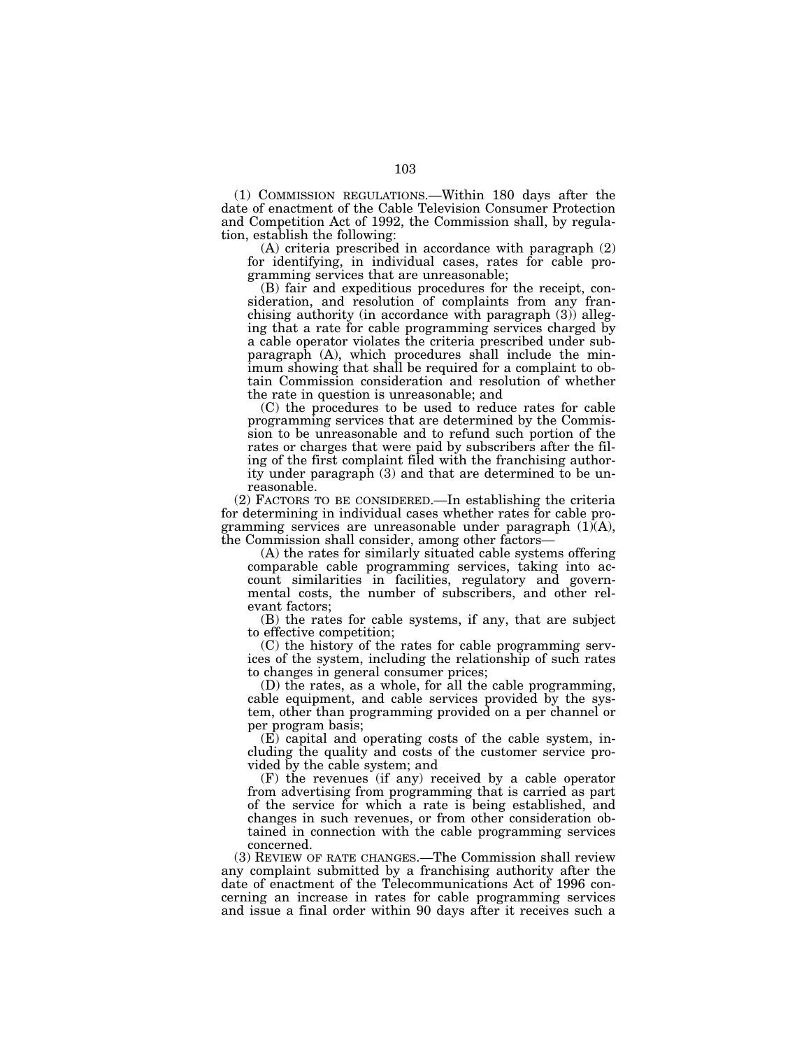(1) COMMISSION REGULATIONS.—Within 180 days after the date of enactment of the Cable Television Consumer Protection and Competition Act of 1992, the Commission shall, by regulation, establish the following:

(A) criteria prescribed in accordance with paragraph (2) for identifying, in individual cases, rates for cable programming services that are unreasonable;

(B) fair and expeditious procedures for the receipt, consideration, and resolution of complaints from any franchising authority (in accordance with paragraph (3)) alleging that a rate for cable programming services charged by a cable operator violates the criteria prescribed under subparagraph (A), which procedures shall include the minimum showing that shall be required for a complaint to obtain Commission consideration and resolution of whether the rate in question is unreasonable; and

(C) the procedures to be used to reduce rates for cable programming services that are determined by the Commission to be unreasonable and to refund such portion of the rates or charges that were paid by subscribers after the filing of the first complaint filed with the franchising authority under paragraph (3) and that are determined to be unreasonable.

(2) FACTORS TO BE CONSIDERED.—In establishing the criteria for determining in individual cases whether rates for cable programming services are unreasonable under paragraph (1)(A), the Commission shall consider, among other factors—

(A) the rates for similarly situated cable systems offering comparable cable programming services, taking into account similarities in facilities, regulatory and governmental costs, the number of subscribers, and other relevant factors;

(B) the rates for cable systems, if any, that are subject to effective competition;

(C) the history of the rates for cable programming services of the system, including the relationship of such rates to changes in general consumer prices;

(D) the rates, as a whole, for all the cable programming, cable equipment, and cable services provided by the system, other than programming provided on a per channel or per program basis;

(E) capital and operating costs of the cable system, including the quality and costs of the customer service provided by the cable system; and

(F) the revenues (if any) received by a cable operator from advertising from programming that is carried as part of the service for which a rate is being established, and changes in such revenues, or from other consideration obtained in connection with the cable programming services concerned.

(3) REVIEW OF RATE CHANGES.—The Commission shall review any complaint submitted by a franchising authority after the date of enactment of the Telecommunications Act of 1996 concerning an increase in rates for cable programming services and issue a final order within 90 days after it receives such a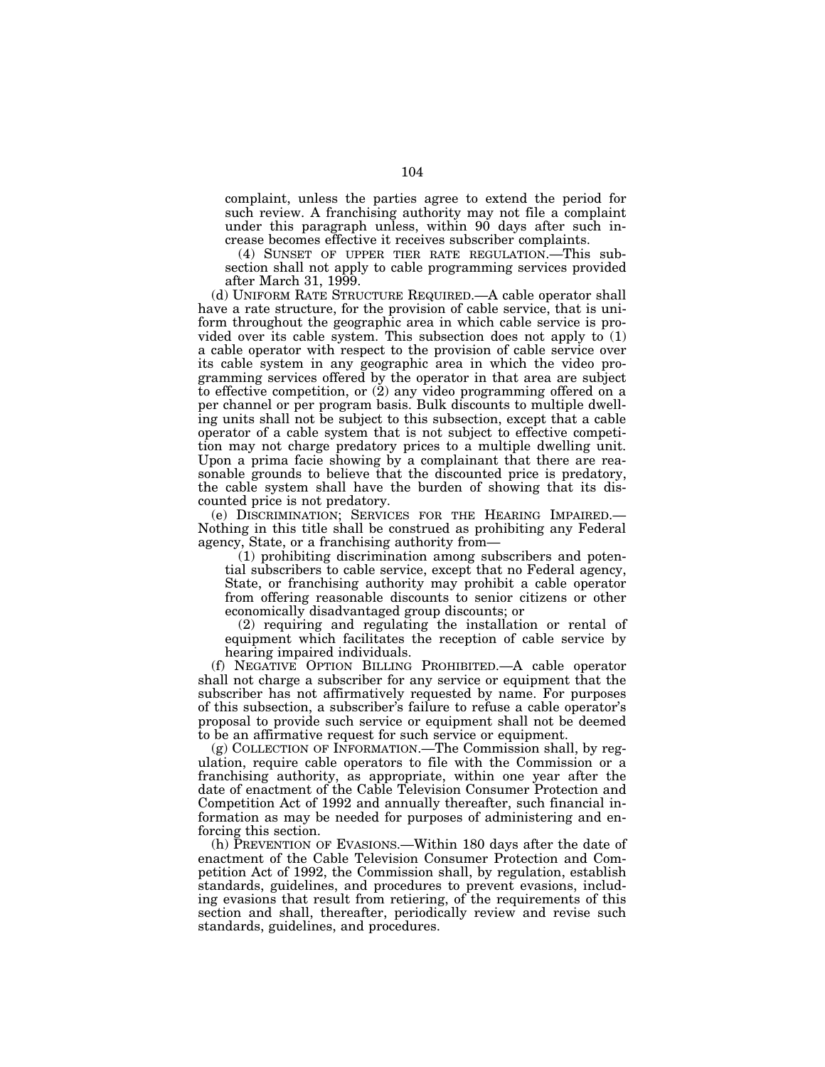complaint, unless the parties agree to extend the period for such review. A franchising authority may not file a complaint under this paragraph unless, within 90 days after such increase becomes effective it receives subscriber complaints.

(4) SUNSET OF UPPER TIER RATE REGULATION.—This subsection shall not apply to cable programming services provided after March 31, 1999.

(d) UNIFORM RATE STRUCTURE REQUIRED.—A cable operator shall have a rate structure, for the provision of cable service, that is uniform throughout the geographic area in which cable service is provided over its cable system. This subsection does not apply to (1) a cable operator with respect to the provision of cable service over its cable system in any geographic area in which the video programming services offered by the operator in that area are subject to effective competition, or (2) any video programming offered on a per channel or per program basis. Bulk discounts to multiple dwelling units shall not be subject to this subsection, except that a cable operator of a cable system that is not subject to effective competition may not charge predatory prices to a multiple dwelling unit. Upon a prima facie showing by a complainant that there are reasonable grounds to believe that the discounted price is predatory, the cable system shall have the burden of showing that its discounted price is not predatory.

(e) DISCRIMINATION; SERVICES FOR THE HEARING IMPAIRED.—Nothing in this title shall be construed as prohibiting any Federal agency, State, or a franchising authority from—

(1) prohibiting discrimination among subscribers and potential subscribers to cable service, except that no Federal agency, State, or franchising authority may prohibit a cable operator from offering reasonable discounts to senior citizens or other economically disadvantaged group discounts; or

(2) requiring and regulating the installation or rental of equipment which facilitates the reception of cable service by hearing impaired individuals.

(f) NEGATIVE OPTION BILLING PROHIBITED.—A cable operator shall not charge a subscriber for any service or equipment that the subscriber has not affirmatively requested by name. For purposes of this subsection, a subscriber's failure to refuse a cable operator's proposal to provide such service or equipment shall not be deemed to be an affirmative request for such service or equipment.

(g) COLLECTION OF INFORMATION.—The Commission shall, by regulation, require cable operators to file with the Commission or a franchising authority, as appropriate, within one year after the date of enactment of the Cable Television Consumer Protection and Competition Act of 1992 and annually thereafter, such financial information as may be needed for purposes of administering and enforcing this section.

(h) PREVENTION OF EVASIONS.—Within 180 days after the date of enactment of the Cable Television Consumer Protection and Competition Act of 1992, the Commission shall, by regulation, establish standards, guidelines, and procedures to prevent evasions, including evasions that result from retiering, of the requirements of this section and shall, thereafter, periodically review and revise such standards, guidelines, and procedures.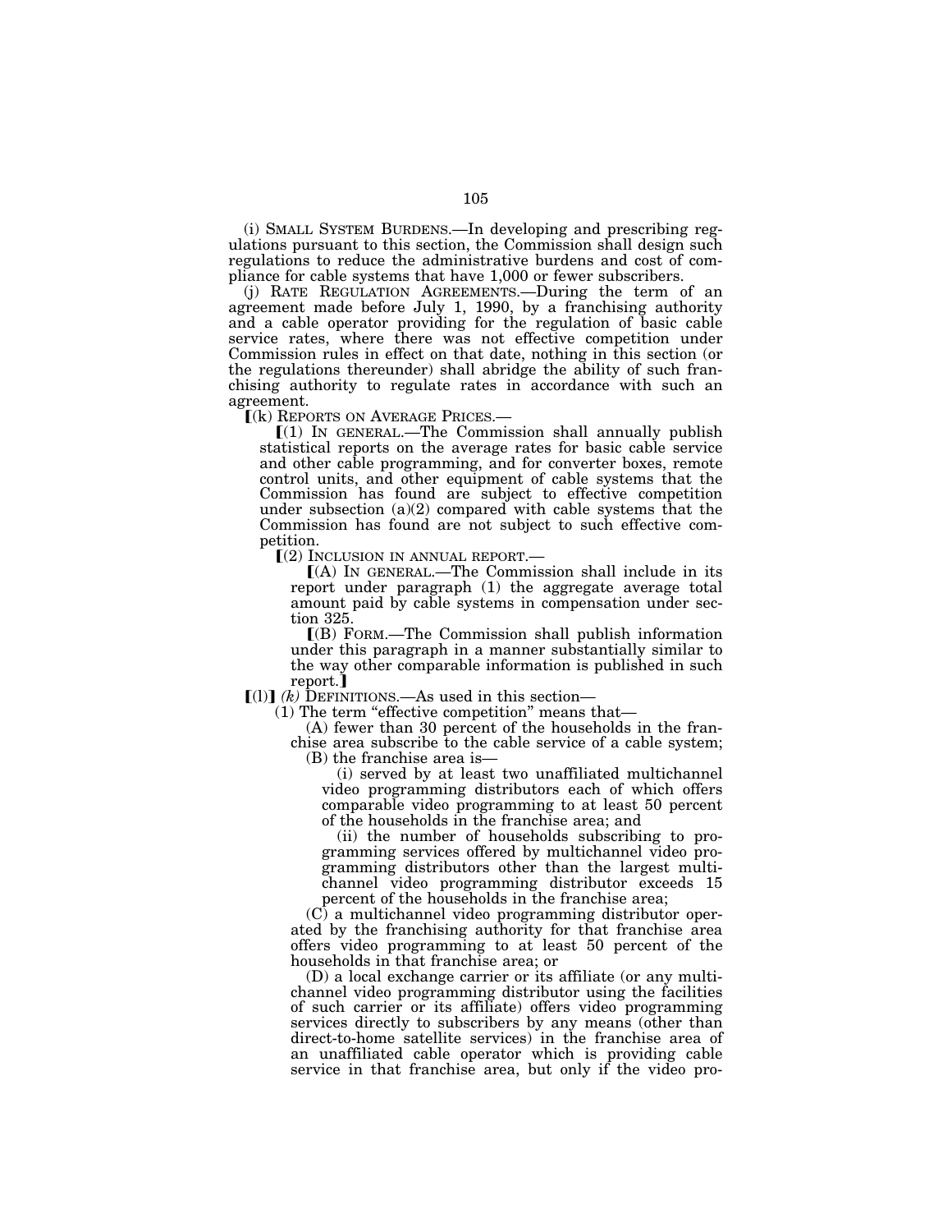(i) SMALL SYSTEM BURDENS.—In developing and prescribing regulations pursuant to this section, the Commission shall design such regulations to reduce the administrative burdens and cost of compliance for cable systems that have 1,000 or fewer subscribers.

(j) RATE REGULATION AGREEMENTS.—During the term of an agreement made before July 1, 1990, by a franchising authority and a cable operator providing for the regulation of basic cable service rates, where there was not effective competition under Commission rules in effect on that date, nothing in this section (or the regulations thereunder) shall abridge the ability of such franchising authority to regulate rates in accordance with such an agreement.

⟦(k) REPORTS ON AVERAGE PRICES.—

⟦(1) IN GENERAL.—The Commission shall annually publish statistical reports on the average rates for basic cable service and other cable programming, and for converter boxes, remote control units, and other equipment of cable systems that the Commission has found are subject to effective competition under subsection (a)(2) compared with cable systems that the Commission has found are not subject to such effective competition.

⟦(2) INCLUSION IN ANNUAL REPORT.—

⟦(A) IN GENERAL.—The Commission shall include in its report under paragraph (1) the aggregate average total amount paid by cable systems in compensation under section 325.

⟦(B) FORM.—The Commission shall publish information under this paragraph in a manner substantially similar to the way other comparable information is published in such report.⟧

⟦(l)⟧ *(k)* DEFINITIONS.—As used in this section—

(1) The term "effective competition" means that—

(A) fewer than 30 percent of the households in the franchise area subscribe to the cable service of a cable system;

(B) the franchise area is—

(i) served by at least two unaffiliated multichannel video programming distributors each of which offers comparable video programming to at least 50 percent of the households in the franchise area; and

(ii) the number of households subscribing to programming services offered by multichannel video programming distributors other than the largest multichannel video programming distributor exceeds 15 percent of the households in the franchise area;

(C) a multichannel video programming distributor operated by the franchising authority for that franchise area offers video programming to at least 50 percent of the households in that franchise area; or

(D) a local exchange carrier or its affiliate (or any multichannel video programming distributor using the facilities of such carrier or its affiliate) offers video programming services directly to subscribers by any means (other than direct-to-home satellite services) in the franchise area of an unaffiliated cable operator which is providing cable service in that franchise area, but only if the video pro-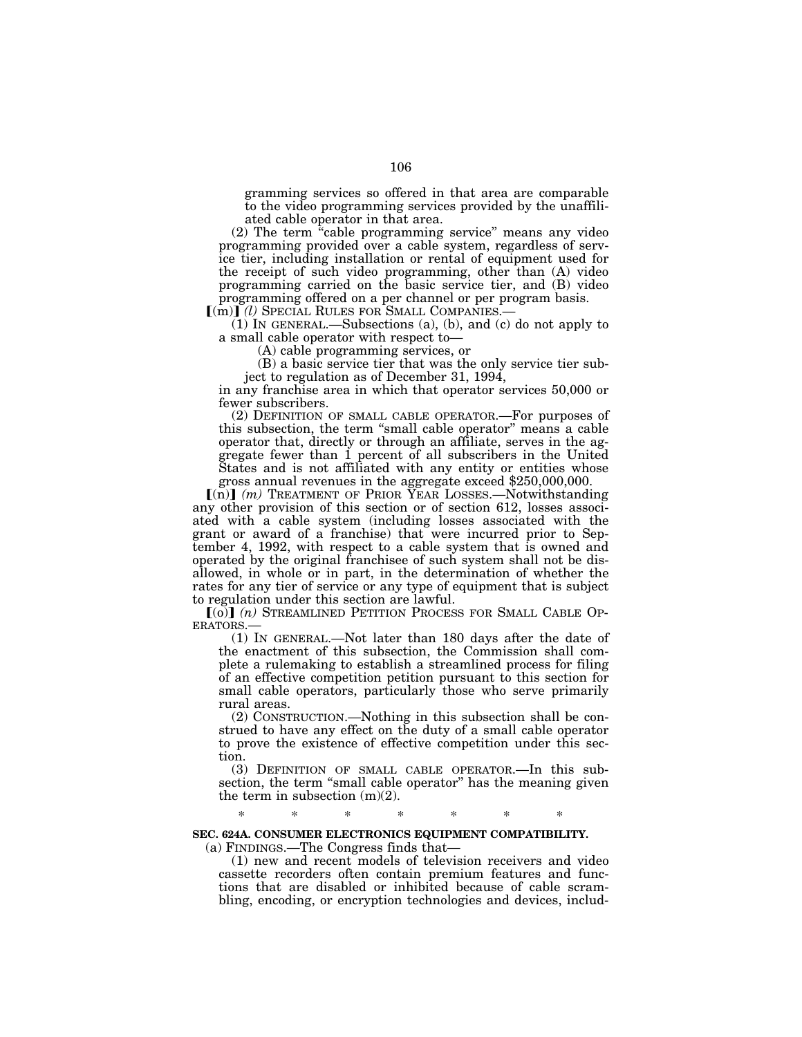gramming services so offered in that area are comparable to the video programming services provided by the unaffiliated cable operator in that area.

(2) The term "cable programming service" means any video programming provided over a cable system, regardless of service tier, including installation or rental of equipment used for the receipt of such video programming, other than (A) video programming carried on the basic service tier, and (B) video programming offered on a per channel or per program basis.

⟦(m)⟧ *(l)* SPECIAL RULES FOR SMALL COMPANIES.—

(1) IN GENERAL.—Subsections (a), (b), and (c) do not apply to a small cable operator with respect to—

(A) cable programming services, or

(B) a basic service tier that was the only service tier subject to regulation as of December 31, 1994,

in any franchise area in which that operator services 50,000 or fewer subscribers.

(2) DEFINITION OF SMALL CABLE OPERATOR.—For purposes of this subsection, the term "small cable operator" means a cable operator that, directly or through an affiliate, serves in the aggregate fewer than 1 percent of all subscribers in the United States and is not affiliated with any entity or entities whose gross annual revenues in the aggregate exceed $250,000,000.

⟦(n)⟧ *(m)* TREATMENT OF PRIOR YEAR LOSSES.—Notwithstanding any other provision of this section or of section 612, losses associated with a cable system (including losses associated with the grant or award of a franchise) that were incurred prior to September 4, 1992, with respect to a cable system that is owned and operated by the original franchisee of such system shall not be disallowed, in whole or in part, in the determination of whether the rates for any tier of service or any type of equipment that is subject to regulation under this section are lawful.

⟦(o)⟧ *(n)* STREAMLINED PETITION PROCESS FOR SMALL CABLE OPERATORS.—

(1) IN GENERAL.—Not later than 180 days after the date of the enactment of this subsection, the Commission shall complete a rulemaking to establish a streamlined process for filing of an effective competition petition pursuant to this section for small cable operators, particularly those who serve primarily rural areas.

(2) CONSTRUCTION.—Nothing in this subsection shall be construed to have any effect on the duty of a small cable operator to prove the existence of effective competition under this section.

(3) DEFINITION OF SMALL CABLE OPERATOR.—In this subsection, the term "small cable operator" has the meaning given the term in subsection (m)(2).

\* \* \* \* \* \* \*

**SEC. 624A. CONSUMER ELECTRONICS EQUIPMENT COMPATIBILITY.**

(a) FINDINGS.—The Congress finds that—

(1) new and recent models of television receivers and video cassette recorders often contain premium features and functions that are disabled or inhibited because of cable scrambling, encoding, or encryption technologies and devices, includ-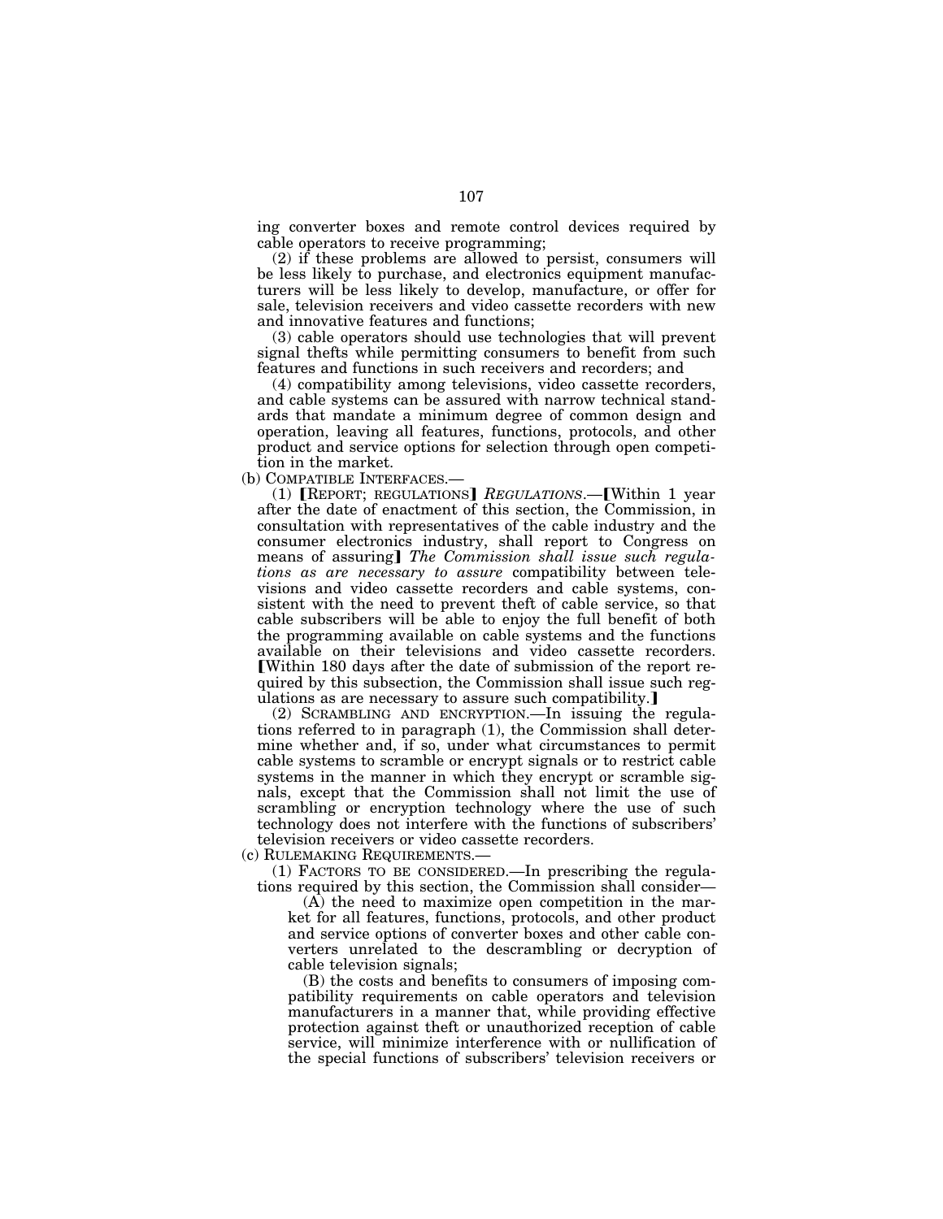ing converter boxes and remote control devices required by cable operators to receive programming;

(2) if these problems are allowed to persist, consumers will be less likely to purchase, and electronics equipment manufacturers will be less likely to develop, manufacture, or offer for sale, television receivers and video cassette recorders with new and innovative features and functions;

(3) cable operators should use technologies that will prevent signal thefts while permitting consumers to benefit from such features and functions in such receivers and recorders; and

(4) compatibility among televisions, video cassette recorders, and cable systems can be assured with narrow technical standards that mandate a minimum degree of common design and operation, leaving all features, functions, protocols, and other product and service options for selection through open competition in the market.

(b) COMPATIBLE INTERFACES.—

(1) ⟦REPORT; REGULATIONS⟧ *REGULATIONS*.—⟦Within 1 year after the date of enactment of this section, the Commission, in consultation with representatives of the cable industry and the consumer electronics industry, shall report to Congress on means of assuring⟧ *The Commission shall issue such regulations as are necessary to assure* compatibility between televisions and video cassette recorders and cable systems, consistent with the need to prevent theft of cable service, so that cable subscribers will be able to enjoy the full benefit of both the programming available on cable systems and the functions available on their televisions and video cassette recorders. ⟦Within 180 days after the date of submission of the report required by this subsection, the Commission shall issue such regulations as are necessary to assure such compatibility.⟧

(2) SCRAMBLING AND ENCRYPTION.—In issuing the regulations referred to in paragraph (1), the Commission shall determine whether and, if so, under what circumstances to permit cable systems to scramble or encrypt signals or to restrict cable systems in the manner in which they encrypt or scramble signals, except that the Commission shall not limit the use of scrambling or encryption technology where the use of such technology does not interfere with the functions of subscribers' television receivers or video cassette recorders.

(c) RULEMAKING REQUIREMENTS.—

(1) FACTORS TO BE CONSIDERED.—In prescribing the regulations required by this section, the Commission shall consider—

(A) the need to maximize open competition in the market for all features, functions, protocols, and other product and service options of converter boxes and other cable converters unrelated to the descrambling or decryption of cable television signals;

(B) the costs and benefits to consumers of imposing compatibility requirements on cable operators and television manufacturers in a manner that, while providing effective protection against theft or unauthorized reception of cable service, will minimize interference with or nullification of the special functions of subscribers' television receivers or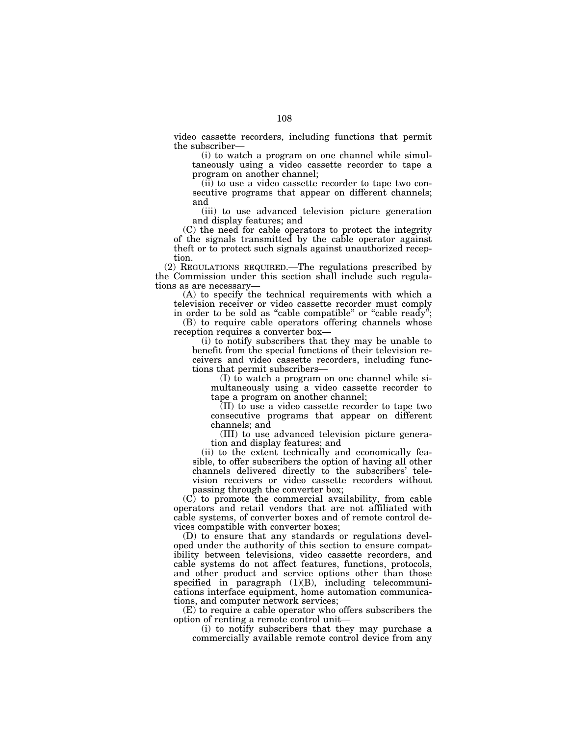video cassette recorders, including functions that permit the subscriber—

(i) to watch a program on one channel while simultaneously using a video cassette recorder to tape a program on another channel;

(ii) to use a video cassette recorder to tape two consecutive programs that appear on different channels; and

(iii) to use advanced television picture generation and display features; and

(C) the need for cable operators to protect the integrity of the signals transmitted by the cable operator against theft or to protect such signals against unauthorized reception.

(2) REGULATIONS REQUIRED.—The regulations prescribed by the Commission under this section shall include such regulations as are necessary—

(A) to specify the technical requirements with which a television receiver or video cassette recorder must comply in order to be sold as "cable compatible" or "cable ready";

(B) to require cable operators offering channels whose reception requires a converter box—

(i) to notify subscribers that they may be unable to benefit from the special functions of their television receivers and video cassette recorders, including functions that permit subscribers—

(I) to watch a program on one channel while simultaneously using a video cassette recorder to tape a program on another channel;

(II) to use a video cassette recorder to tape two consecutive programs that appear on different channels; and

(III) to use advanced television picture generation and display features; and

(ii) to the extent technically and economically feasible, to offer subscribers the option of having all other channels delivered directly to the subscribers' television receivers or video cassette recorders without passing through the converter box;

(C) to promote the commercial availability, from cable operators and retail vendors that are not affiliated with cable systems, of converter boxes and of remote control devices compatible with converter boxes;

(D) to ensure that any standards or regulations developed under the authority of this section to ensure compatibility between televisions, video cassette recorders, and cable systems do not affect features, functions, protocols, and other product and service options other than those specified in paragraph (1)(B), including telecommunications interface equipment, home automation communications, and computer network services;

(E) to require a cable operator who offers subscribers the option of renting a remote control unit—

(i) to notify subscribers that they may purchase a commercially available remote control device from any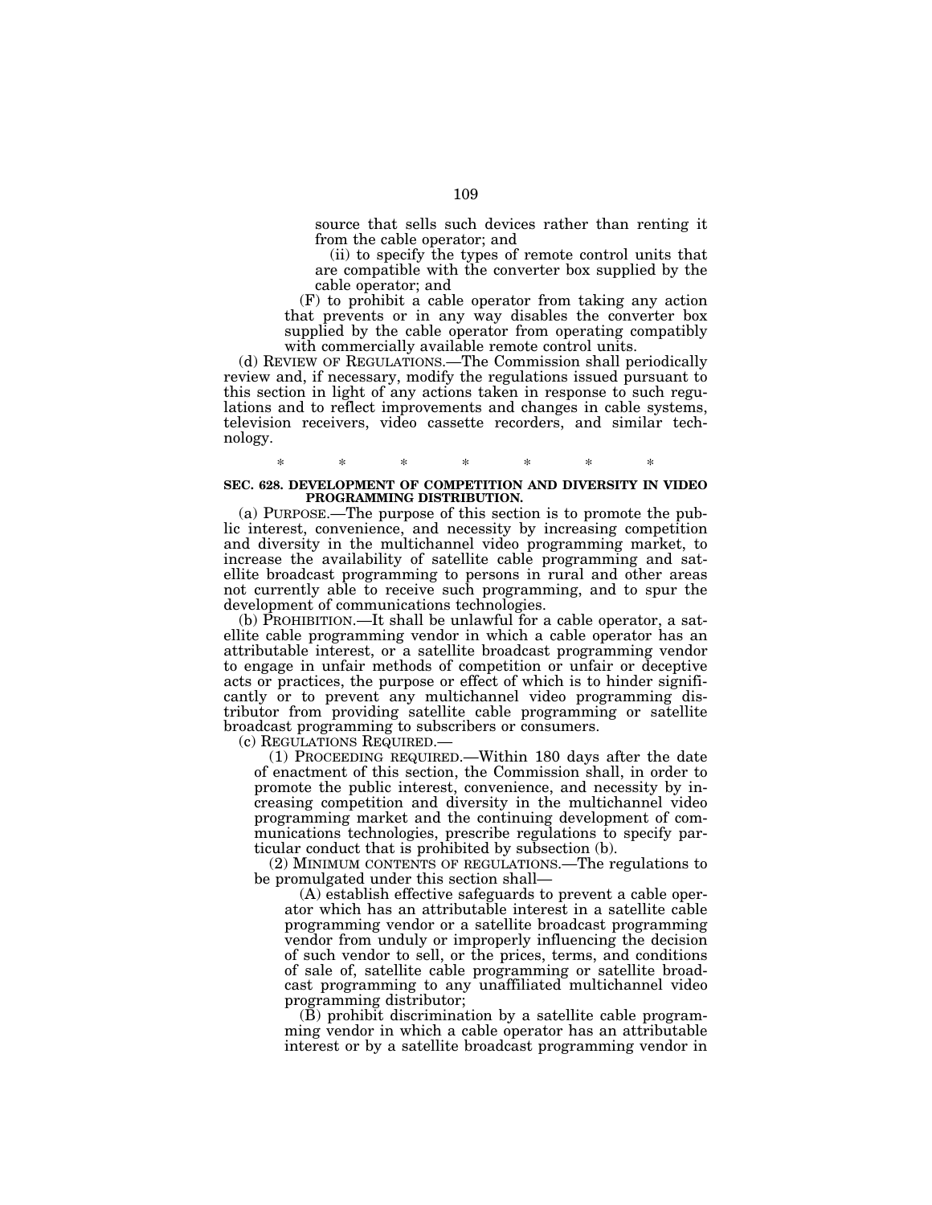source that sells such devices rather than renting it from the cable operator; and

(ii) to specify the types of remote control units that are compatible with the converter box supplied by the cable operator; and

(F) to prohibit a cable operator from taking any action that prevents or in any way disables the converter box supplied by the cable operator from operating compatibly with commercially available remote control units.

(d) REVIEW OF REGULATIONS.—The Commission shall periodically review and, if necessary, modify the regulations issued pursuant to this section in light of any actions taken in response to such regulations and to reflect improvements and changes in cable systems, television receivers, video cassette recorders, and similar technology.

\* \* \* \* \* \* \*

**SEC. 628. DEVELOPMENT OF COMPETITION AND DIVERSITY IN VIDEO PROGRAMMING DISTRIBUTION.**

(a) PURPOSE.—The purpose of this section is to promote the public interest, convenience, and necessity by increasing competition and diversity in the multichannel video programming market, to increase the availability of satellite cable programming and satellite broadcast programming to persons in rural and other areas not currently able to receive such programming, and to spur the development of communications technologies.

(b) PROHIBITION.—It shall be unlawful for a cable operator, a satellite cable programming vendor in which a cable operator has an attributable interest, or a satellite broadcast programming vendor to engage in unfair methods of competition or unfair or deceptive acts or practices, the purpose or effect of which is to hinder significantly or to prevent any multichannel video programming distributor from providing satellite cable programming or satellite broadcast programming to subscribers or consumers.

(c) REGULATIONS REQUIRED.—

(1) PROCEEDING REQUIRED.—Within 180 days after the date of enactment of this section, the Commission shall, in order to promote the public interest, convenience, and necessity by increasing competition and diversity in the multichannel video programming market and the continuing development of communications technologies, prescribe regulations to specify particular conduct that is prohibited by subsection (b).

(2) MINIMUM CONTENTS OF REGULATIONS.—The regulations to be promulgated under this section shall—

(A) establish effective safeguards to prevent a cable operator which has an attributable interest in a satellite cable programming vendor or a satellite broadcast programming vendor from unduly or improperly influencing the decision of such vendor to sell, or the prices, terms, and conditions of sale of, satellite cable programming or satellite broadcast programming to any unaffiliated multichannel video programming distributor;

(B) prohibit discrimination by a satellite cable programming vendor in which a cable operator has an attributable interest or by a satellite broadcast programming vendor in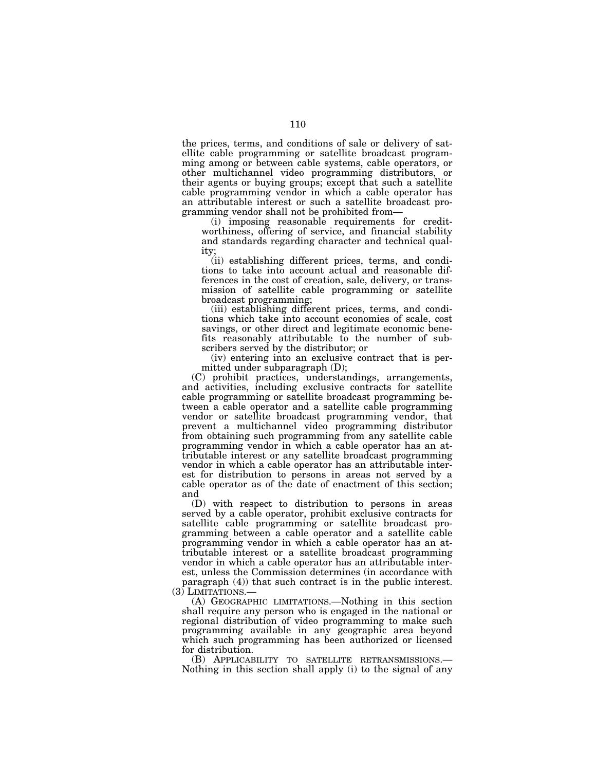the prices, terms, and conditions of sale or delivery of satellite cable programming or satellite broadcast programming among or between cable systems, cable operators, or other multichannel video programming distributors, or their agents or buying groups; except that such a satellite cable programming vendor in which a cable operator has an attributable interest or such a satellite broadcast programming vendor shall not be prohibited from—

(i) imposing reasonable requirements for creditworthiness, offering of service, and financial stability and standards regarding character and technical quality;

(ii) establishing different prices, terms, and conditions to take into account actual and reasonable differences in the cost of creation, sale, delivery, or transmission of satellite cable programming or satellite broadcast programming;

(iii) establishing different prices, terms, and conditions which take into account economies of scale, cost savings, or other direct and legitimate economic benefits reasonably attributable to the number of subscribers served by the distributor; or

(iv) entering into an exclusive contract that is permitted under subparagraph (D);

(C) prohibit practices, understandings, arrangements, and activities, including exclusive contracts for satellite cable programming or satellite broadcast programming between a cable operator and a satellite cable programming vendor or satellite broadcast programming vendor, that prevent a multichannel video programming distributor from obtaining such programming from any satellite cable programming vendor in which a cable operator has an attributable interest or any satellite broadcast programming vendor in which a cable operator has an attributable interest for distribution to persons in areas not served by a cable operator as of the date of enactment of this section; and

(D) with respect to distribution to persons in areas served by a cable operator, prohibit exclusive contracts for satellite cable programming or satellite broadcast programming between a cable operator and a satellite cable programming vendor in which a cable operator has an attributable interest or a satellite broadcast programming vendor in which a cable operator has an attributable interest, unless the Commission determines (in accordance with paragraph (4)) that such contract is in the public interest.

(3) LIMITATIONS.—

(A) GEOGRAPHIC LIMITATIONS.—Nothing in this section shall require any person who is engaged in the national or regional distribution of video programming to make such programming available in any geographic area beyond which such programming has been authorized or licensed for distribution.

(B) APPLICABILITY TO SATELLITE RETRANSMISSIONS.—Nothing in this section shall apply (i) to the signal of any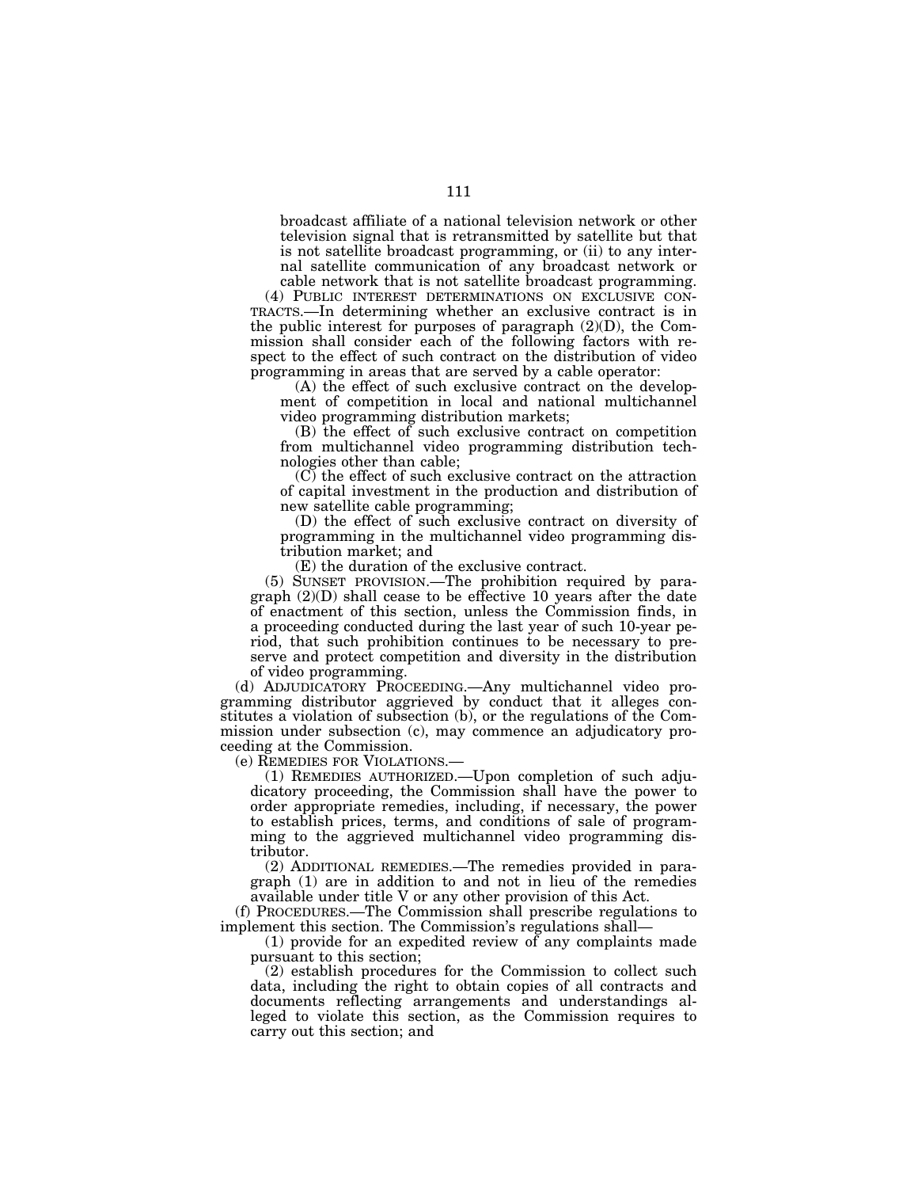broadcast affiliate of a national television network or other television signal that is retransmitted by satellite but that is not satellite broadcast programming, or (ii) to any internal satellite communication of any broadcast network or cable network that is not satellite broadcast programming.

(4) PUBLIC INTEREST DETERMINATIONS ON EXCLUSIVE CONTRACTS.—In determining whether an exclusive contract is in the public interest for purposes of paragraph (2)(D), the Commission shall consider each of the following factors with respect to the effect of such contract on the distribution of video programming in areas that are served by a cable operator:

(A) the effect of such exclusive contract on the development of competition in local and national multichannel video programming distribution markets;

(B) the effect of such exclusive contract on competition from multichannel video programming distribution technologies other than cable;

(C) the effect of such exclusive contract on the attraction of capital investment in the production and distribution of new satellite cable programming;

(D) the effect of such exclusive contract on diversity of programming in the multichannel video programming distribution market; and

(E) the duration of the exclusive contract.

(5) SUNSET PROVISION.—The prohibition required by paragraph (2)(D) shall cease to be effective 10 years after the date of enactment of this section, unless the Commission finds, in a proceeding conducted during the last year of such 10-year period, that such prohibition continues to be necessary to preserve and protect competition and diversity in the distribution of video programming.

(d) ADJUDICATORY PROCEEDING.—Any multichannel video programming distributor aggrieved by conduct that it alleges constitutes a violation of subsection (b), or the regulations of the Commission under subsection (c), may commence an adjudicatory proceeding at the Commission.

(e) REMEDIES FOR VIOLATIONS.—

(1) REMEDIES AUTHORIZED.—Upon completion of such adjudicatory proceeding, the Commission shall have the power to order appropriate remedies, including, if necessary, the power to establish prices, terms, and conditions of sale of programming to the aggrieved multichannel video programming distributor.

(2) ADDITIONAL REMEDIES.—The remedies provided in paragraph (1) are in addition to and not in lieu of the remedies available under title V or any other provision of this Act.

(f) PROCEDURES.—The Commission shall prescribe regulations to implement this section. The Commission's regulations shall—

(1) provide for an expedited review of any complaints made pursuant to this section;

(2) establish procedures for the Commission to collect such data, including the right to obtain copies of all contracts and documents reflecting arrangements and understandings alleged to violate this section, as the Commission requires to carry out this section; and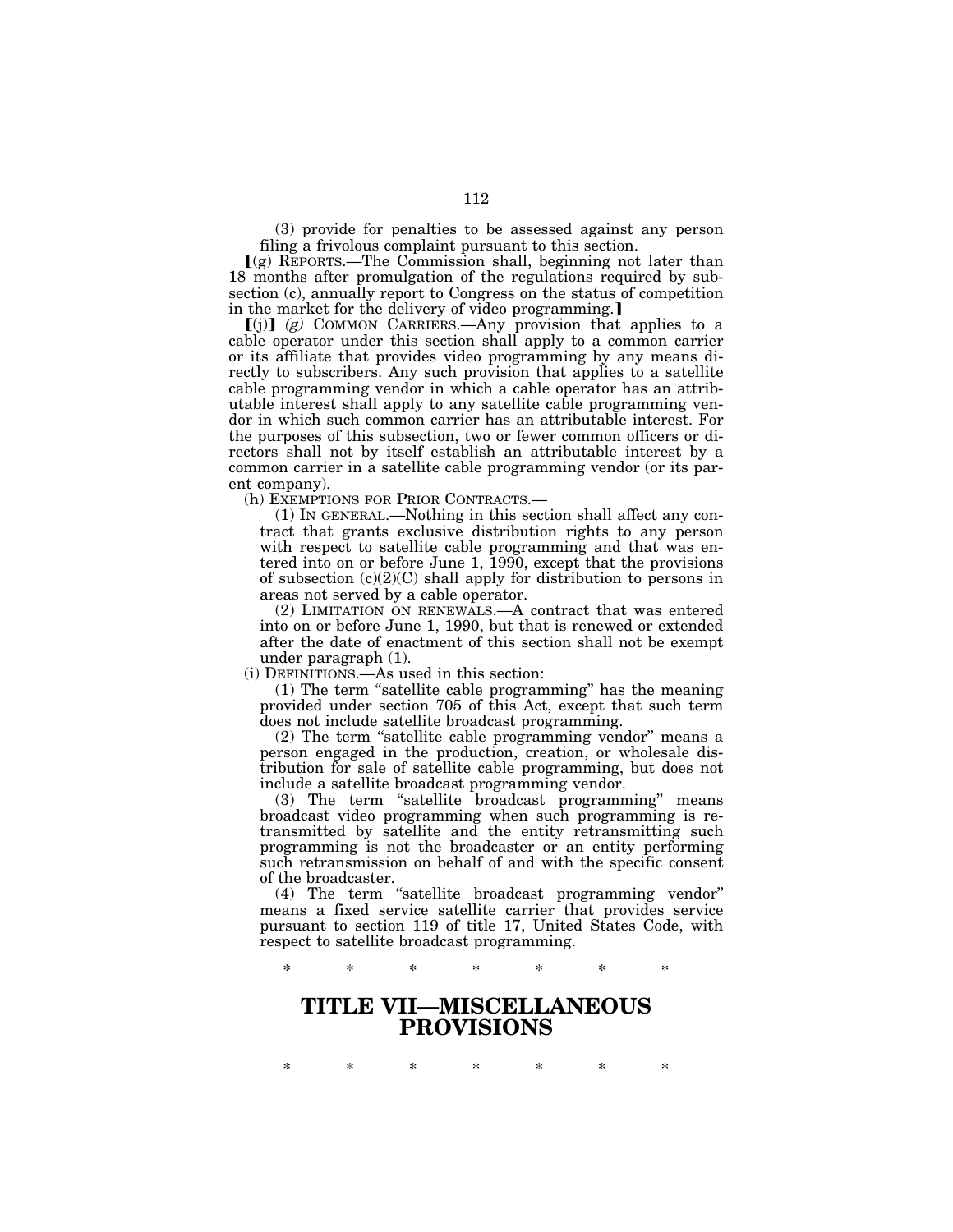(3) provide for penalties to be assessed against any person filing a frivolous complaint pursuant to this section.

[(g) REPORTS.—The Commission shall, beginning not later than 18 months after promulgation of the regulations required by subsection (c), annually report to Congress on the status of competition in the market for the delivery of video programming.]

[(j)] *(g)* COMMON CARRIERS.—Any provision that applies to a cable operator under this section shall apply to a common carrier or its affiliate that provides video programming by any means directly to subscribers. Any such provision that applies to a satellite cable programming vendor in which a cable operator has an attributable interest shall apply to any satellite cable programming vendor in which such common carrier has an attributable interest. For the purposes of this subsection, two or fewer common officers or directors shall not by itself establish an attributable interest by a common carrier in a satellite cable programming vendor (or its parent company).

(h) EXEMPTIONS FOR PRIOR CONTRACTS.—

(1) IN GENERAL.—Nothing in this section shall affect any contract that grants exclusive distribution rights to any person with respect to satellite cable programming and that was entered into on or before June 1, 1990, except that the provisions of subsection (c)(2)(C) shall apply for distribution to persons in areas not served by a cable operator.

(2) LIMITATION ON RENEWALS.—A contract that was entered into on or before June 1, 1990, but that is renewed or extended after the date of enactment of this section shall not be exempt under paragraph (1).

(i) DEFINITIONS.—As used in this section:

(1) The term "satellite cable programming" has the meaning provided under section 705 of this Act, except that such term does not include satellite broadcast programming.

(2) The term "satellite cable programming vendor" means a person engaged in the production, creation, or wholesale distribution for sale of satellite cable programming, but does not include a satellite broadcast programming vendor.

(3) The term "satellite broadcast programming" means broadcast video programming when such programming is retransmitted by satellite and the entity retransmitting such programming is not the broadcaster or an entity performing such retransmission on behalf of and with the specific consent of the broadcaster.

(4) The term "satellite broadcast programming vendor" means a fixed service satellite carrier that provides service pursuant to section 119 of title 17, United States Code, with respect to satellite broadcast programming.

\* \* \* \* \* \* \*

# TITLE VII—MISCELLANEOUS PROVISIONS

\* \* \* \* \* \* \*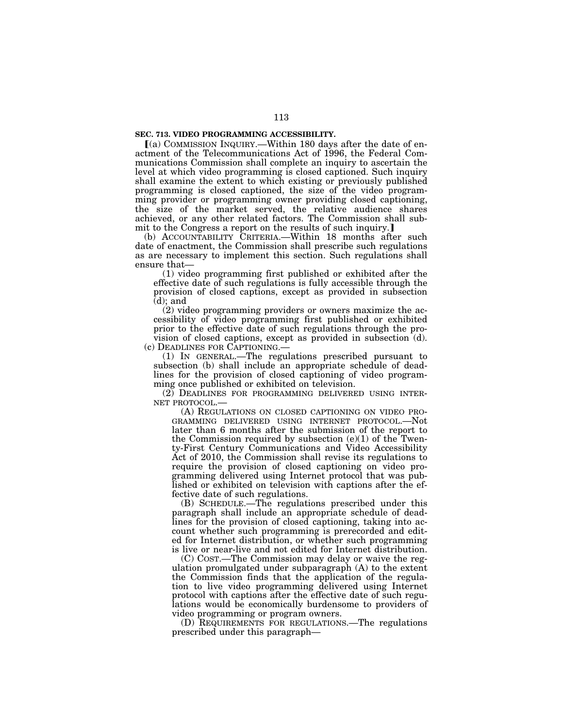**SEC. 713. VIDEO PROGRAMMING ACCESSIBILITY.**

[(a) COMMISSION INQUIRY.—Within 180 days after the date of enactment of the Telecommunications Act of 1996, the Federal Communications Commission shall complete an inquiry to ascertain the level at which video programming is closed captioned. Such inquiry shall examine the extent to which existing or previously published programming is closed captioned, the size of the video programming provider or programming owner providing closed captioning, the size of the market served, the relative audience shares achieved, or any other related factors. The Commission shall submit to the Congress a report on the results of such inquiry.]

(b) ACCOUNTABILITY CRITERIA.—Within 18 months after such date of enactment, the Commission shall prescribe such regulations as are necessary to implement this section. Such regulations shall ensure that—

(1) video programming first published or exhibited after the effective date of such regulations is fully accessible through the provision of closed captions, except as provided in subsection (d); and

(2) video programming providers or owners maximize the accessibility of video programming first published or exhibited prior to the effective date of such regulations through the provision of closed captions, except as provided in subsection (d).

(c) DEADLINES FOR CAPTIONING.—

(1) IN GENERAL.—The regulations prescribed pursuant to subsection (b) shall include an appropriate schedule of deadlines for the provision of closed captioning of video programming once published or exhibited on television.

(2) DEADLINES FOR PROGRAMMING DELIVERED USING INTERNET PROTOCOL.—

(A) REGULATIONS ON CLOSED CAPTIONING ON VIDEO PROGRAMMING DELIVERED USING INTERNET PROTOCOL.—Not later than 6 months after the submission of the report to the Commission required by subsection (e)(1) of the Twenty-First Century Communications and Video Accessibility Act of 2010, the Commission shall revise its regulations to require the provision of closed captioning on video programming delivered using Internet protocol that was published or exhibited on television with captions after the effective date of such regulations.

(B) SCHEDULE.—The regulations prescribed under this paragraph shall include an appropriate schedule of deadlines for the provision of closed captioning, taking into account whether such programming is prerecorded and edited for Internet distribution, or whether such programming is live or near-live and not edited for Internet distribution.

(C) COST.—The Commission may delay or waive the regulation promulgated under subparagraph (A) to the extent the Commission finds that the application of the regulation to live video programming delivered using Internet protocol with captions after the effective date of such regulations would be economically burdensome to providers of video programming or program owners.

(D) REQUIREMENTS FOR REGULATIONS.—The regulations prescribed under this paragraph—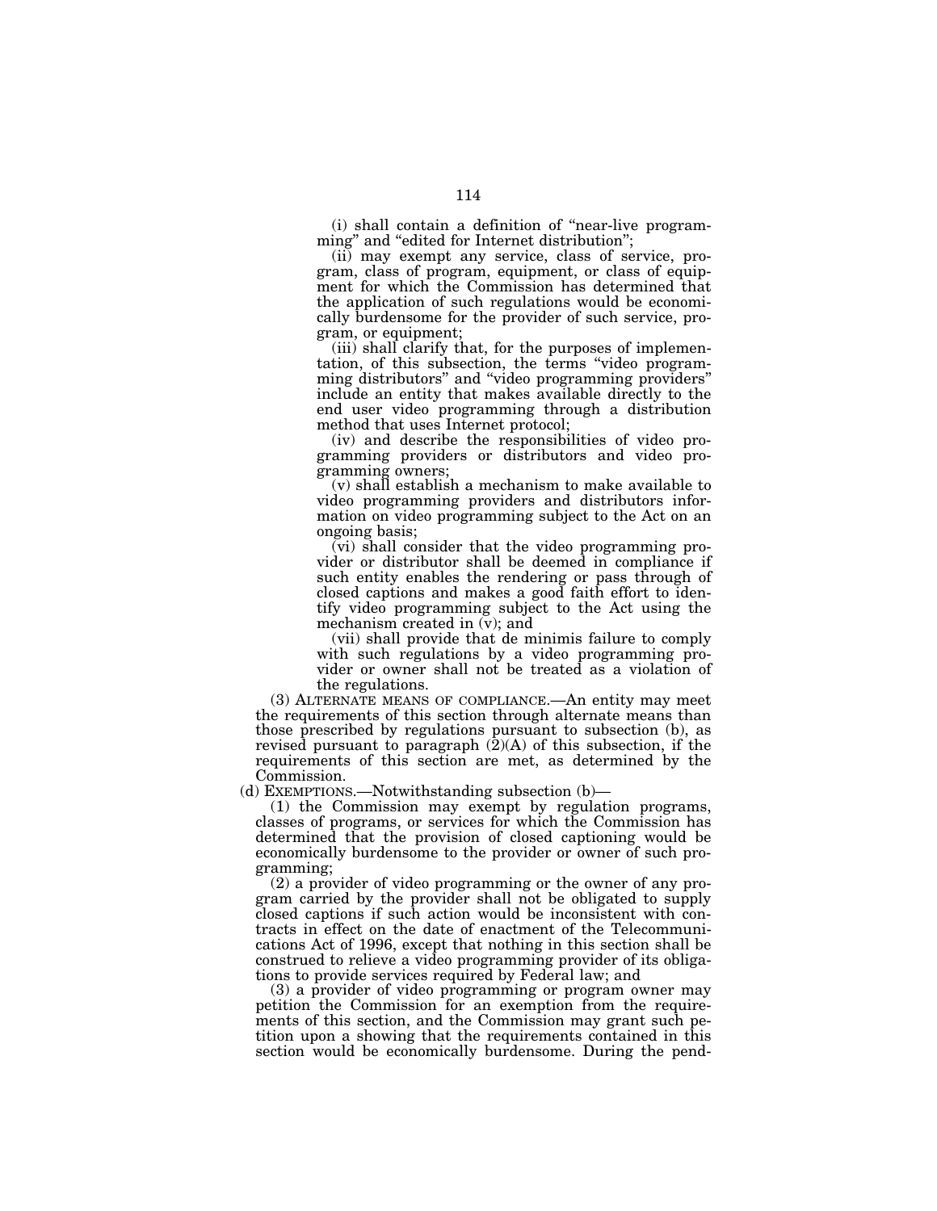(i) shall contain a definition of "near-live programming" and "edited for Internet distribution";

(ii) may exempt any service, class of service, program, class of program, equipment, or class of equipment for which the Commission has determined that the application of such regulations would be economically burdensome for the provider of such service, program, or equipment;

(iii) shall clarify that, for the purposes of implementation, of this subsection, the terms "video programming distributors" and "video programming providers" include an entity that makes available directly to the end user video programming through a distribution method that uses Internet protocol;

(iv) and describe the responsibilities of video programming providers or distributors and video programming owners;

(v) shall establish a mechanism to make available to video programming providers and distributors information on video programming subject to the Act on an ongoing basis;

(vi) shall consider that the video programming provider or distributor shall be deemed in compliance if such entity enables the rendering or pass through of closed captions and makes a good faith effort to identify video programming subject to the Act using the mechanism created in (v); and

(vii) shall provide that de minimis failure to comply with such regulations by a video programming provider or owner shall not be treated as a violation of the regulations.

(3) ALTERNATE MEANS OF COMPLIANCE.—An entity may meet the requirements of this section through alternate means than those prescribed by regulations pursuant to subsection (b), as revised pursuant to paragraph (2)(A) of this subsection, if the requirements of this section are met, as determined by the Commission.

(d) EXEMPTIONS.—Notwithstanding subsection (b)—

(1) the Commission may exempt by regulation programs, classes of programs, or services for which the Commission has determined that the provision of closed captioning would be economically burdensome to the provider or owner of such programming;

(2) a provider of video programming or the owner of any program carried by the provider shall not be obligated to supply closed captions if such action would be inconsistent with contracts in effect on the date of enactment of the Telecommunications Act of 1996, except that nothing in this section shall be construed to relieve a video programming provider of its obligations to provide services required by Federal law; and

(3) a provider of video programming or program owner may petition the Commission for an exemption from the requirements of this section, and the Commission may grant such petition upon a showing that the requirements contained in this section would be economically burdensome. During the pend-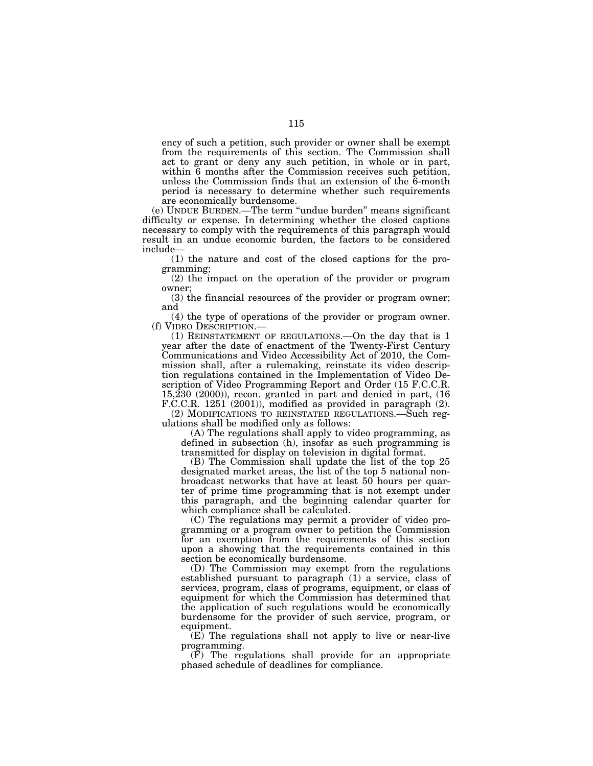ency of such a petition, such provider or owner shall be exempt from the requirements of this section. The Commission shall act to grant or deny any such petition, in whole or in part, within 6 months after the Commission receives such petition, unless the Commission finds that an extension of the 6-month period is necessary to determine whether such requirements are economically burdensome.

(e) UNDUE BURDEN.—The term "undue burden" means significant difficulty or expense. In determining whether the closed captions necessary to comply with the requirements of this paragraph would result in an undue economic burden, the factors to be considered include—

(1) the nature and cost of the closed captions for the programming;

(2) the impact on the operation of the provider or program owner;

(3) the financial resources of the provider or program owner; and

(4) the type of operations of the provider or program owner.

(f) VIDEO DESCRIPTION.—

(1) REINSTATEMENT OF REGULATIONS.—On the day that is 1 year after the date of enactment of the Twenty-First Century Communications and Video Accessibility Act of 2010, the Commission shall, after a rulemaking, reinstate its video description regulations contained in the Implementation of Video Description of Video Programming Report and Order (15 F.C.C.R. 15,230 (2000)), recon. granted in part and denied in part, (16 F.C.C.R. 1251 (2001)), modified as provided in paragraph (2).

(2) MODIFICATIONS TO REINSTATED REGULATIONS.—Such regulations shall be modified only as follows:

(A) The regulations shall apply to video programming, as defined in subsection (h), insofar as such programming is transmitted for display on television in digital format.

(B) The Commission shall update the list of the top 25 designated market areas, the list of the top 5 national nonbroadcast networks that have at least 50 hours per quarter of prime time programming that is not exempt under this paragraph, and the beginning calendar quarter for which compliance shall be calculated.

(C) The regulations may permit a provider of video programming or a program owner to petition the Commission for an exemption from the requirements of this section upon a showing that the requirements contained in this section be economically burdensome.

(D) The Commission may exempt from the regulations established pursuant to paragraph (1) a service, class of services, program, class of programs, equipment, or class of equipment for which the Commission has determined that the application of such regulations would be economically burdensome for the provider of such service, program, or equipment.

(E) The regulations shall not apply to live or near-live programming.

(F) The regulations shall provide for an appropriate phased schedule of deadlines for compliance.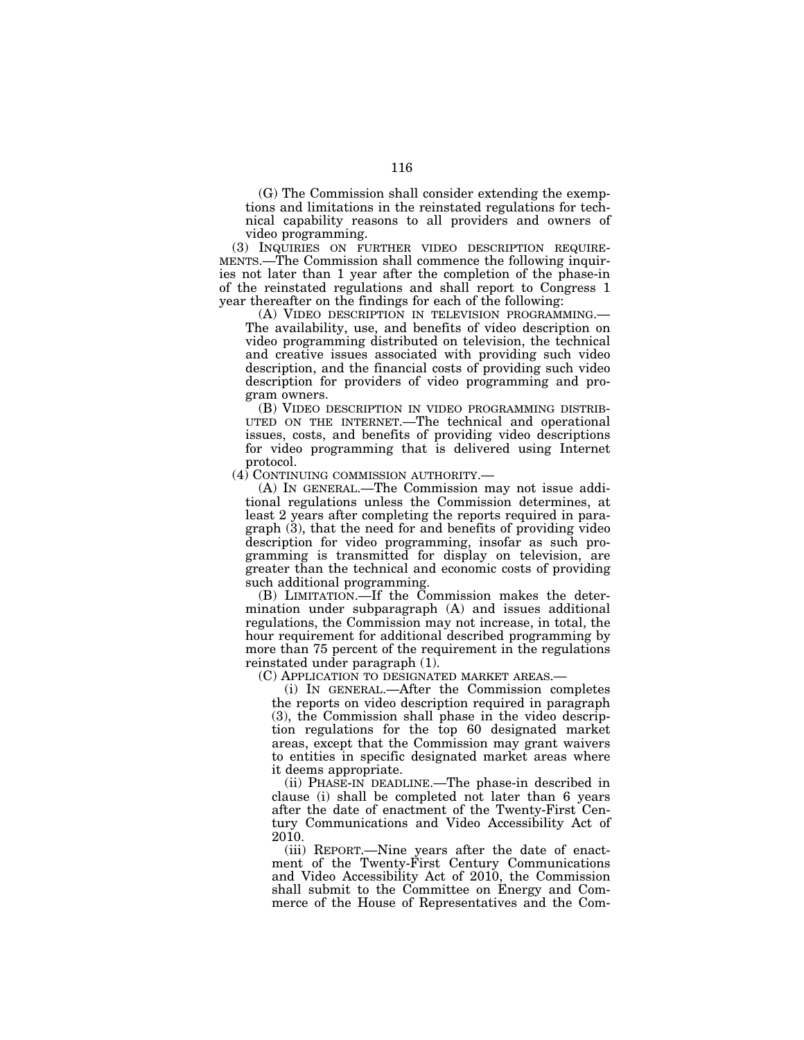(G) The Commission shall consider extending the exemptions and limitations in the reinstated regulations for technical capability reasons to all providers and owners of video programming.

(3) INQUIRIES ON FURTHER VIDEO DESCRIPTION REQUIREMENTS.—The Commission shall commence the following inquiries not later than 1 year after the completion of the phase-in of the reinstated regulations and shall report to Congress 1 year thereafter on the findings for each of the following:

(A) VIDEO DESCRIPTION IN TELEVISION PROGRAMMING.—The availability, use, and benefits of video description on video programming distributed on television, the technical and creative issues associated with providing such video description, and the financial costs of providing such video description for providers of video programming and program owners.

(B) VIDEO DESCRIPTION IN VIDEO PROGRAMMING DISTRIBUTED ON THE INTERNET.—The technical and operational issues, costs, and benefits of providing video descriptions for video programming that is delivered using Internet protocol.

(4) CONTINUING COMMISSION AUTHORITY.—

(A) IN GENERAL.—The Commission may not issue additional regulations unless the Commission determines, at least 2 years after completing the reports required in paragraph (3), that the need for and benefits of providing video description for video programming, insofar as such programming is transmitted for display on television, are greater than the technical and economic costs of providing such additional programming.

(B) LIMITATION.—If the Commission makes the determination under subparagraph (A) and issues additional regulations, the Commission may not increase, in total, the hour requirement for additional described programming by more than 75 percent of the requirement in the regulations reinstated under paragraph (1).

(C) APPLICATION TO DESIGNATED MARKET AREAS.—

(i) IN GENERAL.—After the Commission completes the reports on video description required in paragraph (3), the Commission shall phase in the video description regulations for the top 60 designated market areas, except that the Commission may grant waivers to entities in specific designated market areas where it deems appropriate.

(ii) PHASE-IN DEADLINE.—The phase-in described in clause (i) shall be completed not later than 6 years after the date of enactment of the Twenty-First Century Communications and Video Accessibility Act of 2010.

(iii) REPORT.—Nine years after the date of enactment of the Twenty-First Century Communications and Video Accessibility Act of 2010, the Commission shall submit to the Committee on Energy and Commerce of the House of Representatives and the Com-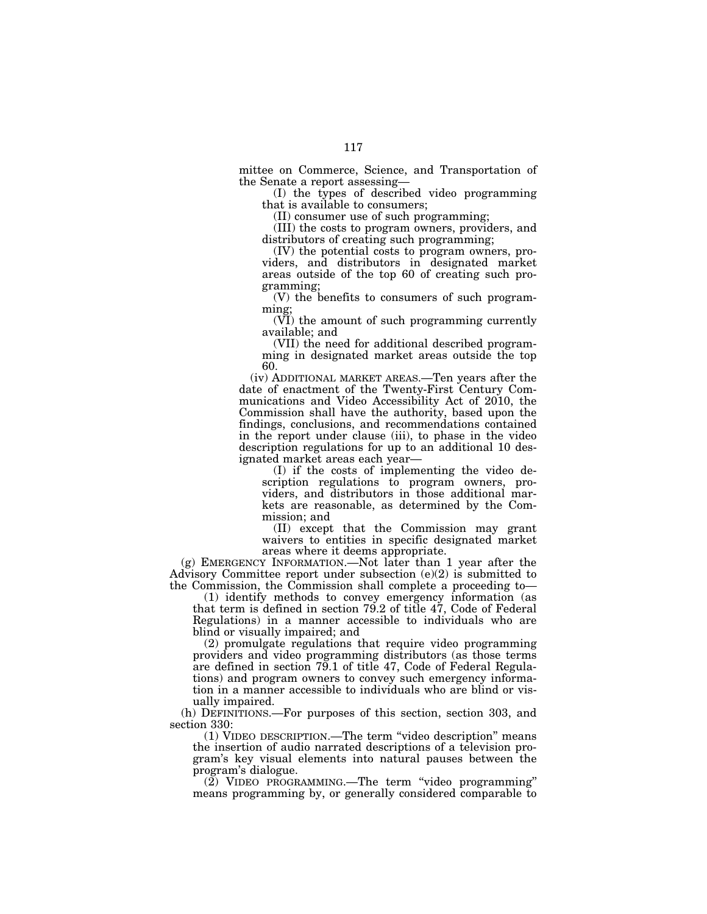mittee on Commerce, Science, and Transportation of the Senate a report assessing—

(I) the types of described video programming that is available to consumers;

(II) consumer use of such programming;

(III) the costs to program owners, providers, and distributors of creating such programming;

(IV) the potential costs to program owners, providers, and distributors in designated market areas outside of the top 60 of creating such programming;

(V) the benefits to consumers of such programming;

(VI) the amount of such programming currently available; and

(VII) the need for additional described programming in designated market areas outside the top 60.

(iv) ADDITIONAL MARKET AREAS.—Ten years after the date of enactment of the Twenty-First Century Communications and Video Accessibility Act of 2010, the Commission shall have the authority, based upon the findings, conclusions, and recommendations contained in the report under clause (iii), to phase in the video description regulations for up to an additional 10 designated market areas each year—

(I) if the costs of implementing the video description regulations to program owners, providers, and distributors in those additional markets are reasonable, as determined by the Commission; and

(II) except that the Commission may grant waivers to entities in specific designated market areas where it deems appropriate.

(g) EMERGENCY INFORMATION.—Not later than 1 year after the Advisory Committee report under subsection (e)(2) is submitted to the Commission, the Commission shall complete a proceeding to—

(1) identify methods to convey emergency information (as that term is defined in section 79.2 of title 47, Code of Federal Regulations) in a manner accessible to individuals who are blind or visually impaired; and

(2) promulgate regulations that require video programming providers and video programming distributors (as those terms are defined in section 79.1 of title 47, Code of Federal Regulations) and program owners to convey such emergency information in a manner accessible to individuals who are blind or visually impaired.

(h) DEFINITIONS.—For purposes of this section, section 303, and section 330:

(1) VIDEO DESCRIPTION.—The term "video description" means the insertion of audio narrated descriptions of a television program's key visual elements into natural pauses between the program's dialogue.

(2) VIDEO PROGRAMMING.—The term "video programming" means programming by, or generally considered comparable to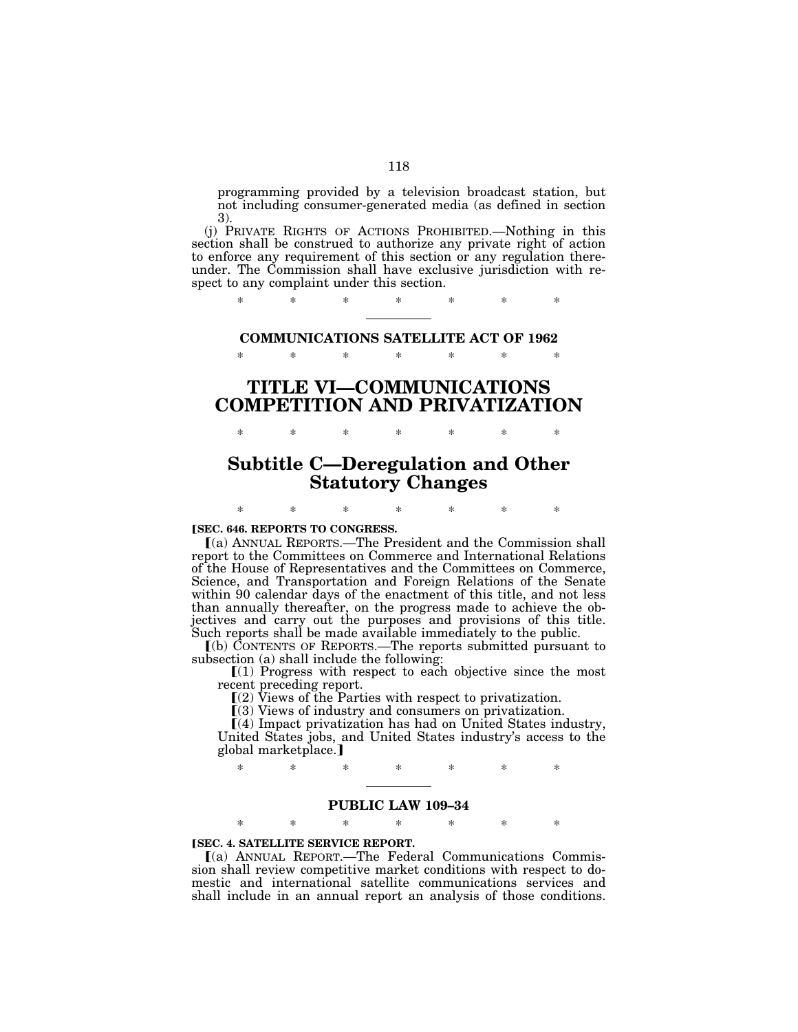programming provided by a television broadcast station, but not including consumer-generated media (as defined in section 3).

(j) PRIVATE RIGHTS OF ACTIONS PROHIBITED.—Nothing in this section shall be construed to authorize any private right of action to enforce any requirement of this section or any regulation thereunder. The Commission shall have exclusive jurisdiction with respect to any complaint under this section.

\* \* \* \* \* \* \*

---

## COMMUNICATIONS SATELLITE ACT OF 1962

\* \* \* \* \* \* \*

# TITLE VI—COMMUNICATIONS COMPETITION AND PRIVATIZATION

\* \* \* \* \* \* \*

# Subtitle C—Deregulation and Other Statutory Changes

\* \* \* \* \* \* \*

**⟦SEC. 646. REPORTS TO CONGRESS.**

⟦(a) ANNUAL REPORTS.—The President and the Commission shall report to the Committees on Commerce and International Relations of the House of Representatives and the Committees on Commerce, Science, and Transportation and Foreign Relations of the Senate within 90 calendar days of the enactment of this title, and not less than annually thereafter, on the progress made to achieve the objectives and carry out the purposes and provisions of this title. Such reports shall be made available immediately to the public.

⟦(b) CONTENTS OF REPORTS.—The reports submitted pursuant to subsection (a) shall include the following:

⟦(1) Progress with respect to each objective since the most recent preceding report.

⟦(2) Views of the Parties with respect to privatization.

⟦(3) Views of industry and consumers on privatization.

⟦(4) Impact privatization has had on United States industry, United States jobs, and United States industry's access to the global marketplace.⟧

\* \* \* \* \* \* \*

---

## PUBLIC LAW 109–34

\* \* \* \* \* \* \*

**⟦SEC. 4. SATELLITE SERVICE REPORT.**

⟦(a) ANNUAL REPORT.—The Federal Communications Commission shall review competitive market conditions with respect to domestic and international satellite communications services and shall include in an annual report an analysis of those conditions.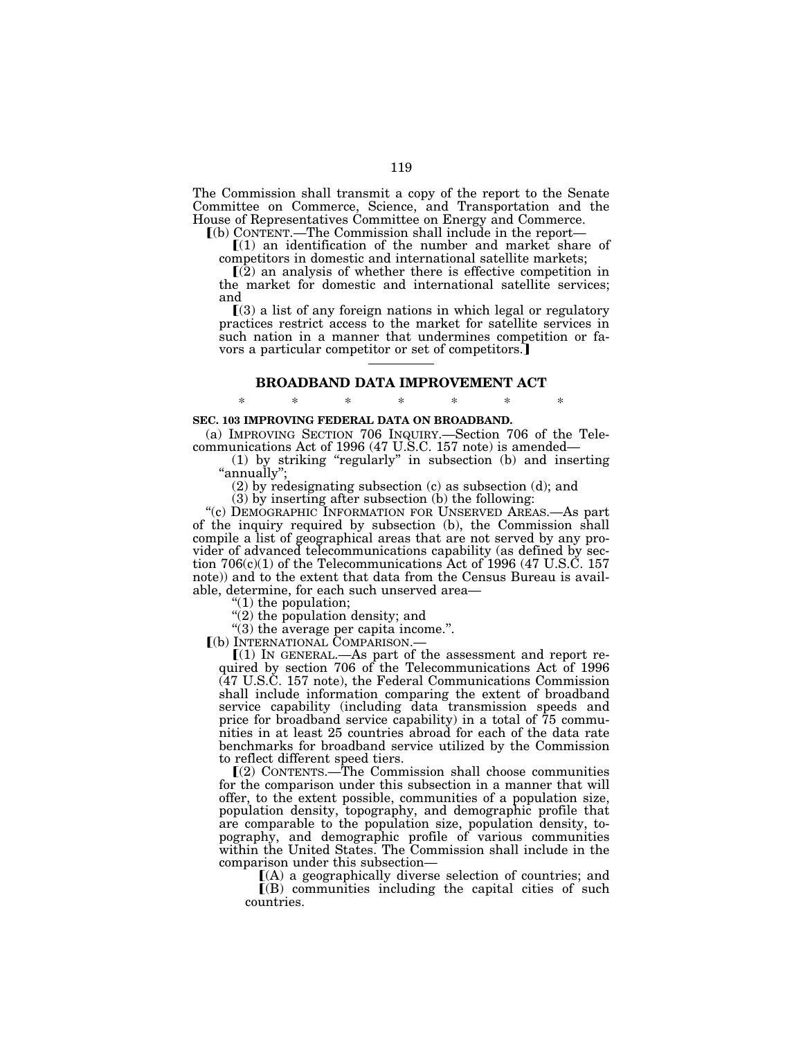The Commission shall transmit a copy of the report to the Senate Committee on Commerce, Science, and Transportation and the House of Representatives Committee on Energy and Commerce.

⟦(b) CONTENT.—The Commission shall include in the report—

⟦(1) an identification of the number and market share of competitors in domestic and international satellite markets;

⟦(2) an analysis of whether there is effective competition in the market for domestic and international satellite services; and

⟦(3) a list of any foreign nations in which legal or regulatory practices restrict access to the market for satellite services in such nation in a manner that undermines competition or favors a particular competitor or set of competitors.⟧

---

## BROADBAND DATA IMPROVEMENT ACT

\* \* \* \* \* \* \*

**SEC. 103 IMPROVING FEDERAL DATA ON BROADBAND.**

(a) IMPROVING SECTION 706 INQUIRY.—Section 706 of the Telecommunications Act of 1996 (47 U.S.C. 157 note) is amended—

(1) by striking "regularly" in subsection (b) and inserting "annually";

(2) by redesignating subsection (c) as subsection (d); and

(3) by inserting after subsection (b) the following:

"(c) DEMOGRAPHIC INFORMATION FOR UNSERVED AREAS.—As part of the inquiry required by subsection (b), the Commission shall compile a list of geographical areas that are not served by any provider of advanced telecommunications capability (as defined by section 706(c)(1) of the Telecommunications Act of 1996 (47 U.S.C. 157 note)) and to the extent that data from the Census Bureau is available, determine, for each such unserved area—

"(1) the population;

"(2) the population density; and

"(3) the average per capita income.".

⟦(b) INTERNATIONAL COMPARISON.—

⟦(1) IN GENERAL.—As part of the assessment and report required by section 706 of the Telecommunications Act of 1996 (47 U.S.C. 157 note), the Federal Communications Commission shall include information comparing the extent of broadband service capability (including data transmission speeds and price for broadband service capability) in a total of 75 communities in at least 25 countries abroad for each of the data rate benchmarks for broadband service utilized by the Commission to reflect different speed tiers.

⟦(2) CONTENTS.—The Commission shall choose communities for the comparison under this subsection in a manner that will offer, to the extent possible, communities of a population size, population density, topography, and demographic profile that are comparable to the population size, population density, topography, and demographic profile of various communities within the United States. The Commission shall include in the comparison under this subsection—

⟦(A) a geographically diverse selection of countries; and

⟦(B) communities including the capital cities of such countries.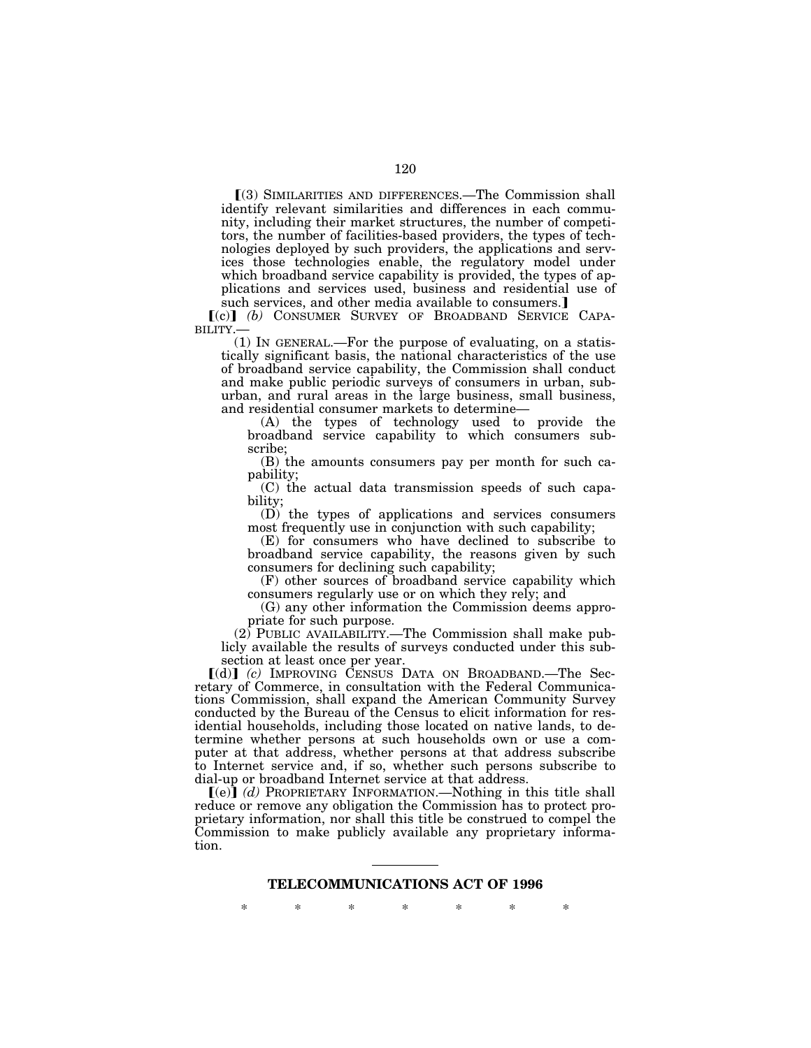⟦(3) SIMILARITIES AND DIFFERENCES.—The Commission shall identify relevant similarities and differences in each community, including their market structures, the number of competitors, the number of facilities-based providers, the types of technologies deployed by such providers, the applications and services those technologies enable, the regulatory model under which broadband service capability is provided, the types of applications and services used, business and residential use of such services, and other media available to consumers.⟧

⟦(c)⟧ *(b)* CONSUMER SURVEY OF BROADBAND SERVICE CAPABILITY.—

(1) IN GENERAL.—For the purpose of evaluating, on a statistically significant basis, the national characteristics of the use of broadband service capability, the Commission shall conduct and make public periodic surveys of consumers in urban, suburban, and rural areas in the large business, small business, and residential consumer markets to determine—

(A) the types of technology used to provide the broadband service capability to which consumers subscribe;

(B) the amounts consumers pay per month for such capability;

(C) the actual data transmission speeds of such capability;

(D) the types of applications and services consumers most frequently use in conjunction with such capability;

(E) for consumers who have declined to subscribe to broadband service capability, the reasons given by such consumers for declining such capability;

(F) other sources of broadband service capability which consumers regularly use or on which they rely; and

(G) any other information the Commission deems appropriate for such purpose.

(2) PUBLIC AVAILABILITY.—The Commission shall make publicly available the results of surveys conducted under this subsection at least once per year.

⟦(d)⟧ *(c)* IMPROVING CENSUS DATA ON BROADBAND.—The Secretary of Commerce, in consultation with the Federal Communications Commission, shall expand the American Community Survey conducted by the Bureau of the Census to elicit information for residential households, including those located on native lands, to determine whether persons at such households own or use a computer at that address, whether persons at that address subscribe to Internet service and, if so, whether such persons subscribe to dial-up or broadband Internet service at that address.

⟦(e)⟧ *(d)* PROPRIETARY INFORMATION.—Nothing in this title shall reduce or remove any obligation the Commission has to protect proprietary information, nor shall this title be construed to compel the Commission to make publicly available any proprietary information.

## TELECOMMUNICATIONS ACT OF 1996

\* \* \* \* \* \* \*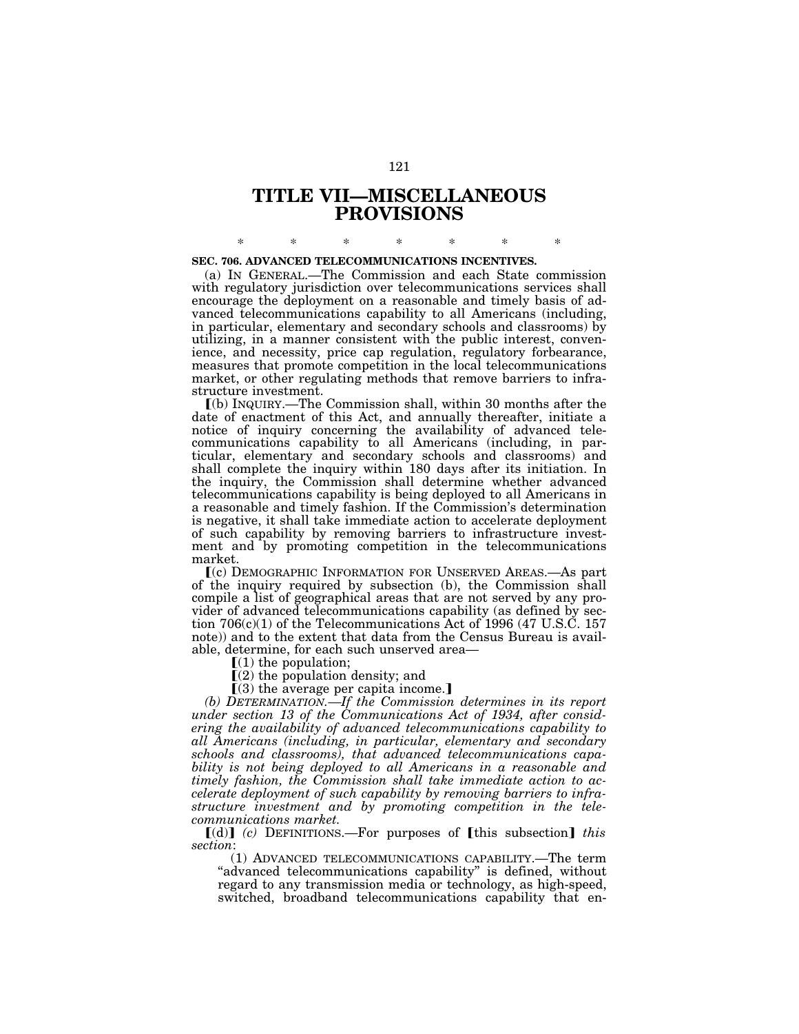# TITLE VII—MISCELLANEOUS PROVISIONS

\* \* \* \* \* \* \*

**SEC. 706. ADVANCED TELECOMMUNICATIONS INCENTIVES.**

(a) IN GENERAL.—The Commission and each State commission with regulatory jurisdiction over telecommunications services shall encourage the deployment on a reasonable and timely basis of advanced telecommunications capability to all Americans (including, in particular, elementary and secondary schools and classrooms) by utilizing, in a manner consistent with the public interest, convenience, and necessity, price cap regulation, regulatory forbearance, measures that promote competition in the local telecommunications market, or other regulating methods that remove barriers to infrastructure investment.

⟦(b) INQUIRY.—The Commission shall, within 30 months after the date of enactment of this Act, and annually thereafter, initiate a notice of inquiry concerning the availability of advanced telecommunications capability to all Americans (including, in particular, elementary and secondary schools and classrooms) and shall complete the inquiry within 180 days after its initiation. In the inquiry, the Commission shall determine whether advanced telecommunications capability is being deployed to all Americans in a reasonable and timely fashion. If the Commission's determination is negative, it shall take immediate action to accelerate deployment of such capability by removing barriers to infrastructure investment and by promoting competition in the telecommunications market.

⟦(c) DEMOGRAPHIC INFORMATION FOR UNSERVED AREAS.—As part of the inquiry required by subsection (b), the Commission shall compile a list of geographical areas that are not served by any provider of advanced telecommunications capability (as defined by section 706(c)(1) of the Telecommunications Act of 1996 (47 U.S.C. 157 note)) and to the extent that data from the Census Bureau is available, determine, for each such unserved area—

⟦(1) the population;

⟦(2) the population density; and

⟦(3) the average per capita income.⟧

*(b) DETERMINATION.—If the Commission determines in its report under section 13 of the Communications Act of 1934, after considering the availability of advanced telecommunications capability to all Americans (including, in particular, elementary and secondary schools and classrooms), that advanced telecommunications capability is not being deployed to all Americans in a reasonable and timely fashion, the Commission shall take immediate action to accelerate deployment of such capability by removing barriers to infrastructure investment and by promoting competition in the telecommunications market.*

⟦(d)⟧ *(c)* DEFINITIONS.—For purposes of ⟦this subsection⟧ *this section*:

(1) ADVANCED TELECOMMUNICATIONS CAPABILITY.—The term "advanced telecommunications capability" is defined, without regard to any transmission media or technology, as high-speed, switched, broadband telecommunications capability that en-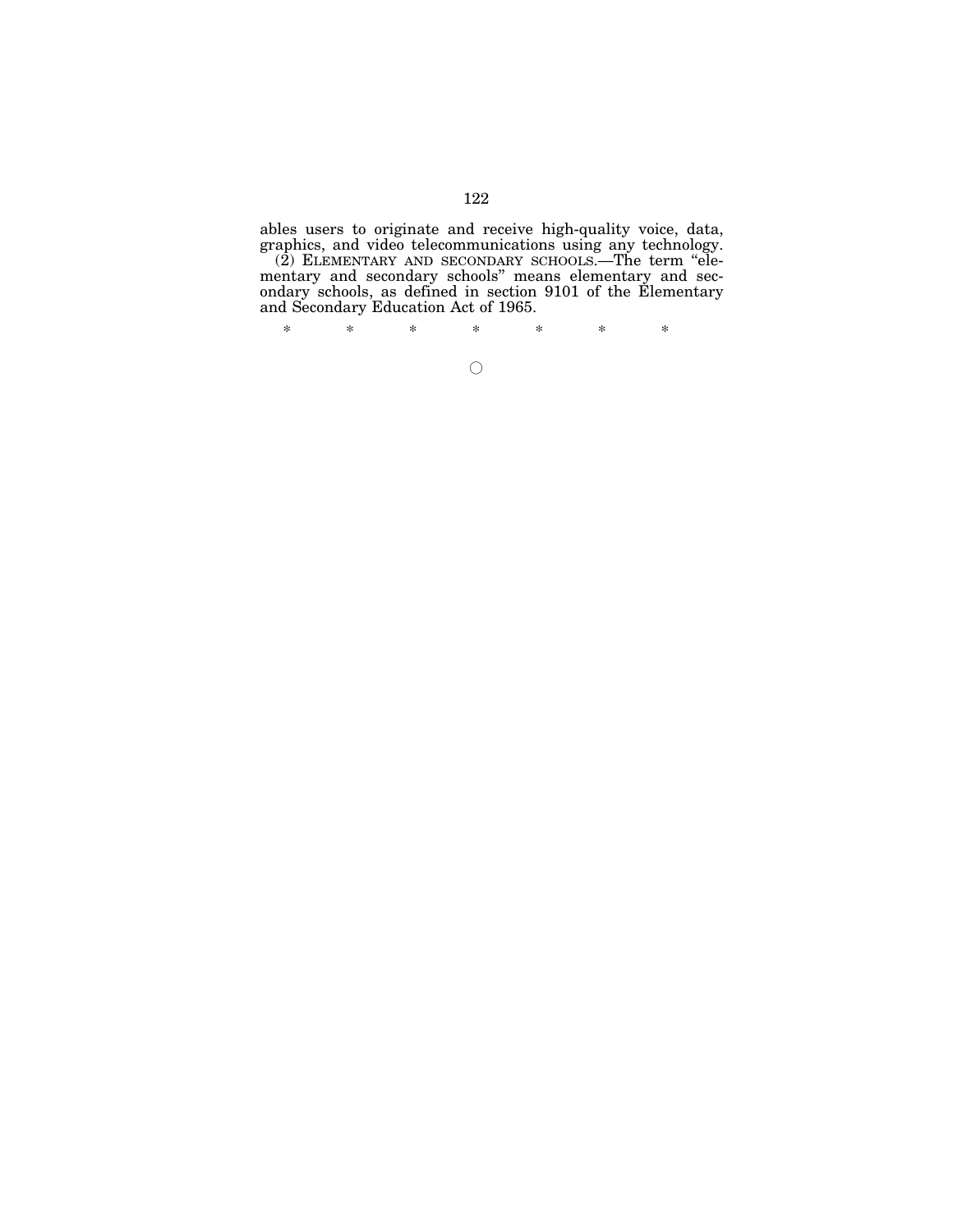ables users to originate and receive high-quality voice, data, graphics, and video telecommunications using any technology.

(2) ELEMENTARY AND SECONDARY SCHOOLS.—The term "elementary and secondary schools" means elementary and secondary schools, as defined in section 9101 of the Elementary and Secondary Education Act of 1965.

\* \* \* \* \* \* \*